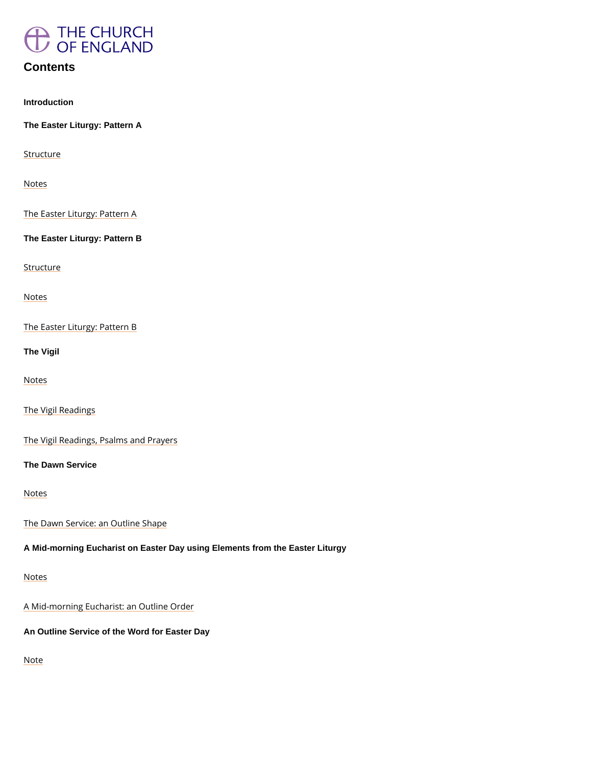THE CHURCH OF ENGLAND

# Contents

**Introduction**

**The Easter Liturgy: Pattern A**

Structure

Notes

The Easter Liturgy: Pattern A

**The Easter Liturgy: Pattern B**

Structure

Notes

The Easter Liturgy: Pattern B

**The Vigil**

Notes

The Vigil Readings

The Vigil Readings, Psalms and Prayers

**The Dawn Service**

Notes

The Dawn Service: an Outline Shape

**A Mid-morning Eucharist on Easter Day using Elements from the Easter Liturgy**

Notes

A Mid-morning Eucharist: an Outline Order

**An Outline Service of the Word for Easter Day**

Note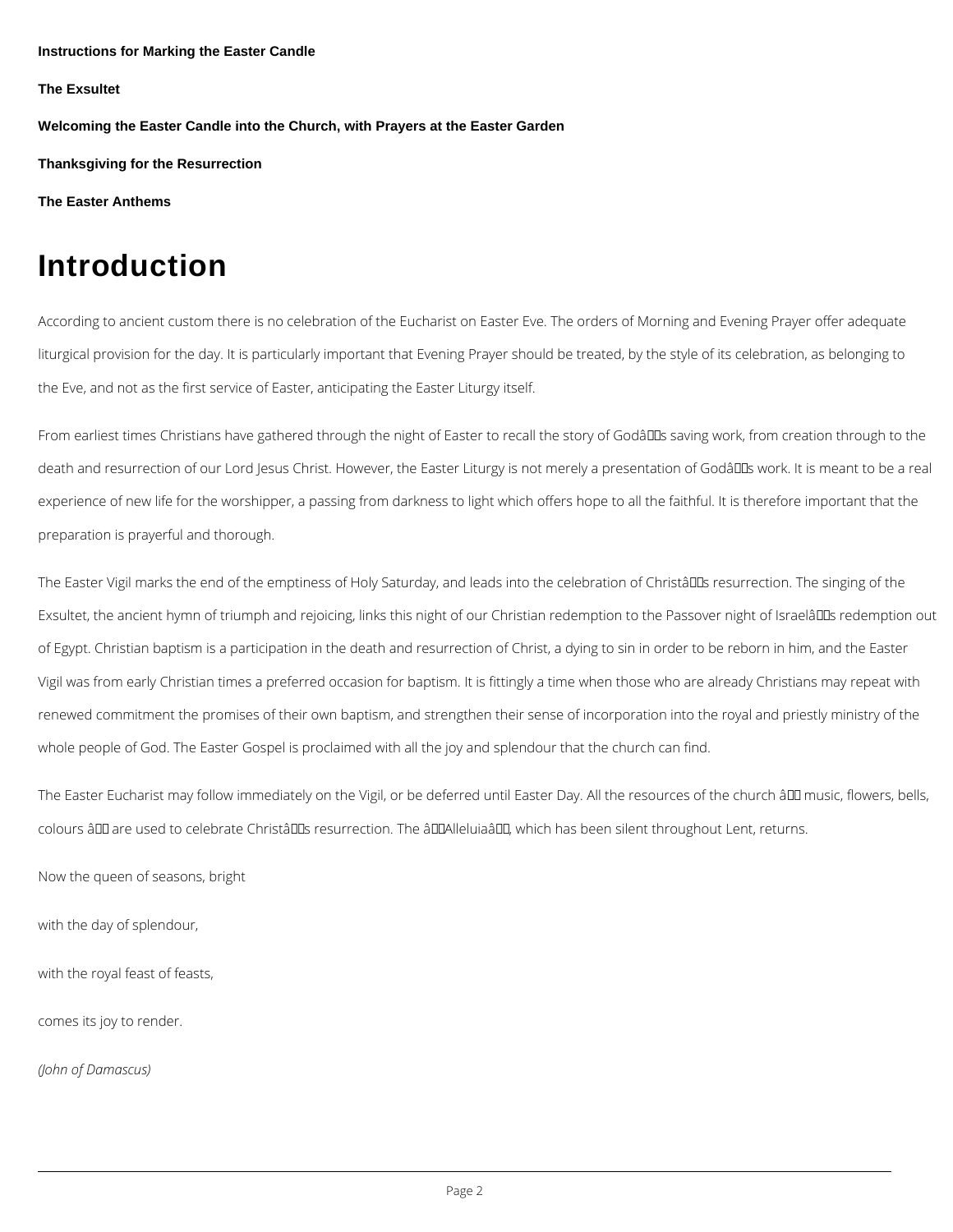**Instructions for Marking the Easter Candle**

**The Exsultet**

**Welcoming the Easter Candle into the Church, with Prayers at the Easter Garden**

**Thanksgiving for the Resurrection**

**The Easter Anthems**

# Introduction

According to ancient custom there is no celebration of the Eucharist on Easter Eve. The orders of Morning and Evening Prayer offer adequate liturgical provision for the day. It is particularly important that Evening Prayer should be treated, by the style of its celebration, as belonging to the Eve, and not as the first service of Easter, anticipating the Easter Liturgy itself.

From earliest times Christians have gathered through the night of Easter to recall the story of God's saving work, from creation through to the death and resurrection of our Lord Jesus Christ. However, the Easter Liturgy is not merely a presentation of God's work. It is meant to be a real experience of new life for the worshipper, a passing from darkness to light which offers hope to all the faithful. It is therefore important that the preparation is prayerful and thorough.

The Easter Vigil marks the end of the emptiness of Holy Saturday, and leads into the celebration of Christ's resurrection. The singing of the Exsultet, the ancient hymn of triumph and rejoicing, links this night of our Christian redemption to the Passover night of Israel's redemption out of Egypt. Christian baptism is a participation in the death and resurrection of Christ, a dying to sin in order to be reborn in him, and the Easter Vigil was from early Christian times a preferred occasion for baptism. It is fittingly a time when those who are already Christians may repeat with renewed commitment the promises of their own baptism, and strengthen their sense of incorporation into the royal and priestly ministry of the whole people of God. The Easter Gospel is proclaimed with all the joy and splendour that the church can find.

The Easter Eucharist may follow immediately on the Vigil, or be deferred until Easter Day. All the resources of the church – music, flowers, bells, colours – are used to celebrate Christ's resurrection. The 'Alleluia', which has been silent throughout Lent, returns.

Now the queen of seasons, bright

with the day of splendour,

with the royal feast of feasts,

comes its joy to render.

*(John of Damascus)*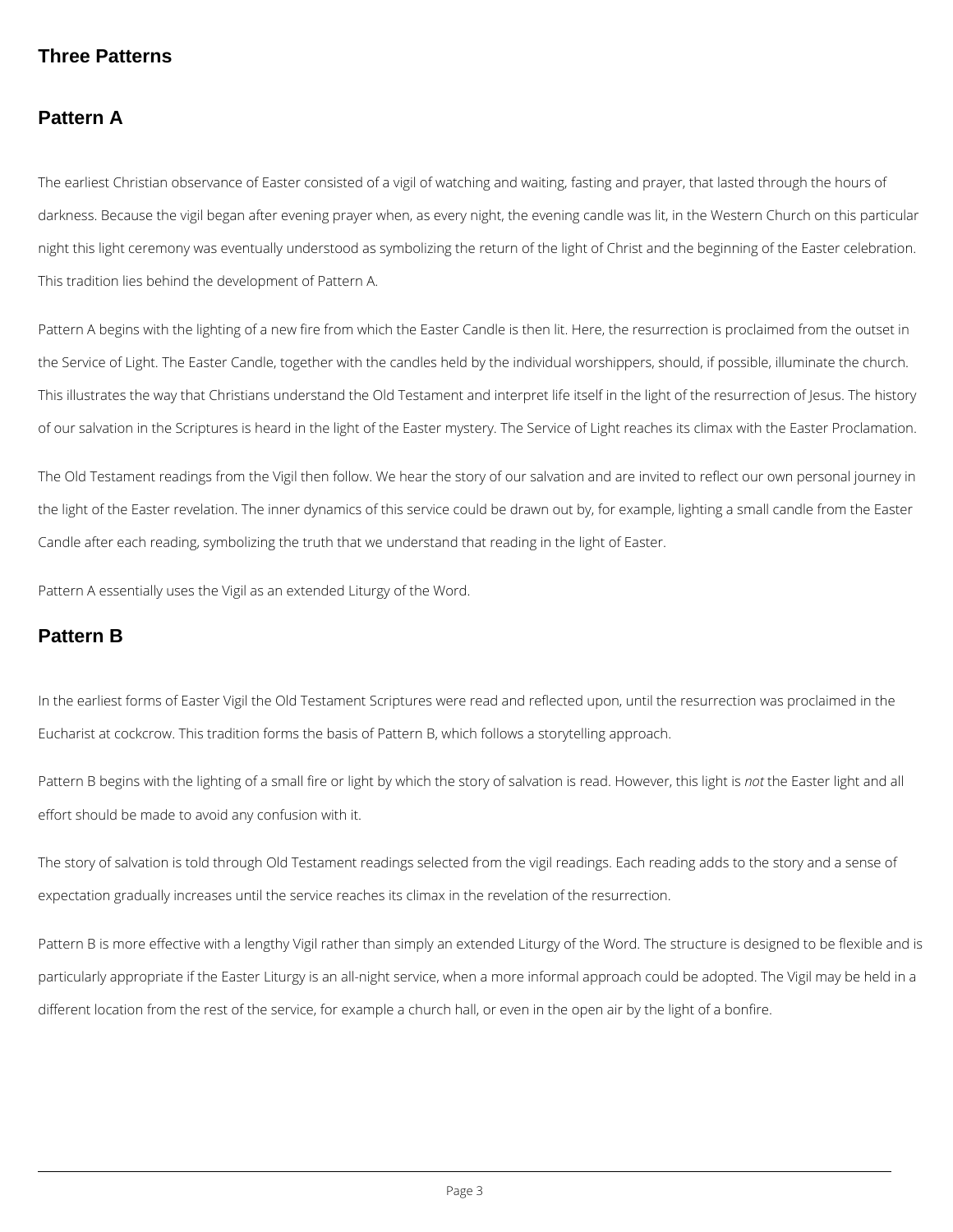# Three Patterns

## Pattern A

The earliest Christian observance of Easter consisted of a vigil of watching and waiting, fasting and prayer, that lasted through the hours of darkness. Because the vigil began after evening prayer when, as every night, the evening candle was lit, in the Western Church on this particular night this light ceremony was eventually understood as symbolizing the return of the light of Christ and the beginning of the Easter celebration. This tradition lies behind the development of Pattern A.

Pattern A begins with the lighting of a new fire from which the Easter Candle is then lit. Here, the resurrection is proclaimed from the outset in the Service of Light. The Easter Candle, together with the candles held by the individual worshippers, should, if possible, illuminate the church. This illustrates the way that Christians understand the Old Testament and interpret life itself in the light of the resurrection of Jesus. The history of our salvation in the Scriptures is heard in the light of the Easter mystery. The Service of Light reaches its climax with the Easter Proclamation.

The Old Testament readings from the Vigil then follow. We hear the story of our salvation and are invited to reflect our own personal journey in the light of the Easter revelation. The inner dynamics of this service could be drawn out by, for example, lighting a small candle from the Easter Candle after each reading, symbolizing the truth that we understand that reading in the light of Easter.

Pattern A essentially uses the Vigil as an extended Liturgy of the Word.

## Pattern B

In the earliest forms of Easter Vigil the Old Testament Scriptures were read and reflected upon, until the resurrection was proclaimed in the Eucharist at cockcrow. This tradition forms the basis of Pattern B, which follows a storytelling approach.

Pattern B begins with the lighting of a small fire or light by which the story of salvation is read. However, this light is *not* the Easter light and all effort should be made to avoid any confusion with it.

The story of salvation is told through Old Testament readings selected from the vigil readings. Each reading adds to the story and a sense of expectation gradually increases until the service reaches its climax in the revelation of the resurrection.

Pattern B is more effective with a lengthy Vigil rather than simply an extended Liturgy of the Word. The structure is designed to be flexible and is particularly appropriate if the Easter Liturgy is an all-night service, when a more informal approach could be adopted. The Vigil may be held in a different location from the rest of the service, for example a church hall, or even in the open air by the light of a bonfire.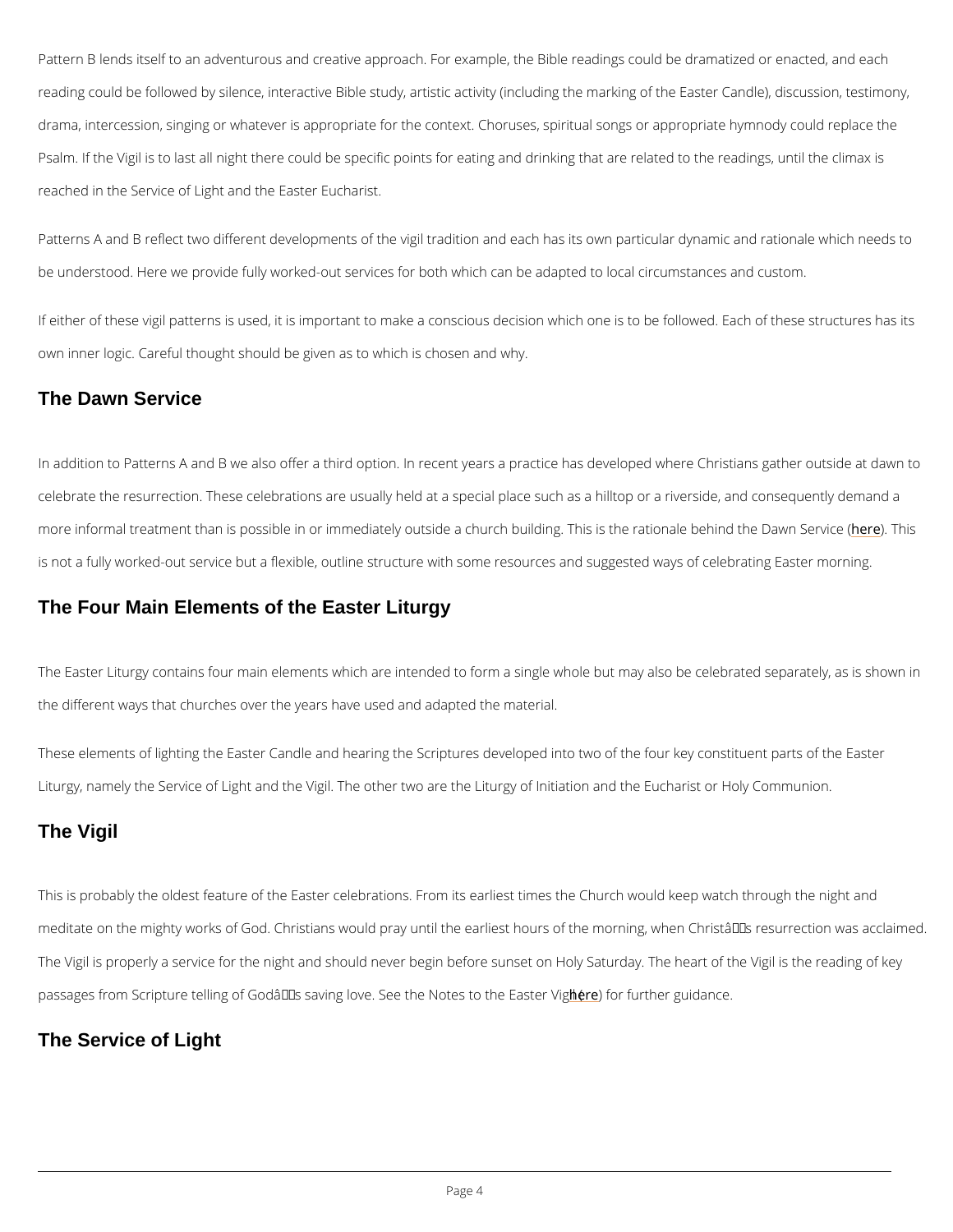Pattern B lends itself to an adventurous and creative approach. For example, the Bible readings could be dramatized or enacted, and each reading could be followed by silence, interactive Bible study, artistic activity (including the marking of the Easter Candle), discussion, testimony, drama, intercession, singing or whatever is appropriate for the context. Choruses, spiritual songs or appropriate hymnody could replace the Psalm. If the Vigil is to last all night there could be specific points for eating and drinking that are related to the readings, until the climax is reached in the Service of Light and the Easter Eucharist.

Patterns A and B reflect two different developments of the vigil tradition and each has its own particular dynamic and rationale which needs to be understood. Here we provide fully worked-out services for both which can be adapted to local circumstances and custom.

If either of these vigil patterns is used, it is important to make a conscious decision which one is to be followed. Each of these structures has its own inner logic. Careful thought should be given as to which is chosen and why.

## The Dawn Service

In addition to Patterns A and B we also offer a third option. In recent years a practice has developed where Christians gather outside at dawn to celebrate the resurrection. These celebrations are usually held at a special place such as a hilltop or a riverside, and consequently demand a more informal treatment than is possible in or immediately outside a church building. This is the rationale behind the Dawn Service (here). This is not a fully worked-out service but a flexible, outline structure with some resources and suggested ways of celebrating Easter morning.

## The Four Main Elements of the Easter Liturgy

The Easter Liturgy contains four main elements which are intended to form a single whole but may also be celebrated separately, as is shown in the different ways that churches over the years have used and adapted the material.

These elements of lighting the Easter Candle and hearing the Scriptures developed into two of the four key constituent parts of the Easter Liturgy, namely the Service of Light and the Vigil. The other two are the Liturgy of Initiation and the Eucharist or Holy Communion.

## The Vigil

This is probably the oldest feature of the Easter celebrations. From its earliest times the Church would keep watch through the night and meditate on the mighty works of God. Christians would pray until the earliest hours of the morning, when Christâs resurrection was acclaimed. The Vigil is properly a service for the night and should never begin before sunset on Holy Saturday. The heart of the Vigil is the reading of key passages from Scripture telling of Godâs saving love. See the Notes to the Easter Vigil (here) for further guidance.

## The Service of Light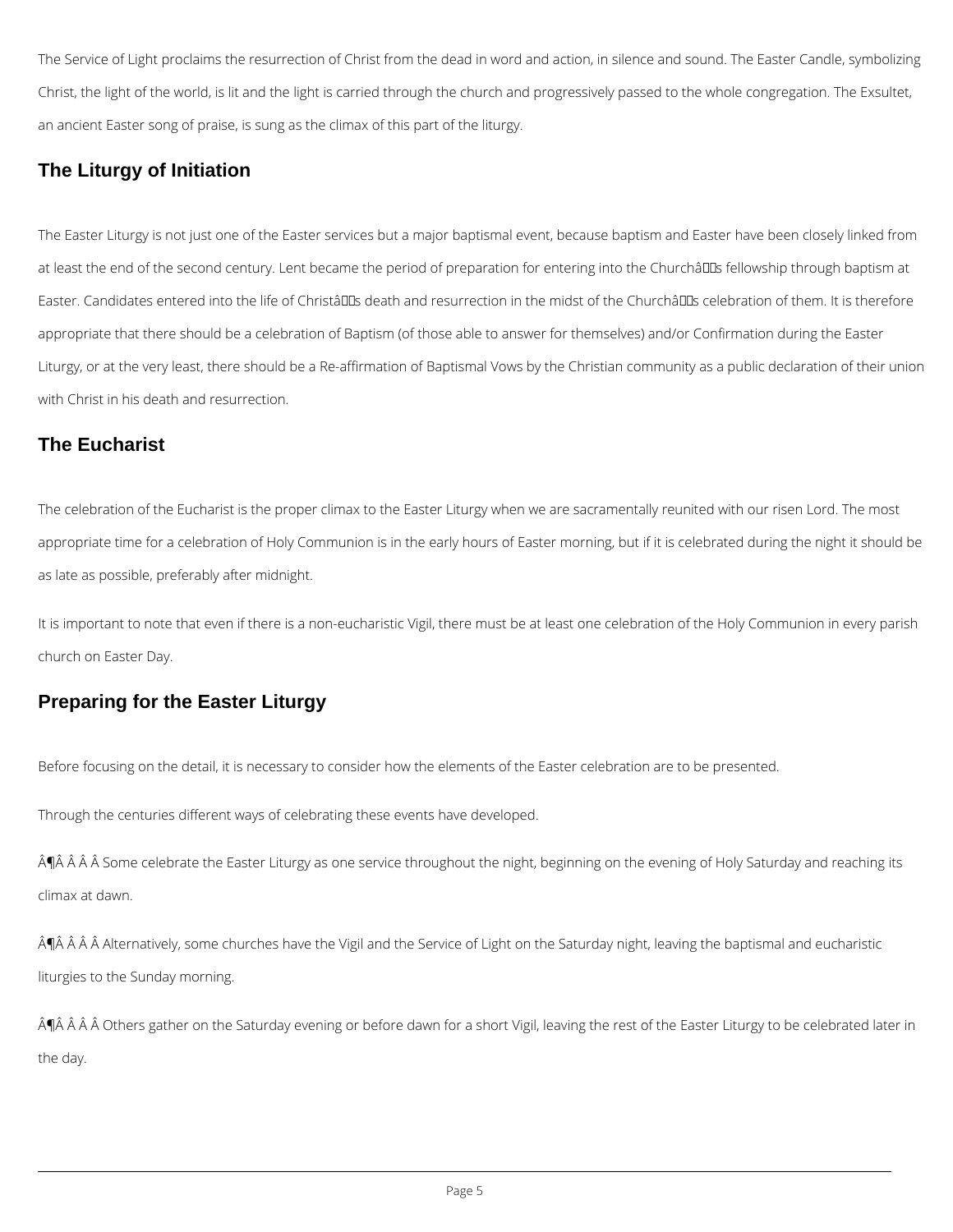The Service of Light proclaims the resurrection of Christ from the dead in word and action, in silence and sound. The Easter Candle, symbolizing Christ, the light of the world, is lit and the light is carried through the church and progressively passed to the whole congregation. The Exsultet, an ancient Easter song of praise, is sung as the climax of this part of the liturgy.

## The Liturgy of Initiation

The Easter Liturgy is not just one of the Easter services but a major baptismal event, because baptism and Easter have been closely linked from at least the end of the second century. Lent became the period of preparation for entering into the Church's fellowship through baptism at Easter. Candidates entered into the life of Christ's death and resurrection in the midst of the Church's celebration of them. It is therefore appropriate that there should be a celebration of Baptism (of those able to answer for themselves) and/or Confirmation during the Easter Liturgy, or at the very least, there should be a Re-affirmation of Baptismal Vows by the Christian community as a public declaration of their union with Christ in his death and resurrection.

## The Eucharist

The celebration of the Eucharist is the proper climax to the Easter Liturgy when we are sacramentally reunited with our risen Lord. The most appropriate time for a celebration of Holy Communion is in the early hours of Easter morning, but if it is celebrated during the night it should be as late as possible, preferably after midnight.

It is important to note that even if there is a non-eucharistic Vigil, there must be at least one celebration of the Holy Communion in every parish church on Easter Day.

## Preparing for the Easter Liturgy

Before focusing on the detail, it is necessary to consider how the elements of the Easter celebration are to be presented.

Through the centuries different ways of celebrating these events have developed.

- Some celebrate the Easter Liturgy as one service throughout the night, beginning on the evening of Holy Saturday and reaching its climax at dawn.
- Alternatively, some churches have the Vigil and the Service of Light on the Saturday night, leaving the baptismal and eucharistic liturgies to the Sunday morning.
- Others gather on the Saturday evening or before dawn for a short Vigil, leaving the rest of the Easter Liturgy to be celebrated later in the day.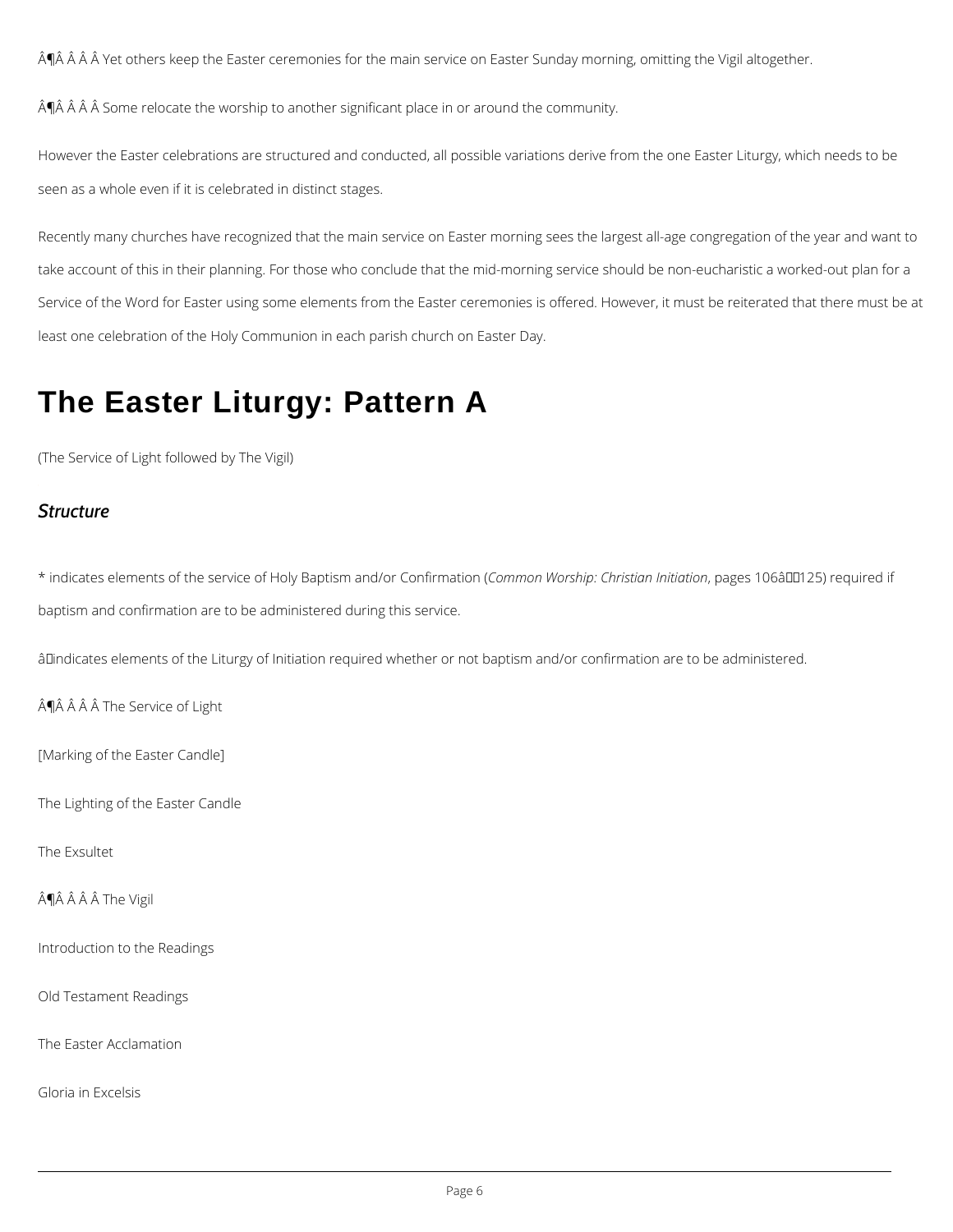¶ Yet others keep the Easter ceremonies for the main service on Easter Sunday morning, omitting the Vigil altogether.

¶ Some relocate the worship to another significant place in or around the community.

However the Easter celebrations are structured and conducted, all possible variations derive from the one Easter Liturgy, which needs to be seen as a whole even if it is celebrated in distinct stages.

Recently many churches have recognized that the main service on Easter morning sees the largest all-age congregation of the year and want to take account of this in their planning. For those who conclude that the mid-morning service should be non-eucharistic a worked-out plan for a Service of the Word for Easter using some elements from the Easter ceremonies is offered. However, it must be reiterated that there must be at least one celebration of the Holy Communion in each parish church on Easter Day.

# The Easter Liturgy: Pattern A

(The Service of Light followed by The Vigil)

## *Structure*

* indicates elements of the service of Holy Baptism and/or Confirmation (*Common Worship: Christian Initiation*, pages 106–125) required if baptism and confirmation are to be administered during this service.

† indicates elements of the Liturgy of Initiation required whether or not baptism and/or confirmation are to be administered.

¶ The Service of Light

[Marking of the Easter Candle]

The Lighting of the Easter Candle

The Exsultet

¶ The Vigil

Introduction to the Readings

Old Testament Readings

The Easter Acclamation

Gloria in Excelsis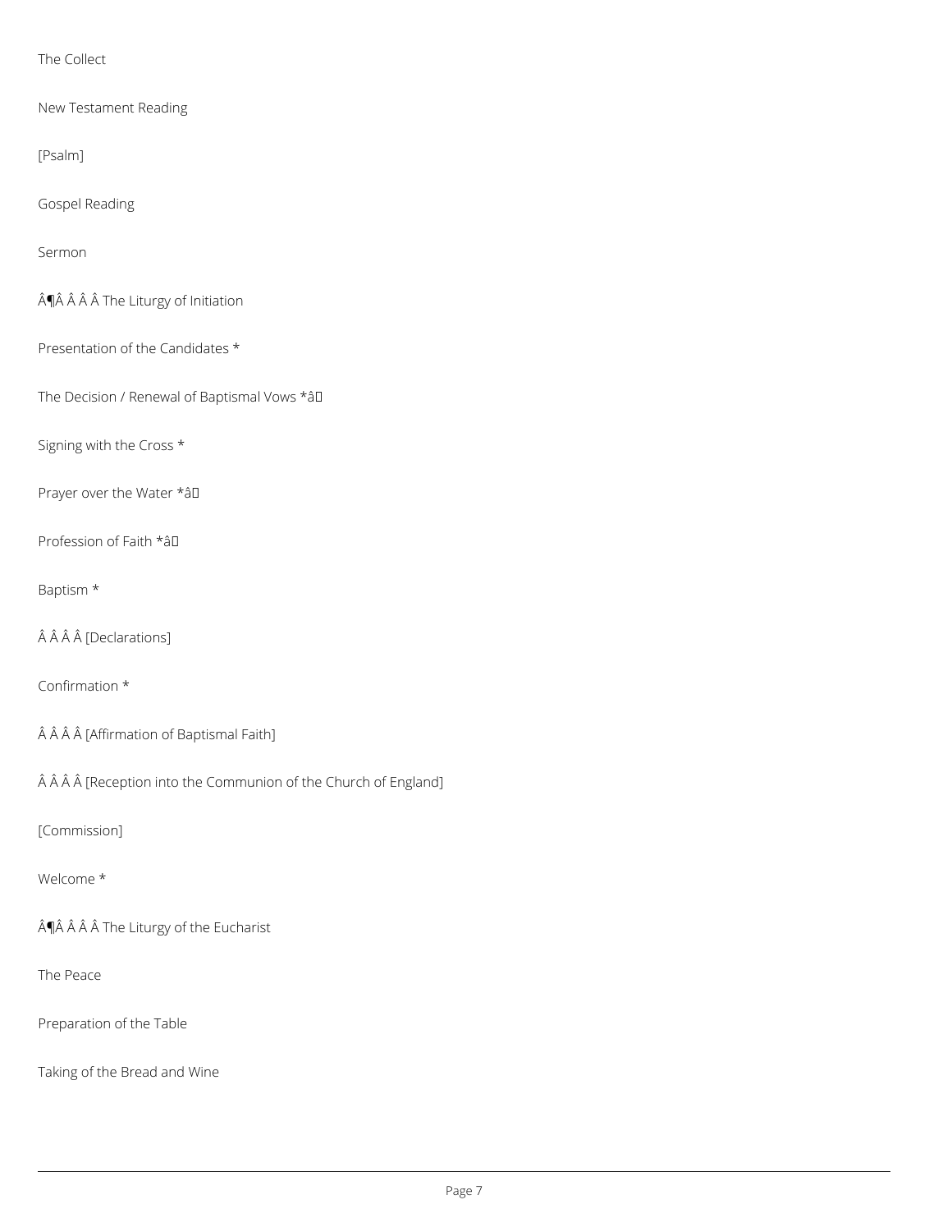The Collect

New Testament Reading

[Psalm]

Gospel Reading

Sermon

Â¶Â Â Â Â The Liturgy of Initiation

Presentation of the Candidates *

The Decision / Renewal of Baptismal Vows *â

Signing with the Cross *

Prayer over the Water *â

Profession of Faith *â

Baptism *

Â Â Â Â [Declarations]

Confirmation *

Â Â Â Â [Affirmation of Baptismal Faith]

Â Â Â Â [Reception into the Communion of the Church of England]

[Commission]

Welcome *

Â¶Â Â Â Â The Liturgy of the Eucharist

The Peace

Preparation of the Table

Taking of the Bread and Wine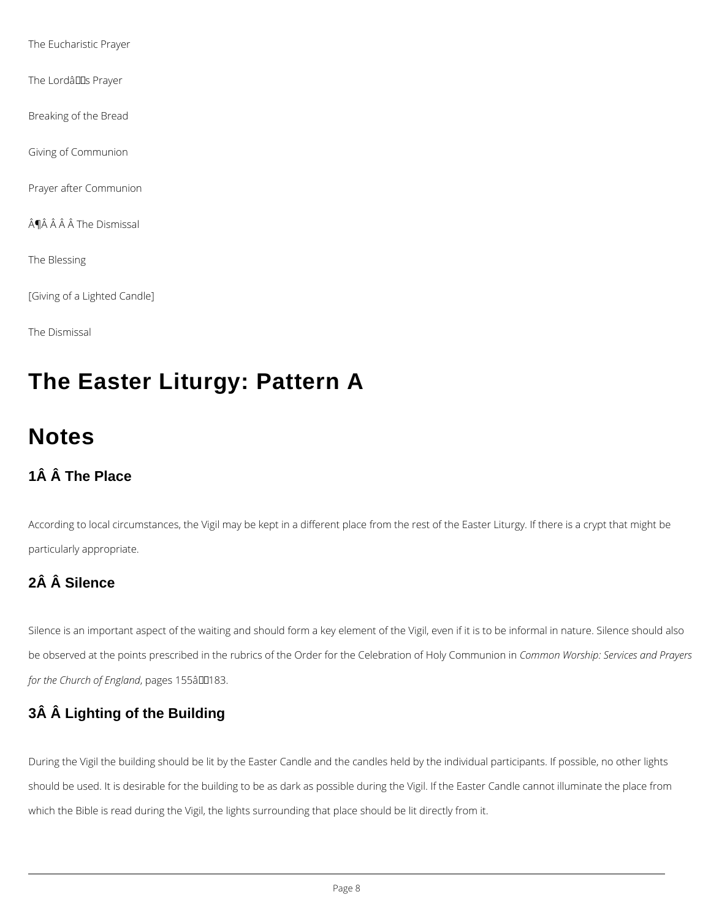The Eucharistic Prayer

The Lord's Prayer

Breaking of the Bread

Giving of Communion

Prayer after Communion

¶ The Dismissal

The Blessing

[Giving of a Lighted Candle]

The Dismissal

# The Easter Liturgy: Pattern A

# Notes

### 1 The Place

According to local circumstances, the Vigil may be kept in a different place from the rest of the Easter Liturgy. If there is a crypt that might be particularly appropriate.

### 2 Silence

Silence is an important aspect of the waiting and should form a key element of the Vigil, even if it is to be informal in nature. Silence should also be observed at the points prescribed in the rubrics of the Order for the Celebration of Holy Communion in *Common Worship: Services and Prayers for the Church of England*, pages 155–183.

### 3 Lighting of the Building

During the Vigil the building should be lit by the Easter Candle and the candles held by the individual participants. If possible, no other lights should be used. It is desirable for the building to be as dark as possible during the Vigil. If the Easter Candle cannot illuminate the place from which the Bible is read during the Vigil, the lights surrounding that place should be lit directly from it.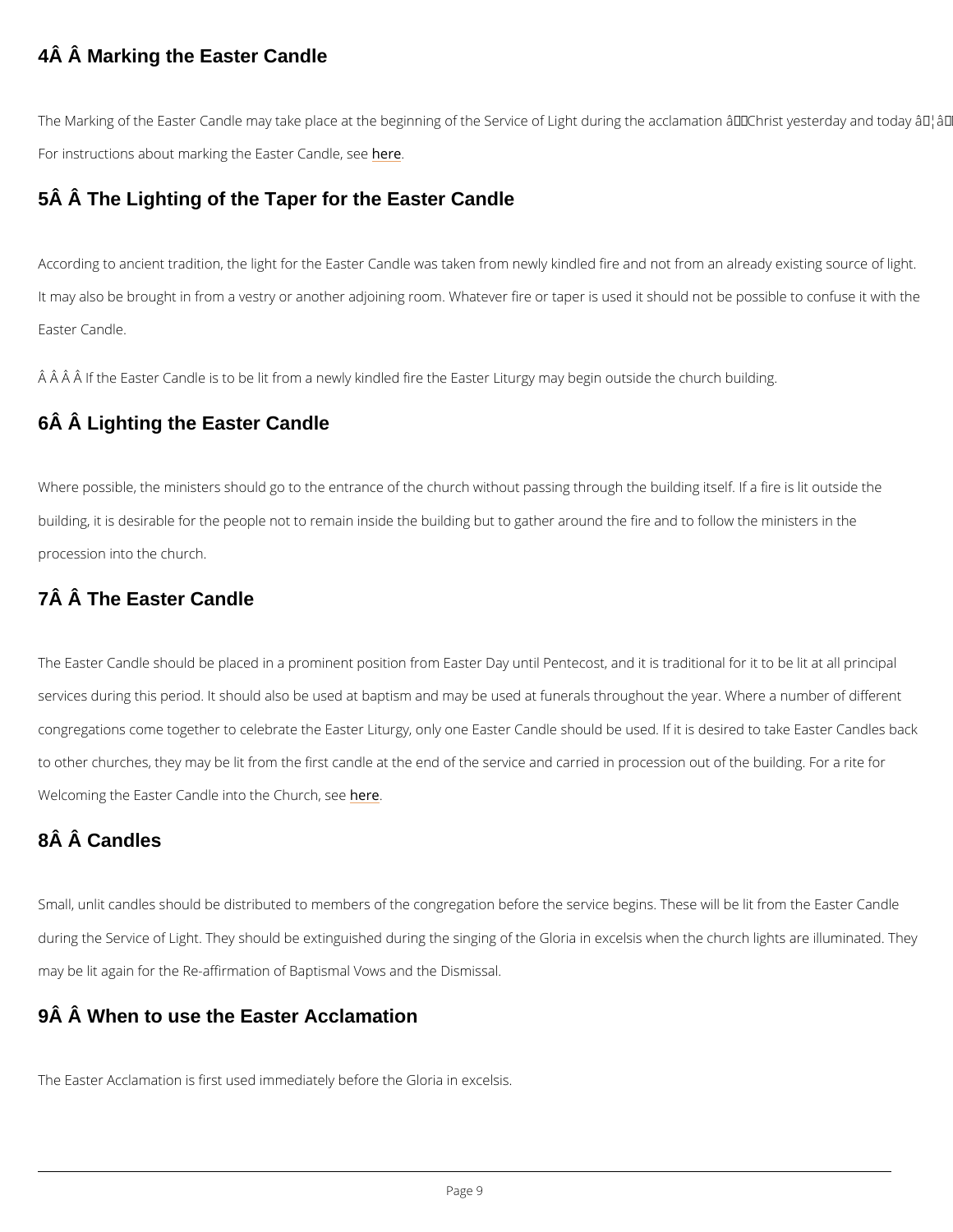## 4Â Â Marking the Easter Candle

The Marking of the Easter Candle may take place at the beginning of the Service of Light during the acclamation â€˜Christ yesterday and today â€¦â€

For instructions about marking the Easter Candle, see here.

## 5Â Â The Lighting of the Taper for the Easter Candle

According to ancient tradition, the light for the Easter Candle was taken from newly kindled fire and not from an already existing source of light. It may also be brought in from a vestry or another adjoining room. Whatever fire or taper is used it should not be possible to confuse it with the Easter Candle.

Â Â Â Â If the Easter Candle is to be lit from a newly kindled fire the Easter Liturgy may begin outside the church building.

## 6Â Â Lighting the Easter Candle

Where possible, the ministers should go to the entrance of the church without passing through the building itself. If a fire is lit outside the building, it is desirable for the people not to remain inside the building but to gather around the fire and to follow the ministers in the procession into the church.

## 7Â Â The Easter Candle

The Easter Candle should be placed in a prominent position from Easter Day until Pentecost, and it is traditional for it to be lit at all principal services during this period. It should also be used at baptism and may be used at funerals throughout the year. Where a number of different congregations come together to celebrate the Easter Liturgy, only one Easter Candle should be used. If it is desired to take Easter Candles back to other churches, they may be lit from the first candle at the end of the service and carried in procession out of the building. For a rite for Welcoming the Easter Candle into the Church, see here.

## 8Â Â Candles

Small, unlit candles should be distributed to members of the congregation before the service begins. These will be lit from the Easter Candle during the Service of Light. They should be extinguished during the singing of the Gloria in excelsis when the church lights are illuminated. They may be lit again for the Re-affirmation of Baptismal Vows and the Dismissal.

## 9Â Â When to use the Easter Acclamation

The Easter Acclamation is first used immediately before the Gloria in excelsis.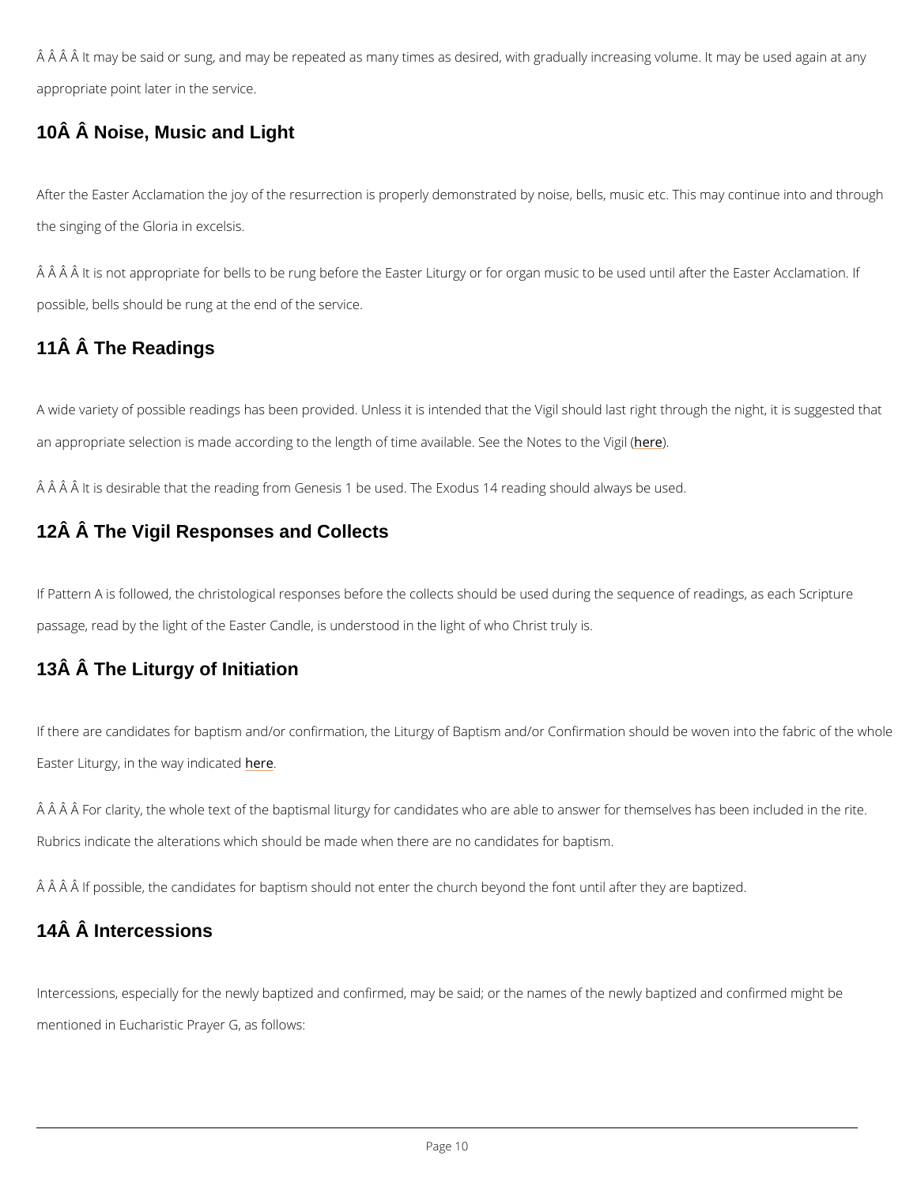Â Â Â Â It may be said or sung, and may be repeated as many times as desired, with gradually increasing volume. It may be used again at any appropriate point later in the service.

## 10Â Â Noise, Music and Light

After the Easter Acclamation the joy of the resurrection is properly demonstrated by noise, bells, music etc. This may continue into and through the singing of the Gloria in excelsis.

Â Â Â Â It is not appropriate for bells to be rung before the Easter Liturgy or for organ music to be used until after the Easter Acclamation. If possible, bells should be rung at the end of the service.

## 11Â Â The Readings

A wide variety of possible readings has been provided. Unless it is intended that the Vigil should last right through the night, it is suggested that an appropriate selection is made according to the length of time available. See the Notes to the Vigil (here).

Â Â Â Â It is desirable that the reading from Genesis 1 be used. The Exodus 14 reading should always be used.

## 12Â Â The Vigil Responses and Collects

If Pattern A is followed, the christological responses before the collects should be used during the sequence of readings, as each Scripture passage, read by the light of the Easter Candle, is understood in the light of who Christ truly is.

## 13Â Â The Liturgy of Initiation

If there are candidates for baptism and/or confirmation, the Liturgy of Baptism and/or Confirmation should be woven into the fabric of the whole Easter Liturgy, in the way indicated here.

Â Â Â Â For clarity, the whole text of the baptismal liturgy for candidates who are able to answer for themselves has been included in the rite. Rubrics indicate the alterations which should be made when there are no candidates for baptism.

Â Â Â Â If possible, the candidates for baptism should not enter the church beyond the font until after they are baptized.

## 14Â Â Intercessions

Intercessions, especially for the newly baptized and confirmed, may be said; or the names of the newly baptized and confirmed might be mentioned in Eucharistic Prayer G, as follows: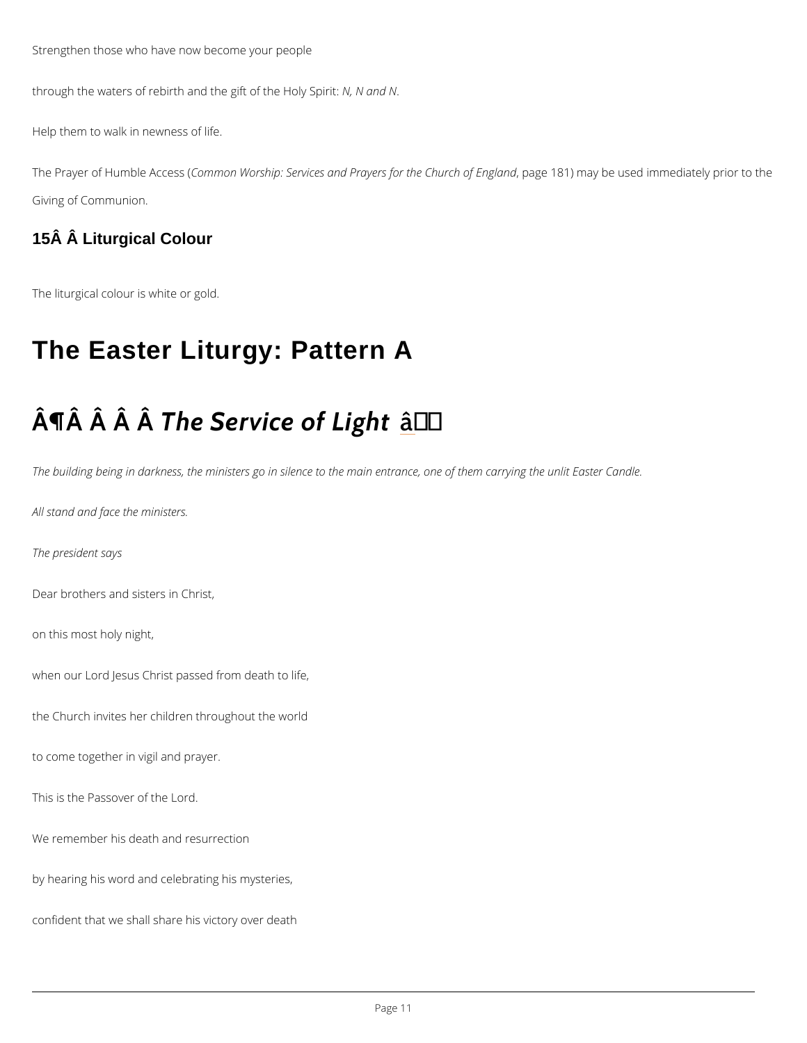Strengthen those who have now become your people

through the waters of rebirth and the gift of the Holy Spirit: *N, N and N*.

Help them to walk in newness of life.

The Prayer of Humble Access (*Common Worship: Services and Prayers for the Church of England*, page 181) may be used immediately prior to the Giving of Communion.

### 15Â Â Liturgical Colour

The liturgical colour is white or gold.

# The Easter Liturgy: Pattern A

## Â¶Â Â Â Â *The Service of Light* â

*The building being in darkness, the ministers go in silence to the main entrance, one of them carrying the unlit Easter Candle.*

*All stand and face the ministers.*

*The president says*

Dear brothers and sisters in Christ,

on this most holy night,

when our Lord Jesus Christ passed from death to life,

the Church invites her children throughout the world

to come together in vigil and prayer.

This is the Passover of the Lord.

We remember his death and resurrection

by hearing his word and celebrating his mysteries,

confident that we shall share his victory over death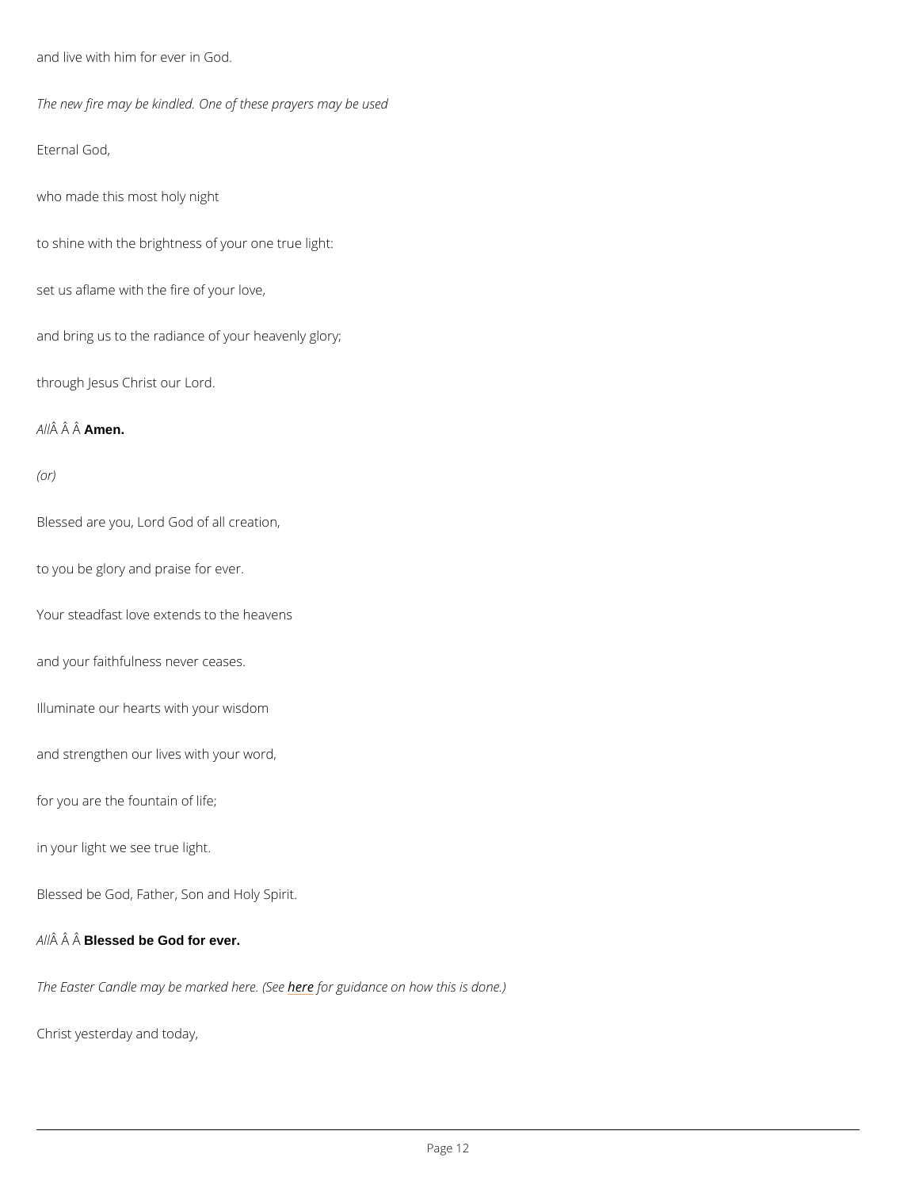and live with him for ever in God.

*The new fire may be kindled. One of these prayers may be used*

Eternal God,

who made this most holy night

to shine with the brightness of your one true light:

set us aflame with the fire of your love,

and bring us to the radiance of your heavenly glory;

through Jesus Christ our Lord.

*All*Â Â Â **Amen.**

*(or)*

Blessed are you, Lord God of all creation,

to you be glory and praise for ever.

Your steadfast love extends to the heavens

and your faithfulness never ceases.

Illuminate our hearts with your wisdom

and strengthen our lives with your word,

for you are the fountain of life;

in your light we see true light.

Blessed be God, Father, Son and Holy Spirit.

*All*Â Â Â **Blessed be God for ever.**

*The Easter Candle may be marked here. (See* ***here*** *for guidance on how this is done.)*

Christ yesterday and today,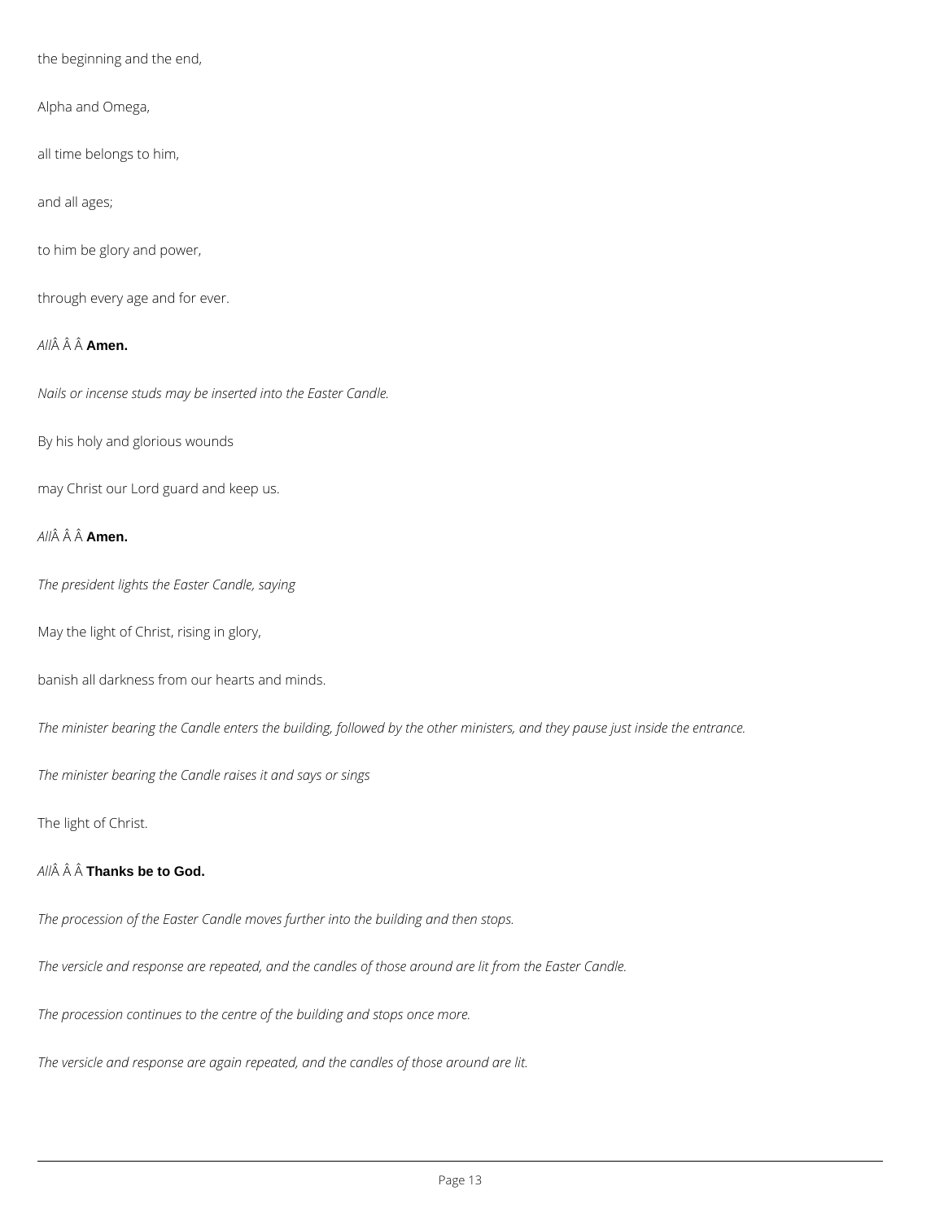the beginning and the end,

Alpha and Omega,

all time belongs to him,

and all ages;

to him be glory and power,

through every age and for ever.

*All*Â Â Â **Amen.**

*Nails or incense studs may be inserted into the Easter Candle.*

By his holy and glorious wounds

may Christ our Lord guard and keep us.

*All*Â Â Â **Amen.**

*The president lights the Easter Candle, saying*

May the light of Christ, rising in glory,

banish all darkness from our hearts and minds.

*The minister bearing the Candle enters the building, followed by the other ministers, and they pause just inside the entrance.*

*The minister bearing the Candle raises it and says or sings*

The light of Christ.

*All*Â Â Â **Thanks be to God.**

*The procession of the Easter Candle moves further into the building and then stops.*

*The versicle and response are repeated, and the candles of those around are lit from the Easter Candle.*

*The procession continues to the centre of the building and stops once more.*

*The versicle and response are again repeated, and the candles of those around are lit.*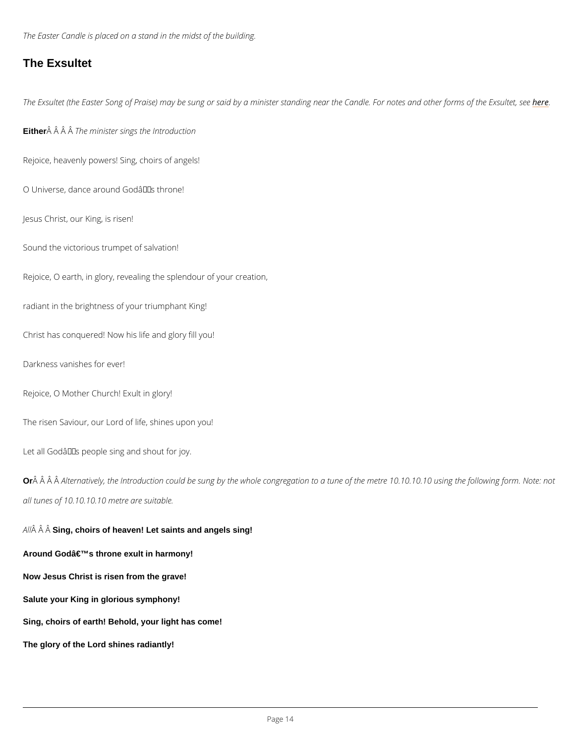*The Easter Candle is placed on a stand in the midst of the building.*

## The Exsultet

*The Exsultet (the Easter Song of Praise) may be sung or said by a minister standing near the Candle. For notes and other forms of the Exsultet, see here.*

**Either** *The minister sings the Introduction*

Rejoice, heavenly powers! Sing, choirs of angels!

O Universe, dance around God's throne!

Jesus Christ, our King, is risen!

Sound the victorious trumpet of salvation!

Rejoice, O earth, in glory, revealing the splendour of your creation,

radiant in the brightness of your triumphant King!

Christ has conquered! Now his life and glory fill you!

Darkness vanishes for ever!

Rejoice, O Mother Church! Exult in glory!

The risen Saviour, our Lord of life, shines upon you!

Let all God's people sing and shout for joy.

**Or** *Alternatively, the Introduction could be sung by the whole congregation to a tune of the metre 10.10.10.10 using the following form. Note: not all tunes of 10.10.10.10 metre are suitable.*

*All* **Sing, choirs of heaven! Let saints and angels sing!**

**Around God's throne exult in harmony!**

**Now Jesus Christ is risen from the grave!**

**Salute your King in glorious symphony!**

**Sing, choirs of earth! Behold, your light has come!**

**The glory of the Lord shines radiantly!**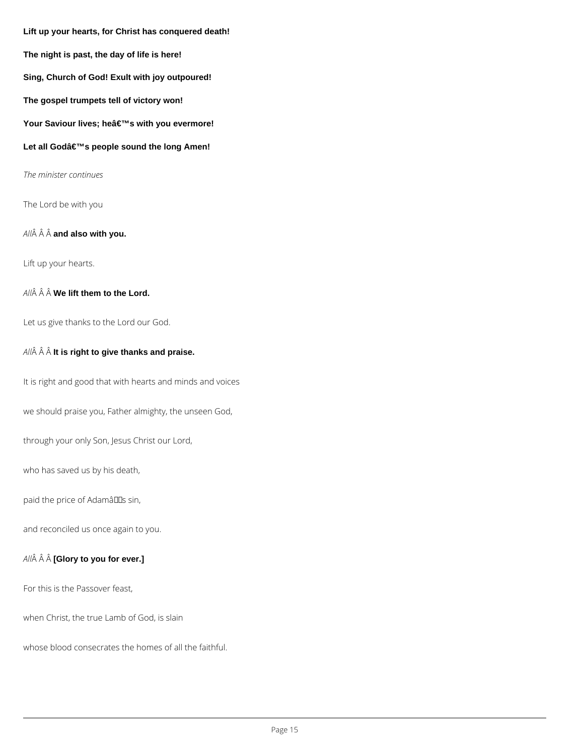**Lift up your hearts, for Christ has conquered death!**

**The night is past, the day of life is here!**

**Sing, Church of God! Exult with joy outpoured!**

**The gospel trumpets tell of victory won!**

**Your Saviour lives; heâ€™s with you evermore!**

**Let all Godâ€™s people sound the long Amen!**

*The minister continues*

The Lord be with you

*All*Â Â Â **and also with you.**

Lift up your hearts.

*All*Â Â Â **We lift them to the Lord.**

Let us give thanks to the Lord our God.

*All*Â Â Â **It is right to give thanks and praise.**

It is right and good that with hearts and minds and voices

we should praise you, Father almighty, the unseen God,

through your only Son, Jesus Christ our Lord,

who has saved us by his death,

paid the price of Adamâs sin,

and reconciled us once again to you.

*All*Â Â Â **[Glory to you for ever.]**

For this is the Passover feast,

when Christ, the true Lamb of God, is slain

whose blood consecrates the homes of all the faithful.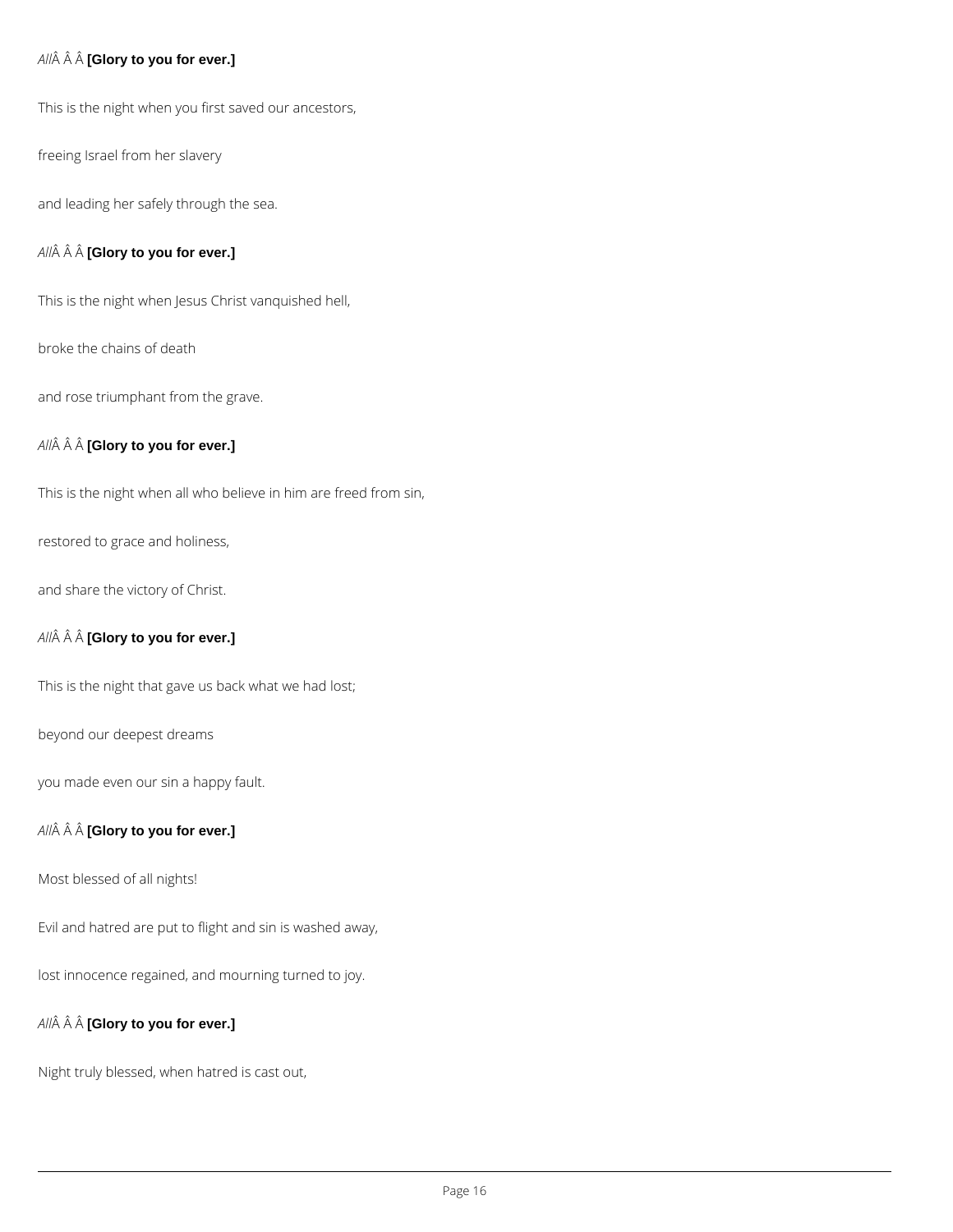*All*Â Â Â **[Glory to you for ever.]**

This is the night when you first saved our ancestors,

freeing Israel from her slavery

and leading her safely through the sea.

*All*Â Â Â **[Glory to you for ever.]**

This is the night when Jesus Christ vanquished hell,

broke the chains of death

and rose triumphant from the grave.

*All*Â Â Â **[Glory to you for ever.]**

This is the night when all who believe in him are freed from sin,

restored to grace and holiness,

and share the victory of Christ.

*All*Â Â Â **[Glory to you for ever.]**

This is the night that gave us back what we had lost;

beyond our deepest dreams

you made even our sin a happy fault.

*All*Â Â Â **[Glory to you for ever.]**

Most blessed of all nights!

Evil and hatred are put to flight and sin is washed away,

lost innocence regained, and mourning turned to joy.

*All*Â Â Â **[Glory to you for ever.]**

Night truly blessed, when hatred is cast out,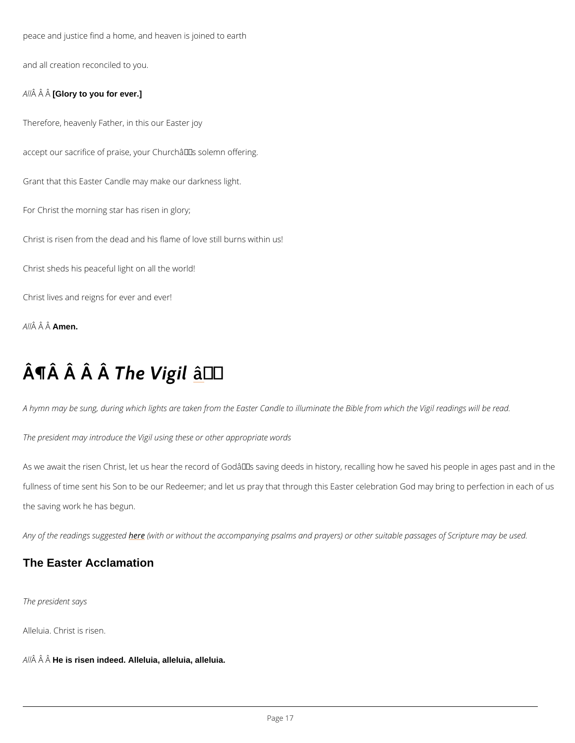peace and justice find a home, and heaven is joined to earth

and all creation reconciled to you.

*All*Â Â Â **[Glory to you for ever.]**

Therefore, heavenly Father, in this our Easter joy

accept our sacrifice of praise, your Churchâs solemn offering.

Grant that this Easter Candle may make our darkness light.

For Christ the morning star has risen in glory;

Christ is risen from the dead and his flame of love still burns within us!

Christ sheds his peaceful light on all the world!

Christ lives and reigns for ever and ever!

*All*Â Â Â **Amen.**

# Â¶Â Â Â Â *The Vigil* â

*A hymn may be sung, during which lights are taken from the Easter Candle to illuminate the Bible from which the Vigil readings will be read.*

*The president may introduce the Vigil using these or other appropriate words*

As we await the risen Christ, let us hear the record of Godâs saving deeds in history, recalling how he saved his people in ages past and in the fullness of time sent his Son to be our Redeemer; and let us pray that through this Easter celebration God may bring to perfection in each of us the saving work he has begun.

*Any of the readings suggested here (with or without the accompanying psalms and prayers) or other suitable passages of Scripture may be used.*

## The Easter Acclamation

*The president says*

Alleluia. Christ is risen.

*All*Â Â Â **He is risen indeed. Alleluia, alleluia, alleluia.**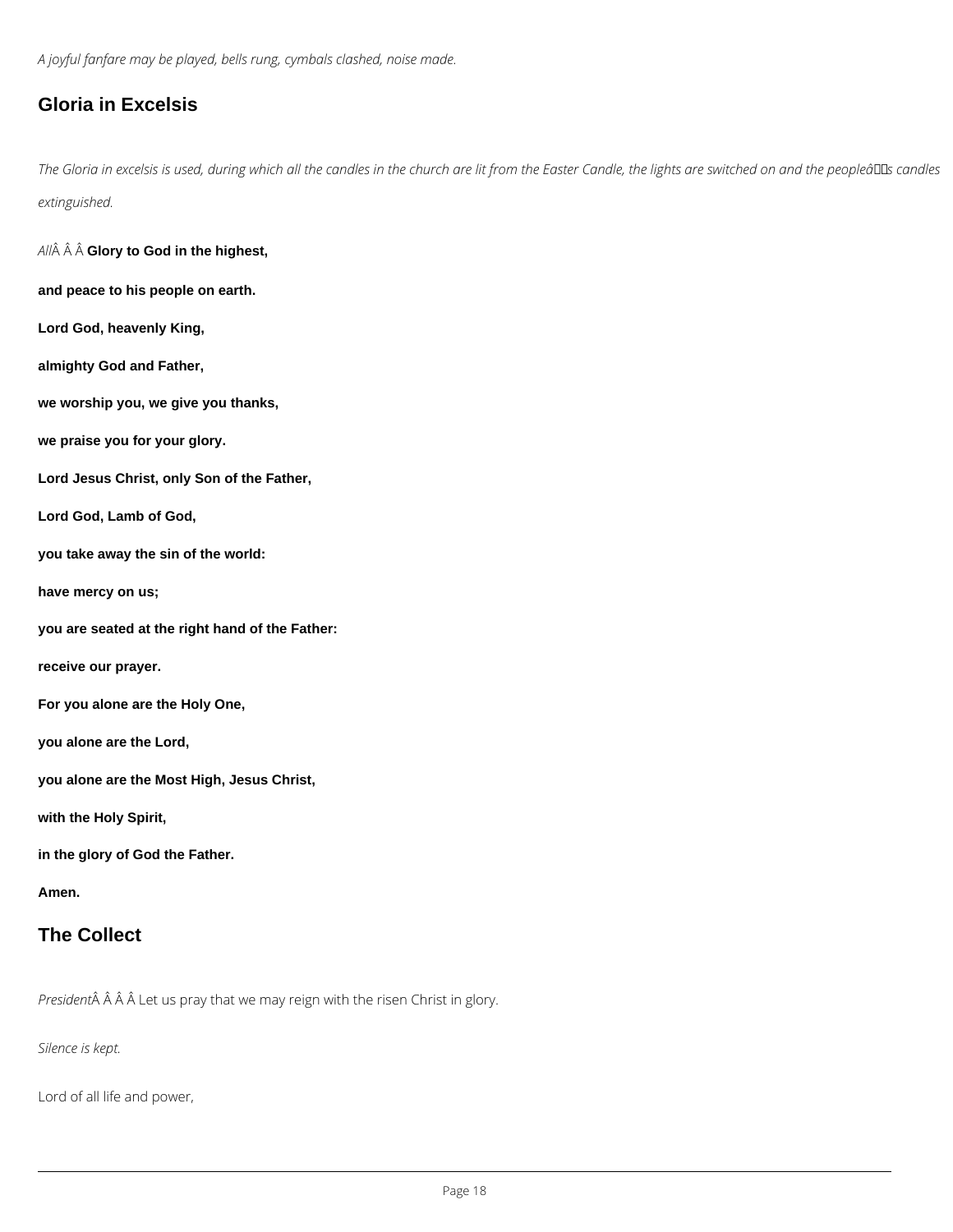*A joyful fanfare may be played, bells rung, cymbals clashed, noise made.*

## Gloria in Excelsis

*The Gloria in excelsis is used, during which all the candles in the church are lit from the Easter Candle, the lights are switched on and the peopleâs candles extinguished.*

*All*Â Â Â **Glory to God in the highest,**

**and peace to his people on earth.**

**Lord God, heavenly King,**

**almighty God and Father,**

**we worship you, we give you thanks,**

**we praise you for your glory.**

**Lord Jesus Christ, only Son of the Father,**

**Lord God, Lamb of God,**

**you take away the sin of the world:**

**have mercy on us;**

**you are seated at the right hand of the Father:**

**receive our prayer.**

**For you alone are the Holy One,**

**you alone are the Lord,**

**you alone are the Most High, Jesus Christ,**

**with the Holy Spirit,**

**in the glory of God the Father.**

**Amen.**

## The Collect

*President*Â Â Â Â Let us pray that we may reign with the risen Christ in glory.

*Silence is kept.*

Lord of all life and power,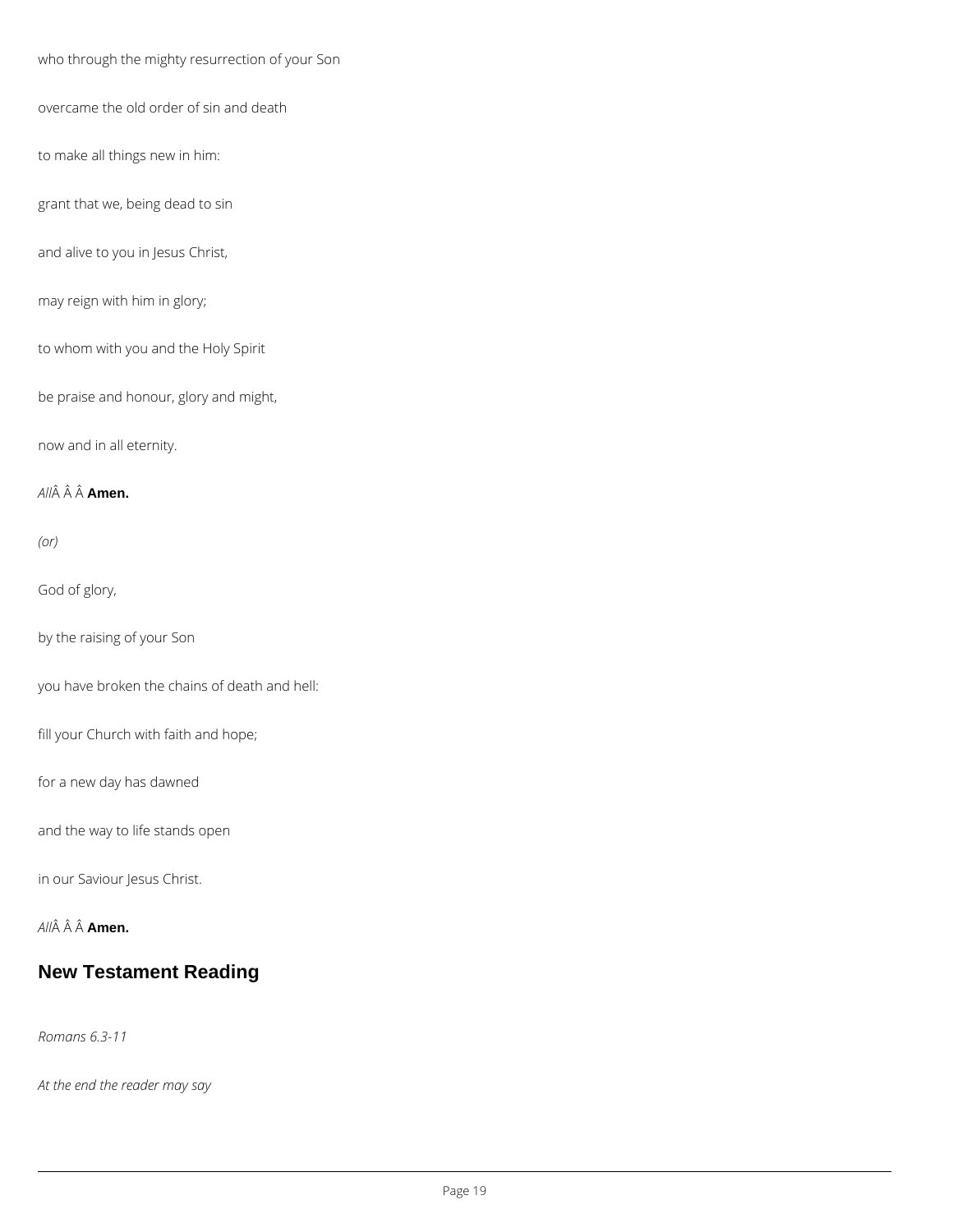who through the mighty resurrection of your Son

overcame the old order of sin and death

to make all things new in him:

grant that we, being dead to sin

and alive to you in Jesus Christ,

may reign with him in glory;

to whom with you and the Holy Spirit

be praise and honour, glory and might,

now and in all eternity.

*All*Â Â Â **Amen.**

*(or)*

God of glory,

by the raising of your Son

you have broken the chains of death and hell:

fill your Church with faith and hope;

for a new day has dawned

and the way to life stands open

in our Saviour Jesus Christ.

*All*Â Â Â **Amen.**

## New Testament Reading

*Romans 6.3-11*

*At the end the reader may say*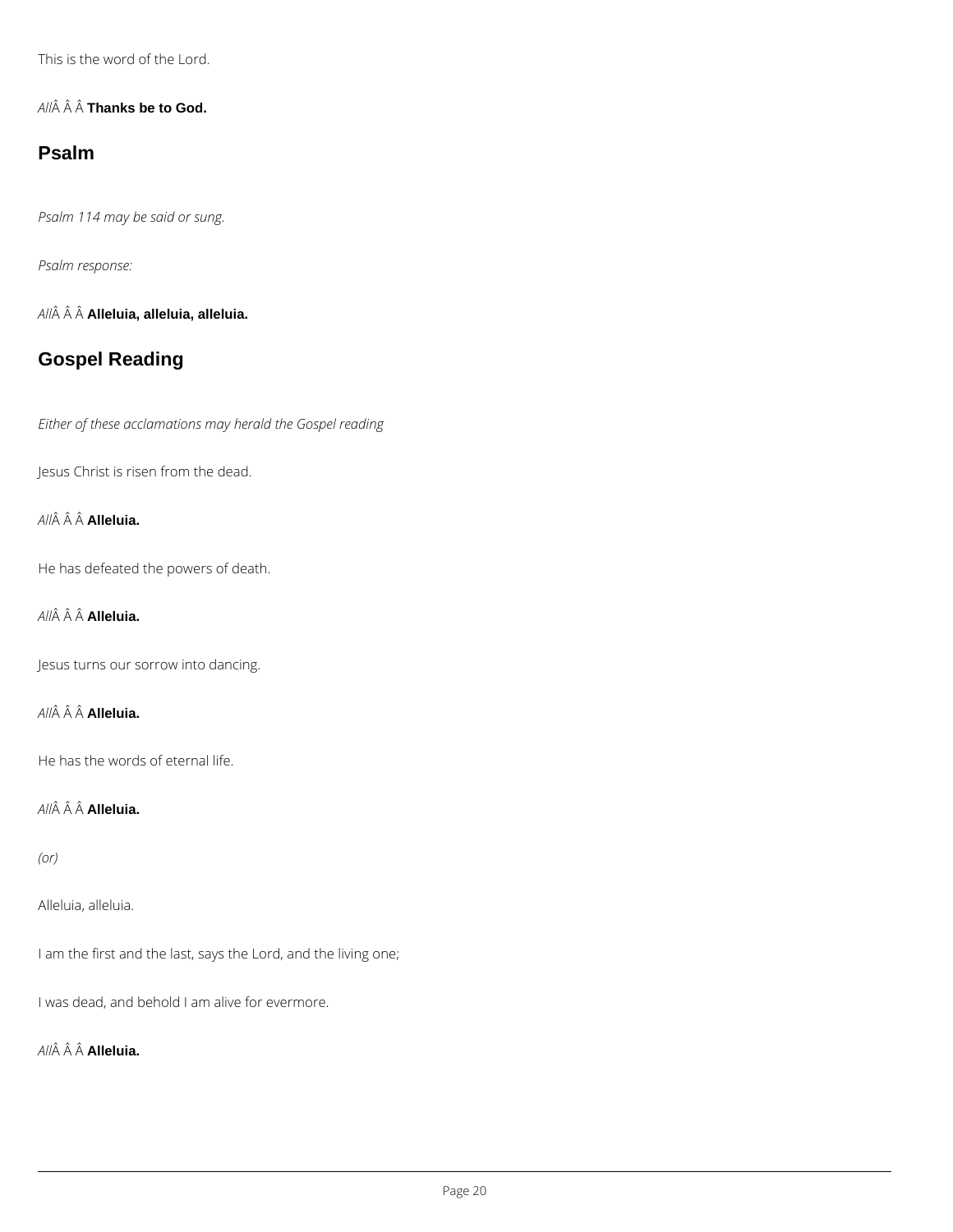This is the word of the Lord.

*All*Â Â Â **Thanks be to God.**

## Psalm

*Psalm 114 may be said or sung.*

*Psalm response:*

*All*Â Â Â **Alleluia, alleluia, alleluia.**

## Gospel Reading

*Either of these acclamations may herald the Gospel reading*

Jesus Christ is risen from the dead.

*All*Â Â Â **Alleluia.**

He has defeated the powers of death.

*All*Â Â Â **Alleluia.**

Jesus turns our sorrow into dancing.

*All*Â Â Â **Alleluia.**

He has the words of eternal life.

*All*Â Â Â **Alleluia.**

*(or)*

Alleluia, alleluia.

I am the first and the last, says the Lord, and the living one;

I was dead, and behold I am alive for evermore.

*All*Â Â Â **Alleluia.**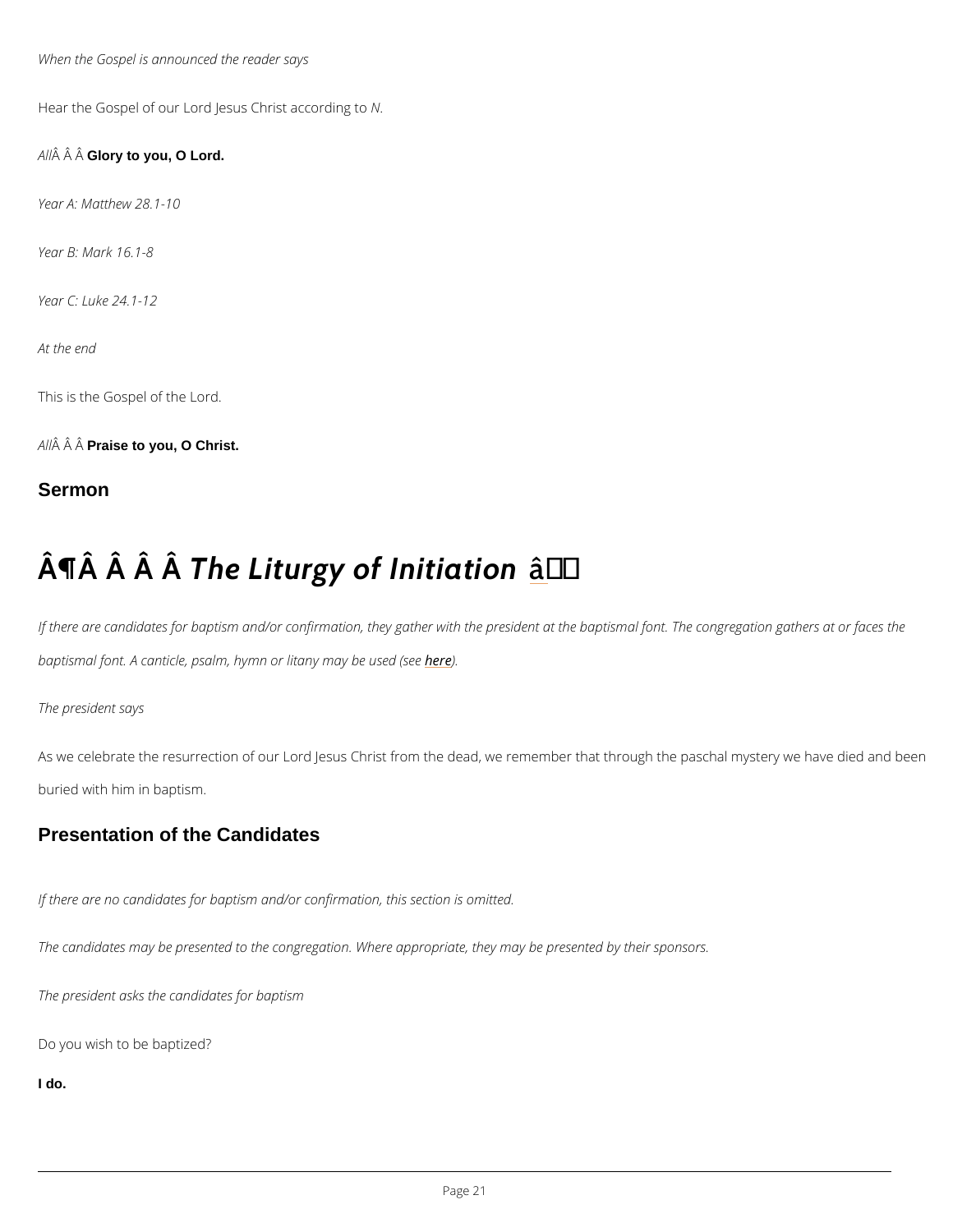*When the Gospel is announced the reader says*

Hear the Gospel of our Lord Jesus Christ according to *N*.

*All* **Glory to you, O Lord.**

*Year A: Matthew 28.1-10*

*Year B: Mark 16.1-8*

*Year C: Luke 24.1-12*

*At the end*

This is the Gospel of the Lord.

*All* **Praise to you, O Christ.**

## Sermon

# ¶ *The Liturgy of Initiation*

*If there are candidates for baptism and/or confirmation, they gather with the president at the baptismal font. The congregation gathers at or faces the baptismal font. A canticle, psalm, hymn or litany may be used (see here).*

*The president says*

As we celebrate the resurrection of our Lord Jesus Christ from the dead, we remember that through the paschal mystery we have died and been buried with him in baptism.

## Presentation of the Candidates

*If there are no candidates for baptism and/or confirmation, this section is omitted.*

*The candidates may be presented to the congregation. Where appropriate, they may be presented by their sponsors.*

*The president asks the candidates for baptism*

Do you wish to be baptized?

**I do.**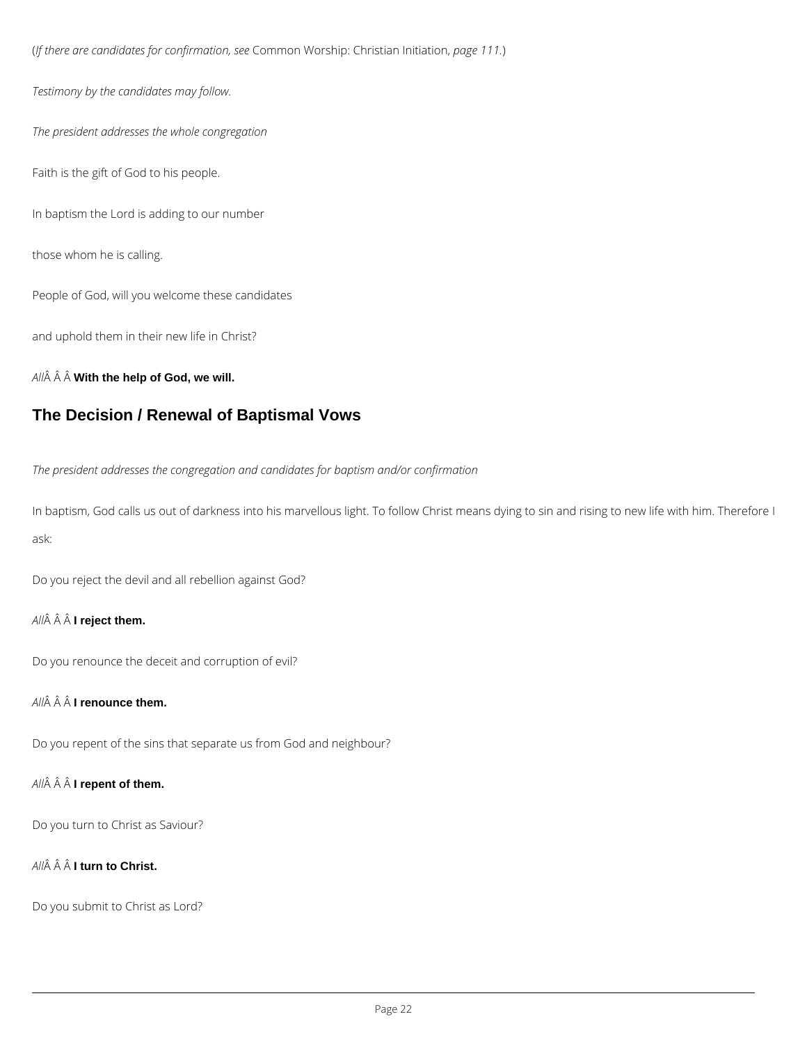(*If there are candidates for confirmation, see* Common Worship: Christian Initiation, *page 111*.)

*Testimony by the candidates may follow.*

*The president addresses the whole congregation*

Faith is the gift of God to his people.

In baptism the Lord is adding to our number

those whom he is calling.

People of God, will you welcome these candidates

and uphold them in their new life in Christ?

*All*Â Â Â **With the help of God, we will.**

## The Decision / Renewal of Baptismal Vows

*The president addresses the congregation and candidates for baptism and/or confirmation*

In baptism, God calls us out of darkness into his marvellous light. To follow Christ means dying to sin and rising to new life with him. Therefore I ask:

Do you reject the devil and all rebellion against God?

*All*Â Â Â **I reject them.**

Do you renounce the deceit and corruption of evil?

*All*Â Â Â **I renounce them.**

Do you repent of the sins that separate us from God and neighbour?

*All*Â Â Â **I repent of them.**

Do you turn to Christ as Saviour?

*All*Â Â Â **I turn to Christ.**

Do you submit to Christ as Lord?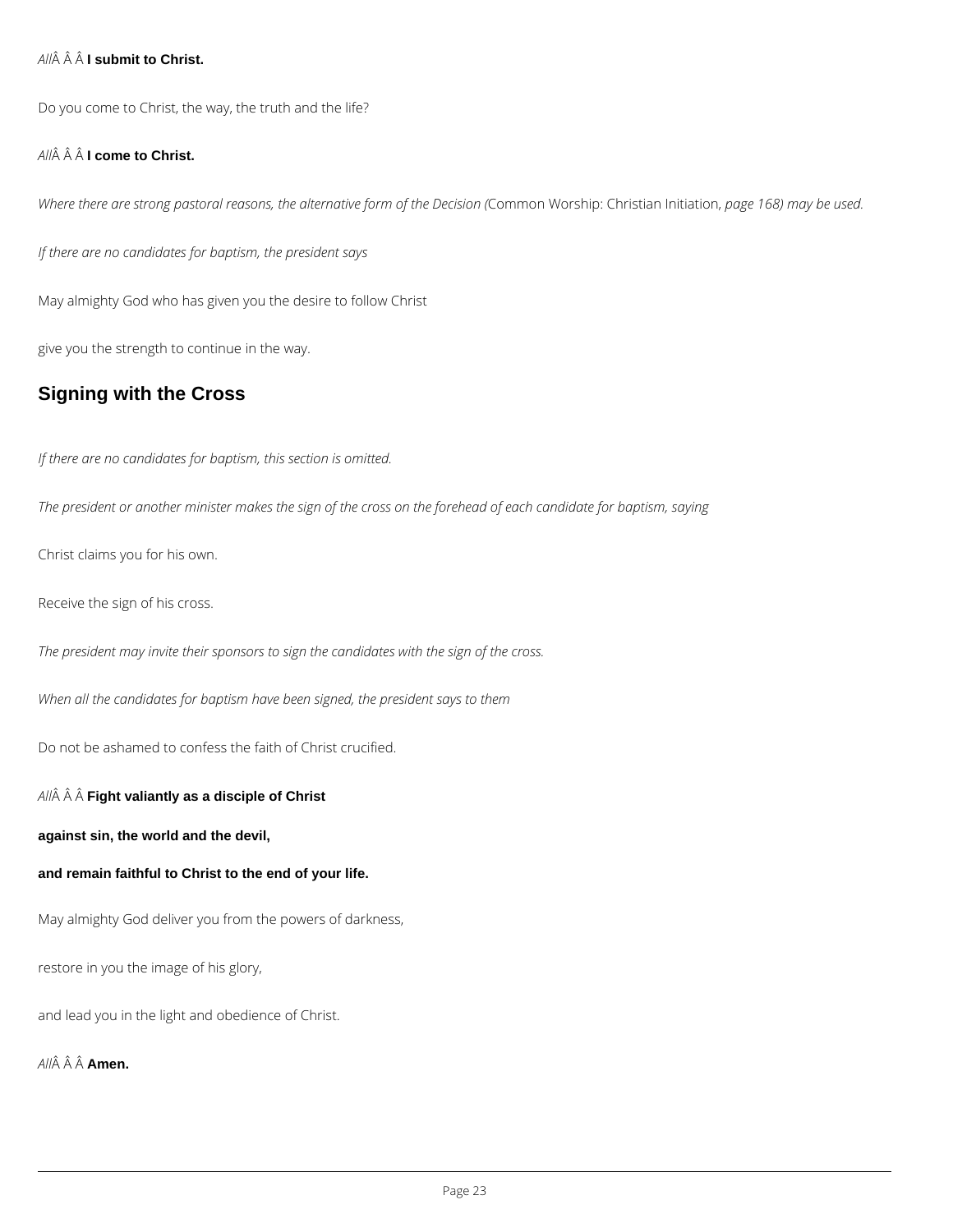*All*Â Â Â **I submit to Christ.**

Do you come to Christ, the way, the truth and the life?

*All*Â Â Â **I come to Christ.**

*Where there are strong pastoral reasons, the alternative form of the Decision (*Common Worship: Christian Initiation*, page 168) may be used.*

*If there are no candidates for baptism, the president says*

May almighty God who has given you the desire to follow Christ

give you the strength to continue in the way.

## Signing with the Cross

*If there are no candidates for baptism, this section is omitted.*

*The president or another minister makes the sign of the cross on the forehead of each candidate for baptism, saying*

Christ claims you for his own.

Receive the sign of his cross.

*The president may invite their sponsors to sign the candidates with the sign of the cross.*

*When all the candidates for baptism have been signed, the president says to them*

Do not be ashamed to confess the faith of Christ crucified.

*All*Â Â Â **Fight valiantly as a disciple of Christ**

**against sin, the world and the devil,**

**and remain faithful to Christ to the end of your life.**

May almighty God deliver you from the powers of darkness,

restore in you the image of his glory,

and lead you in the light and obedience of Christ.

*All*Â Â Â **Amen.**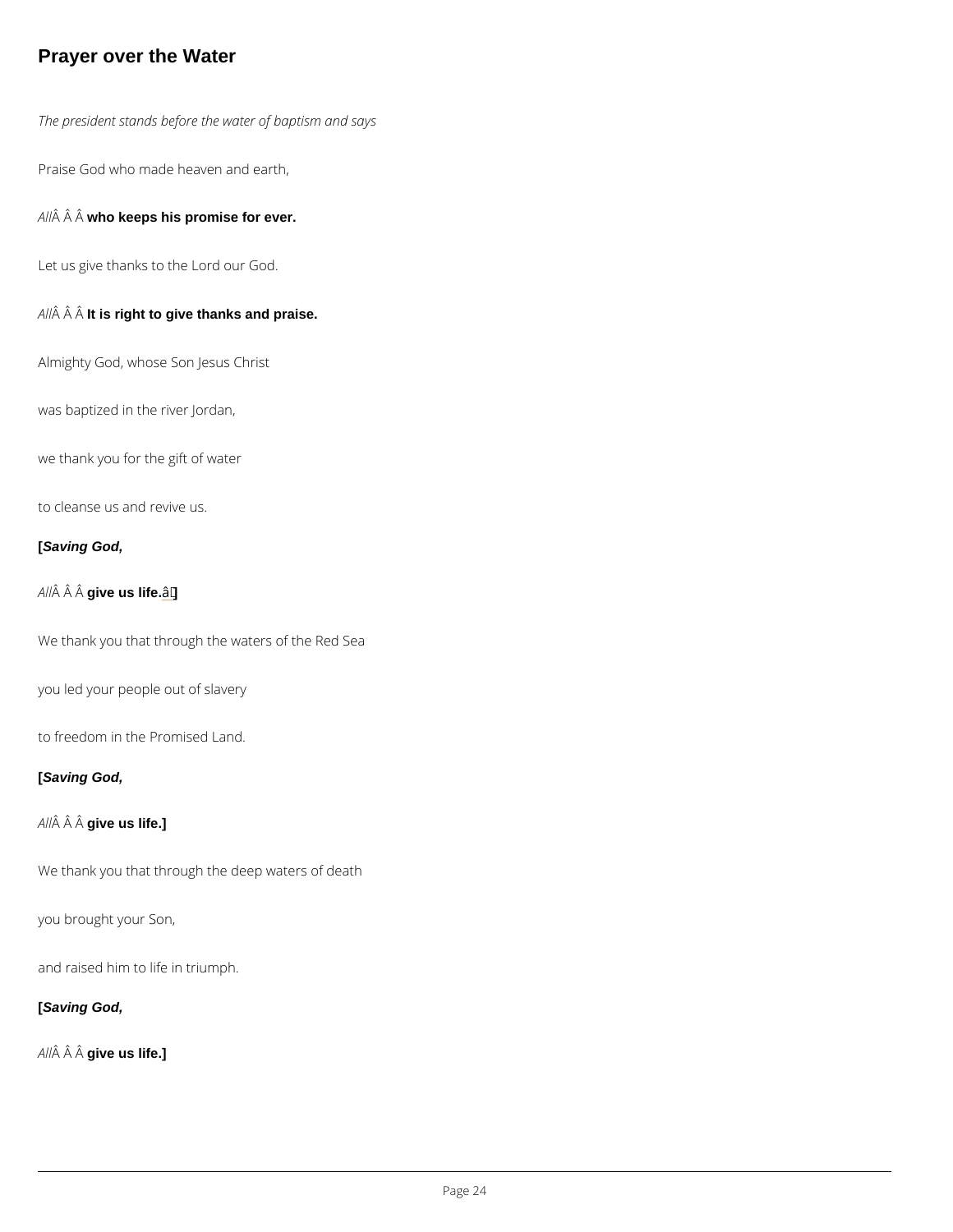## Prayer over the Water

*The president stands before the water of baptism and says*

Praise God who made heaven and earth,

*All* **who keeps his promise for ever.**

Let us give thanks to the Lord our God.

*All* **It is right to give thanks and praise.**

Almighty God, whose Son Jesus Christ

was baptized in the river Jordan,

we thank you for the gift of water

to cleanse us and revive us.

**[*Saving God,***

*All* **give us life.]**

We thank you that through the waters of the Red Sea

you led your people out of slavery

to freedom in the Promised Land.

**[*Saving God,***

*All* **give us life.]**

We thank you that through the deep waters of death

you brought your Son,

and raised him to life in triumph.

**[*Saving God,***

*All* **give us life.]**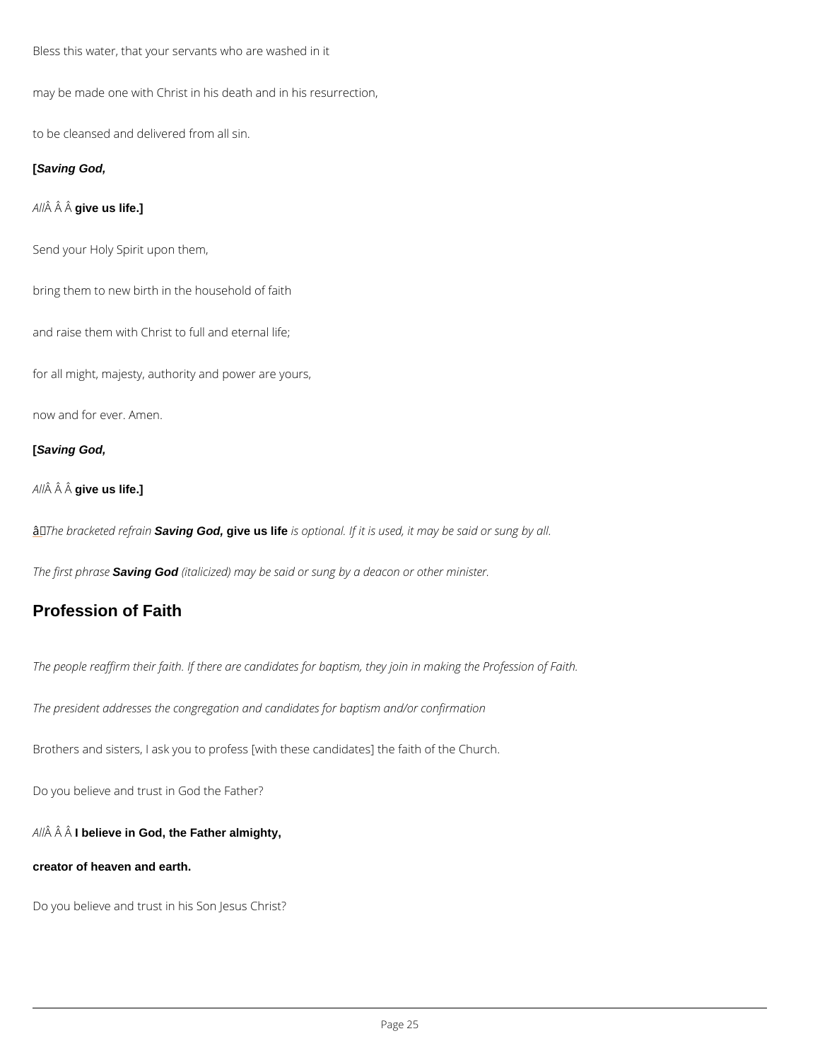Bless this water, that your servants who are washed in it

may be made one with Christ in his death and in his resurrection,

to be cleansed and delivered from all sin.

**[*Saving God,***

*All*    **give us life.]**

Send your Holy Spirit upon them,

bring them to new birth in the household of faith

and raise them with Christ to full and eternal life;

for all might, majesty, authority and power are yours,

now and for ever. Amen.

**[*Saving God,***

*All*    **give us life.]**

*The bracketed refrain* ***Saving God,*** **give us life** *is optional. If it is used, it may be said or sung by all.*

*The first phrase* ***Saving God*** *(italicized) may be said or sung by a deacon or other minister.*

## Profession of Faith

*The people reaffirm their faith. If there are candidates for baptism, they join in making the Profession of Faith.*

*The president addresses the congregation and candidates for baptism and/or confirmation*

Brothers and sisters, I ask you to profess [with these candidates] the faith of the Church.

Do you believe and trust in God the Father?

*All*    **I believe in God, the Father almighty,**

**creator of heaven and earth.**

Do you believe and trust in his Son Jesus Christ?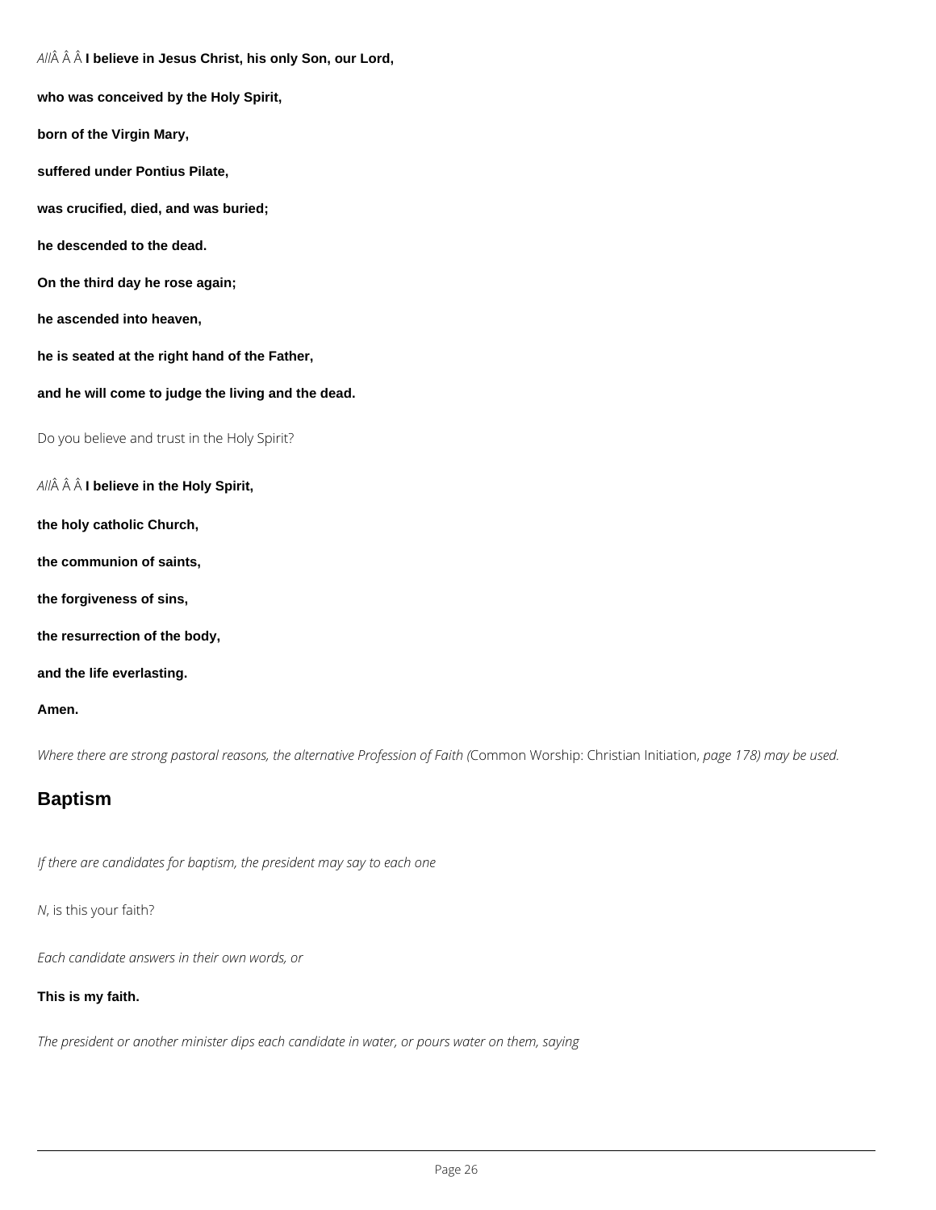*All* **I believe in Jesus Christ, his only Son, our Lord,**

**who was conceived by the Holy Spirit,**

**born of the Virgin Mary,**

**suffered under Pontius Pilate,**

**was crucified, died, and was buried;**

**he descended to the dead.**

**On the third day he rose again;**

**he ascended into heaven,**

**he is seated at the right hand of the Father,**

**and he will come to judge the living and the dead.**

Do you believe and trust in the Holy Spirit?

*All* **I believe in the Holy Spirit,**

**the holy catholic Church,**

**the communion of saints,**

**the forgiveness of sins,**

**the resurrection of the body,**

**and the life everlasting.**

**Amen.**

*Where there are strong pastoral reasons, the alternative Profession of Faith (*Common Worship: Christian Initiation*, page 178) may be used.*

## Baptism

*If there are candidates for baptism, the president may say to each one*

*N*, is this your faith?

*Each candidate answers in their own words, or*

**This is my faith.**

*The president or another minister dips each candidate in water, or pours water on them, saying*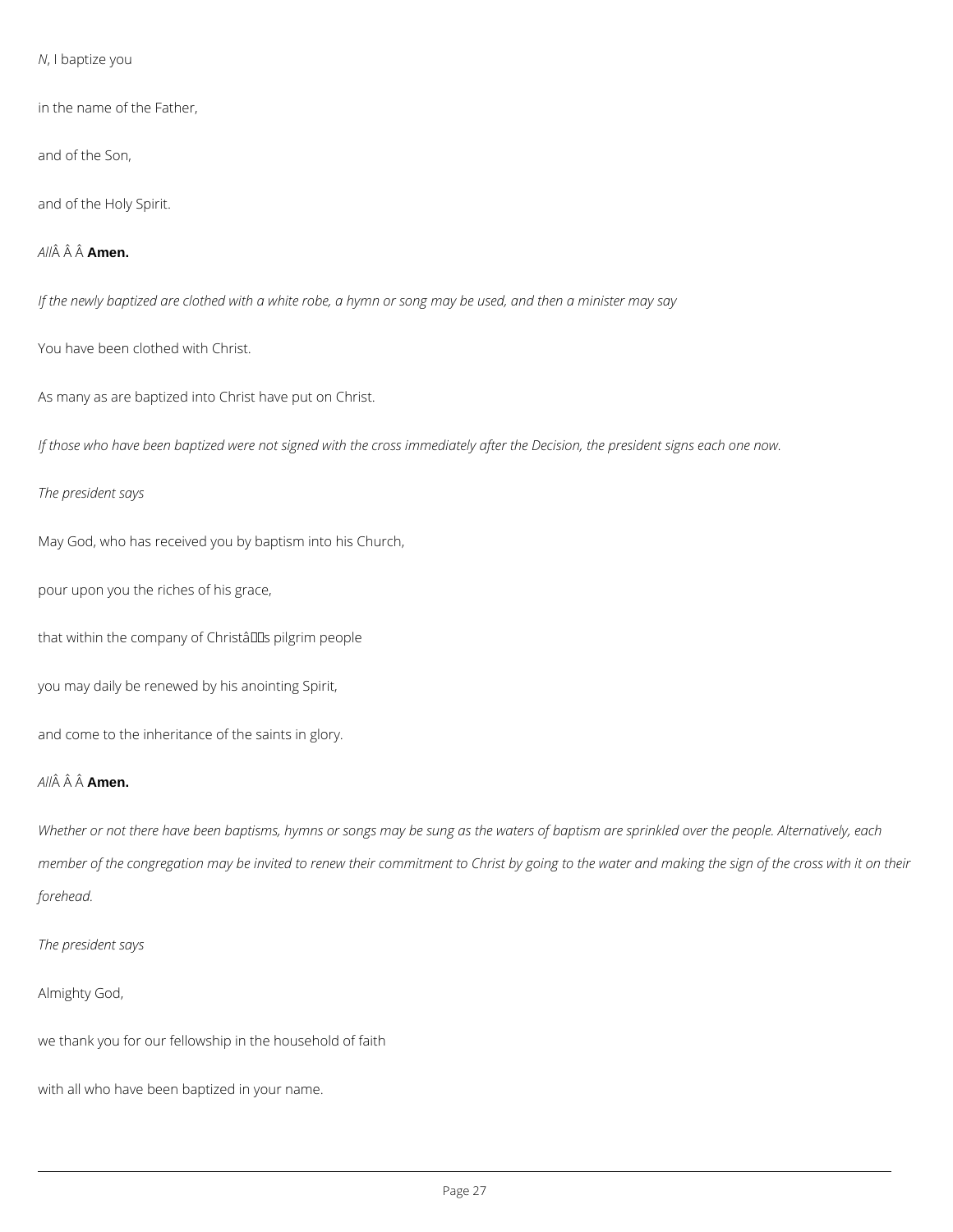*N*, I baptize you

in the name of the Father,

and of the Son,

and of the Holy Spirit.

*All*Â Â Â **Amen.**

*If the newly baptized are clothed with a white robe, a hymn or song may be used, and then a minister may say*

You have been clothed with Christ.

As many as are baptized into Christ have put on Christ.

*If those who have been baptized were not signed with the cross immediately after the Decision, the president signs each one now.*

*The president says*

May God, who has received you by baptism into his Church,

pour upon you the riches of his grace,

that within the company of Christâs pilgrim people

you may daily be renewed by his anointing Spirit,

and come to the inheritance of the saints in glory.

*All*Â Â Â **Amen.**

*Whether or not there have been baptisms, hymns or songs may be sung as the waters of baptism are sprinkled over the people. Alternatively, each member of the congregation may be invited to renew their commitment to Christ by going to the water and making the sign of the cross with it on their forehead.*

*The president says*

Almighty God,

we thank you for our fellowship in the household of faith

with all who have been baptized in your name.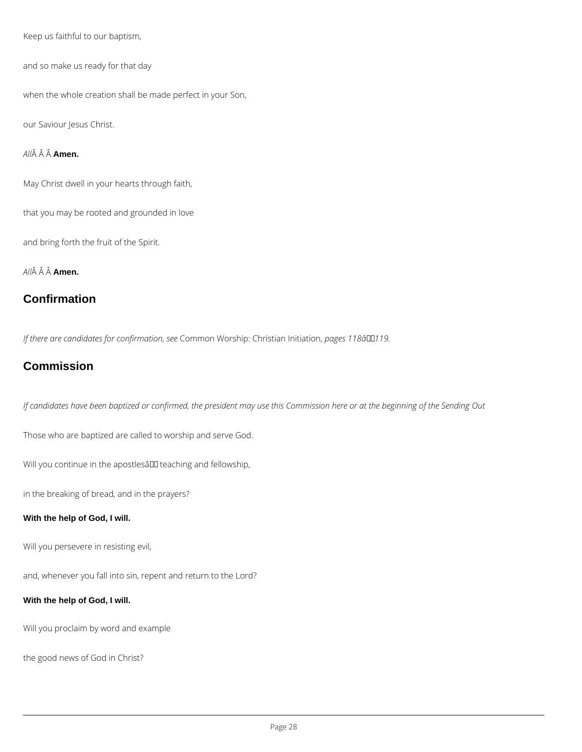Keep us faithful to our baptism,

and so make us ready for that day

when the whole creation shall be made perfect in your Son,

our Saviour Jesus Christ.

*All* **Amen.**

May Christ dwell in your hearts through faith,

that you may be rooted and grounded in love

and bring forth the fruit of the Spirit.

*All* **Amen.**

## Confirmation

*If there are candidates for confirmation, see* Common Worship: Christian Initiation, *pages 118–119.*

## Commission

*If candidates have been baptized or confirmed, the president may use this Commission here or at the beginning of the Sending Out*

Those who are baptized are called to worship and serve God.

Will you continue in the apostles’ teaching and fellowship,

in the breaking of bread, and in the prayers?

**With the help of God, I will.**

Will you persevere in resisting evil,

and, whenever you fall into sin, repent and return to the Lord?

**With the help of God, I will.**

Will you proclaim by word and example

the good news of God in Christ?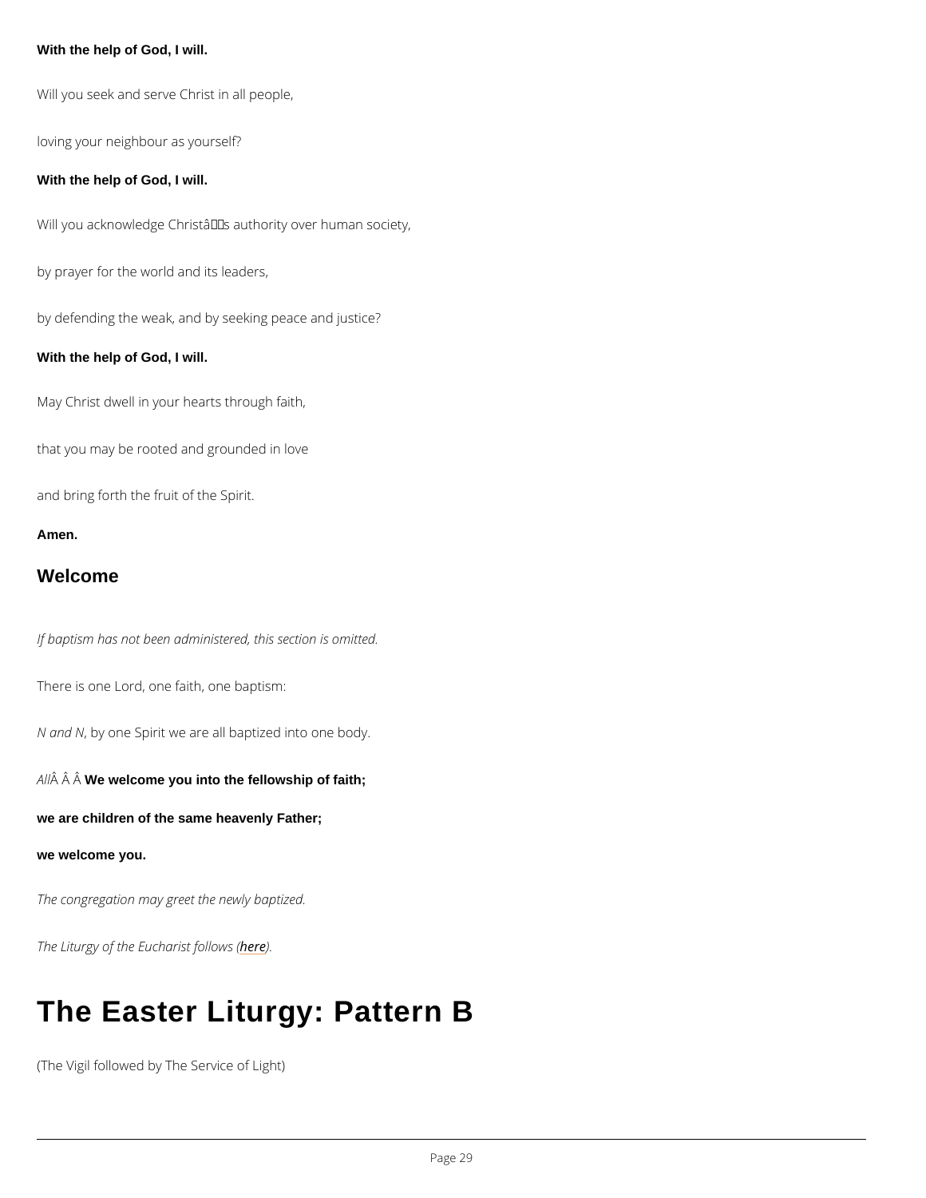**With the help of God, I will.**

Will you seek and serve Christ in all people,

loving your neighbour as yourself?

**With the help of God, I will.**

Will you acknowledge Christâs authority over human society,

by prayer for the world and its leaders,

by defending the weak, and by seeking peace and justice?

**With the help of God, I will.**

May Christ dwell in your hearts through faith,

that you may be rooted and grounded in love

and bring forth the fruit of the Spirit.

**Amen.**

## Welcome

*If baptism has not been administered, this section is omitted.*

There is one Lord, one faith, one baptism:

*N and N*, by one Spirit we are all baptized into one body.

*All*Â Â Â **We welcome you into the fellowship of faith;**

**we are children of the same heavenly Father;**

**we welcome you.**

*The congregation may greet the newly baptized.*

*The Liturgy of the Eucharist follows (here).*

# The Easter Liturgy: Pattern B

(The Vigil followed by The Service of Light)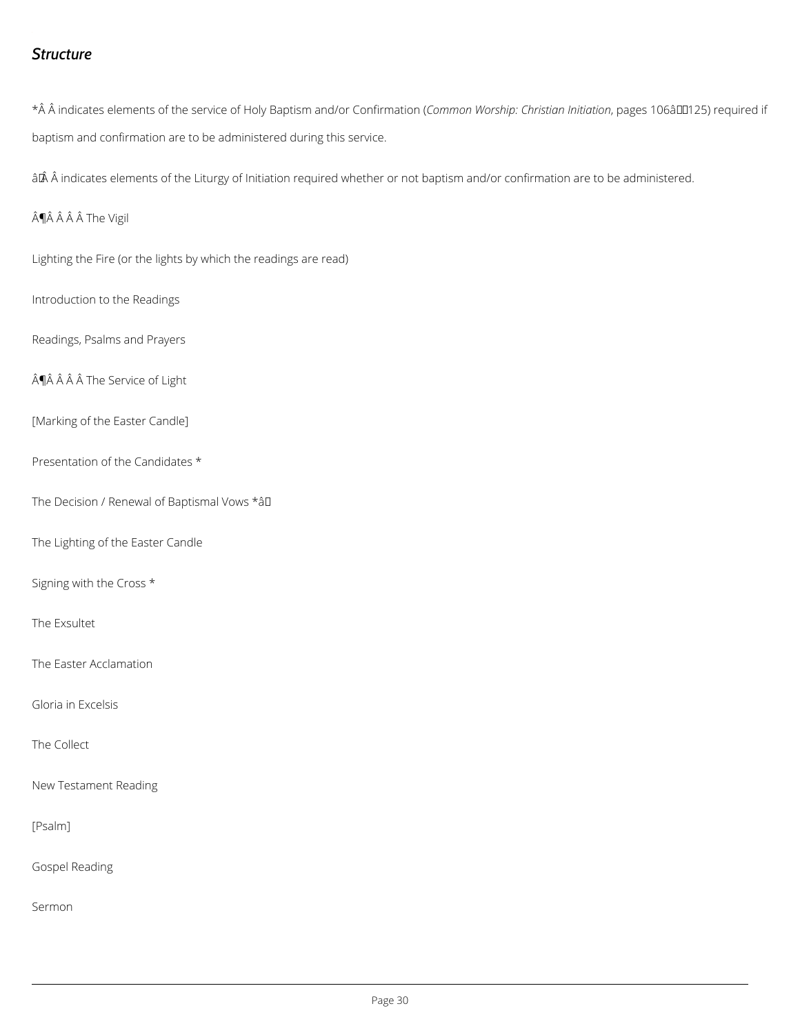## *Structure*

* indicates elements of the service of Holy Baptism and/or Confirmation (*Common Worship: Christian Initiation*, pages 106–125) required if baptism and confirmation are to be administered during this service.

† indicates elements of the Liturgy of Initiation required whether or not baptism and/or confirmation are to be administered.

¶ The Vigil

Lighting the Fire (or the lights by which the readings are read)

Introduction to the Readings

Readings, Psalms and Prayers

¶ The Service of Light

[Marking of the Easter Candle]

Presentation of the Candidates *

The Decision / Renewal of Baptismal Vows *†

The Lighting of the Easter Candle

Signing with the Cross *

The Exsultet

The Easter Acclamation

Gloria in Excelsis

The Collect

New Testament Reading

[Psalm]

Gospel Reading

Sermon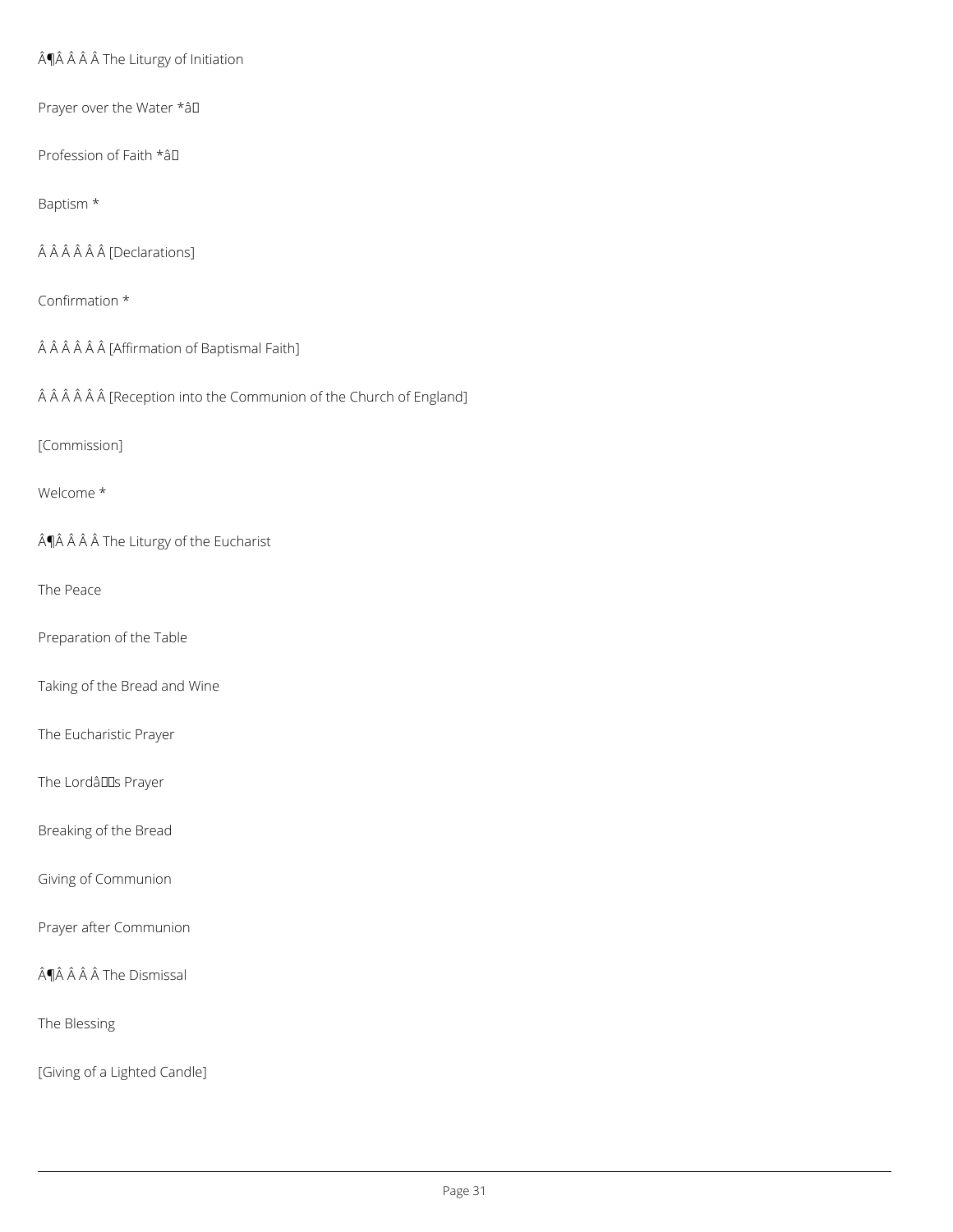## ¶ The Liturgy of Initiation

Prayer over the Water *†

Profession of Faith *†

Baptism *

[Declarations]

Confirmation *

[Affirmation of Baptismal Faith]

[Reception into the Communion of the Church of England]

[Commission]

Welcome *

## ¶ The Liturgy of the Eucharist

The Peace

Preparation of the Table

Taking of the Bread and Wine

The Eucharistic Prayer

The Lord's Prayer

Breaking of the Bread

Giving of Communion

Prayer after Communion

## ¶ The Dismissal

The Blessing

[Giving of a Lighted Candle]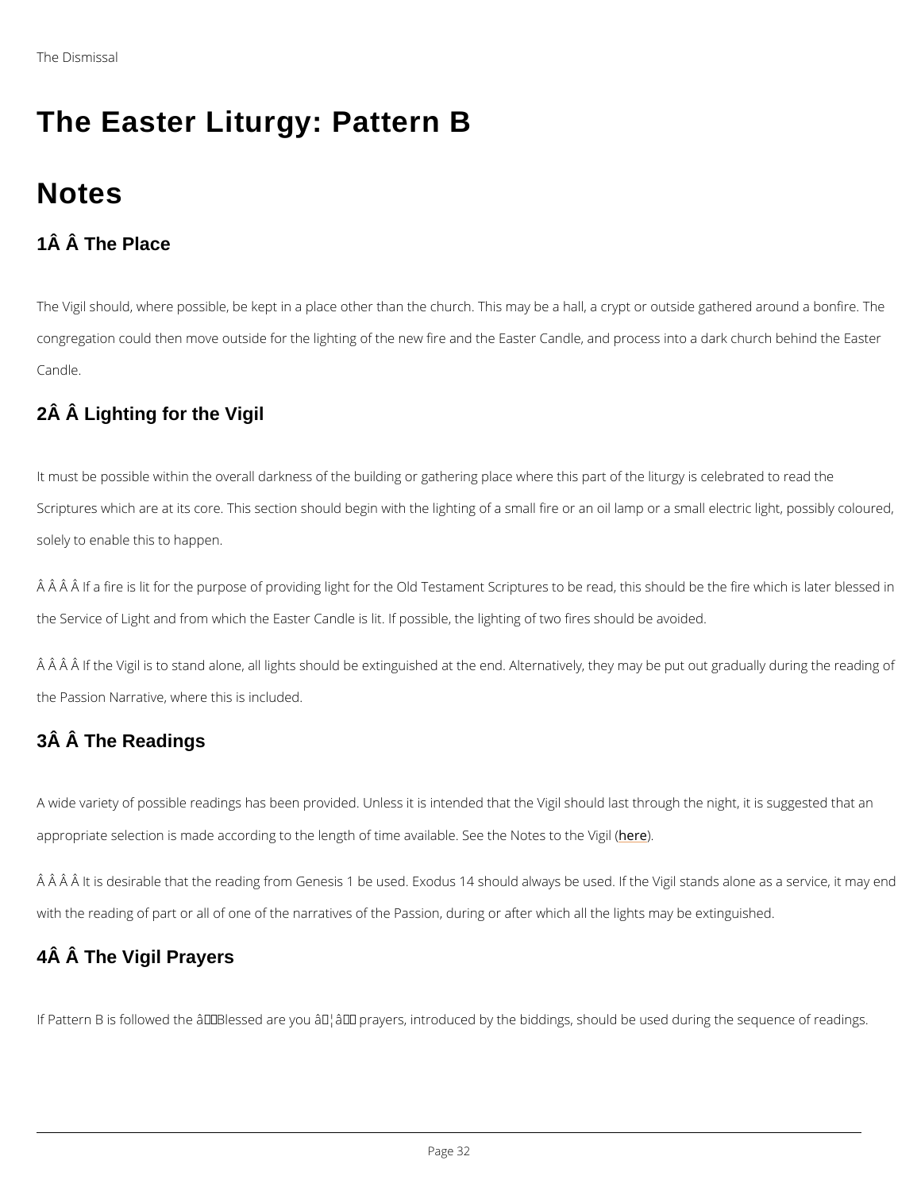The Dismissal

# The Easter Liturgy: Pattern B

## Notes

### 1  The Place

The Vigil should, where possible, be kept in a place other than the church. This may be a hall, a crypt or outside gathered around a bonfire. The congregation could then move outside for the lighting of the new fire and the Easter Candle, and process into a dark church behind the Easter Candle.

### 2  Lighting for the Vigil

It must be possible within the overall darkness of the building or gathering place where this part of the liturgy is celebrated to read the Scriptures which are at its core. This section should begin with the lighting of a small fire or an oil lamp or a small electric light, possibly coloured, solely to enable this to happen.

If a fire is lit for the purpose of providing light for the Old Testament Scriptures to be read, this should be the fire which is later blessed in the Service of Light and from which the Easter Candle is lit. If possible, the lighting of two fires should be avoided.

If the Vigil is to stand alone, all lights should be extinguished at the end. Alternatively, they may be put out gradually during the reading of the Passion Narrative, where this is included.

### 3  The Readings

A wide variety of possible readings has been provided. Unless it is intended that the Vigil should last through the night, it is suggested that an appropriate selection is made according to the length of time available. See the Notes to the Vigil (here).

It is desirable that the reading from Genesis 1 be used. Exodus 14 should always be used. If the Vigil stands alone as a service, it may end with the reading of part or all of one of the narratives of the Passion, during or after which all the lights may be extinguished.

### 4  The Vigil Prayers

If Pattern B is followed the 'Blessed are you …' prayers, introduced by the biddings, should be used during the sequence of readings.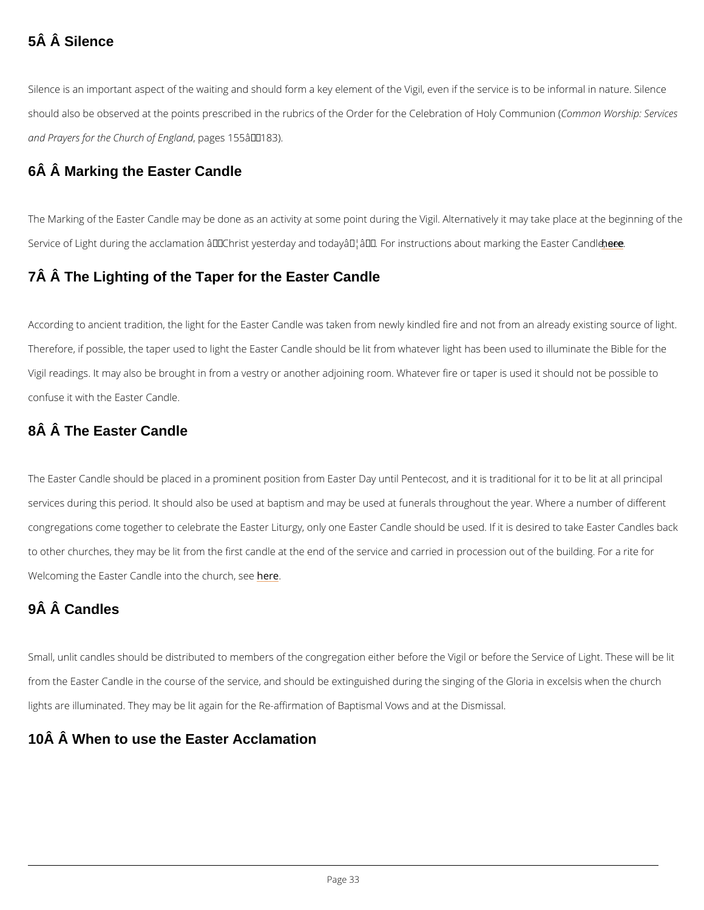## 5  Silence

Silence is an important aspect of the waiting and should form a key element of the Vigil, even if the service is to be informal in nature. Silence should also be observed at the points prescribed in the rubrics of the Order for the Celebration of Holy Communion (*Common Worship: Services and Prayers for the Church of England*, pages 155–183).

## 6  Marking the Easter Candle

The Marking of the Easter Candle may be done as an activity at some point during the Vigil. Alternatively it may take place at the beginning of the Service of Light during the acclamation 'Christ yesterday and today…'. For instructions about marking the Easter Candle, see here.

## 7  The Lighting of the Taper for the Easter Candle

According to ancient tradition, the light for the Easter Candle was taken from newly kindled fire and not from an already existing source of light. Therefore, if possible, the taper used to light the Easter Candle should be lit from whatever light has been used to illuminate the Bible for the Vigil readings. It may also be brought in from a vestry or another adjoining room. Whatever fire or taper is used it should not be possible to confuse it with the Easter Candle.

## 8  The Easter Candle

The Easter Candle should be placed in a prominent position from Easter Day until Pentecost, and it is traditional for it to be lit at all principal services during this period. It should also be used at baptism and may be used at funerals throughout the year. Where a number of different congregations come together to celebrate the Easter Liturgy, only one Easter Candle should be used. If it is desired to take Easter Candles back to other churches, they may be lit from the first candle at the end of the service and carried in procession out of the building. For a rite for Welcoming the Easter Candle into the church, see here.

## 9  Candles

Small, unlit candles should be distributed to members of the congregation either before the Vigil or before the Service of Light. These will be lit from the Easter Candle in the course of the service, and should be extinguished during the singing of the Gloria in excelsis when the church lights are illuminated. They may be lit again for the Re-affirmation of Baptismal Vows and at the Dismissal.

## 10  When to use the Easter Acclamation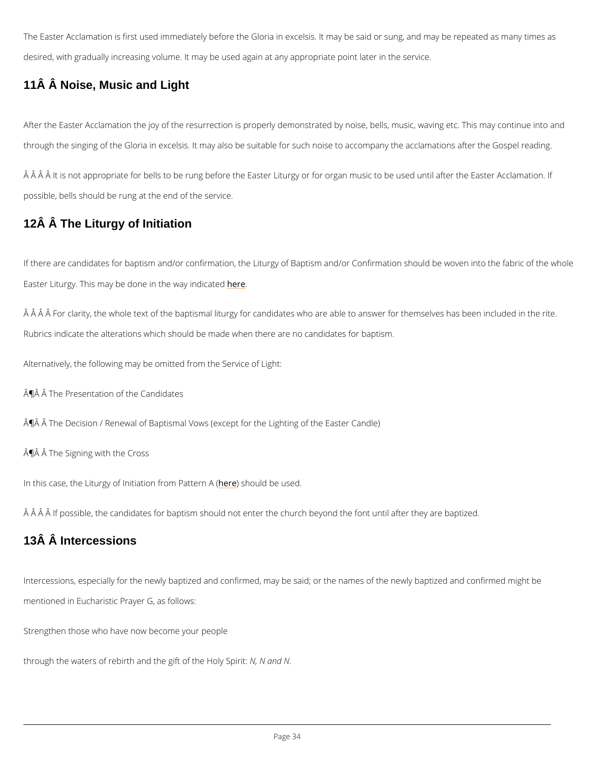The Easter Acclamation is first used immediately before the Gloria in excelsis. It may be said or sung, and may be repeated as many times as desired, with gradually increasing volume. It may be used again at any appropriate point later in the service.

## 11Â Â Noise, Music and Light

After the Easter Acclamation the joy of the resurrection is properly demonstrated by noise, bells, music, waving etc. This may continue into and through the singing of the Gloria in excelsis. It may also be suitable for such noise to accompany the acclamations after the Gospel reading.

Â Â Â Â It is not appropriate for bells to be rung before the Easter Liturgy or for organ music to be used until after the Easter Acclamation. If possible, bells should be rung at the end of the service.

## 12Â Â The Liturgy of Initiation

If there are candidates for baptism and/or confirmation, the Liturgy of Baptism and/or Confirmation should be woven into the fabric of the whole Easter Liturgy. This may be done in the way indicated here.

Â Â Â Â For clarity, the whole text of the baptismal liturgy for candidates who are able to answer for themselves has been included in the rite. Rubrics indicate the alterations which should be made when there are no candidates for baptism.

Alternatively, the following may be omitted from the Service of Light:

Â¶Â Â The Presentation of the Candidates

Â¶Â Â The Decision / Renewal of Baptismal Vows (except for the Lighting of the Easter Candle)

Â¶Â Â The Signing with the Cross

In this case, the Liturgy of Initiation from Pattern A (here) should be used.

Â Â Â Â If possible, the candidates for baptism should not enter the church beyond the font until after they are baptized.

## 13Â Â Intercessions

Intercessions, especially for the newly baptized and confirmed, may be said; or the names of the newly baptized and confirmed might be mentioned in Eucharistic Prayer G, as follows:

Strengthen those who have now become your people

through the waters of rebirth and the gift of the Holy Spirit: *N, N and N.*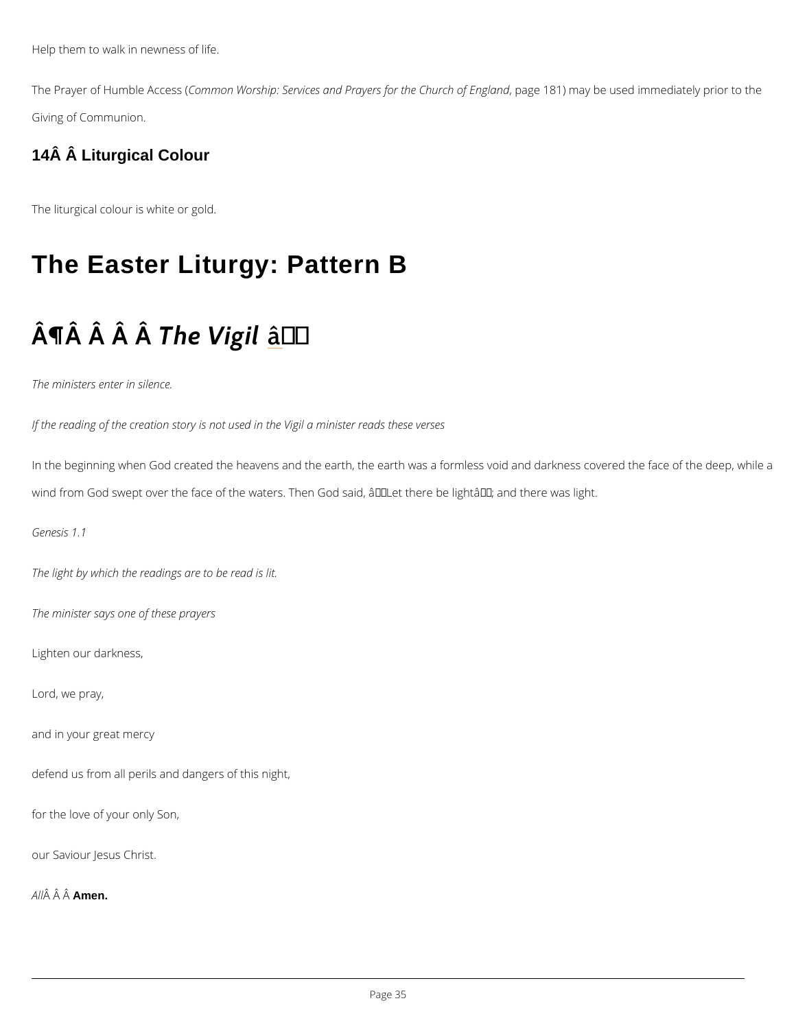Help them to walk in newness of life.

The Prayer of Humble Access (*Common Worship: Services and Prayers for the Church of England*, page 181) may be used immediately prior to the Giving of Communion.

### 14Â Â Liturgical Colour

The liturgical colour is white or gold.

# The Easter Liturgy: Pattern B

## Â¶Â Â Â Â *The Vigil* â

*The ministers enter in silence.*

*If the reading of the creation story is not used in the Vigil a minister reads these verses*

In the beginning when God created the heavens and the earth, the earth was a formless void and darkness covered the face of the deep, while a wind from God swept over the face of the waters. Then God said, âLet there be lightâ; and there was light.

*Genesis 1.1*

*The light by which the readings are to be read is lit.*

*The minister says one of these prayers*

Lighten our darkness,

Lord, we pray,

and in your great mercy

defend us from all perils and dangers of this night,

for the love of your only Son,

our Saviour Jesus Christ.

*All*Â Â Â **Amen.**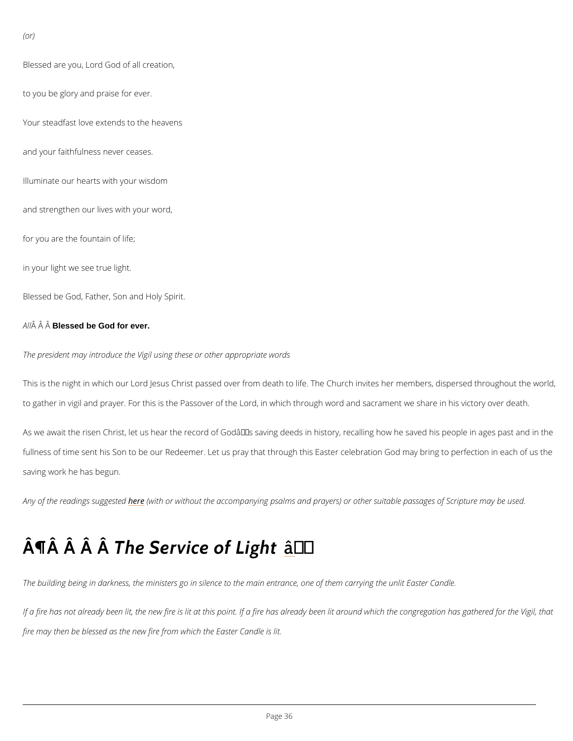*(or)*

Blessed are you, Lord God of all creation,

to you be glory and praise for ever.

Your steadfast love extends to the heavens

and your faithfulness never ceases.

Illuminate our hearts with your wisdom

and strengthen our lives with your word,

for you are the fountain of life;

in your light we see true light.

Blessed be God, Father, Son and Holy Spirit.

*All*Â Â Â **Blessed be God for ever.**

*The president may introduce the Vigil using these or other appropriate words*

This is the night in which our Lord Jesus Christ passed over from death to life. The Church invites her members, dispersed throughout the world, to gather in vigil and prayer. For this is the Passover of the Lord, in which through word and sacrament we share in his victory over death.

As we await the risen Christ, let us hear the record of Godâs saving deeds in history, recalling how he saved his people in ages past and in the fullness of time sent his Son to be our Redeemer. Let us pray that through this Easter celebration God may bring to perfection in each of us the saving work he has begun.

*Any of the readings suggested here (with or without the accompanying psalms and prayers) or other suitable passages of Scripture may be used.*

## Â¶Â Â Â Â *The Service of Light* â

*The building being in darkness, the ministers go in silence to the main entrance, one of them carrying the unlit Easter Candle.*

*If a fire has not already been lit, the new fire is lit at this point. If a fire has already been lit around which the congregation has gathered for the Vigil, that fire may then be blessed as the new fire from which the Easter Candle is lit.*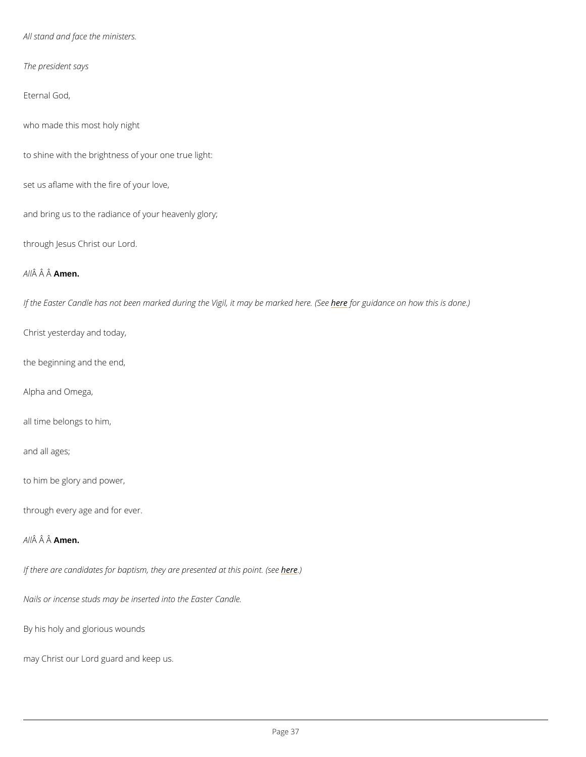*All stand and face the ministers.*

*The president says*

Eternal God,

who made this most holy night

to shine with the brightness of your one true light:

set us aflame with the fire of your love,

and bring us to the radiance of your heavenly glory;

through Jesus Christ our Lord.

*All*Â Â Â **Amen.**

*If the Easter Candle has not been marked during the Vigil, it may be marked here. (See here for guidance on how this is done.)*

Christ yesterday and today,

the beginning and the end,

Alpha and Omega,

all time belongs to him,

and all ages;

to him be glory and power,

through every age and for ever.

*All*Â Â Â **Amen.**

*If there are candidates for baptism, they are presented at this point. (see here.)*

*Nails or incense studs may be inserted into the Easter Candle.*

By his holy and glorious wounds

may Christ our Lord guard and keep us.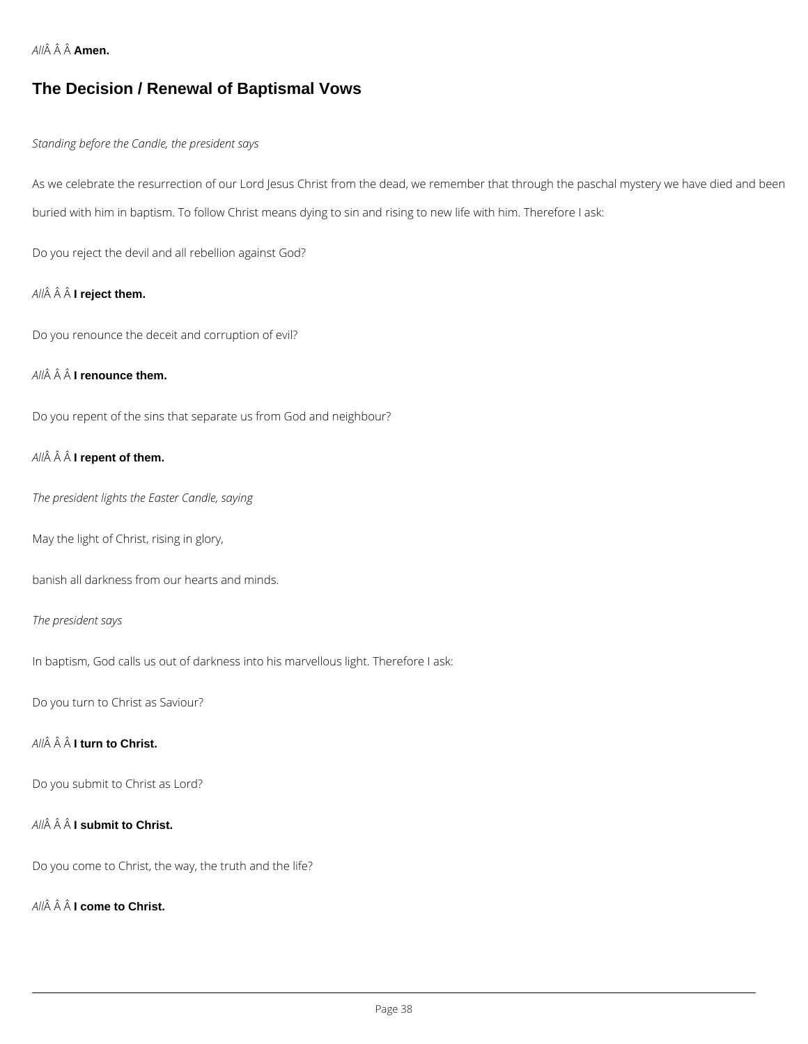*All*Â Â Â **Amen.**

## The Decision / Renewal of Baptismal Vows

*Standing before the Candle, the president says*

As we celebrate the resurrection of our Lord Jesus Christ from the dead, we remember that through the paschal mystery we have died and been buried with him in baptism. To follow Christ means dying to sin and rising to new life with him. Therefore I ask:

Do you reject the devil and all rebellion against God?

*All*Â Â Â **I reject them.**

Do you renounce the deceit and corruption of evil?

*All*Â Â Â **I renounce them.**

Do you repent of the sins that separate us from God and neighbour?

*All*Â Â Â **I repent of them.**

*The president lights the Easter Candle, saying*

May the light of Christ, rising in glory,

banish all darkness from our hearts and minds.

*The president says*

In baptism, God calls us out of darkness into his marvellous light. Therefore I ask:

Do you turn to Christ as Saviour?

*All*Â Â Â **I turn to Christ.**

Do you submit to Christ as Lord?

*All*Â Â Â **I submit to Christ.**

Do you come to Christ, the way, the truth and the life?

*All*Â Â Â **I come to Christ.**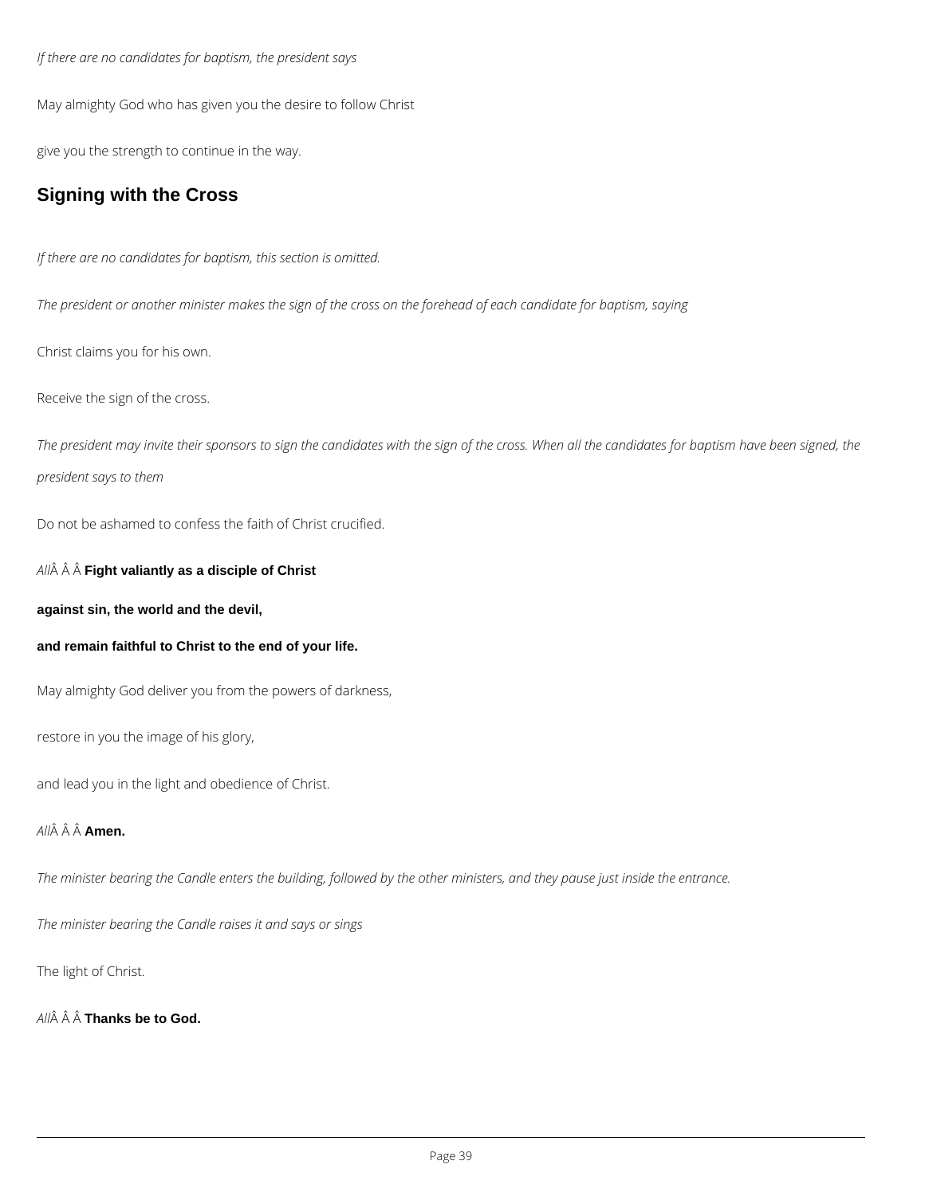*If there are no candidates for baptism, the president says*

May almighty God who has given you the desire to follow Christ

give you the strength to continue in the way.

## Signing with the Cross

*If there are no candidates for baptism, this section is omitted.*

*The president or another minister makes the sign of the cross on the forehead of each candidate for baptism, saying*

Christ claims you for his own.

Receive the sign of the cross.

*The president may invite their sponsors to sign the candidates with the sign of the cross. When all the candidates for baptism have been signed, the president says to them*

Do not be ashamed to confess the faith of Christ crucified.

*All*Â Â Â **Fight valiantly as a disciple of Christ**

**against sin, the world and the devil,**

**and remain faithful to Christ to the end of your life.**

May almighty God deliver you from the powers of darkness,

restore in you the image of his glory,

and lead you in the light and obedience of Christ.

*All*Â Â Â **Amen.**

*The minister bearing the Candle enters the building, followed by the other ministers, and they pause just inside the entrance.*

*The minister bearing the Candle raises it and says or sings*

The light of Christ.

*All*Â Â Â **Thanks be to God.**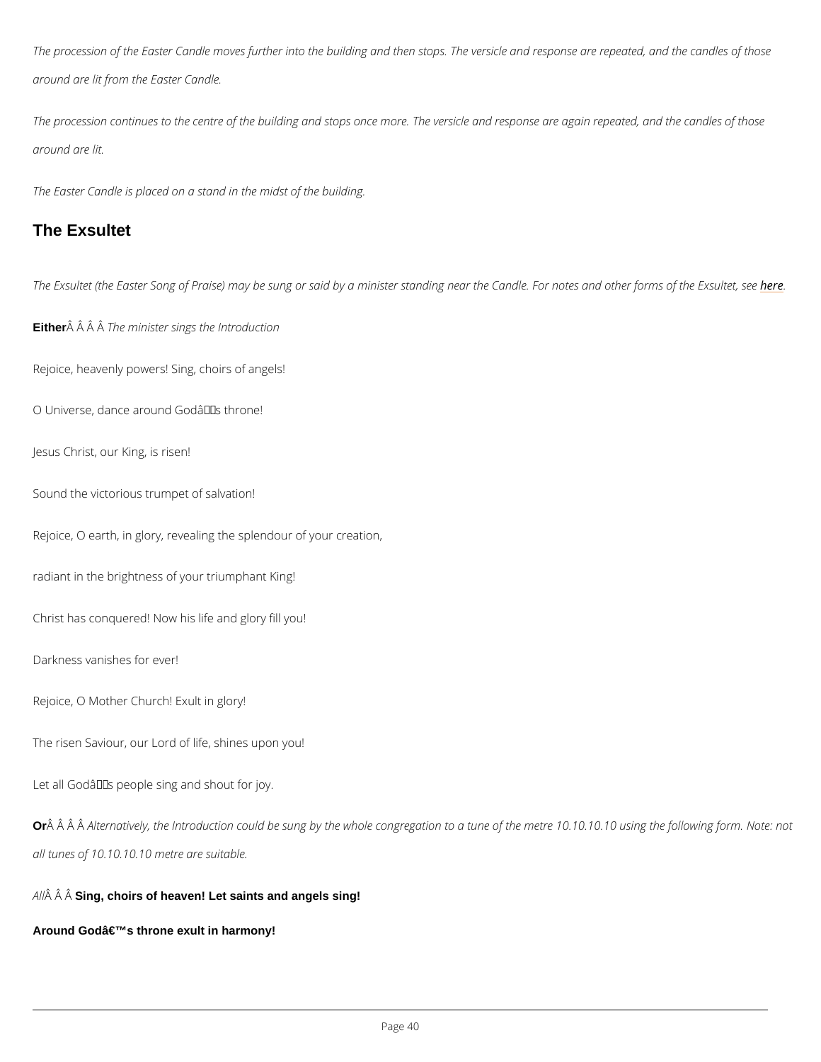*The procession of the Easter Candle moves further into the building and then stops. The versicle and response are repeated, and the candles of those around are lit from the Easter Candle.*

*The procession continues to the centre of the building and stops once more. The versicle and response are again repeated, and the candles of those around are lit.*

*The Easter Candle is placed on a stand in the midst of the building.*

## The Exsultet

*The Exsultet (the Easter Song of Praise) may be sung or said by a minister standing near the Candle. For notes and other forms of the Exsultet, see here.*

**Either** *The minister sings the Introduction*

Rejoice, heavenly powers! Sing, choirs of angels!

O Universe, dance around God's throne!

Jesus Christ, our King, is risen!

Sound the victorious trumpet of salvation!

Rejoice, O earth, in glory, revealing the splendour of your creation,

radiant in the brightness of your triumphant King!

Christ has conquered! Now his life and glory fill you!

Darkness vanishes for ever!

Rejoice, O Mother Church! Exult in glory!

The risen Saviour, our Lord of life, shines upon you!

Let all God's people sing and shout for joy.

**Or** *Alternatively, the Introduction could be sung by the whole congregation to a tune of the metre 10.10.10.10 using the following form. Note: not all tunes of 10.10.10.10 metre are suitable.*

*All* **Sing, choirs of heaven! Let saints and angels sing!**

**Around God's throne exult in harmony!**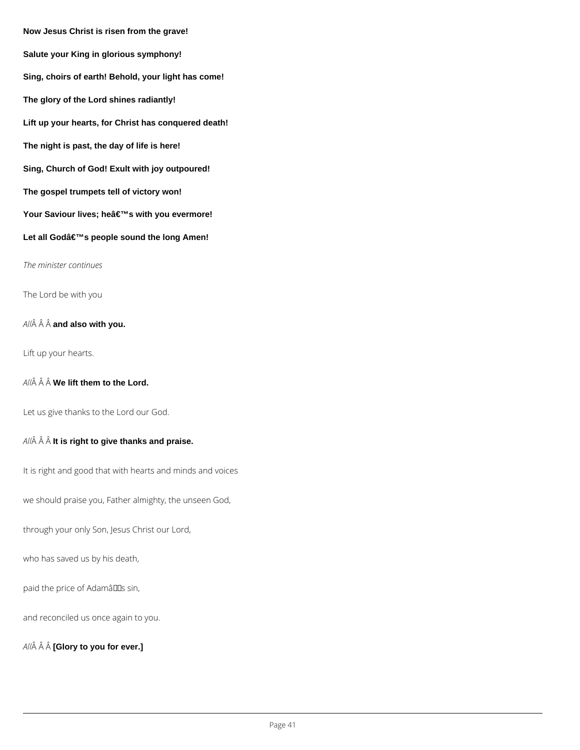**Now Jesus Christ is risen from the grave!**

**Salute your King in glorious symphony!**

**Sing, choirs of earth! Behold, your light has come!**

**The glory of the Lord shines radiantly!**

**Lift up your hearts, for Christ has conquered death!**

**The night is past, the day of life is here!**

**Sing, Church of God! Exult with joy outpoured!**

**The gospel trumpets tell of victory won!**

**Your Saviour lives; heâ€™s with you evermore!**

**Let all Godâ€™s people sound the long Amen!**

*The minister continues*

The Lord be with you

*All*Â Â Â **and also with you.**

Lift up your hearts.

*All*Â Â Â **We lift them to the Lord.**

Let us give thanks to the Lord our God.

*All*Â Â Â **It is right to give thanks and praise.**

It is right and good that with hearts and minds and voices

we should praise you, Father almighty, the unseen God,

through your only Son, Jesus Christ our Lord,

who has saved us by his death,

paid the price of Adamâs sin,

and reconciled us once again to you.

*All*Â Â Â **[Glory to you for ever.]**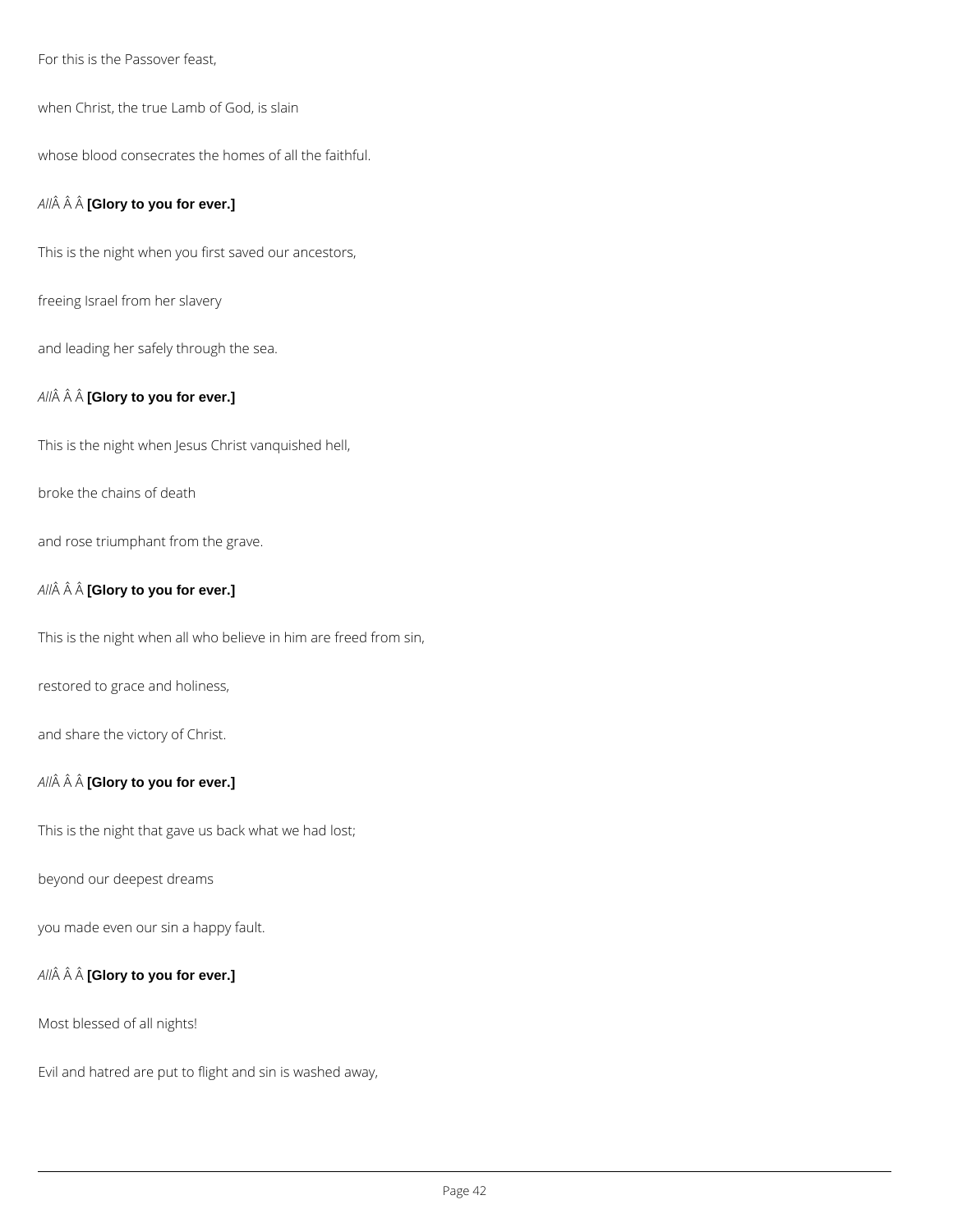For this is the Passover feast,

when Christ, the true Lamb of God, is slain

whose blood consecrates the homes of all the faithful.

*All*Â Â Â **[Glory to you for ever.]**

This is the night when you first saved our ancestors,

freeing Israel from her slavery

and leading her safely through the sea.

*All*Â Â Â **[Glory to you for ever.]**

This is the night when Jesus Christ vanquished hell,

broke the chains of death

and rose triumphant from the grave.

*All*Â Â Â **[Glory to you for ever.]**

This is the night when all who believe in him are freed from sin,

restored to grace and holiness,

and share the victory of Christ.

*All*Â Â Â **[Glory to you for ever.]**

This is the night that gave us back what we had lost;

beyond our deepest dreams

you made even our sin a happy fault.

*All*Â Â Â **[Glory to you for ever.]**

Most blessed of all nights!

Evil and hatred are put to flight and sin is washed away,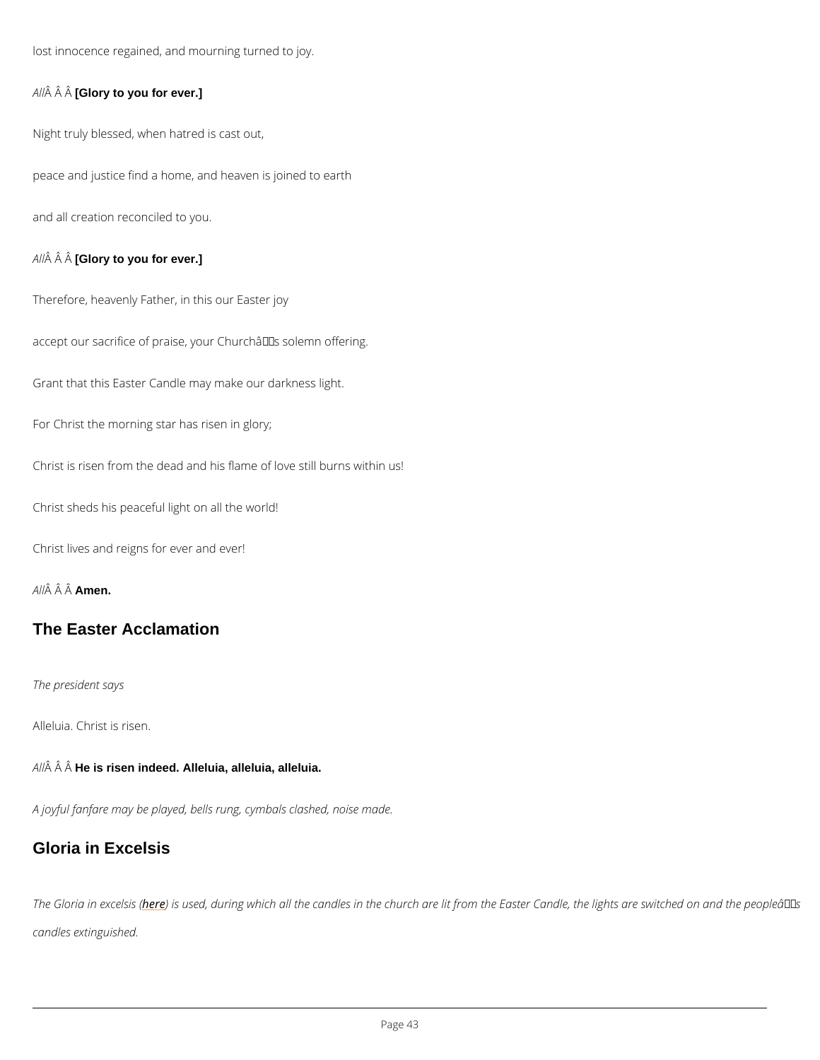lost innocence regained, and mourning turned to joy.

*All*Â Â Â **[Glory to you for ever.]**

Night truly blessed, when hatred is cast out,

peace and justice find a home, and heaven is joined to earth

and all creation reconciled to you.

*All*Â Â Â **[Glory to you for ever.]**

Therefore, heavenly Father, in this our Easter joy

accept our sacrifice of praise, your Churchâs solemn offering.

Grant that this Easter Candle may make our darkness light.

For Christ the morning star has risen in glory;

Christ is risen from the dead and his flame of love still burns within us!

Christ sheds his peaceful light on all the world!

Christ lives and reigns for ever and ever!

*All*Â Â Â **Amen.**

## The Easter Acclamation

*The president says*

Alleluia. Christ is risen.

*All*Â Â Â **He is risen indeed. Alleluia, alleluia, alleluia.**

*A joyful fanfare may be played, bells rung, cymbals clashed, noise made.*

## Gloria in Excelsis

*The Gloria in excelsis (here) is used, during which all the candles in the church are lit from the Easter Candle, the lights are switched on and the peopleâs candles extinguished.*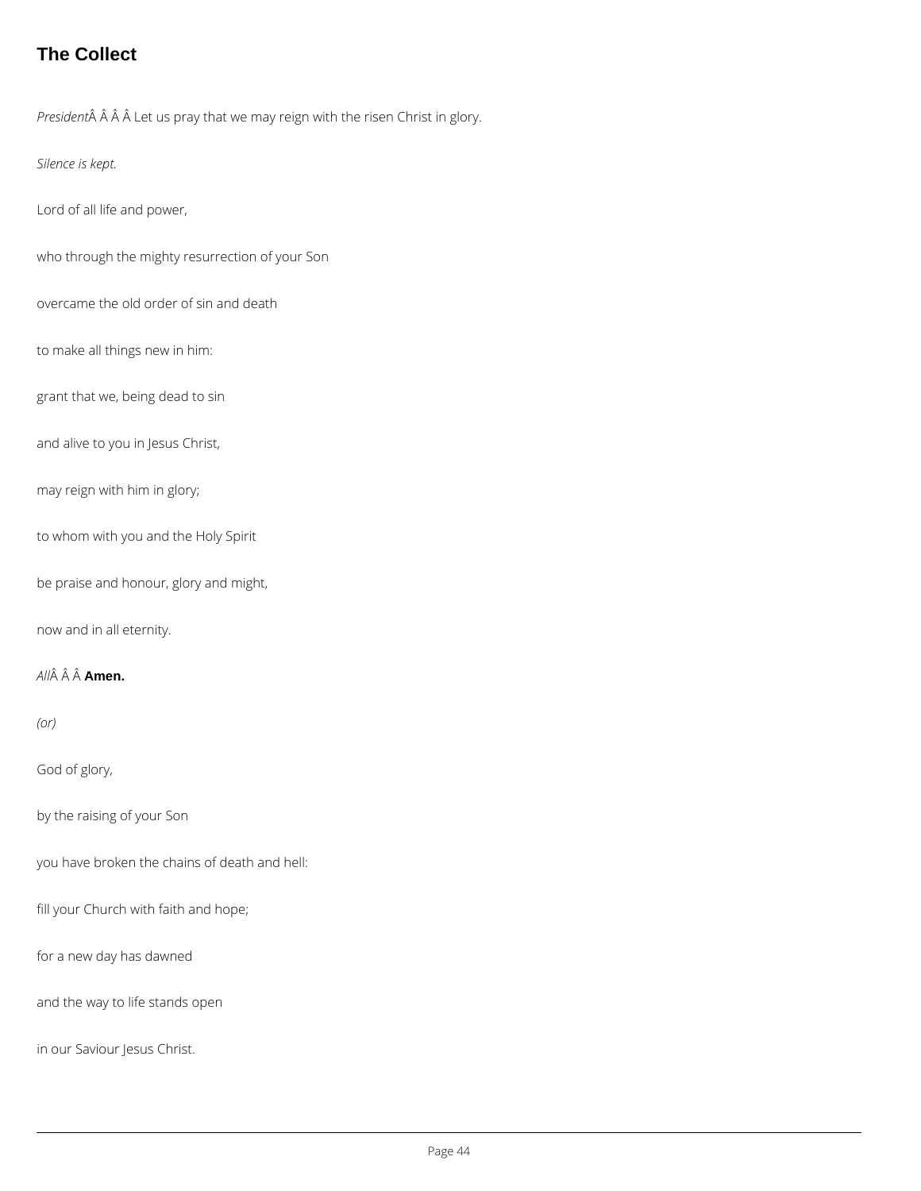## The Collect

*President*Â Â Â Â Let us pray that we may reign with the risen Christ in glory.

*Silence is kept.*

Lord of all life and power,

who through the mighty resurrection of your Son

overcame the old order of sin and death

to make all things new in him:

grant that we, being dead to sin

and alive to you in Jesus Christ,

may reign with him in glory;

to whom with you and the Holy Spirit

be praise and honour, glory and might,

now and in all eternity.

*All*Â Â Â **Amen.**

*(or)*

God of glory,

by the raising of your Son

you have broken the chains of death and hell:

fill your Church with faith and hope;

for a new day has dawned

and the way to life stands open

in our Saviour Jesus Christ.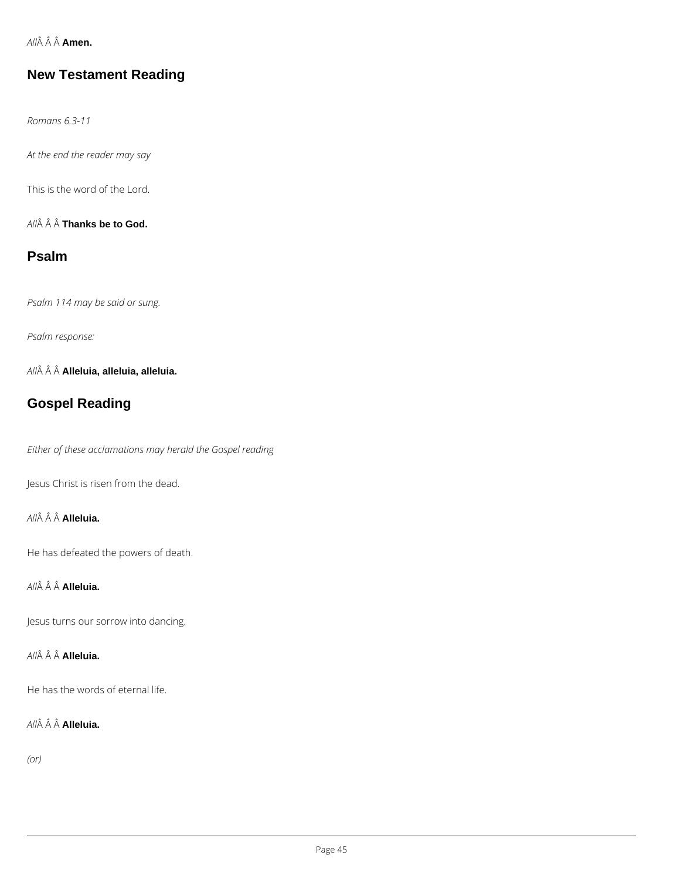*All*Â Â Â **Amen.**

## New Testament Reading

*Romans 6.3-11*

*At the end the reader may say*

This is the word of the Lord.

*All*Â Â Â **Thanks be to God.**

## Psalm

*Psalm 114 may be said or sung.*

*Psalm response:*

*All*Â Â Â **Alleluia, alleluia, alleluia.**

## Gospel Reading

*Either of these acclamations may herald the Gospel reading*

Jesus Christ is risen from the dead.

*All*Â Â Â **Alleluia.**

He has defeated the powers of death.

*All*Â Â Â **Alleluia.**

Jesus turns our sorrow into dancing.

*All*Â Â Â **Alleluia.**

He has the words of eternal life.

*All*Â Â Â **Alleluia.**

*(or)*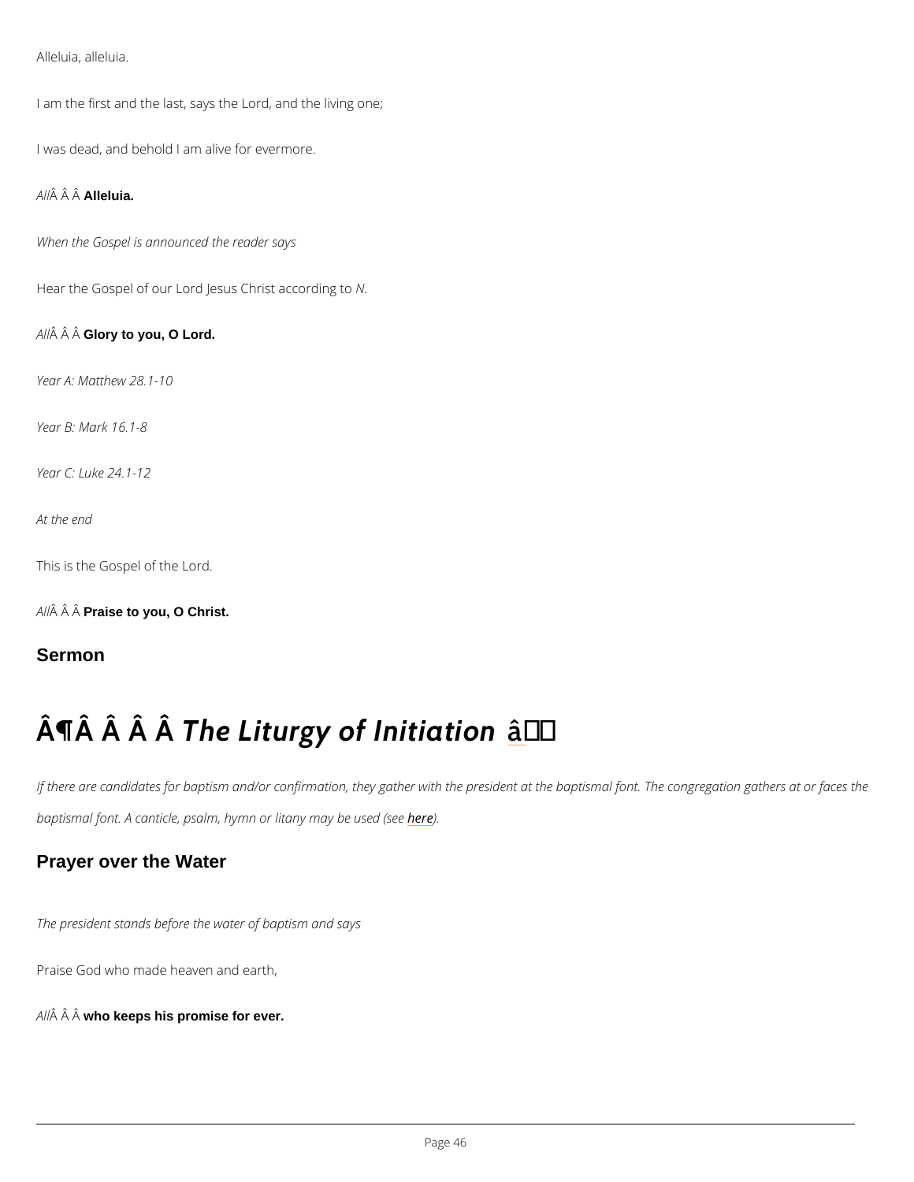Alleluia, alleluia.

I am the first and the last, says the Lord, and the living one;

I was dead, and behold I am alive for evermore.

*All*Â Â Â **Alleluia.**

*When the Gospel is announced the reader says*

Hear the Gospel of our Lord Jesus Christ according to *N*.

*All*Â Â Â **Glory to you, O Lord.**

*Year A: Matthew 28.1-10*

*Year B: Mark 16.1-8*

*Year C: Luke 24.1-12*

*At the end*

This is the Gospel of the Lord.

*All*Â Â Â **Praise to you, O Christ.**

## Sermon

# Â¶Â Â Â Â *The Liturgy of Initiation* â

*If there are candidates for baptism and/or confirmation, they gather with the president at the baptismal font. The congregation gathers at or faces the baptismal font. A canticle, psalm, hymn or litany may be used (see here).*

## Prayer over the Water

*The president stands before the water of baptism and says*

Praise God who made heaven and earth,

*All*Â Â Â **who keeps his promise for ever.**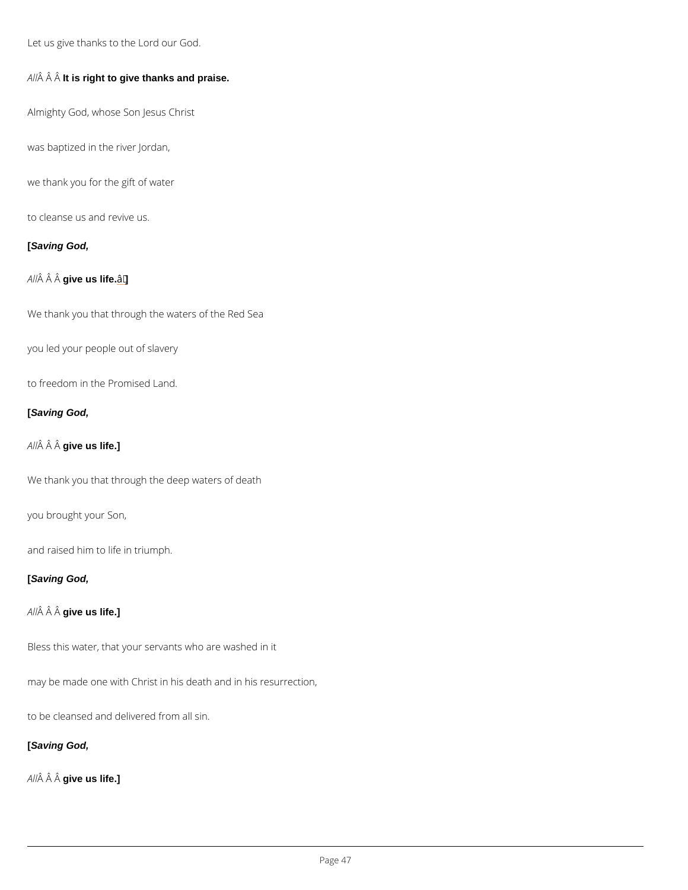Let us give thanks to the Lord our God.

*All*Â Â Â **It is right to give thanks and praise.**

Almighty God, whose Son Jesus Christ

was baptized in the river Jordan,

we thank you for the gift of water

to cleanse us and revive us.

**[*Saving God,***

*All*Â Â Â **give us life.â]**

We thank you that through the waters of the Red Sea

you led your people out of slavery

to freedom in the Promised Land.

**[*Saving God,***

*All*Â Â Â **give us life.]**

We thank you that through the deep waters of death

you brought your Son,

and raised him to life in triumph.

**[*Saving God,***

*All*Â Â Â **give us life.]**

Bless this water, that your servants who are washed in it

may be made one with Christ in his death and in his resurrection,

to be cleansed and delivered from all sin.

**[*Saving God,***

*All*Â Â Â **give us life.]**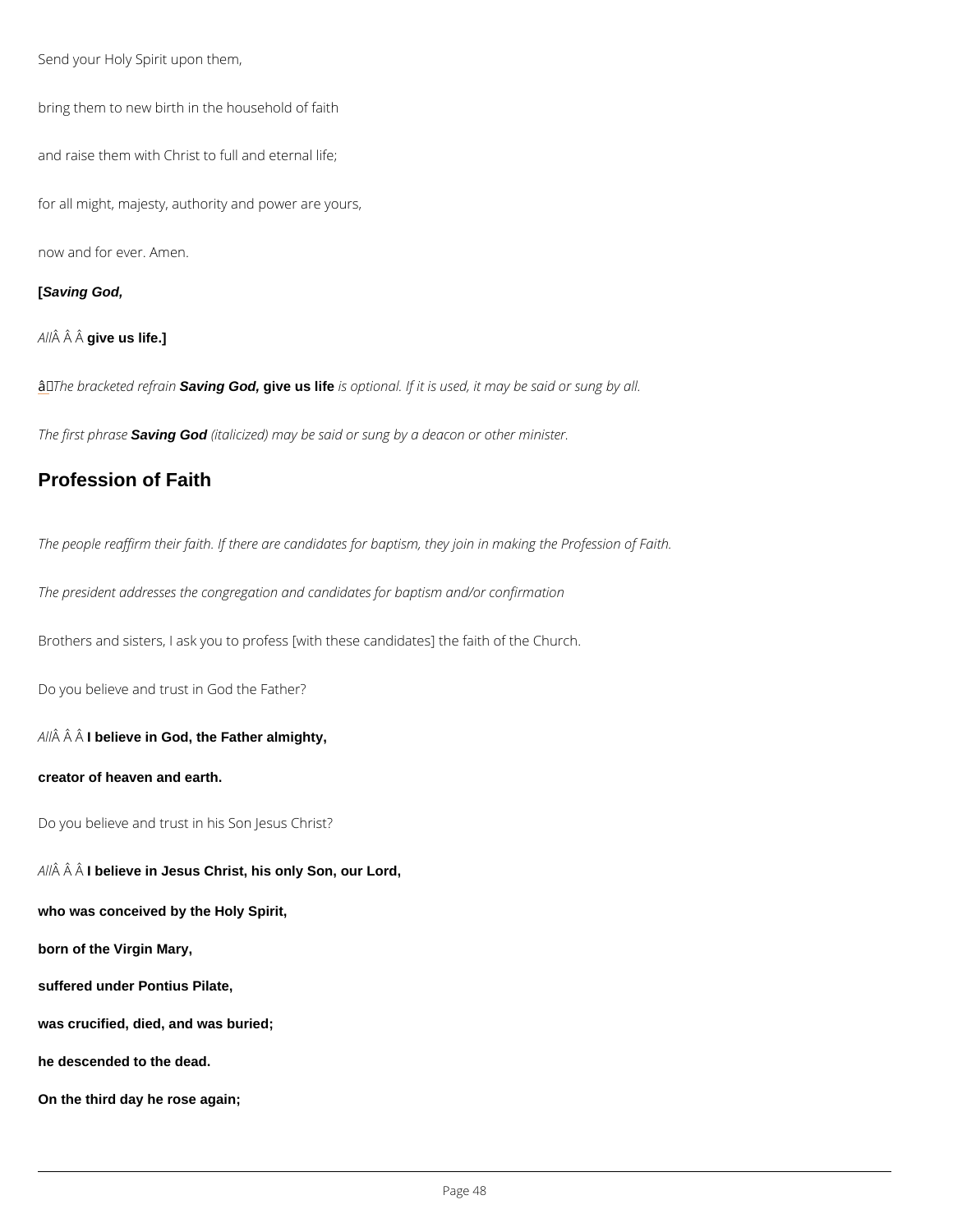Send your Holy Spirit upon them,

bring them to new birth in the household of faith

and raise them with Christ to full and eternal life;

for all might, majesty, authority and power are yours,

now and for ever. Amen.

[***Saving God,***

*All*Â Â Â **give us life.]**

â*The bracketed refrain* ***Saving God,*** **give us life** *is optional. If it is used, it may be said or sung by all.*

*The first phrase* ***Saving God*** *(italicized) may be said or sung by a deacon or other minister.*

## Profession of Faith

*The people reaffirm their faith. If there are candidates for baptism, they join in making the Profession of Faith.*

*The president addresses the congregation and candidates for baptism and/or confirmation*

Brothers and sisters, I ask you to profess [with these candidates] the faith of the Church.

Do you believe and trust in God the Father?

*All*Â Â Â **I believe in God, the Father almighty,**

**creator of heaven and earth.**

Do you believe and trust in his Son Jesus Christ?

*All*Â Â Â **I believe in Jesus Christ, his only Son, our Lord,**

**who was conceived by the Holy Spirit,**

**born of the Virgin Mary,**

**suffered under Pontius Pilate,**

**was crucified, died, and was buried;**

**he descended to the dead.**

**On the third day he rose again;**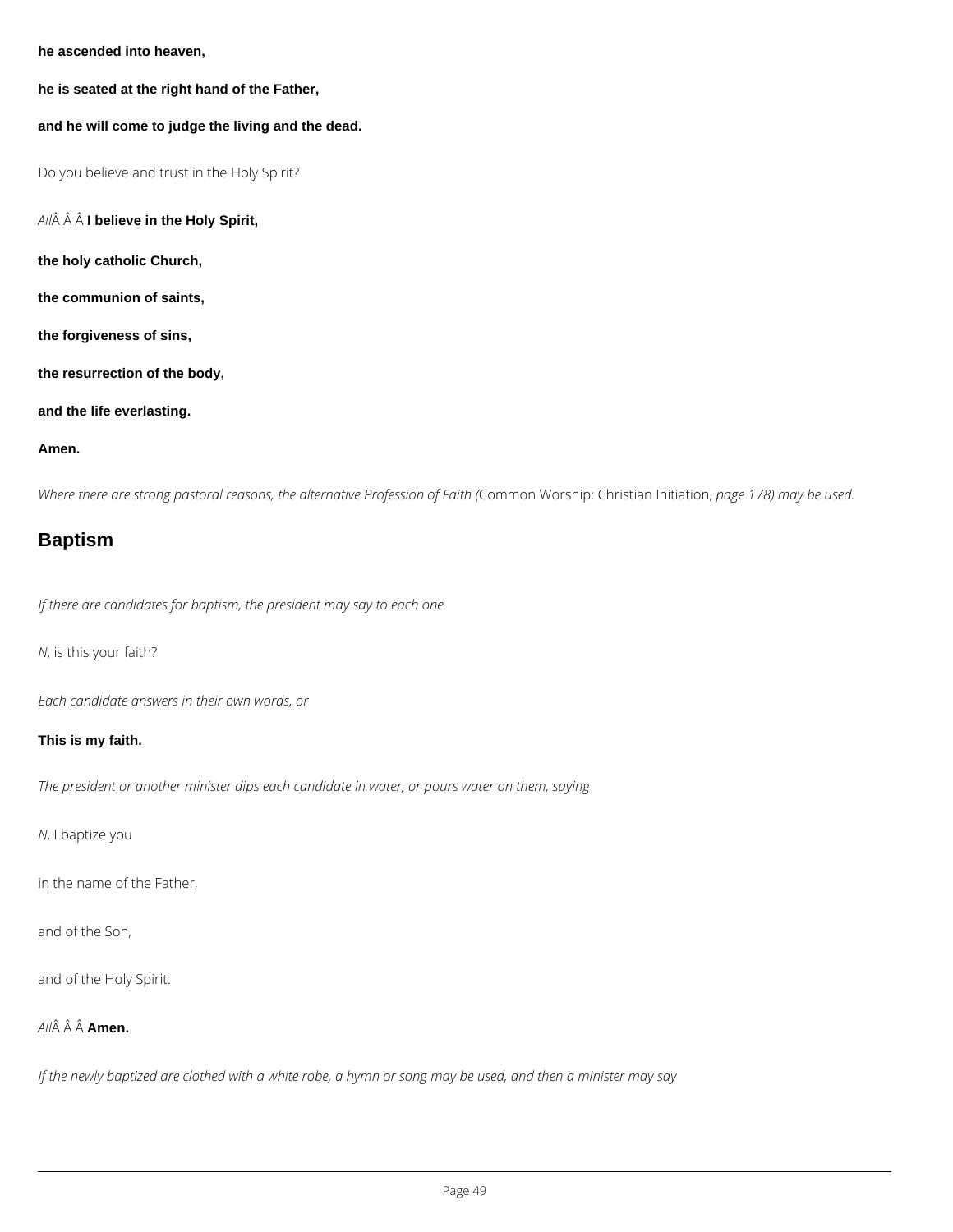**he ascended into heaven,**

**he is seated at the right hand of the Father,**

**and he will come to judge the living and the dead.**

Do you believe and trust in the Holy Spirit?

*All*Â Â Â **I believe in the Holy Spirit,**

**the holy catholic Church,**

**the communion of saints,**

**the forgiveness of sins,**

**the resurrection of the body,**

**and the life everlasting.**

**Amen.**

*Where there are strong pastoral reasons, the alternative Profession of Faith (*Common Worship: Christian Initiation, *page 178) may be used.*

## Baptism

*If there are candidates for baptism, the president may say to each one*

*N*, is this your faith?

*Each candidate answers in their own words, or*

**This is my faith.**

*The president or another minister dips each candidate in water, or pours water on them, saying*

*N*, I baptize you

in the name of the Father,

and of the Son,

and of the Holy Spirit.

*All*Â Â Â **Amen.**

*If the newly baptized are clothed with a white robe, a hymn or song may be used, and then a minister may say*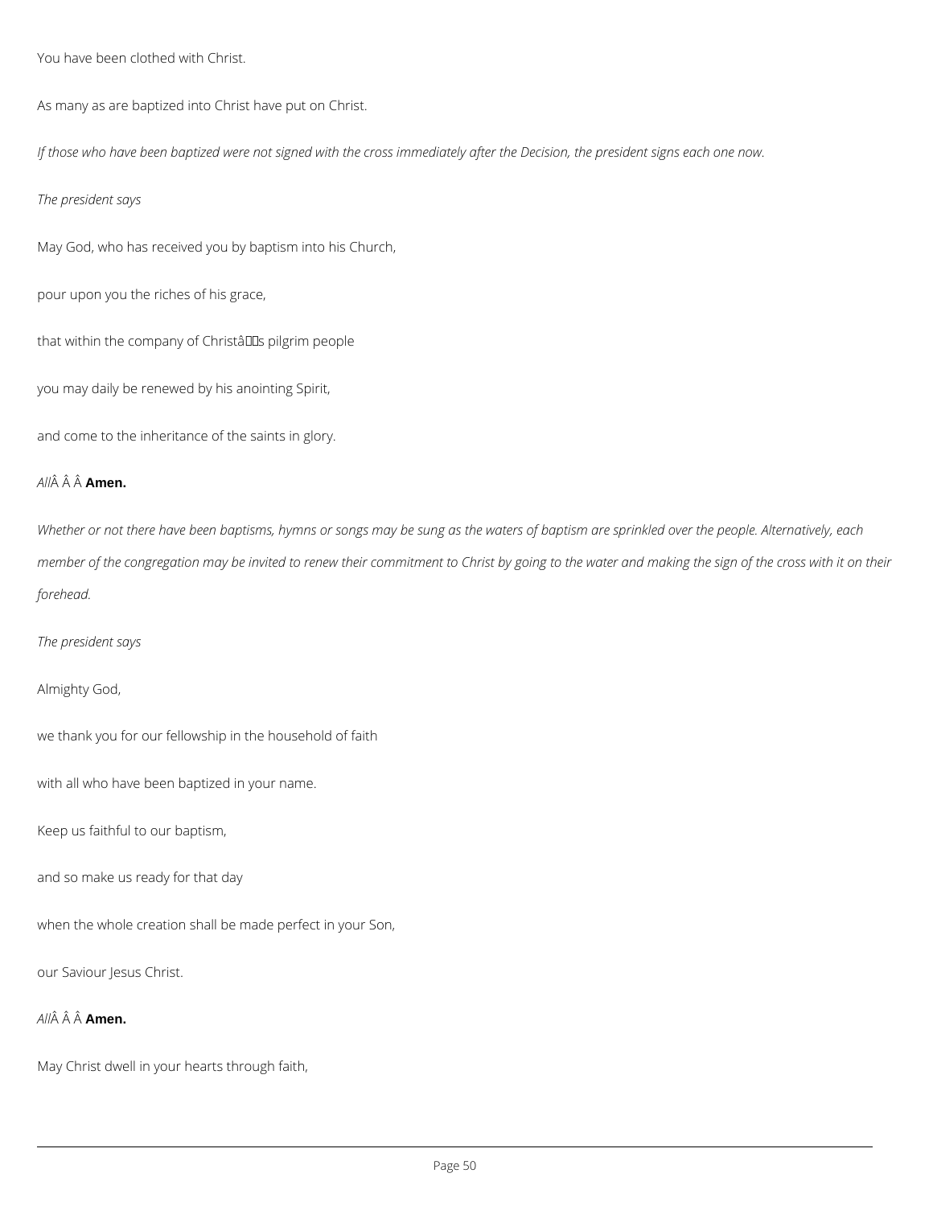You have been clothed with Christ.

As many as are baptized into Christ have put on Christ.

*If those who have been baptized were not signed with the cross immediately after the Decision, the president signs each one now.*

*The president says*

May God, who has received you by baptism into his Church,

pour upon you the riches of his grace,

that within the company of Christâs pilgrim people

you may daily be renewed by his anointing Spirit,

and come to the inheritance of the saints in glory.

*All*Â Â Â **Amen.**

*Whether or not there have been baptisms, hymns or songs may be sung as the waters of baptism are sprinkled over the people. Alternatively, each member of the congregation may be invited to renew their commitment to Christ by going to the water and making the sign of the cross with it on their forehead.*

*The president says*

Almighty God,

we thank you for our fellowship in the household of faith

with all who have been baptized in your name.

Keep us faithful to our baptism,

and so make us ready for that day

when the whole creation shall be made perfect in your Son,

our Saviour Jesus Christ.

*All*Â Â Â **Amen.**

May Christ dwell in your hearts through faith,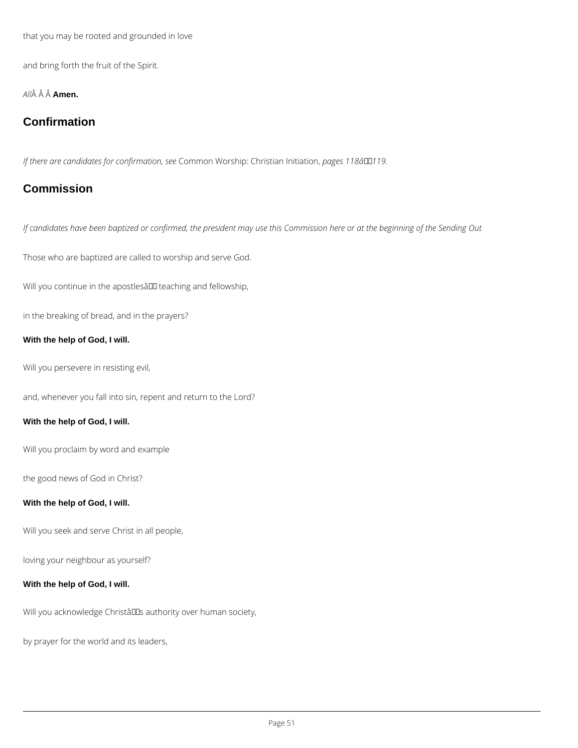that you may be rooted and grounded in love

and bring forth the fruit of the Spirit.

*All*Â Â Â **Amen.**

## Confirmation

*If there are candidates for confirmation, see* Common Worship: Christian Initiation, *pages 118â119.*

## Commission

*If candidates have been baptized or confirmed, the president may use this Commission here or at the beginning of the Sending Out*

Those who are baptized are called to worship and serve God.

Will you continue in the apostlesâ teaching and fellowship,

in the breaking of bread, and in the prayers?

**With the help of God, I will.**

Will you persevere in resisting evil,

and, whenever you fall into sin, repent and return to the Lord?

**With the help of God, I will.**

Will you proclaim by word and example

the good news of God in Christ?

**With the help of God, I will.**

Will you seek and serve Christ in all people,

loving your neighbour as yourself?

**With the help of God, I will.**

Will you acknowledge Christâs authority over human society,

by prayer for the world and its leaders,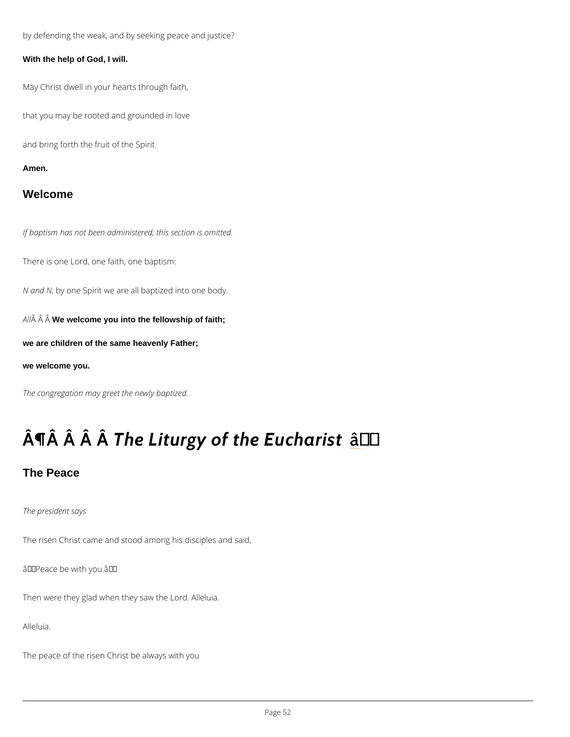by defending the weak, and by seeking peace and justice?

**With the help of God, I will.**

May Christ dwell in your hearts through faith,

that you may be rooted and grounded in love

and bring forth the fruit of the Spirit.

**Amen.**

## Welcome

*If baptism has not been administered, this section is omitted.*

There is one Lord, one faith, one baptism:

*N and N*, by one Spirit we are all baptized into one body.

*All*Â Â Â **We welcome you into the fellowship of faith;**

**we are children of the same heavenly Father;**

**we welcome you.**

*The congregation may greet the newly baptized.*

# Â¶Â Â Â Â *The Liturgy of the Eucharist* â

## The Peace

*The president says*

The risen Christ came and stood among his disciples and said,

âPeace be with you.â

Then were they glad when they saw the Lord. Alleluia.

Alleluia.

The peace of the risen Christ be always with you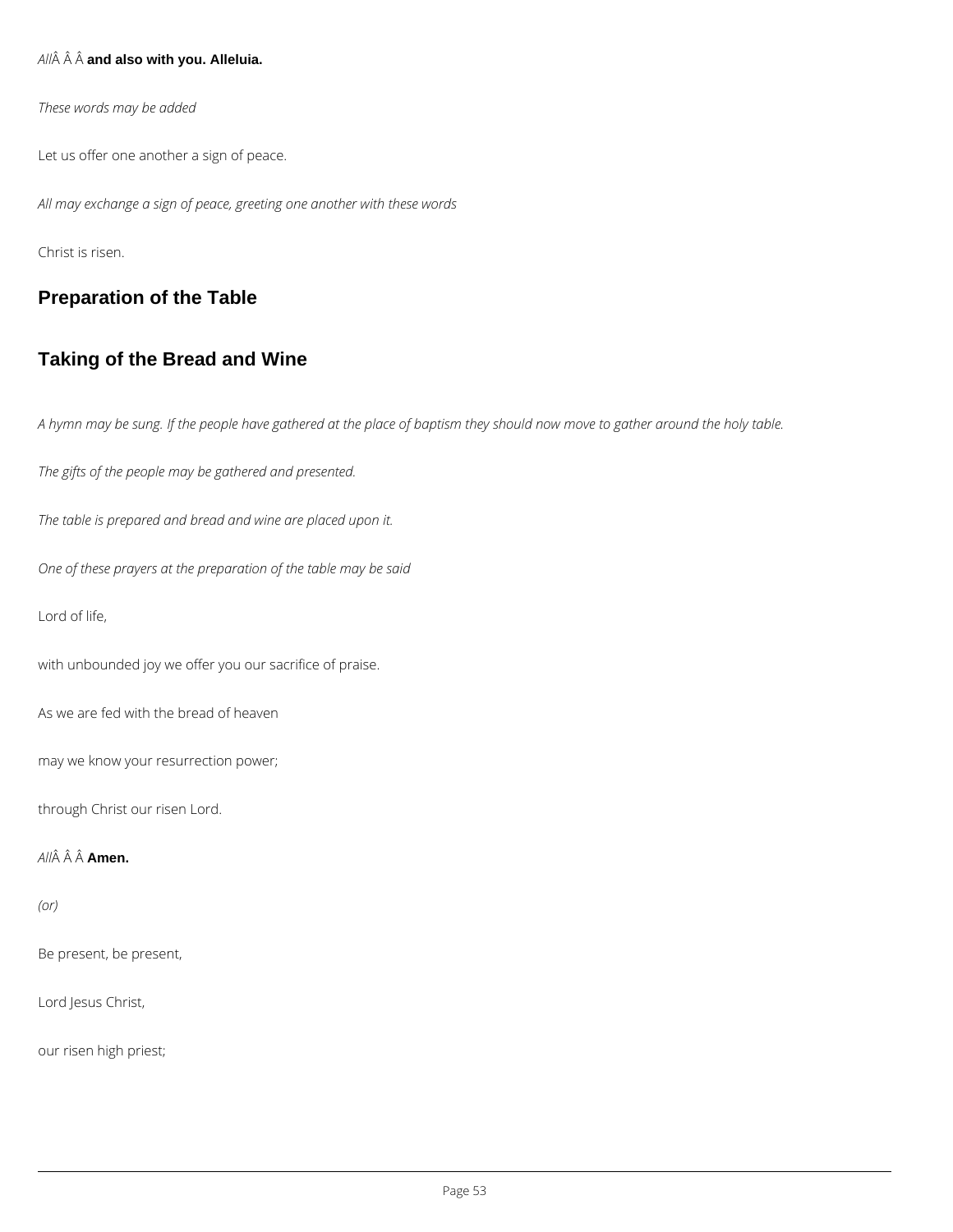*All*Â Â Â **and also with you. Alleluia.**

*These words may be added*

Let us offer one another a sign of peace.

*All may exchange a sign of peace, greeting one another with these words*

Christ is risen.

## Preparation of the Table

## Taking of the Bread and Wine

*A hymn may be sung. If the people have gathered at the place of baptism they should now move to gather around the holy table.*

*The gifts of the people may be gathered and presented.*

*The table is prepared and bread and wine are placed upon it.*

*One of these prayers at the preparation of the table may be said*

Lord of life,

with unbounded joy we offer you our sacrifice of praise.

As we are fed with the bread of heaven

may we know your resurrection power;

through Christ our risen Lord.

*All*Â Â Â **Amen.**

*(or)*

Be present, be present,

Lord Jesus Christ,

our risen high priest;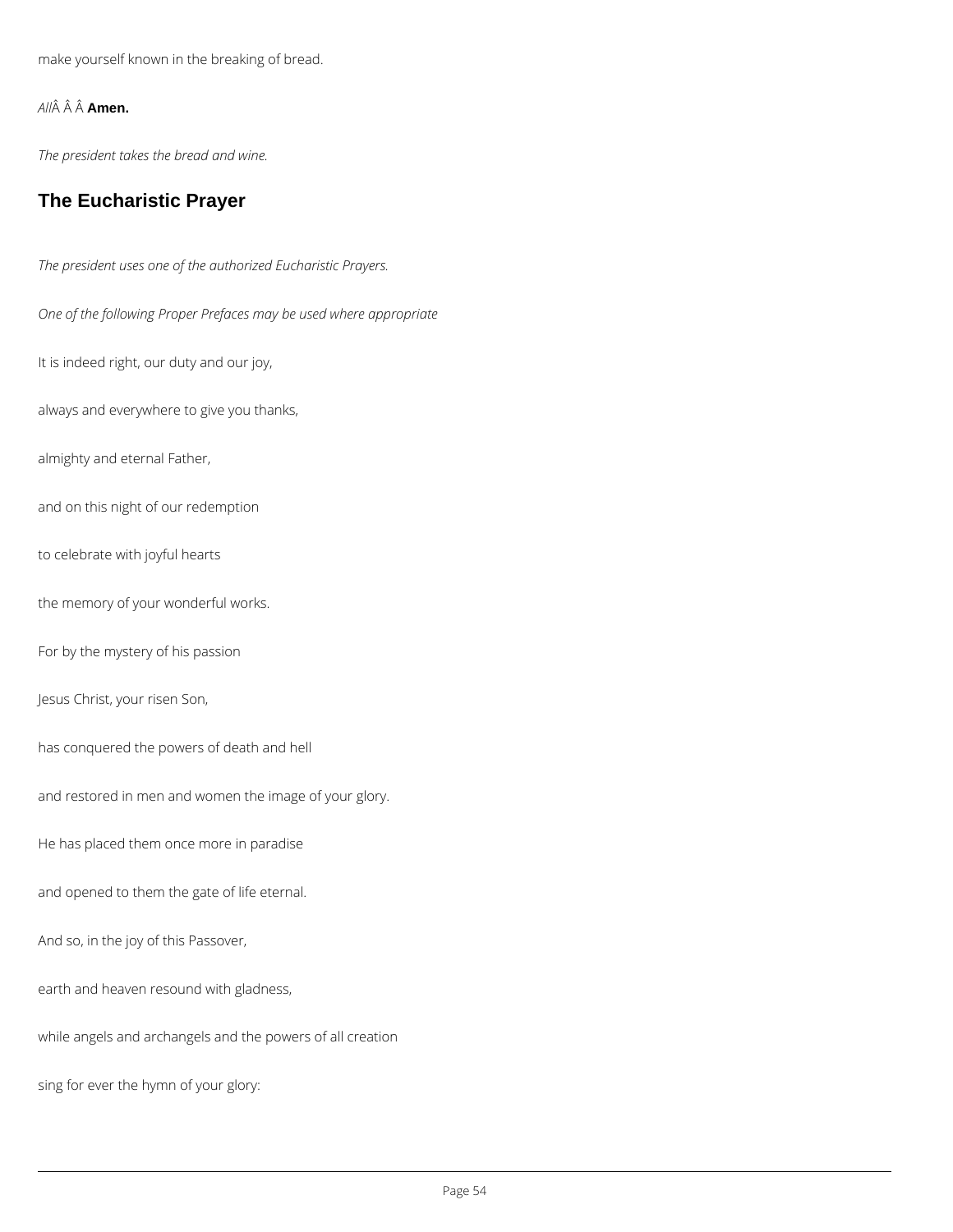make yourself known in the breaking of bread.

*All*Â Â Â **Amen.**

*The president takes the bread and wine.*

## The Eucharistic Prayer

*The president uses one of the authorized Eucharistic Prayers.*

*One of the following Proper Prefaces may be used where appropriate*

It is indeed right, our duty and our joy,

always and everywhere to give you thanks,

almighty and eternal Father,

and on this night of our redemption

to celebrate with joyful hearts

the memory of your wonderful works.

For by the mystery of his passion

Jesus Christ, your risen Son,

has conquered the powers of death and hell

and restored in men and women the image of your glory.

He has placed them once more in paradise

and opened to them the gate of life eternal.

And so, in the joy of this Passover,

earth and heaven resound with gladness,

while angels and archangels and the powers of all creation

sing for ever the hymn of your glory: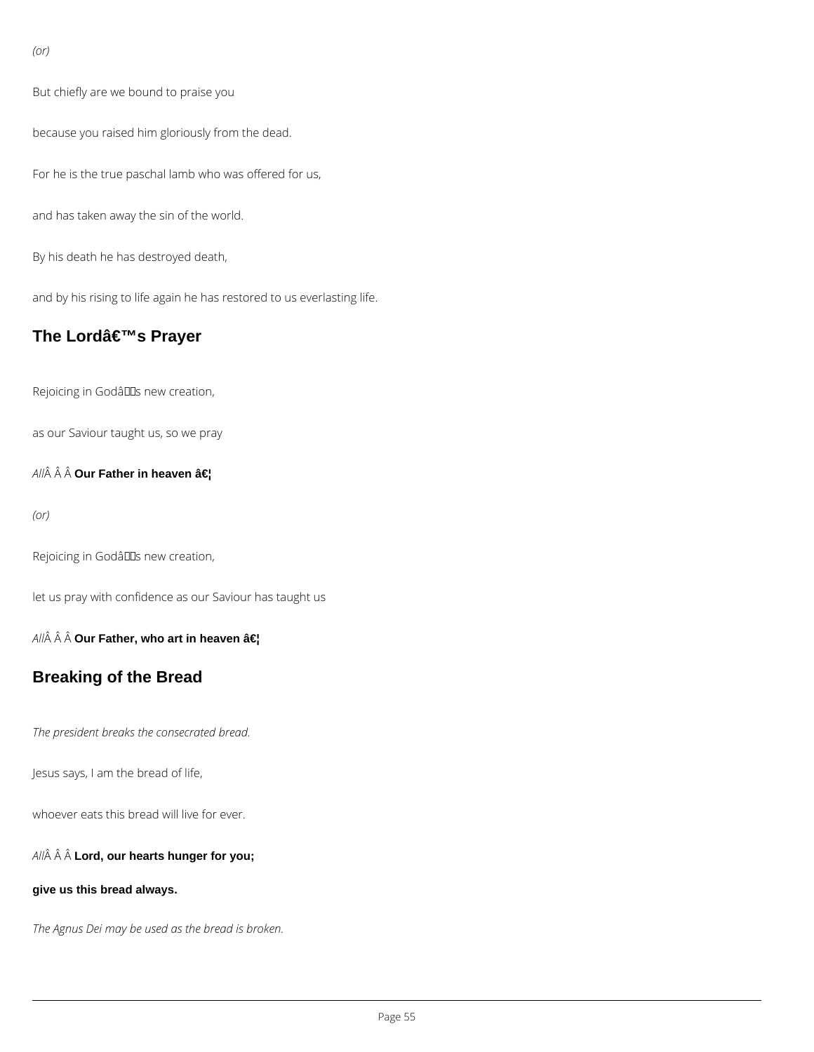*(or)*

But chiefly are we bound to praise you

because you raised him gloriously from the dead.

For he is the true paschal lamb who was offered for us,

and has taken away the sin of the world.

By his death he has destroyed death,

and by his rising to life again he has restored to us everlasting life.

## The Lordâ€™s Prayer

Rejoicing in Godâ€™s new creation,

as our Saviour taught us, so we pray

*All*Â Â Â **Our Father in heaven â€¦**

*(or)*

Rejoicing in Godâ€™s new creation,

let us pray with confidence as our Saviour has taught us

*All*Â Â Â **Our Father, who art in heaven â€¦**

## Breaking of the Bread

*The president breaks the consecrated bread.*

Jesus says, I am the bread of life,

whoever eats this bread will live for ever.

*All*Â Â Â **Lord, our hearts hunger for you;**

**give us this bread always.**

*The Agnus Dei may be used as the bread is broken.*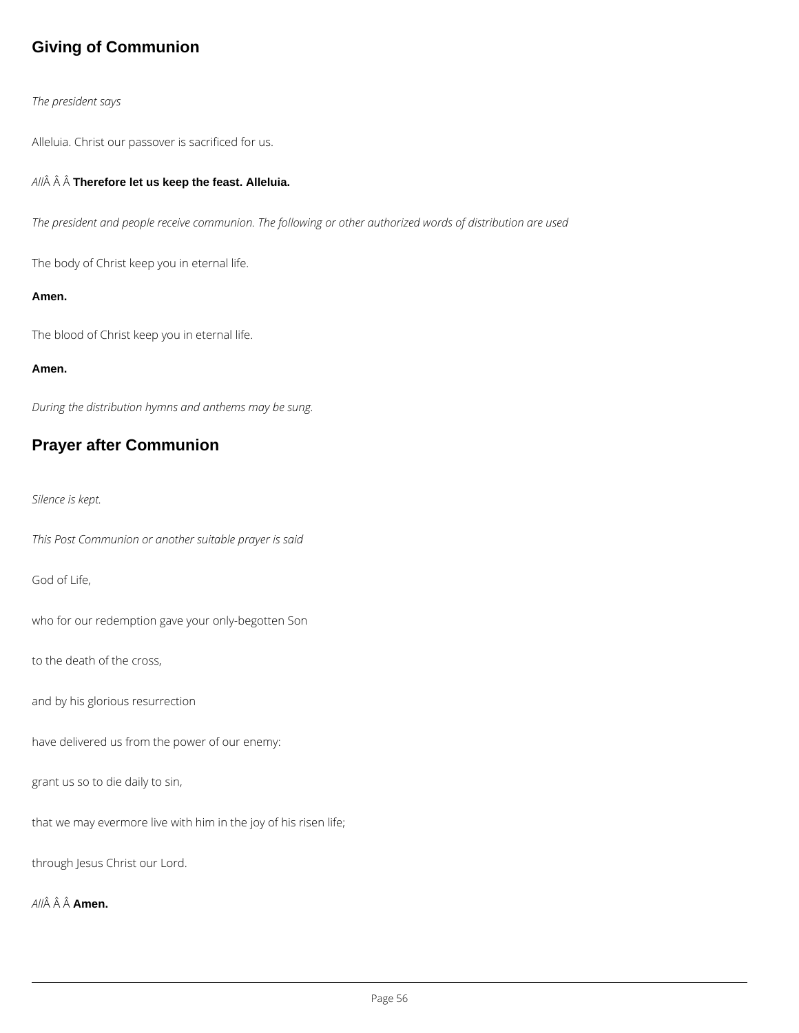## Giving of Communion

*The president says*

Alleluia. Christ our passover is sacrificed for us.

*All*Â Â Â **Therefore let us keep the feast. Alleluia.**

*The president and people receive communion. The following or other authorized words of distribution are used*

The body of Christ keep you in eternal life.

**Amen.**

The blood of Christ keep you in eternal life.

**Amen.**

*During the distribution hymns and anthems may be sung.*

## Prayer after Communion

*Silence is kept.*

*This Post Communion or another suitable prayer is said*

God of Life,

who for our redemption gave your only-begotten Son

to the death of the cross,

and by his glorious resurrection

have delivered us from the power of our enemy:

grant us so to die daily to sin,

that we may evermore live with him in the joy of his risen life;

through Jesus Christ our Lord.

*All*Â Â Â **Amen.**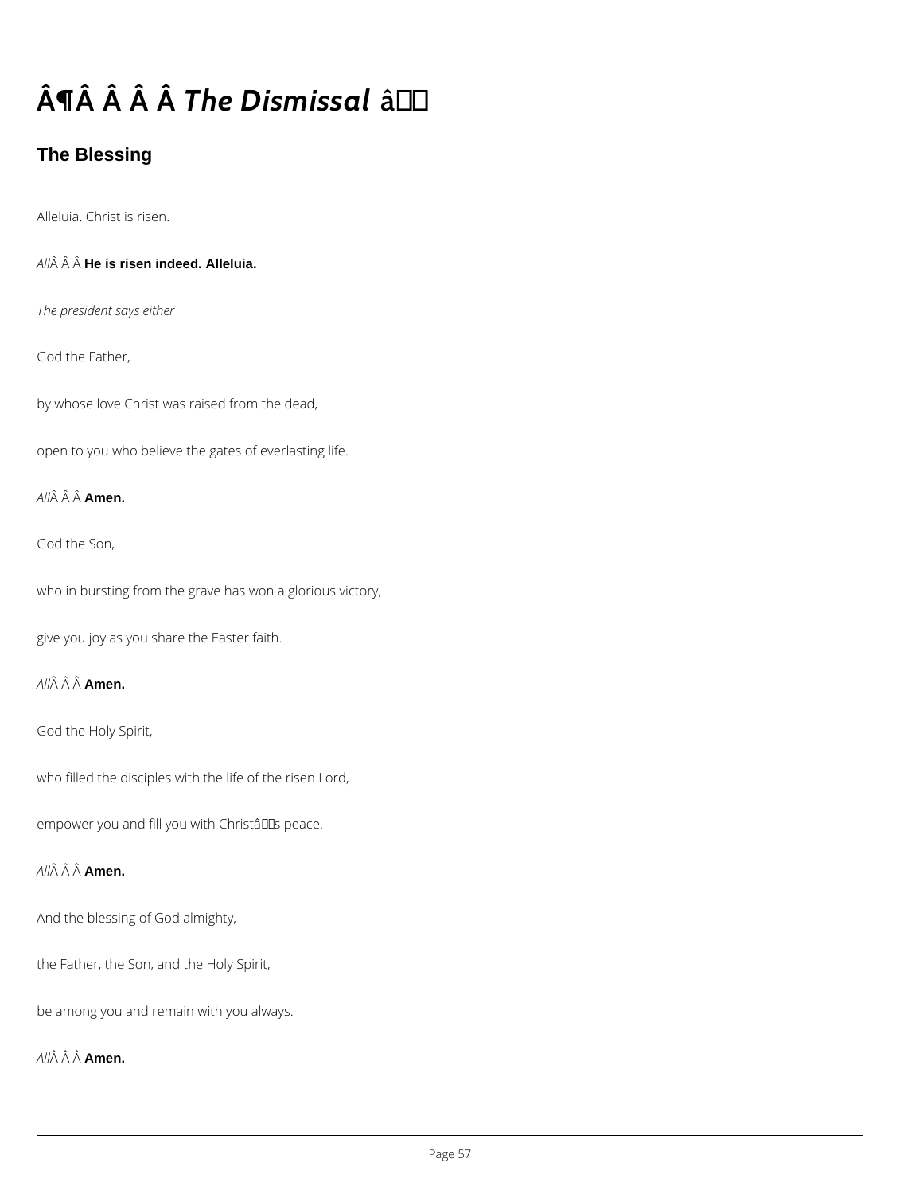# ¶ *The Dismissal*

## The Blessing

Alleluia. Christ is risen.

*All* **He is risen indeed. Alleluia.**

*The president says either*

God the Father,

by whose love Christ was raised from the dead,

open to you who believe the gates of everlasting life.

*All* **Amen.**

God the Son,

who in bursting from the grave has won a glorious victory,

give you joy as you share the Easter faith.

*All* **Amen.**

God the Holy Spirit,

who filled the disciples with the life of the risen Lord,

empower you and fill you with Christ's peace.

*All* **Amen.**

And the blessing of God almighty,

the Father, the Son, and the Holy Spirit,

be among you and remain with you always.

*All* **Amen.**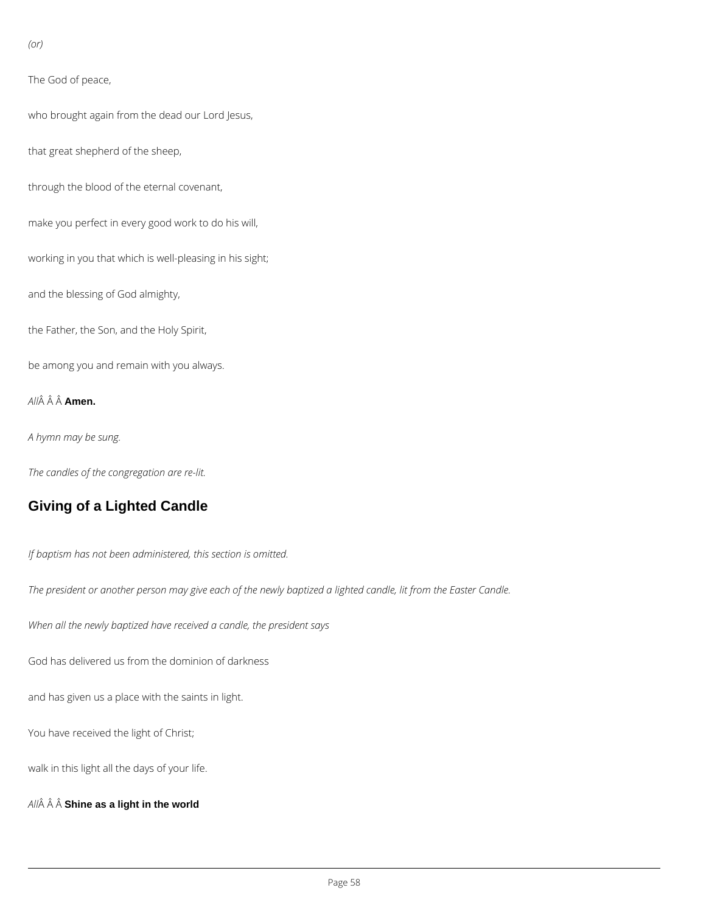*(or)*

The God of peace,

who brought again from the dead our Lord Jesus,

that great shepherd of the sheep,

through the blood of the eternal covenant,

make you perfect in every good work to do his will,

working in you that which is well-pleasing in his sight;

and the blessing of God almighty,

the Father, the Son, and the Holy Spirit,

be among you and remain with you always.

*All*Â Â Â **Amen.**

*A hymn may be sung.*

*The candles of the congregation are re-lit.*

## Giving of a Lighted Candle

*If baptism has not been administered, this section is omitted.*

*The president or another person may give each of the newly baptized a lighted candle, lit from the Easter Candle.*

*When all the newly baptized have received a candle, the president says*

God has delivered us from the dominion of darkness

and has given us a place with the saints in light.

You have received the light of Christ;

walk in this light all the days of your life.

*All*Â Â Â **Shine as a light in the world**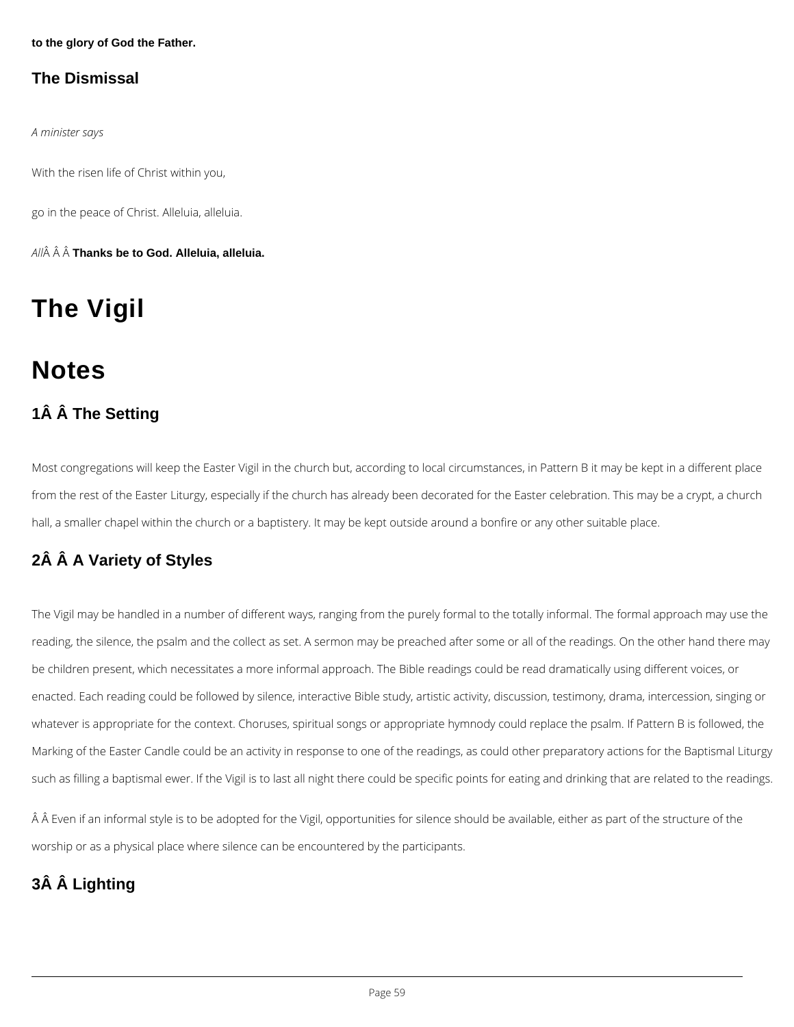**to the glory of God the Father.**

### The Dismissal

*A minister says*

With the risen life of Christ within you,

go in the peace of Christ. Alleluia, alleluia.

*All*Â Â Â **Thanks be to God. Alleluia, alleluia.**

# The Vigil

# Notes

## 1Â Â The Setting

Most congregations will keep the Easter Vigil in the church but, according to local circumstances, in Pattern B it may be kept in a different place from the rest of the Easter Liturgy, especially if the church has already been decorated for the Easter celebration. This may be a crypt, a church hall, a smaller chapel within the church or a baptistery. It may be kept outside around a bonfire or any other suitable place.

## 2Â Â A Variety of Styles

The Vigil may be handled in a number of different ways, ranging from the purely formal to the totally informal. The formal approach may use the reading, the silence, the psalm and the collect as set. A sermon may be preached after some or all of the readings. On the other hand there may be children present, which necessitates a more informal approach. The Bible readings could be read dramatically using different voices, or enacted. Each reading could be followed by silence, interactive Bible study, artistic activity, discussion, testimony, drama, intercession, singing or whatever is appropriate for the context. Choruses, spiritual songs or appropriate hymnody could replace the psalm. If Pattern B is followed, the Marking of the Easter Candle could be an activity in response to one of the readings, as could other preparatory actions for the Baptismal Liturgy such as filling a baptismal ewer. If the Vigil is to last all night there could be specific points for eating and drinking that are related to the readings.

Â Â Even if an informal style is to be adopted for the Vigil, opportunities for silence should be available, either as part of the structure of the worship or as a physical place where silence can be encountered by the participants.

## 3Â Â Lighting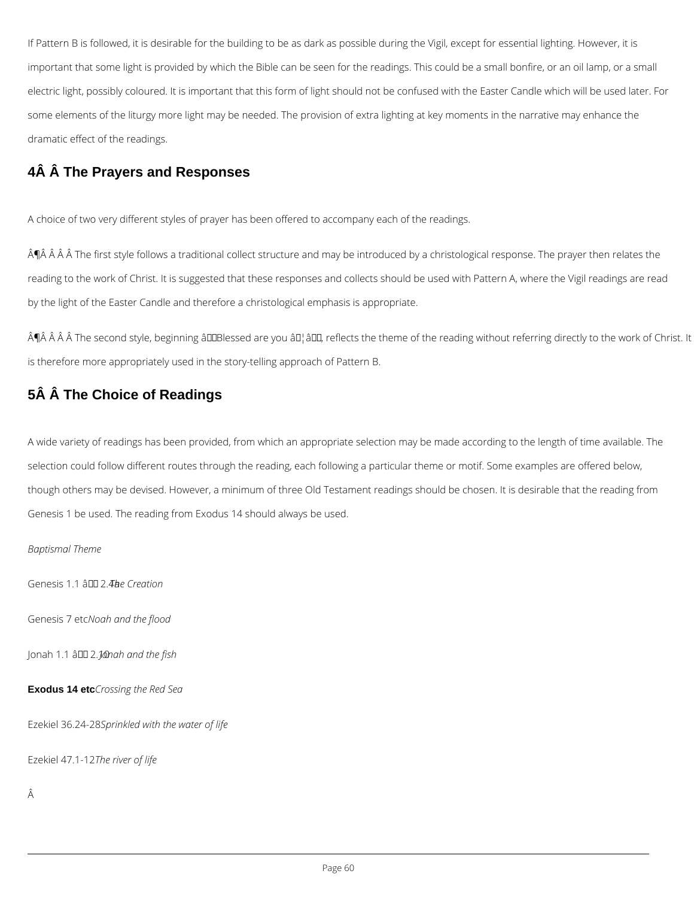If Pattern B is followed, it is desirable for the building to be as dark as possible during the Vigil, except for essential lighting. However, it is important that some light is provided by which the Bible can be seen for the readings. This could be a small bonfire, or an oil lamp, or a small electric light, possibly coloured. It is important that this form of light should not be confused with the Easter Candle which will be used later. For some elements of the liturgy more light may be needed. The provision of extra lighting at key moments in the narrative may enhance the dramatic effect of the readings.

## 4 The Prayers and Responses

A choice of two very different styles of prayer has been offered to accompany each of the readings.

¶ The first style follows a traditional collect structure and may be introduced by a christological response. The prayer then relates the reading to the work of Christ. It is suggested that these responses and collects should be used with Pattern A, where the Vigil readings are read by the light of the Easter Candle and therefore a christological emphasis is appropriate.

¶ The second style, beginning ‘Blessed are you …’, reflects the theme of the reading without referring directly to the work of Christ. It is therefore more appropriately used in the story-telling approach of Pattern B.

## 5 The Choice of Readings

A wide variety of readings has been provided, from which an appropriate selection may be made according to the length of time available. The selection could follow different routes through the reading, each following a particular theme or motif. Some examples are offered below, though others may be devised. However, a minimum of three Old Testament readings should be chosen. It is desirable that the reading from Genesis 1 be used. The reading from Exodus 14 should always be used.

*Baptismal Theme*

Genesis 1.1 – 2.4a *The Creation*

Genesis 7 etc *Noah and the flood*

Jonah 1.1 – 2.10 *Jonah and the fish*

**Exodus 14 etc** *Crossing the Red Sea*

Ezekiel 36.24-28 *Sprinkled with the water of life*

Ezekiel 47.1-12 *The river of life*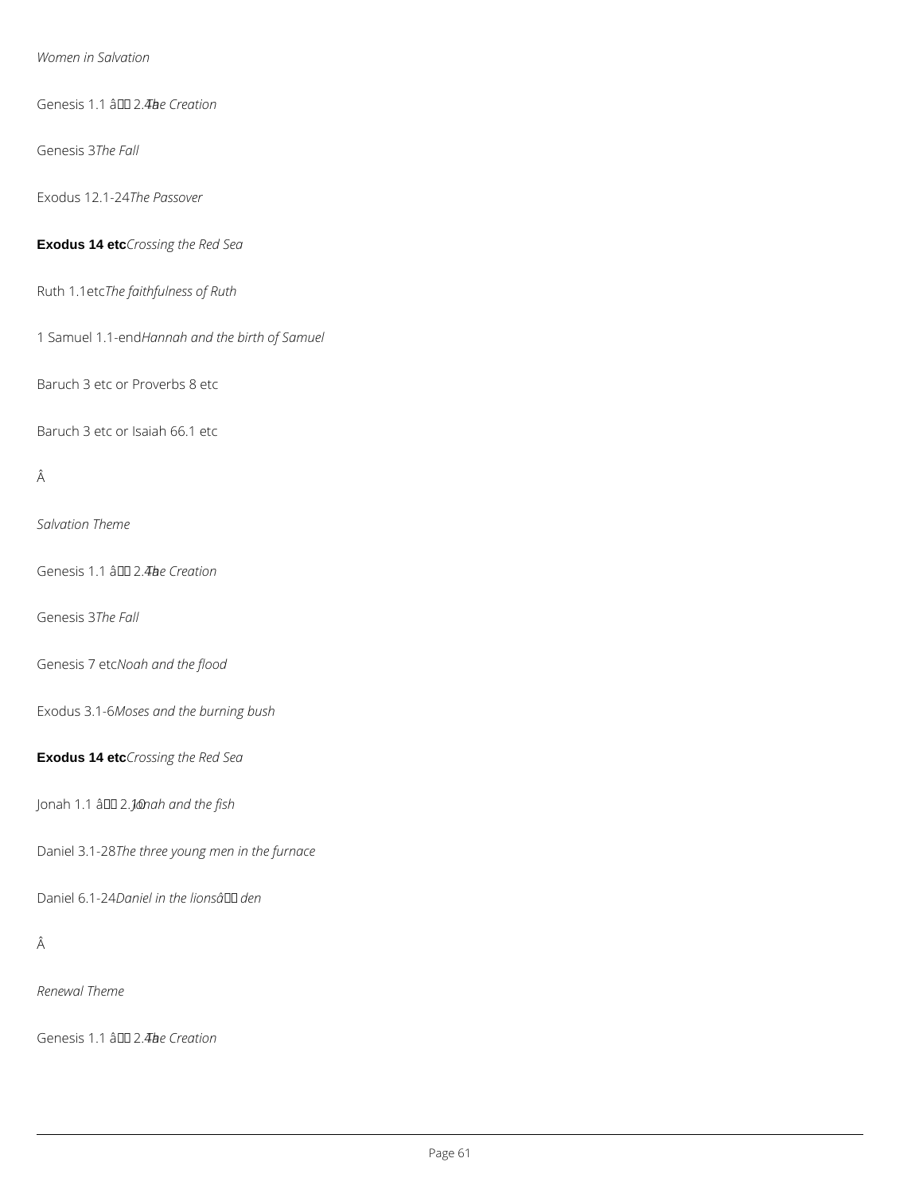*Women in Salvation*

Genesis 1.1 â 2.4a *The Creation*

Genesis 3 *The Fall*

Exodus 12.1-24 *The Passover*

**Exodus 14 etc** *Crossing the Red Sea*

Ruth 1.1etc *The faithfulness of Ruth*

1 Samuel 1.1-end *Hannah and the birth of Samuel*

Baruch 3 etc or Proverbs 8 etc

Baruch 3 etc or Isaiah 66.1 etc

Â

*Salvation Theme*

Genesis 1.1 â 2.4a *The Creation*

Genesis 3 *The Fall*

Genesis 7 etc *Noah and the flood*

Exodus 3.1-6 *Moses and the burning bush*

**Exodus 14 etc** *Crossing the Red Sea*

Jonah 1.1 â 2.10 *Jonah and the fish*

Daniel 3.1-28 *The three young men in the furnace*

Daniel 6.1-24 *Daniel in the lionsâ den*

Â

*Renewal Theme*

Genesis 1.1 â 2.4a *The Creation*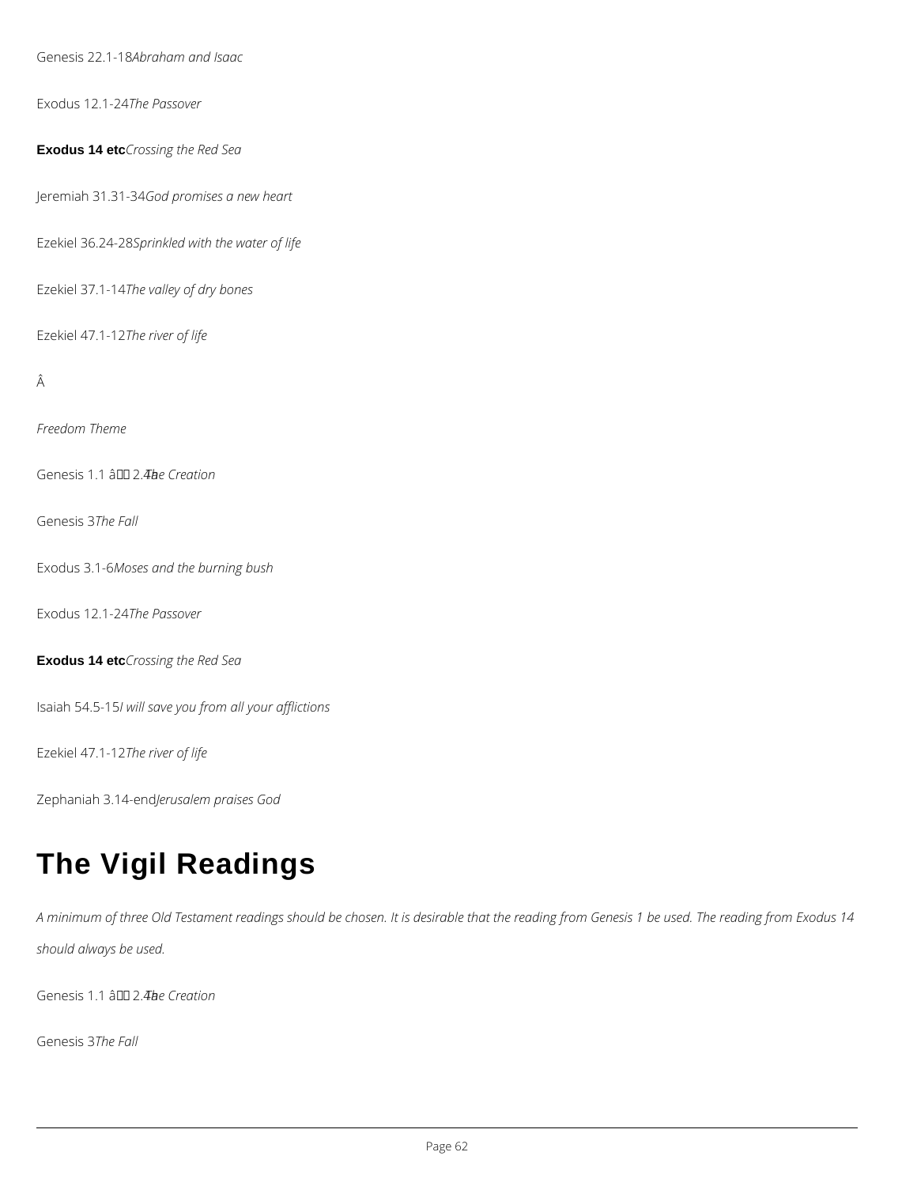Genesis 22.1-18 *Abraham and Isaac*

Exodus 12.1-24 *The Passover*

**Exodus 14 etc** *Crossing the Red Sea*

Jeremiah 31.31-34 *God promises a new heart*

Ezekiel 36.24-28 *Sprinkled with the water of life*

Ezekiel 37.1-14 *The valley of dry bones*

Ezekiel 47.1-12 *The river of life*

*Freedom Theme*

Genesis 1.1 – 2.4a *The Creation*

Genesis 3 *The Fall*

Exodus 3.1-6 *Moses and the burning bush*

Exodus 12.1-24 *The Passover*

**Exodus 14 etc** *Crossing the Red Sea*

Isaiah 54.5-15 *I will save you from all your afflictions*

Ezekiel 47.1-12 *The river of life*

Zephaniah 3.14-end *Jerusalem praises God*

# The Vigil Readings

*A minimum of three Old Testament readings should be chosen. It is desirable that the reading from Genesis 1 be used. The reading from Exodus 14 should always be used.*

Genesis 1.1 – 2.4a *The Creation*

Genesis 3 *The Fall*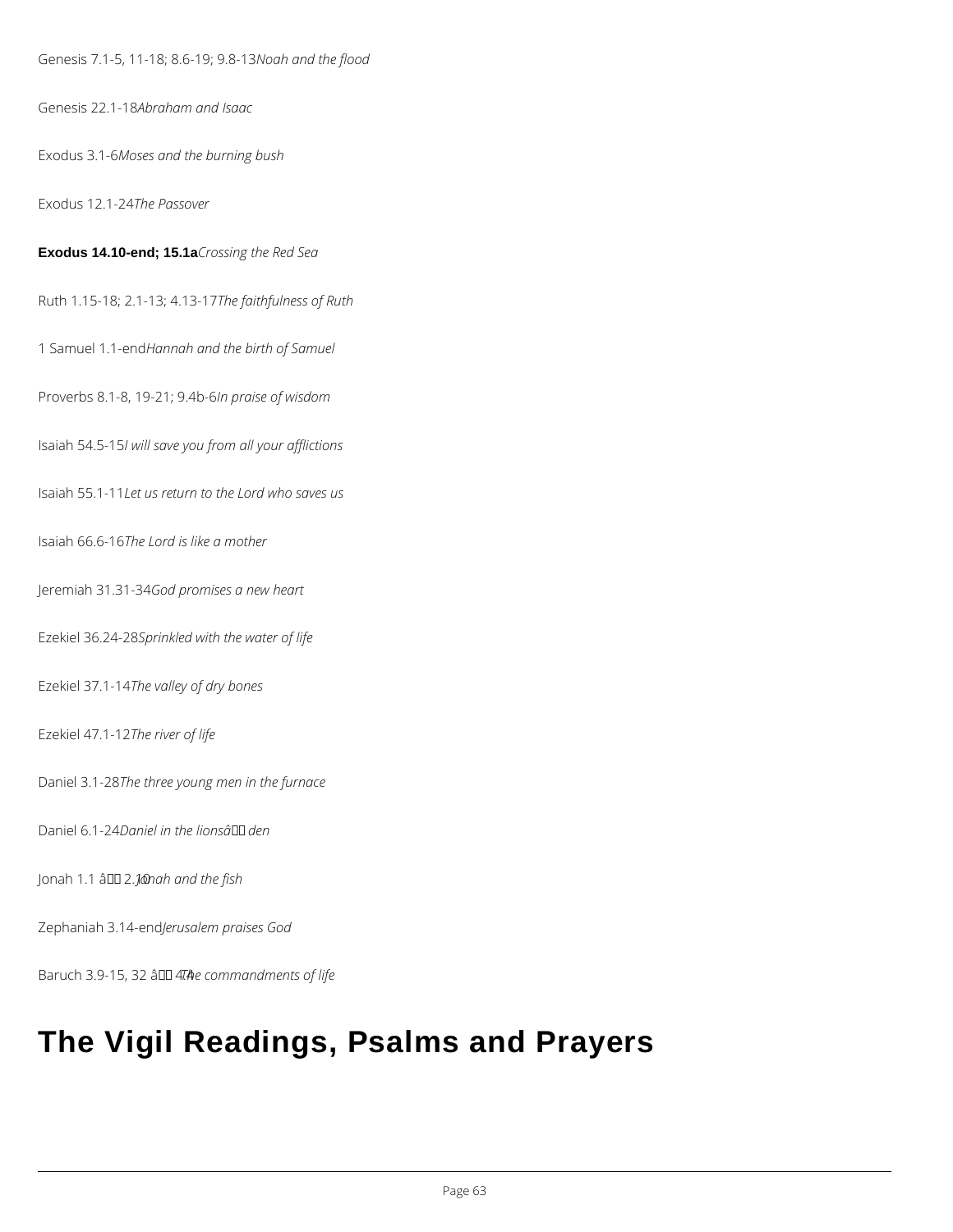Genesis 7.1-5, 11-18; 8.6-19; 9.8-13*Noah and the flood*

Genesis 22.1-18*Abraham and Isaac*

Exodus 3.1-6*Moses and the burning bush*

Exodus 12.1-24*The Passover*

**Exodus 14.10-end; 15.1a***Crossing the Red Sea*

Ruth 1.15-18; 2.1-13; 4.13-17*The faithfulness of Ruth*

1 Samuel 1.1-end*Hannah and the birth of Samuel*

Proverbs 8.1-8, 19-21; 9.4b-6*In praise of wisdom*

Isaiah 54.5-15*I will save you from all your afflictions*

Isaiah 55.1-11*Let us return to the Lord who saves us*

Isaiah 66.6-16*The Lord is like a mother*

Jeremiah 31.31-34*God promises a new heart*

Ezekiel 36.24-28*Sprinkled with the water of life*

Ezekiel 37.1-14*The valley of dry bones*

Ezekiel 47.1-12*The river of life*

Daniel 3.1-28*The three young men in the furnace*

Daniel 6.1-24*Daniel in the lions' den*

Jonah 1.1 – 2.10*Jonah and the fish*

Zephaniah 3.14-end*Jerusalem praises God*

Baruch 3.9-15, 32 – 4.4*The commandments of life*

# The Vigil Readings, Psalms and Prayers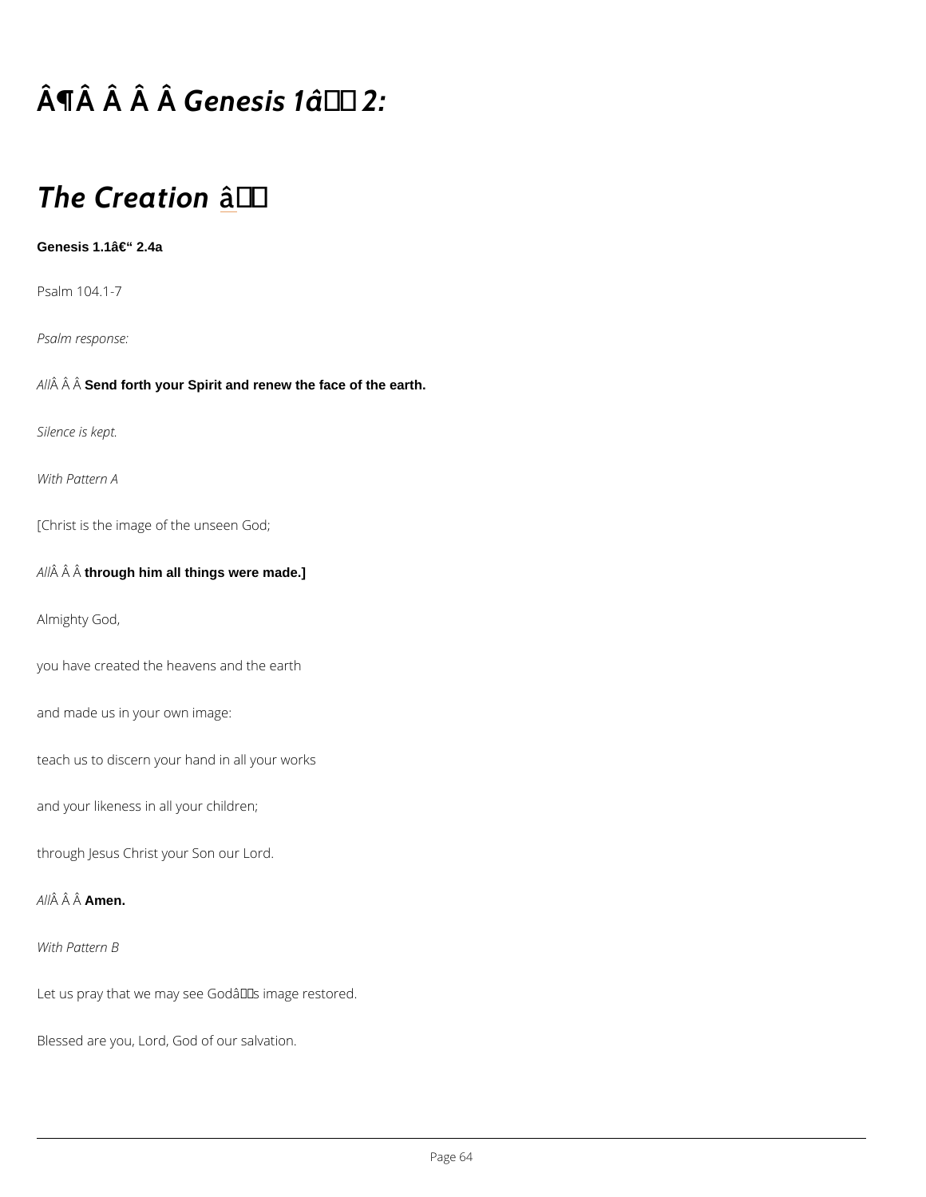# Â¶Â Â Â Â *Genesis 1â 2:*

# *The Creation* â

**Genesis 1.1â€“ 2.4a**

Psalm 104.1-7

*Psalm response:*

*All*Â Â Â **Send forth your Spirit and renew the face of the earth.**

*Silence is kept.*

*With Pattern A*

[Christ is the image of the unseen God;

*All*Â Â Â **through him all things were made.]**

Almighty God,

you have created the heavens and the earth

and made us in your own image:

teach us to discern your hand in all your works

and your likeness in all your children;

through Jesus Christ your Son our Lord.

*All*Â Â Â **Amen.**

*With Pattern B*

Let us pray that we may see Godâs image restored.

Blessed are you, Lord, God of our salvation.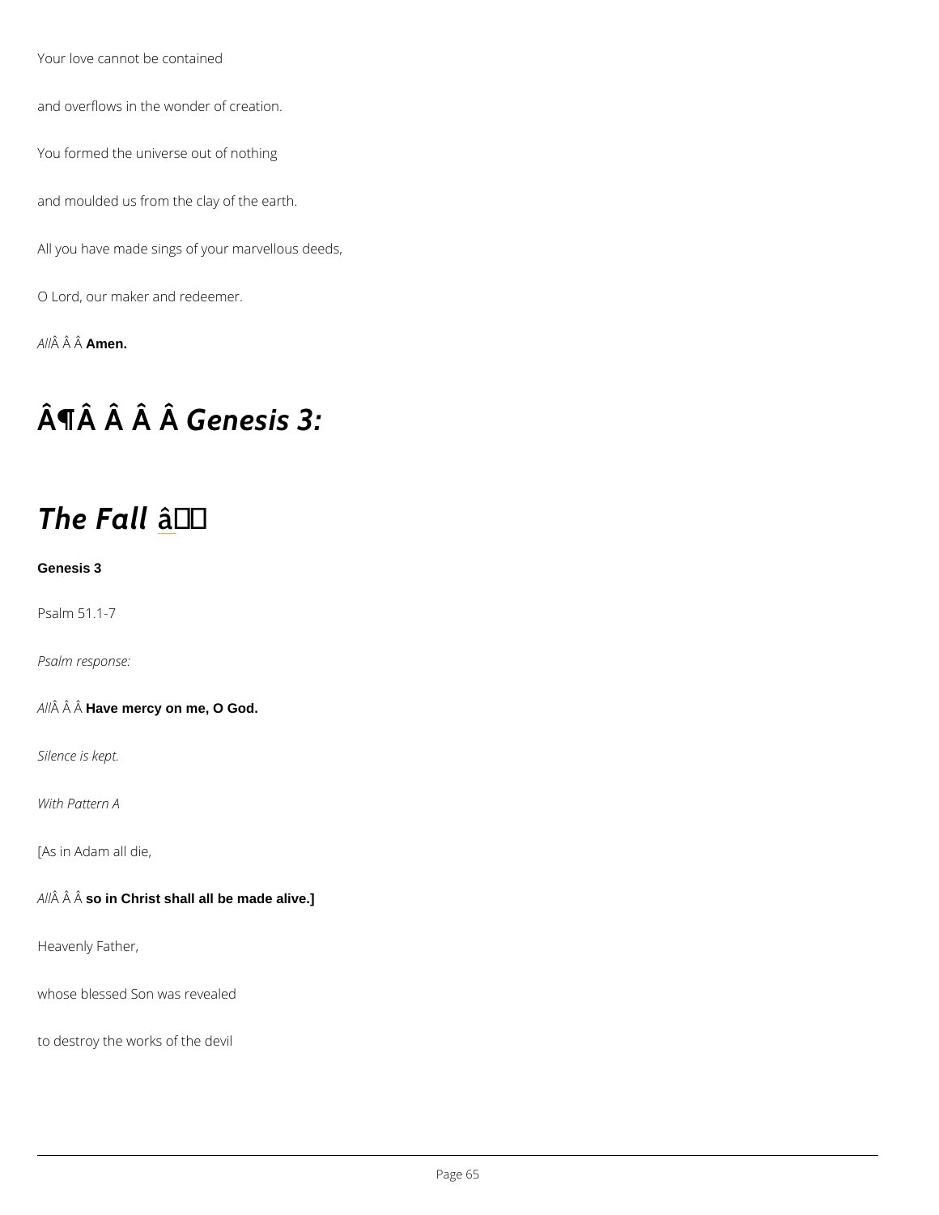Your love cannot be contained

and overflows in the wonder of creation.

You formed the universe out of nothing

and moulded us from the clay of the earth.

All you have made sings of your marvellous deeds,

O Lord, our maker and redeemer.

*All*Â Â Â **Amen.**

# Â¶Â Â Â Â *Genesis 3:*

# *The Fall* â

**Genesis 3**

Psalm 51.1-7

*Psalm response:*

*All*Â Â Â **Have mercy on me, O God.**

*Silence is kept.*

*With Pattern A*

[As in Adam all die,

*All*Â Â Â **so in Christ shall all be made alive.]**

Heavenly Father,

whose blessed Son was revealed

to destroy the works of the devil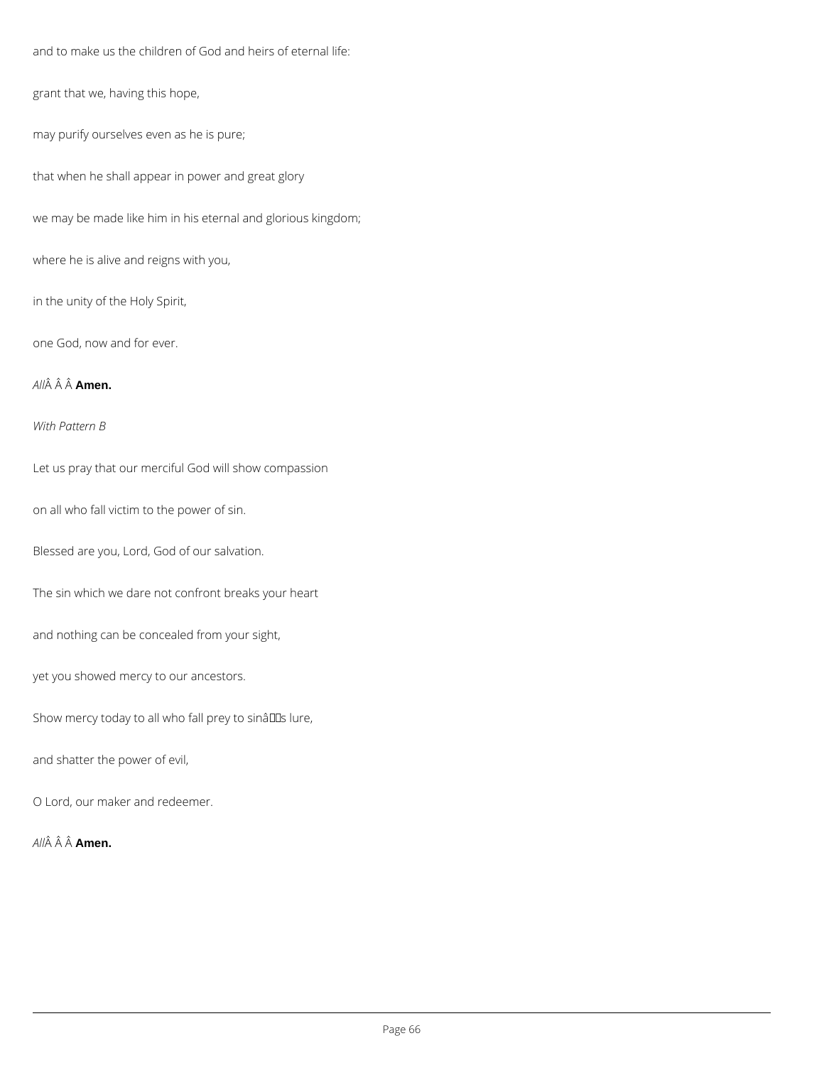and to make us the children of God and heirs of eternal life:

grant that we, having this hope,

may purify ourselves even as he is pure;

that when he shall appear in power and great glory

we may be made like him in his eternal and glorious kingdom;

where he is alive and reigns with you,

in the unity of the Holy Spirit,

one God, now and for ever.

*All* **Amen.**

*With Pattern B*

Let us pray that our merciful God will show compassion

on all who fall victim to the power of sin.

Blessed are you, Lord, God of our salvation.

The sin which we dare not confront breaks your heart

and nothing can be concealed from your sight,

yet you showed mercy to our ancestors.

Show mercy today to all who fall prey to sin's lure,

and shatter the power of evil,

O Lord, our maker and redeemer.

*All* **Amen.**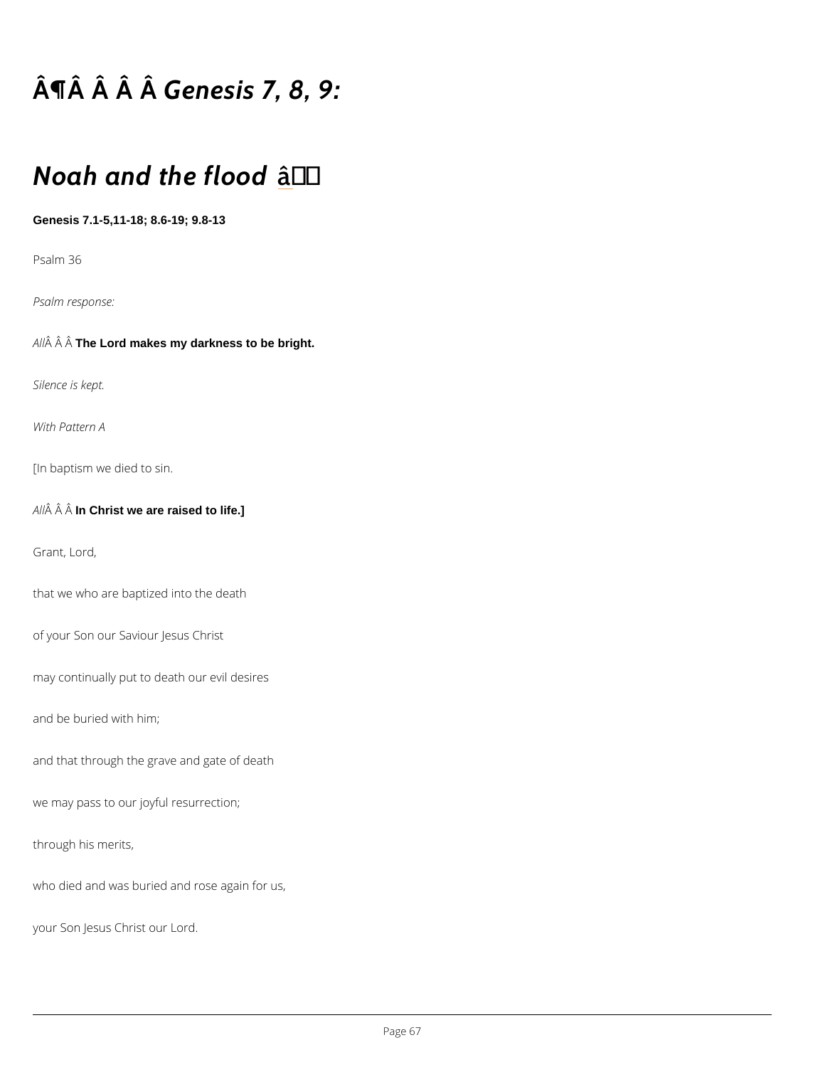# Â¶Â Â Â Â *Genesis 7, 8, 9:*

# *Noah and the flood* â

**Genesis 7.1-5,11-18; 8.6-19; 9.8-13**

Psalm 36

*Psalm response:*

*All*Â Â Â **The Lord makes my darkness to be bright.**

*Silence is kept.*

*With Pattern A*

[In baptism we died to sin.

*All*Â Â Â **In Christ we are raised to life.]**

Grant, Lord,

that we who are baptized into the death

of your Son our Saviour Jesus Christ

may continually put to death our evil desires

and be buried with him;

and that through the grave and gate of death

we may pass to our joyful resurrection;

through his merits,

who died and was buried and rose again for us,

your Son Jesus Christ our Lord.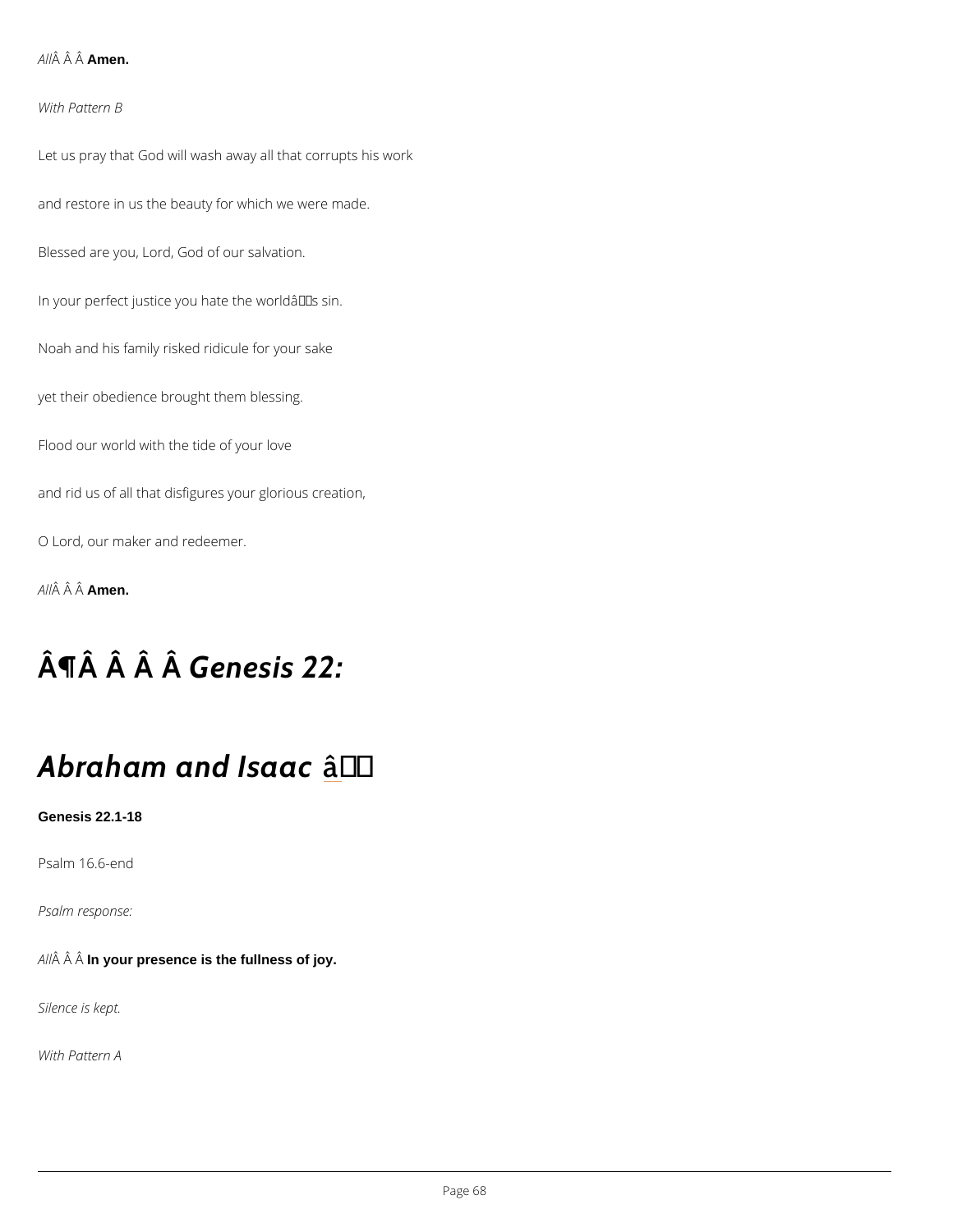*All*Â Â Â **Amen.**

*With Pattern B*

Let us pray that God will wash away all that corrupts his work

and restore in us the beauty for which we were made.

Blessed are you, Lord, God of our salvation.

In your perfect justice you hate the worldâs sin.

Noah and his family risked ridicule for your sake

yet their obedience brought them blessing.

Flood our world with the tide of your love

and rid us of all that disfigures your glorious creation,

O Lord, our maker and redeemer.

*All*Â Â Â **Amen.**

# Â¶Â Â Â Â *Genesis 22:*

# *Abraham and Isaac* â

**Genesis 22.1-18**

Psalm 16.6-end

*Psalm response:*

*All*Â Â Â **In your presence is the fullness of joy.**

*Silence is kept.*

*With Pattern A*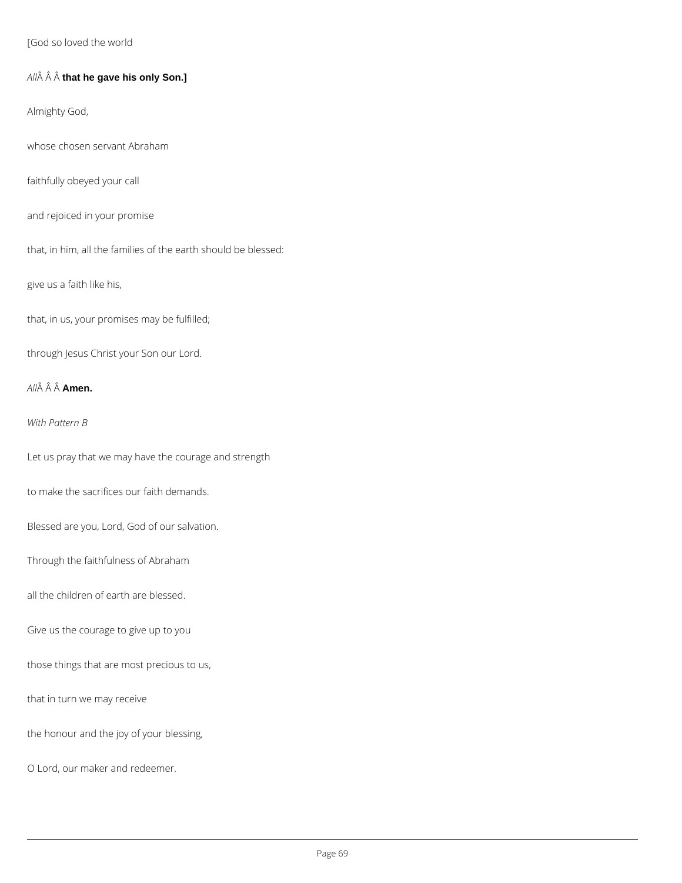[God so loved the world

*All*Â Â Â **that he gave his only Son.]**

Almighty God,

whose chosen servant Abraham

faithfully obeyed your call

and rejoiced in your promise

that, in him, all the families of the earth should be blessed:

give us a faith like his,

that, in us, your promises may be fulfilled;

through Jesus Christ your Son our Lord.

*All*Â Â Â **Amen.**

*With Pattern B*

Let us pray that we may have the courage and strength

to make the sacrifices our faith demands.

Blessed are you, Lord, God of our salvation.

Through the faithfulness of Abraham

all the children of earth are blessed.

Give us the courage to give up to you

those things that are most precious to us,

that in turn we may receive

the honour and the joy of your blessing,

O Lord, our maker and redeemer.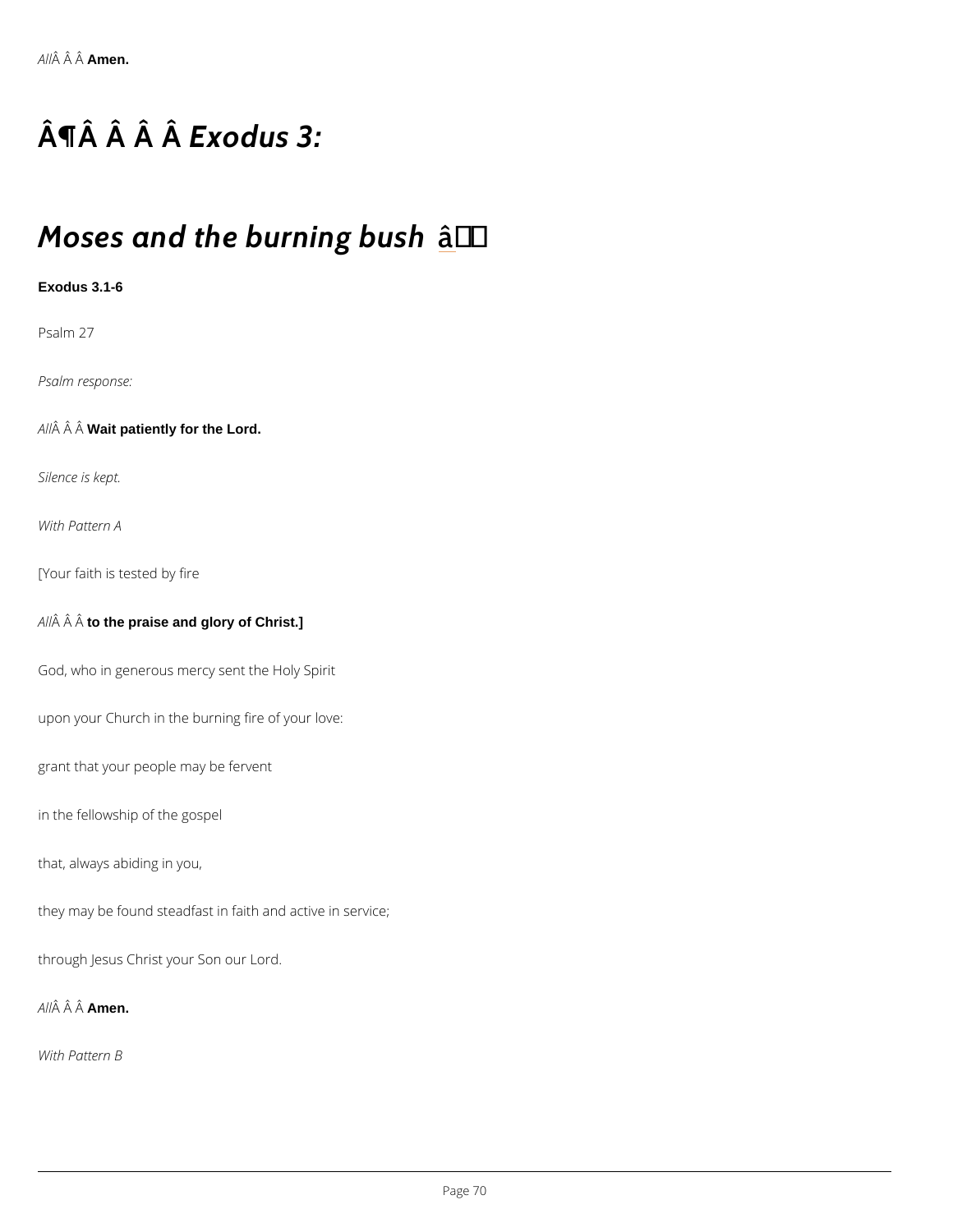*All*Â Â Â **Amen.**

## Â¶Â Â Â Â *Exodus 3:*

## *Moses and the burning bush* â

**Exodus 3.1-6**

Psalm 27

*Psalm response:*

*All*Â Â Â **Wait patiently for the Lord.**

*Silence is kept.*

*With Pattern A*

[Your faith is tested by fire

*All*Â Â Â **to the praise and glory of Christ.]**

God, who in generous mercy sent the Holy Spirit

upon your Church in the burning fire of your love:

grant that your people may be fervent

in the fellowship of the gospel

that, always abiding in you,

they may be found steadfast in faith and active in service;

through Jesus Christ your Son our Lord.

*All*Â Â Â **Amen.**

*With Pattern B*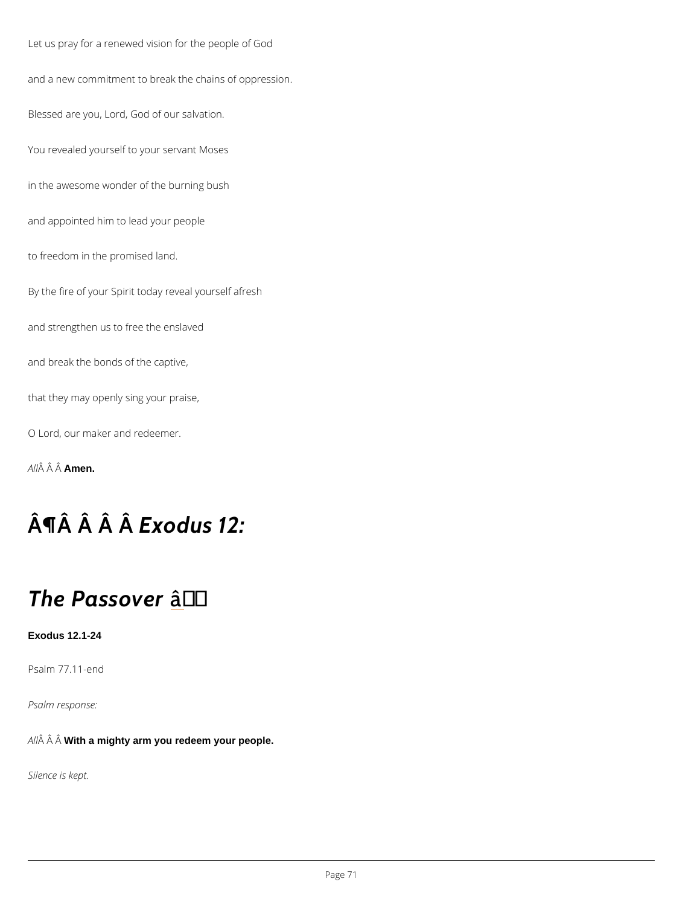Let us pray for a renewed vision for the people of God

and a new commitment to break the chains of oppression.

Blessed are you, Lord, God of our salvation.

You revealed yourself to your servant Moses

in the awesome wonder of the burning bush

and appointed him to lead your people

to freedom in the promised land.

By the fire of your Spirit today reveal yourself afresh

and strengthen us to free the enslaved

and break the bonds of the captive,

that they may openly sing your praise,

O Lord, our maker and redeemer.

*All* **Amen.**

# ¶ *Exodus 12:*

# *The Passover*

**Exodus 12.1-24**

Psalm 77.11-end

*Psalm response:*

*All* **With a mighty arm you redeem your people.**

*Silence is kept.*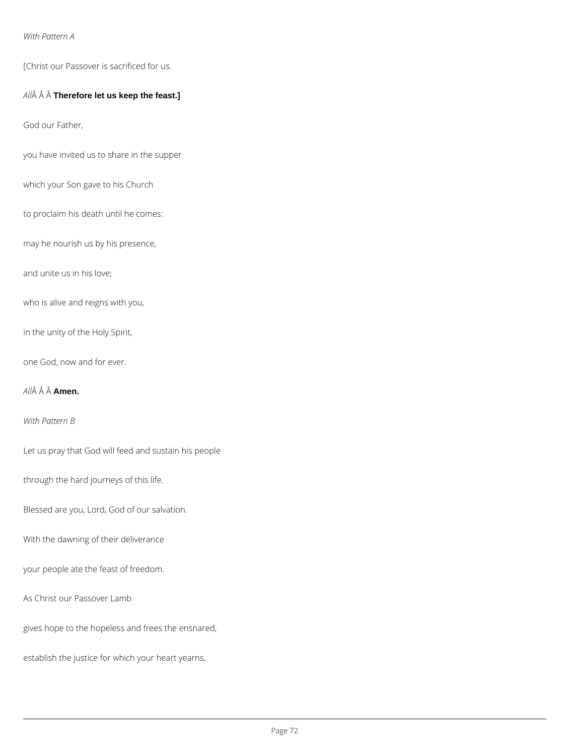*With Pattern A*

[Christ our Passover is sacrificed for us.

*All*Â Â Â **Therefore let us keep the feast.]**

God our Father,

you have invited us to share in the supper

which your Son gave to his Church

to proclaim his death until he comes:

may he nourish us by his presence,

and unite us in his love;

who is alive and reigns with you,

in the unity of the Holy Spirit,

one God, now and for ever.

*All*Â Â Â **Amen.**

*With Pattern B*

Let us pray that God will feed and sustain his people

through the hard journeys of this life.

Blessed are you, Lord, God of our salvation.

With the dawning of their deliverance

your people ate the feast of freedom.

As Christ our Passover Lamb

gives hope to the hopeless and frees the ensnared,

establish the justice for which your heart yearns,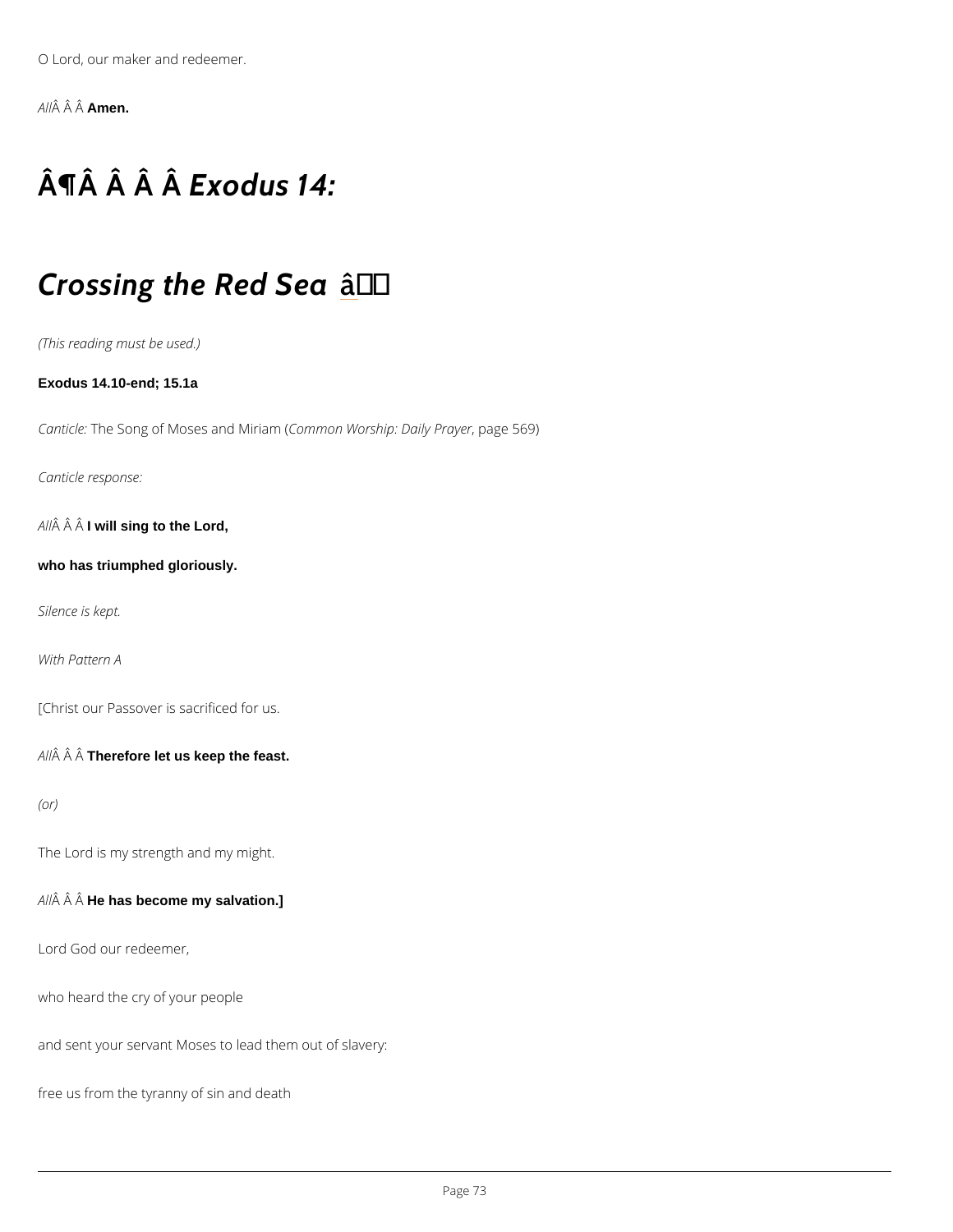O Lord, our maker and redeemer.

*All*Â Â Â **Amen.**

# Â¶Â Â Â Â *Exodus 14:*

# *Crossing the Red Sea* â

*(This reading must be used.)*

**Exodus 14.10-end; 15.1a**

*Canticle:* The Song of Moses and Miriam (*Common Worship: Daily Prayer*, page 569)

*Canticle response:*

*All*Â Â Â **I will sing to the Lord,**

**who has triumphed gloriously.**

*Silence is kept.*

*With Pattern A*

[Christ our Passover is sacrificed for us.

*All*Â Â Â **Therefore let us keep the feast.**

*(or)*

The Lord is my strength and my might.

*All*Â Â Â **He has become my salvation.]**

Lord God our redeemer,

who heard the cry of your people

and sent your servant Moses to lead them out of slavery:

free us from the tyranny of sin and death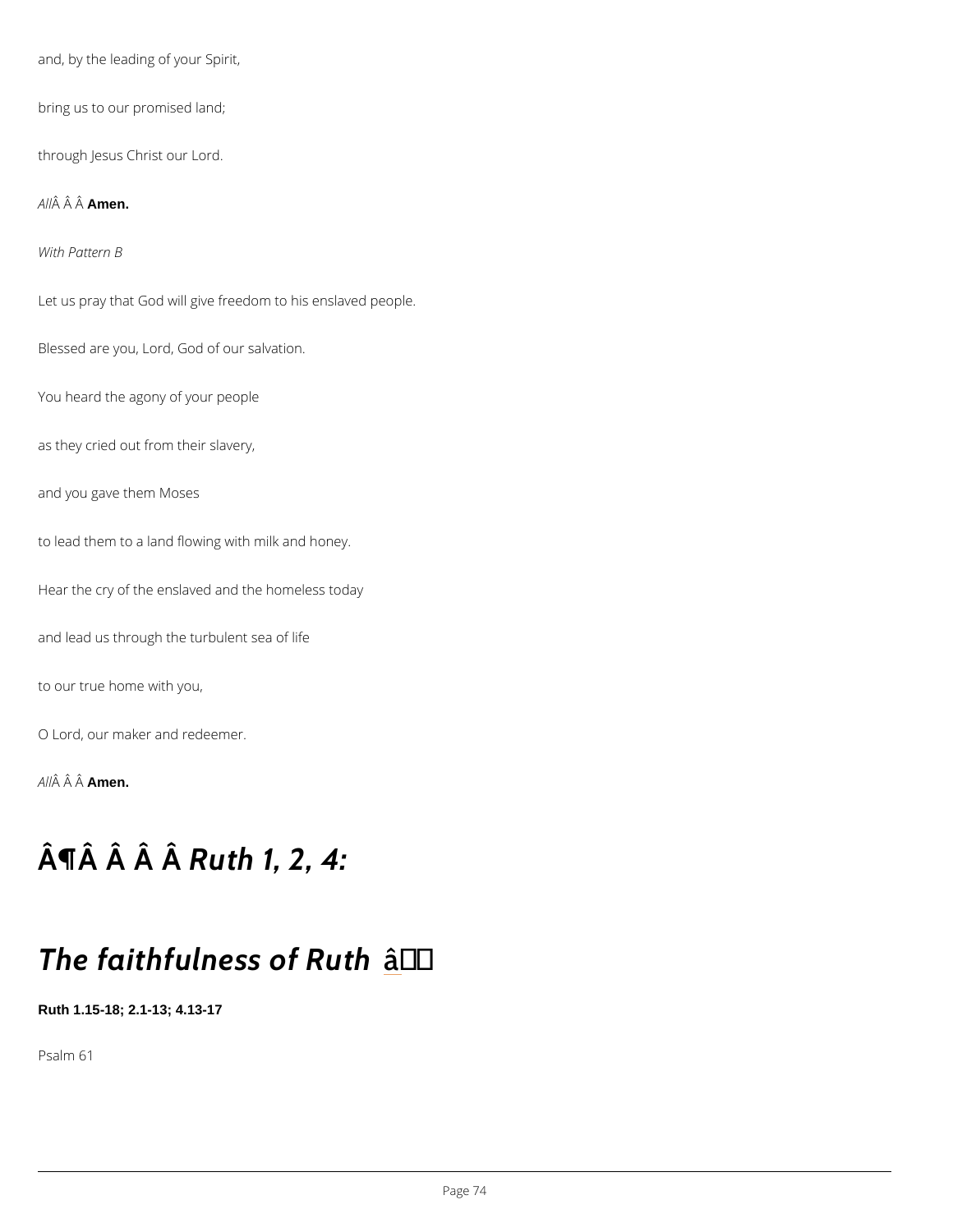and, by the leading of your Spirit,

bring us to our promised land;

through Jesus Christ our Lord.

*All*Â Â Â **Amen.**

*With Pattern B*

Let us pray that God will give freedom to his enslaved people.

Blessed are you, Lord, God of our salvation.

You heard the agony of your people

as they cried out from their slavery,

and you gave them Moses

to lead them to a land flowing with milk and honey.

Hear the cry of the enslaved and the homeless today

and lead us through the turbulent sea of life

to our true home with you,

O Lord, our maker and redeemer.

*All*Â Â Â **Amen.**

# Â¶Â Â Â Â *Ruth 1, 2, 4:*

# *The faithfulness of Ruth* â

**Ruth 1.15-18; 2.1-13; 4.13-17**

Psalm 61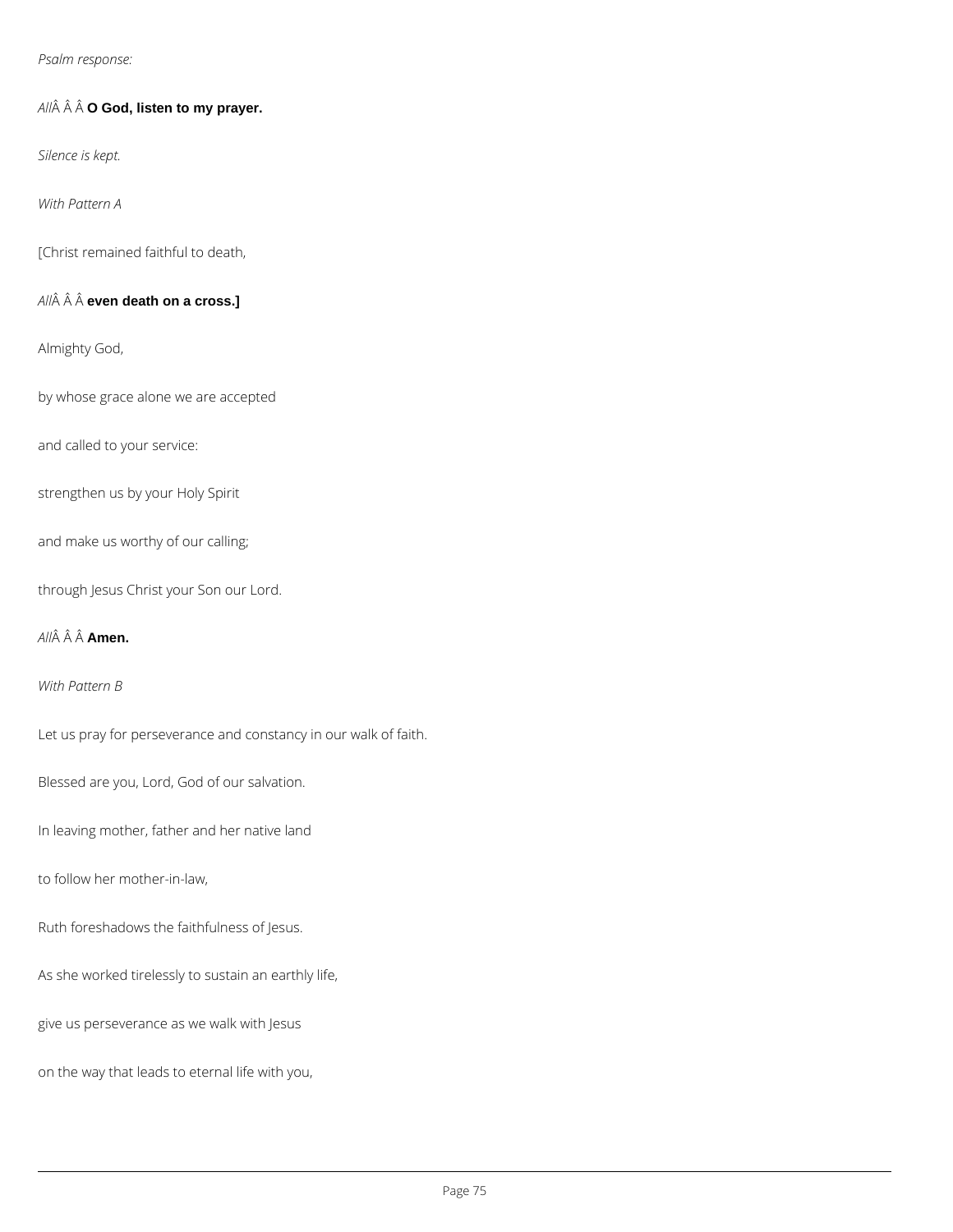*Psalm response:*

*All*Â Â Â **O God, listen to my prayer.**

*Silence is kept.*

*With Pattern A*

[Christ remained faithful to death,

*All*Â Â Â **even death on a cross.]**

Almighty God,

by whose grace alone we are accepted

and called to your service:

strengthen us by your Holy Spirit

and make us worthy of our calling;

through Jesus Christ your Son our Lord.

*All*Â Â Â **Amen.**

*With Pattern B*

Let us pray for perseverance and constancy in our walk of faith.

Blessed are you, Lord, God of our salvation.

In leaving mother, father and her native land

to follow her mother-in-law,

Ruth foreshadows the faithfulness of Jesus.

As she worked tirelessly to sustain an earthly life,

give us perseverance as we walk with Jesus

on the way that leads to eternal life with you,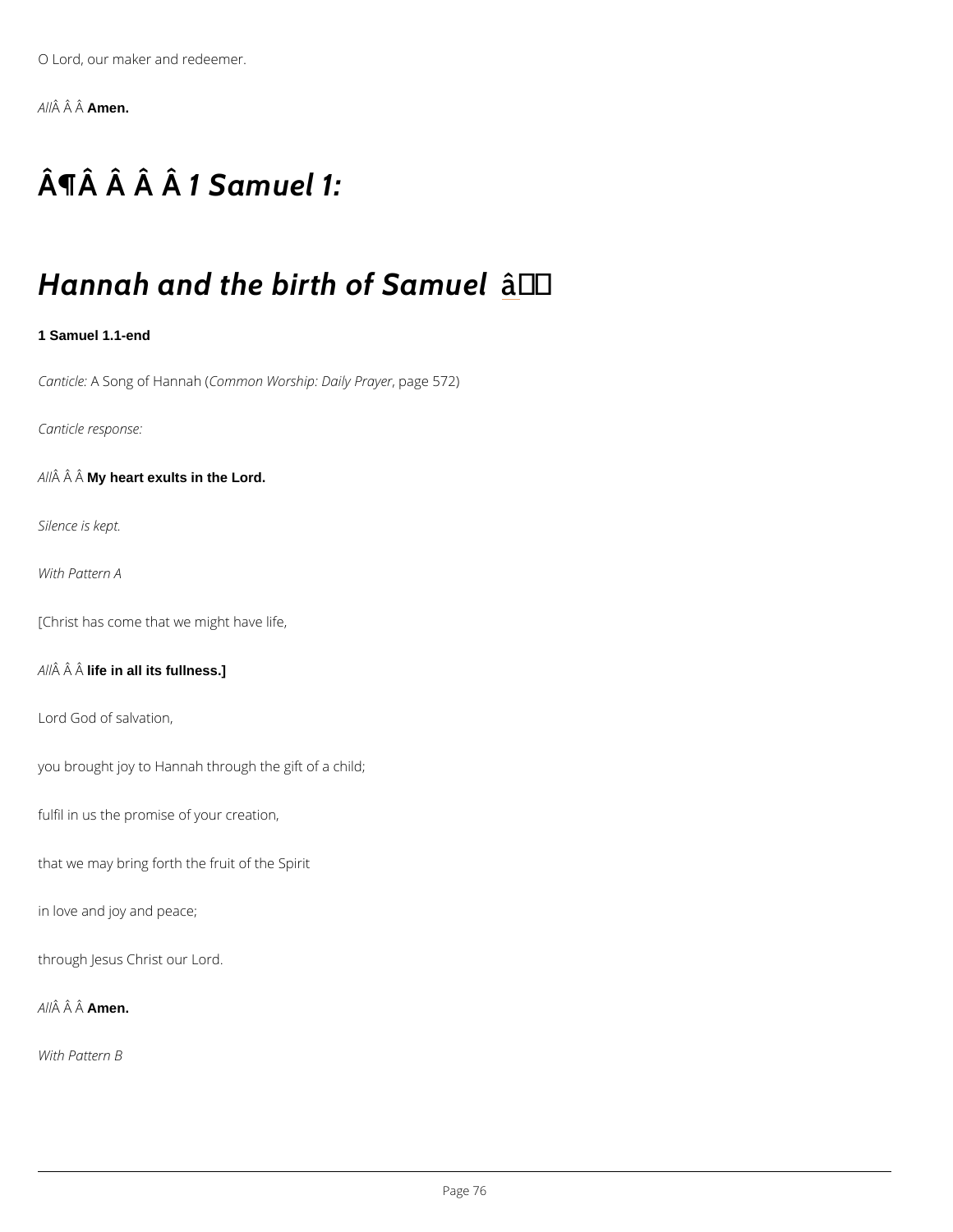O Lord, our maker and redeemer.

*All*Â Â Â **Amen.**

## Â¶Â Â Â Â *1 Samuel 1:*

## *Hannah and the birth of Samuel* â

**1 Samuel 1.1-end**

*Canticle:* A Song of Hannah (*Common Worship: Daily Prayer*, page 572)

*Canticle response:*

*All*Â Â Â **My heart exults in the Lord.**

*Silence is kept.*

*With Pattern A*

[Christ has come that we might have life,

*All*Â Â Â **life in all its fullness.]**

Lord God of salvation,

you brought joy to Hannah through the gift of a child;

fulfil in us the promise of your creation,

that we may bring forth the fruit of the Spirit

in love and joy and peace;

through Jesus Christ our Lord.

*All*Â Â Â **Amen.**

*With Pattern B*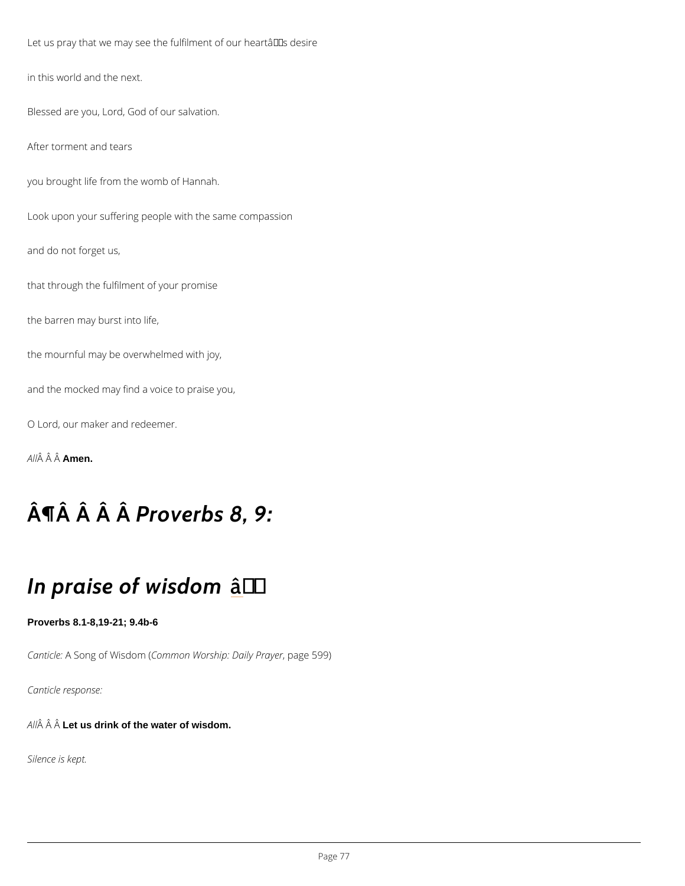Let us pray that we may see the fulfilment of our heart's desire

in this world and the next.

Blessed are you, Lord, God of our salvation.

After torment and tears

you brought life from the womb of Hannah.

Look upon your suffering people with the same compassion

and do not forget us,

that through the fulfilment of your promise

the barren may burst into life,

the mournful may be overwhelmed with joy,

and the mocked may find a voice to praise you,

O Lord, our maker and redeemer.

*All* **Amen.**

# ¶ *Proverbs 8, 9:*

# *In praise of wisdom*

**Proverbs 8.1-8,19-21; 9.4b-6**

*Canticle:* A Song of Wisdom (*Common Worship: Daily Prayer*, page 599)

*Canticle response:*

*All* **Let us drink of the water of wisdom.**

*Silence is kept.*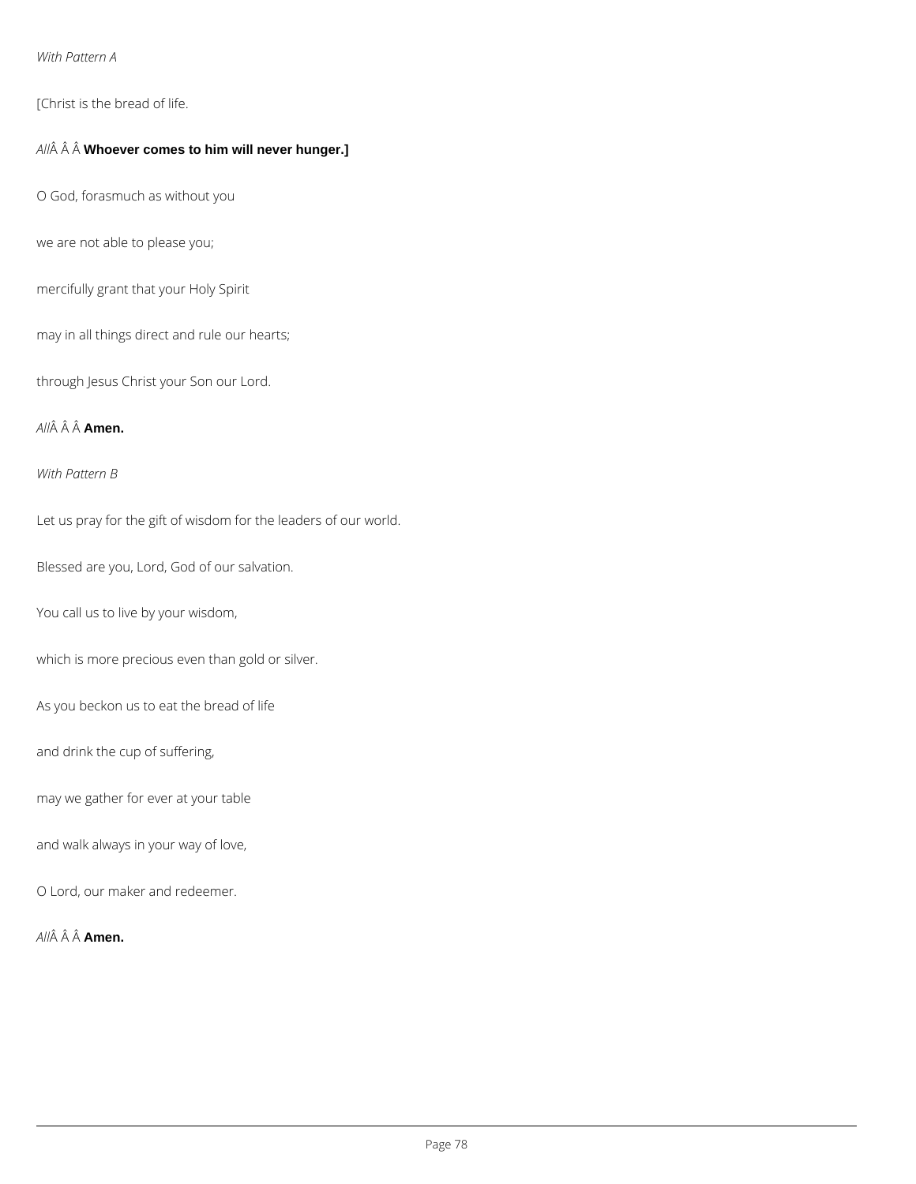*With Pattern A*

[Christ is the bread of life.

*All*Â Â Â **Whoever comes to him will never hunger.]**

O God, forasmuch as without you

we are not able to please you;

mercifully grant that your Holy Spirit

may in all things direct and rule our hearts;

through Jesus Christ your Son our Lord.

*All*Â Â Â **Amen.**

*With Pattern B*

Let us pray for the gift of wisdom for the leaders of our world.

Blessed are you, Lord, God of our salvation.

You call us to live by your wisdom,

which is more precious even than gold or silver.

As you beckon us to eat the bread of life

and drink the cup of suffering,

may we gather for ever at your table

and walk always in your way of love,

O Lord, our maker and redeemer.

*All*Â Â Â **Amen.**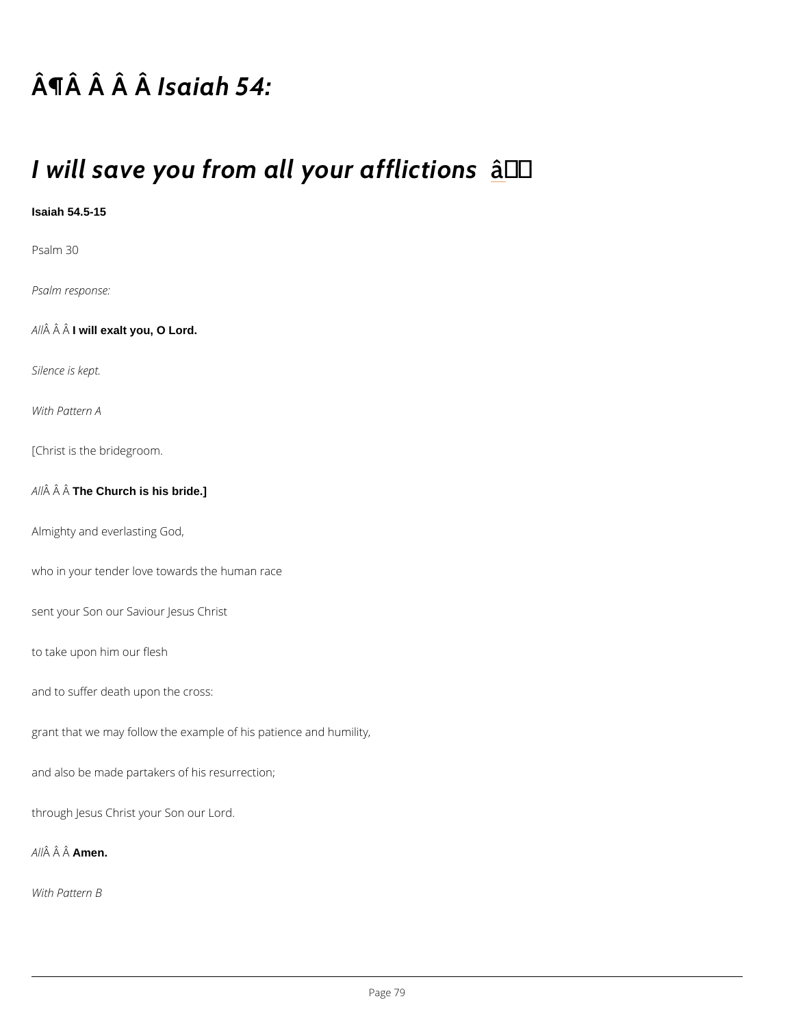# Â¶Â Â Â Â *Isaiah 54:*

# *I will save you from all your afflictions* â

**Isaiah 54.5-15**

Psalm 30

*Psalm response:*

*All*Â Â Â **I will exalt you, O Lord.**

*Silence is kept.*

*With Pattern A*

[Christ is the bridegroom.

*All*Â Â Â **The Church is his bride.]**

Almighty and everlasting God,

who in your tender love towards the human race

sent your Son our Saviour Jesus Christ

to take upon him our flesh

and to suffer death upon the cross:

grant that we may follow the example of his patience and humility,

and also be made partakers of his resurrection;

through Jesus Christ your Son our Lord.

*All*Â Â Â **Amen.**

*With Pattern B*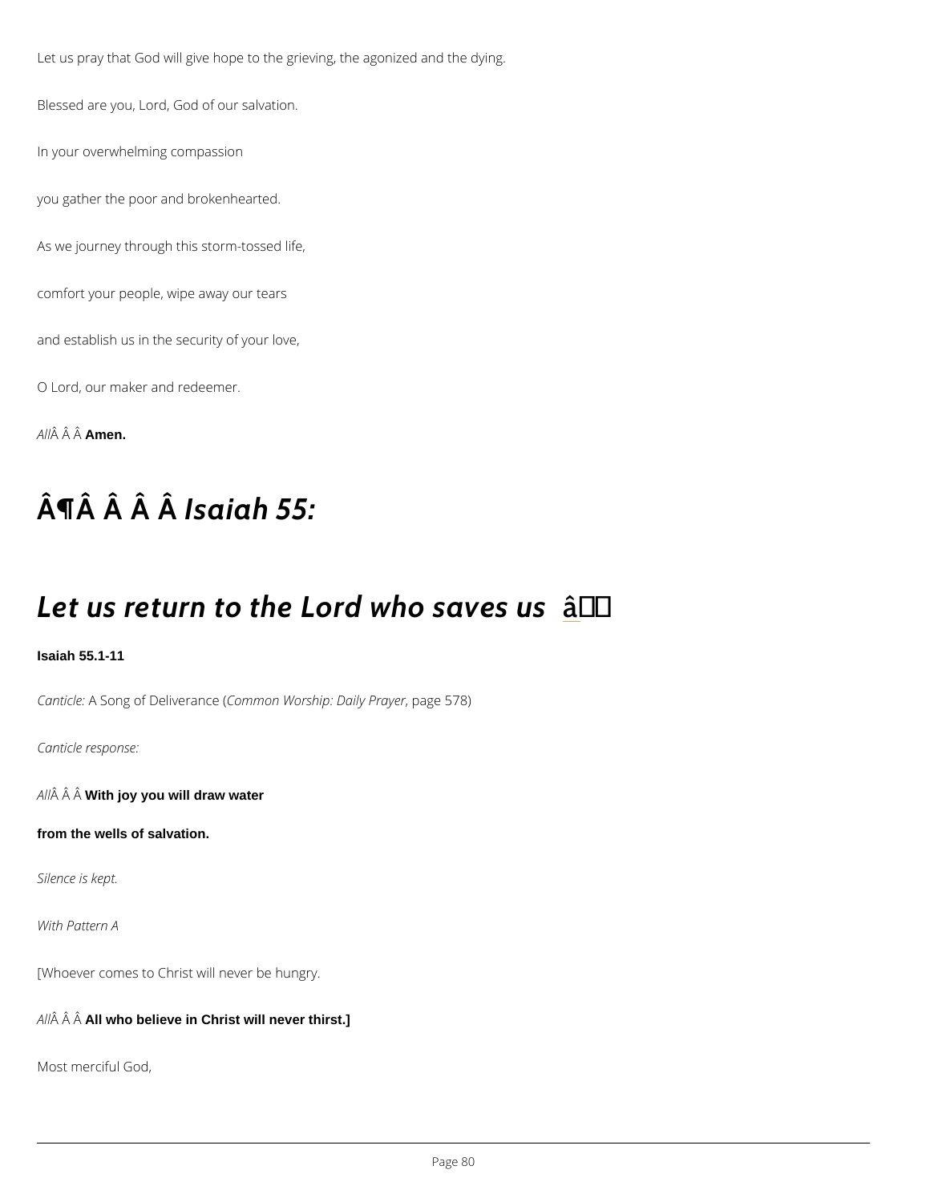Let us pray that God will give hope to the grieving, the agonized and the dying.

Blessed are you, Lord, God of our salvation.

In your overwhelming compassion

you gather the poor and brokenhearted.

As we journey through this storm-tossed life,

comfort your people, wipe away our tears

and establish us in the security of your love,

O Lord, our maker and redeemer.

*All*Â Â Â **Amen.**

# Â¶Â Â Â Â *Isaiah 55:*

# *Let us return to the Lord who saves us* â

**Isaiah 55.1-11**

*Canticle:* A Song of Deliverance (*Common Worship: Daily Prayer*, page 578)

*Canticle response:*

*All*Â Â Â **With joy you will draw water**

**from the wells of salvation.**

*Silence is kept.*

*With Pattern A*

[Whoever comes to Christ will never be hungry.

*All*Â Â Â **All who believe in Christ will never thirst.]**

Most merciful God,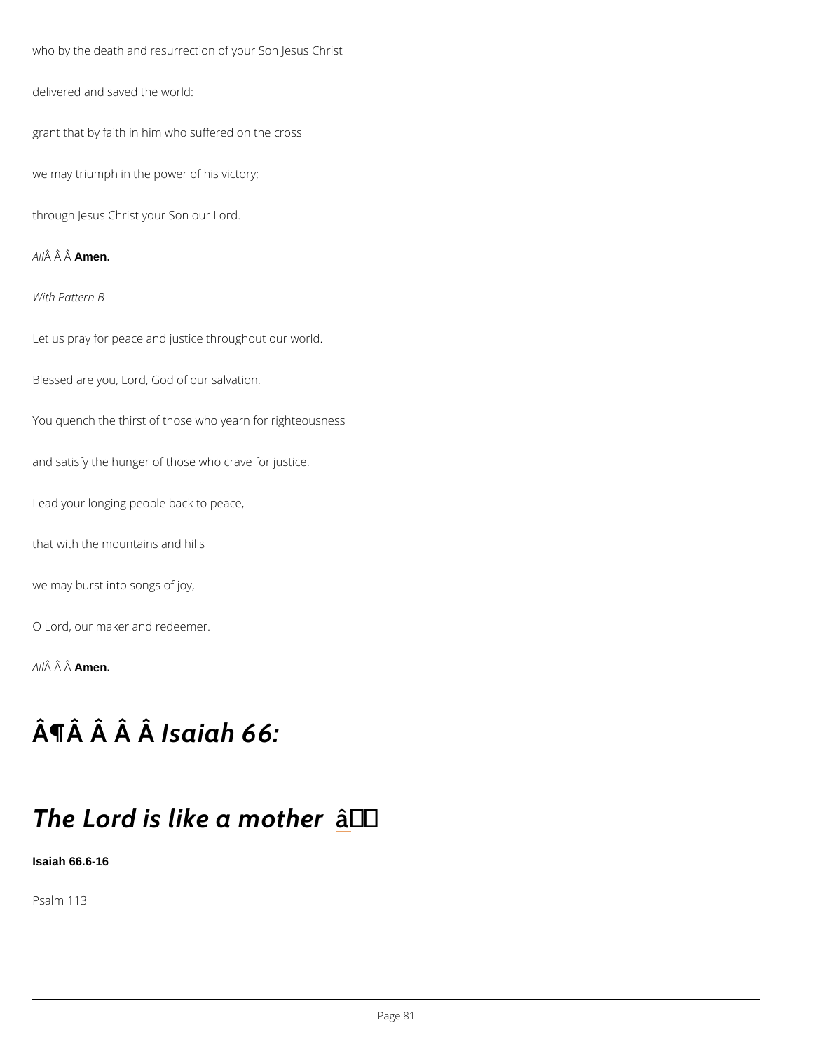who by the death and resurrection of your Son Jesus Christ

delivered and saved the world:

grant that by faith in him who suffered on the cross

we may triumph in the power of his victory;

through Jesus Christ your Son our Lord.

*All*Â Â Â **Amen.**

*With Pattern B*

Let us pray for peace and justice throughout our world.

Blessed are you, Lord, God of our salvation.

You quench the thirst of those who yearn for righteousness

and satisfy the hunger of those who crave for justice.

Lead your longing people back to peace,

that with the mountains and hills

we may burst into songs of joy,

O Lord, our maker and redeemer.

*All*Â Â Â **Amen.**

# Â¶Â Â Â Â *Isaiah 66:*

# *The Lord is like a mother* â

**Isaiah 66.6-16**

Psalm 113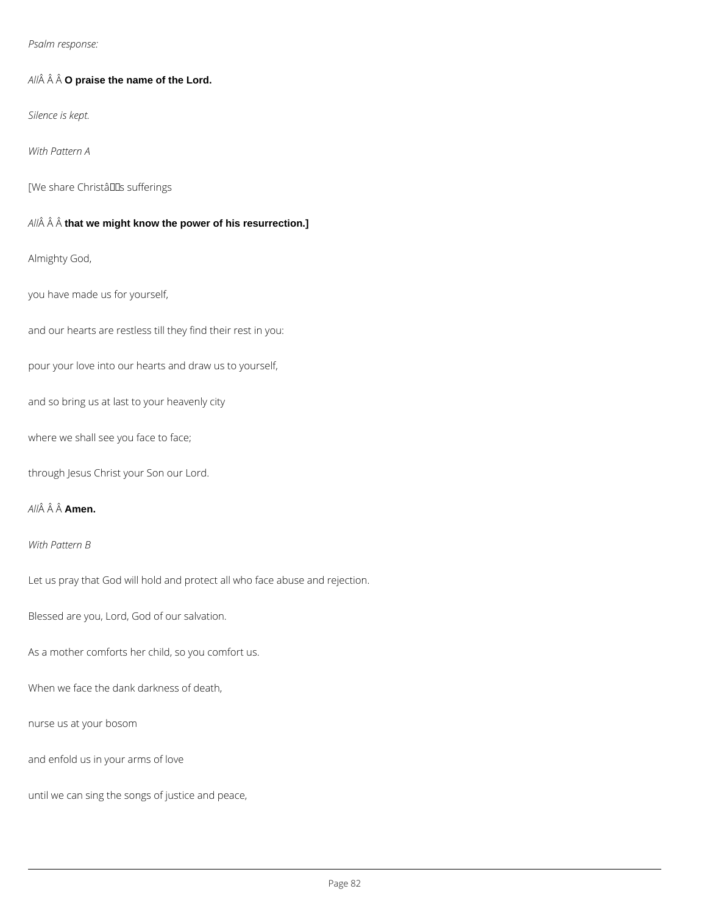*Psalm response:*

*All* **O praise the name of the Lord.**

*Silence is kept.*

*With Pattern A*

[We share Christ's sufferings

*All* **that we might know the power of his resurrection.]**

Almighty God,

you have made us for yourself,

and our hearts are restless till they find their rest in you:

pour your love into our hearts and draw us to yourself,

and so bring us at last to your heavenly city

where we shall see you face to face;

through Jesus Christ your Son our Lord.

*All* **Amen.**

*With Pattern B*

Let us pray that God will hold and protect all who face abuse and rejection.

Blessed are you, Lord, God of our salvation.

As a mother comforts her child, so you comfort us.

When we face the dank darkness of death,

nurse us at your bosom

and enfold us in your arms of love

until we can sing the songs of justice and peace,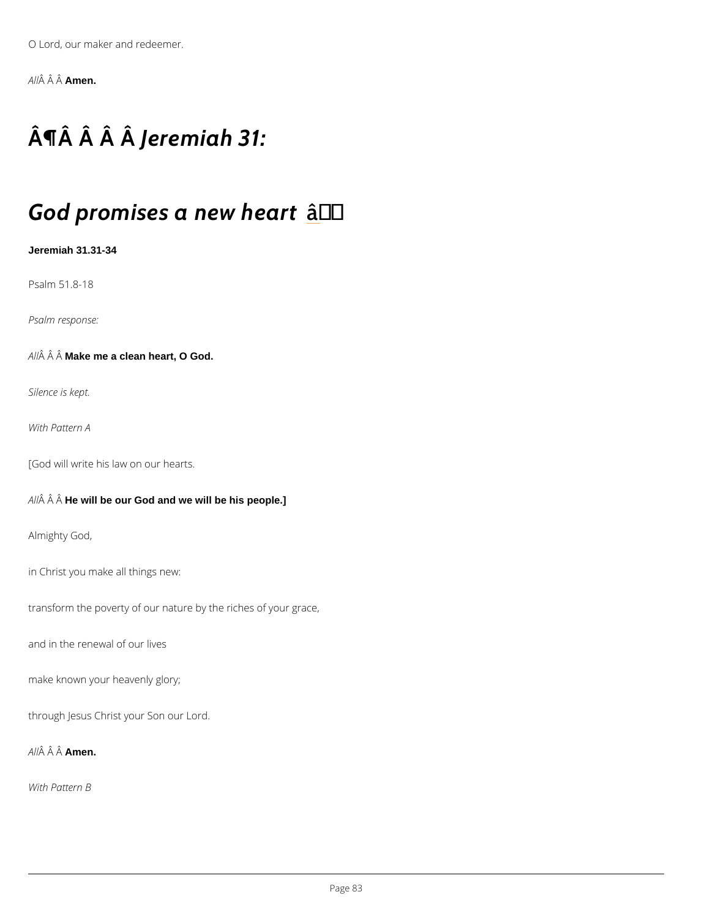O Lord, our maker and redeemer.

*All*Â Â Â **Amen.**

# Â¶Â Â Â Â *Jeremiah 31:*

# *God promises a new heart* â

**Jeremiah 31.31-34**

Psalm 51.8-18

*Psalm response:*

*All*Â Â Â **Make me a clean heart, O God.**

*Silence is kept.*

*With Pattern A*

[God will write his law on our hearts.

*All*Â Â Â **He will be our God and we will be his people.]**

Almighty God,

in Christ you make all things new:

transform the poverty of our nature by the riches of your grace,

and in the renewal of our lives

make known your heavenly glory;

through Jesus Christ your Son our Lord.

*All*Â Â Â **Amen.**

*With Pattern B*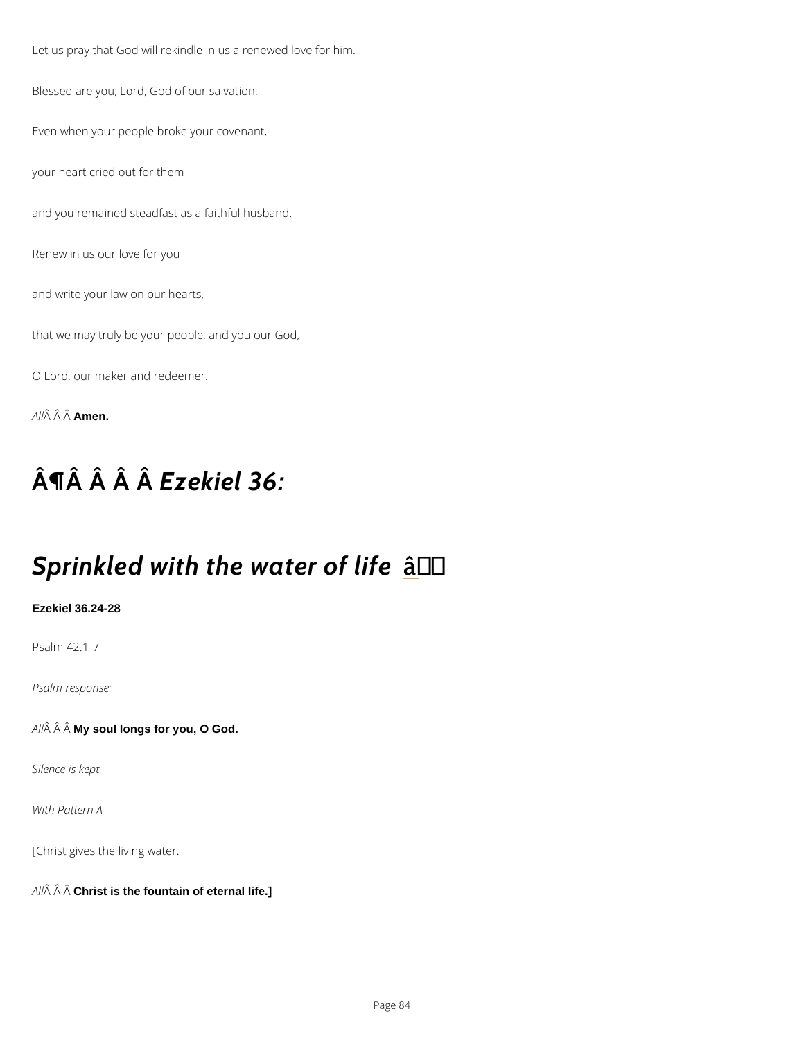Let us pray that God will rekindle in us a renewed love for him.

Blessed are you, Lord, God of our salvation.

Even when your people broke your covenant,

your heart cried out for them

and you remained steadfast as a faithful husband.

Renew in us our love for you

and write your law on our hearts,

that we may truly be your people, and you our God,

O Lord, our maker and redeemer.

*All*Â Â Â **Amen.**

## Â¶Â Â Â Â *Ezekiel 36:*

## *Sprinkled with the water of life* â

**Ezekiel 36.24-28**

Psalm 42.1-7

*Psalm response:*

*All*Â Â Â **My soul longs for you, O God.**

*Silence is kept.*

*With Pattern A*

[Christ gives the living water.

*All*Â Â Â **Christ is the fountain of eternal life.]**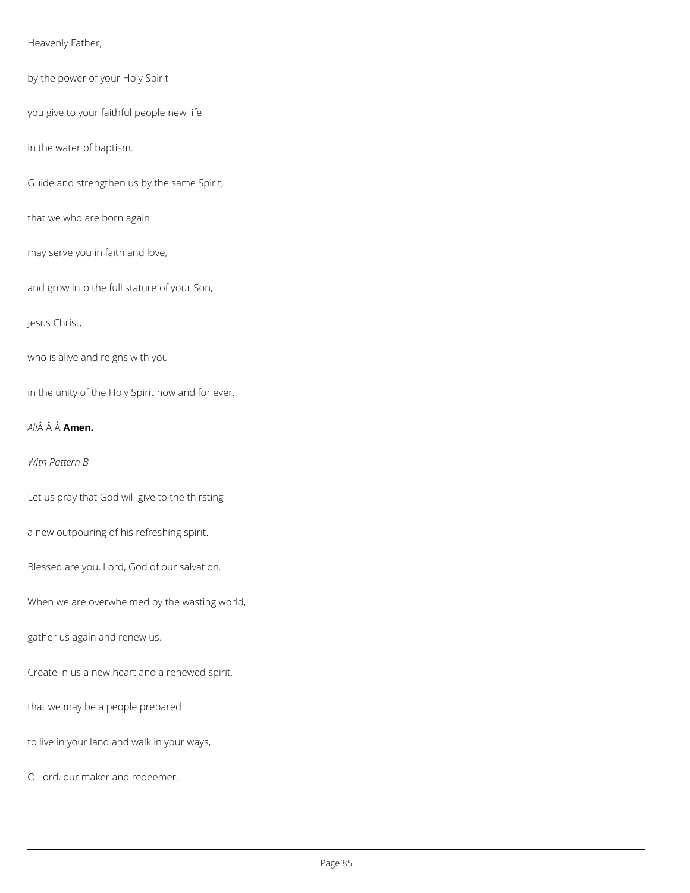Heavenly Father,

by the power of your Holy Spirit

you give to your faithful people new life

in the water of baptism.

Guide and strengthen us by the same Spirit,

that we who are born again

may serve you in faith and love,

and grow into the full stature of your Son,

Jesus Christ,

who is alive and reigns with you

in the unity of the Holy Spirit now and for ever.

*All*Â Â Â **Amen.**

*With Pattern B*

Let us pray that God will give to the thirsting

a new outpouring of his refreshing spirit.

Blessed are you, Lord, God of our salvation.

When we are overwhelmed by the wasting world,

gather us again and renew us.

Create in us a new heart and a renewed spirit,

that we may be a people prepared

to live in your land and walk in your ways,

O Lord, our maker and redeemer.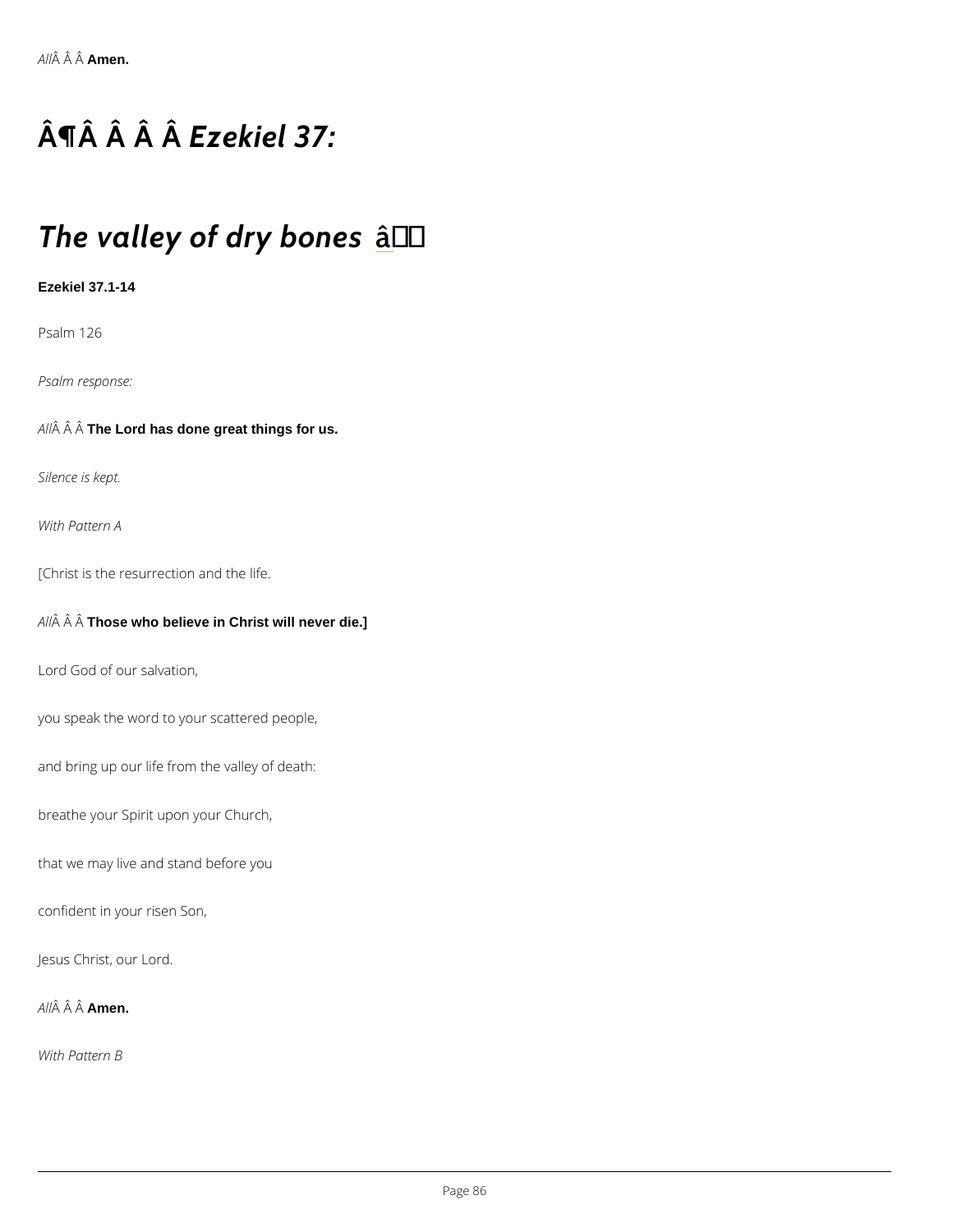*All*Â Â Â **Amen.**

# Â¶Â Â Â Â *Ezekiel 37:*

## *The valley of dry bones* â

**Ezekiel 37.1-14**

Psalm 126

*Psalm response:*

*All*Â Â Â **The Lord has done great things for us.**

*Silence is kept.*

*With Pattern A*

[Christ is the resurrection and the life.

*All*Â Â Â **Those who believe in Christ will never die.]**

Lord God of our salvation,

you speak the word to your scattered people,

and bring up our life from the valley of death:

breathe your Spirit upon your Church,

that we may live and stand before you

confident in your risen Son,

Jesus Christ, our Lord.

*All*Â Â Â **Amen.**

*With Pattern B*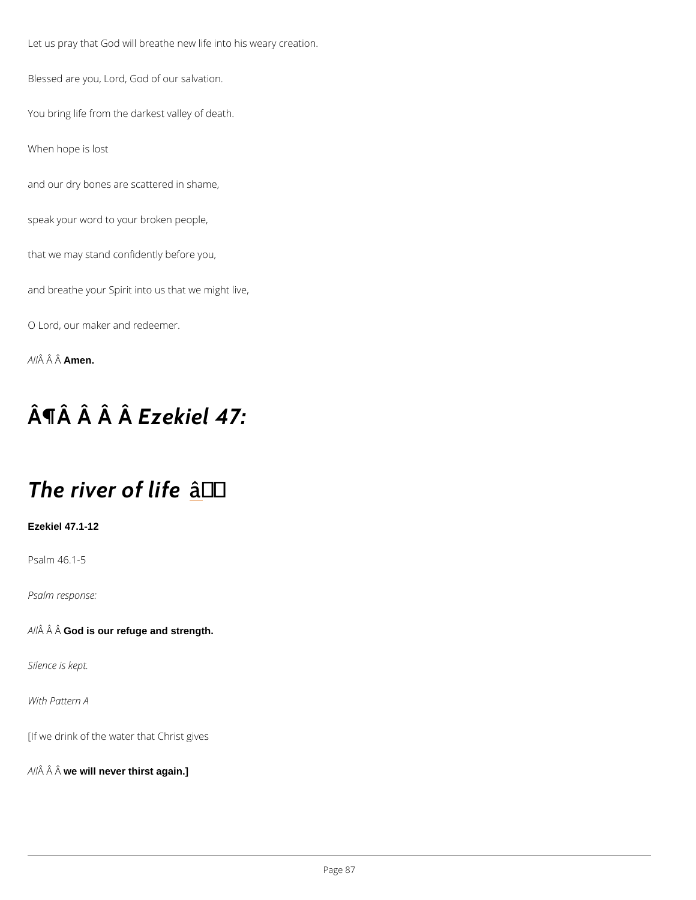Let us pray that God will breathe new life into his weary creation.

Blessed are you, Lord, God of our salvation.

You bring life from the darkest valley of death.

When hope is lost

and our dry bones are scattered in shame,

speak your word to your broken people,

that we may stand confidently before you,

and breathe your Spirit into us that we might live,

O Lord, our maker and redeemer.

*All*Â Â Â **Amen.**

## Â¶Â Â Â Â *Ezekiel 47:*

## *The river of life* â

**Ezekiel 47.1-12**

Psalm 46.1-5

*Psalm response:*

*All*Â Â Â **God is our refuge and strength.**

*Silence is kept.*

*With Pattern A*

[If we drink of the water that Christ gives

*All*Â Â Â **we will never thirst again.]**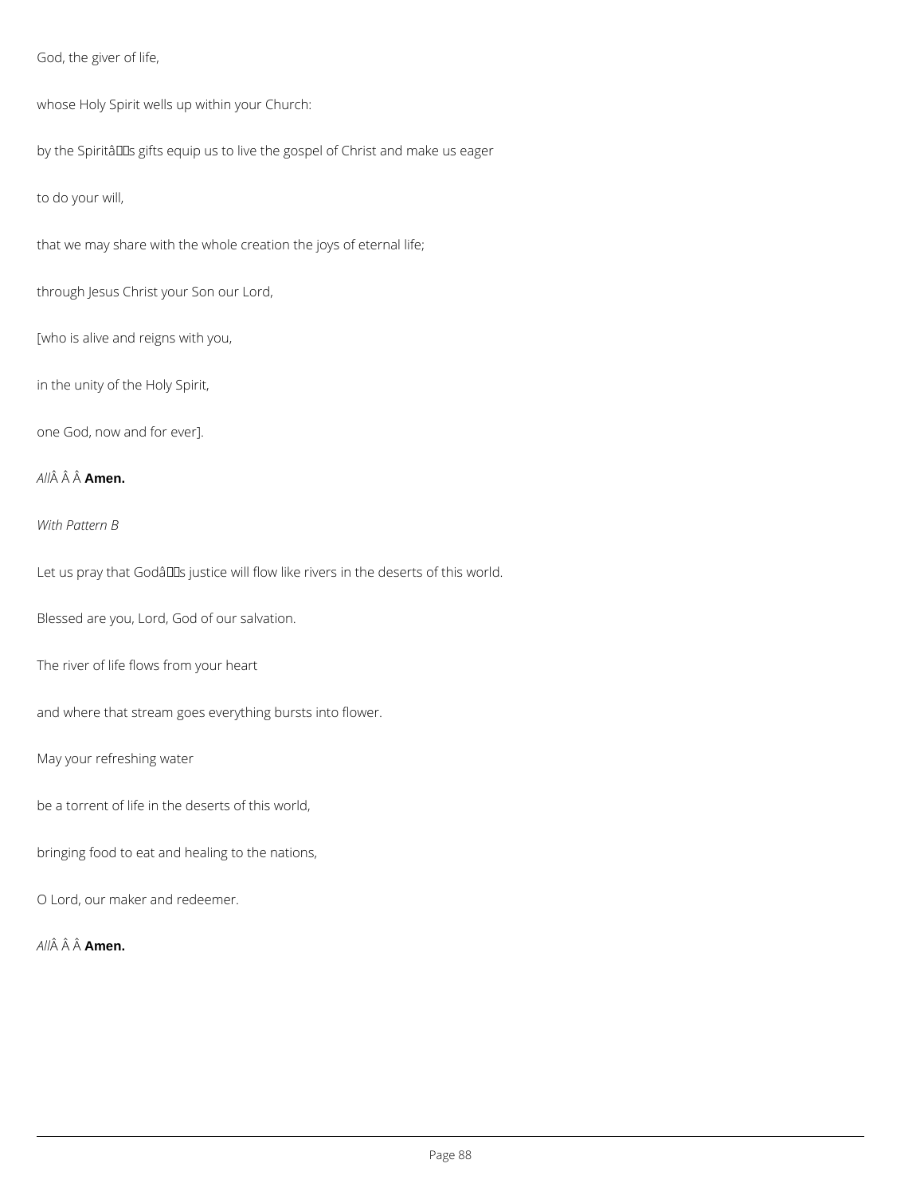God, the giver of life,

whose Holy Spirit wells up within your Church:

by the Spirit's gifts equip us to live the gospel of Christ and make us eager

to do your will,

that we may share with the whole creation the joys of eternal life;

through Jesus Christ your Son our Lord,

[who is alive and reigns with you,

in the unity of the Holy Spirit,

one God, now and for ever].

*All* **Amen.**

*With Pattern B*

Let us pray that God's justice will flow like rivers in the deserts of this world.

Blessed are you, Lord, God of our salvation.

The river of life flows from your heart

and where that stream goes everything bursts into flower.

May your refreshing water

be a torrent of life in the deserts of this world,

bringing food to eat and healing to the nations,

O Lord, our maker and redeemer.

*All* **Amen.**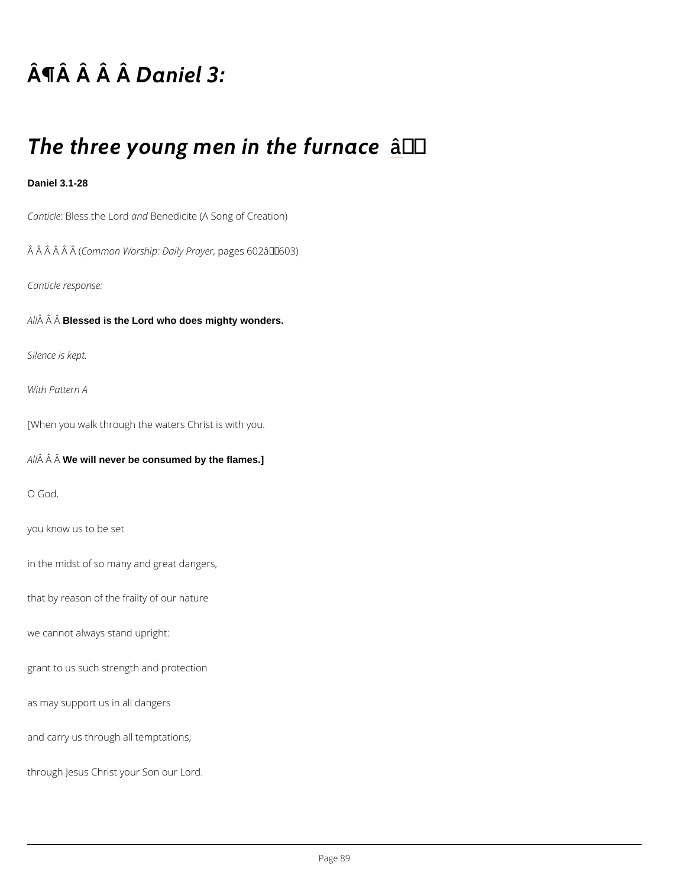# ¶    *Daniel 3:*

## *The three young men in the furnace*

**Daniel 3.1-28**

*Canticle:* Bless the Lord *and* Benedicite (A Song of Creation)

(*Common Worship: Daily Prayer*, pages 602–603)

*Canticle response:*

*All*   **Blessed is the Lord who does mighty wonders.**

*Silence is kept.*

*With Pattern A*

[When you walk through the waters Christ is with you.

*All*   **We will never be consumed by the flames.]**

O God,

you know us to be set

in the midst of so many and great dangers,

that by reason of the frailty of our nature

we cannot always stand upright:

grant to us such strength and protection

as may support us in all dangers

and carry us through all temptations;

through Jesus Christ your Son our Lord.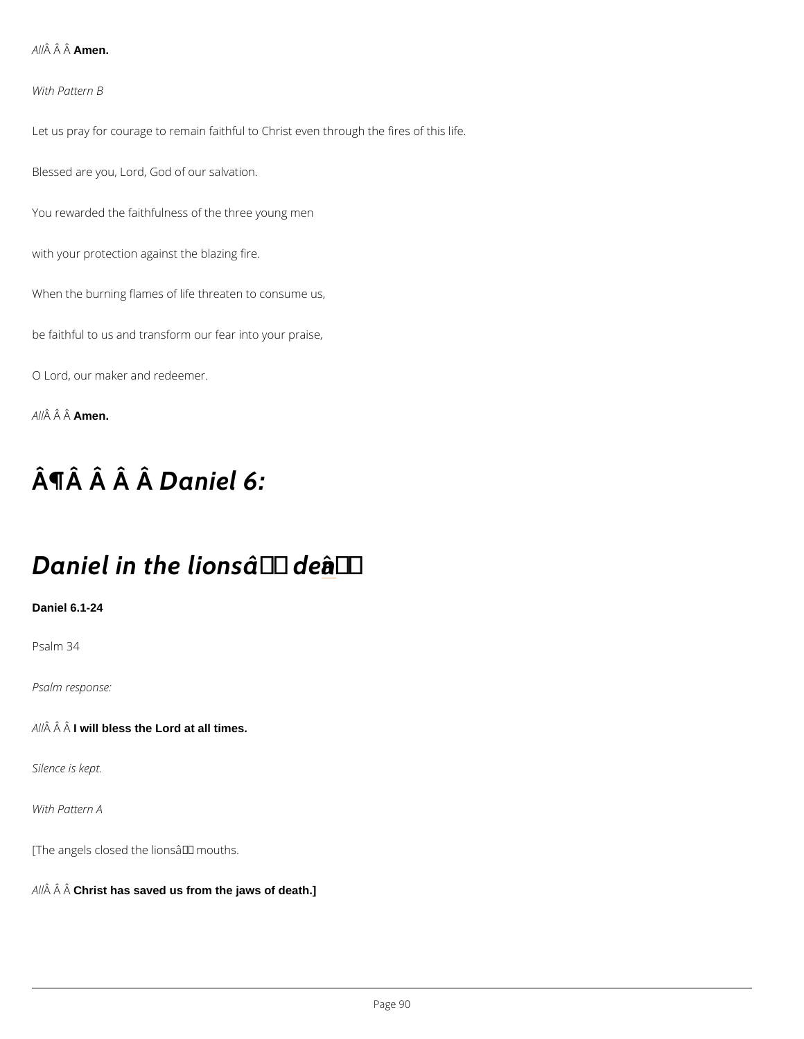*All*Â Â Â **Amen.**

*With Pattern B*

Let us pray for courage to remain faithful to Christ even through the fires of this life.

Blessed are you, Lord, God of our salvation.

You rewarded the faithfulness of the three young men

with your protection against the blazing fire.

When the burning flames of life threaten to consume us,

be faithful to us and transform our fear into your praise,

O Lord, our maker and redeemer.

*All*Â Â Â **Amen.**

# Â¶Â Â Â Â *Daniel 6:*

# *Daniel in the lionsâ den*

**Daniel 6.1-24**

Psalm 34

*Psalm response:*

*All*Â Â Â **I will bless the Lord at all times.**

*Silence is kept.*

*With Pattern A*

[The angels closed the lionsâ mouths.

*All*Â Â Â **Christ has saved us from the jaws of death.]**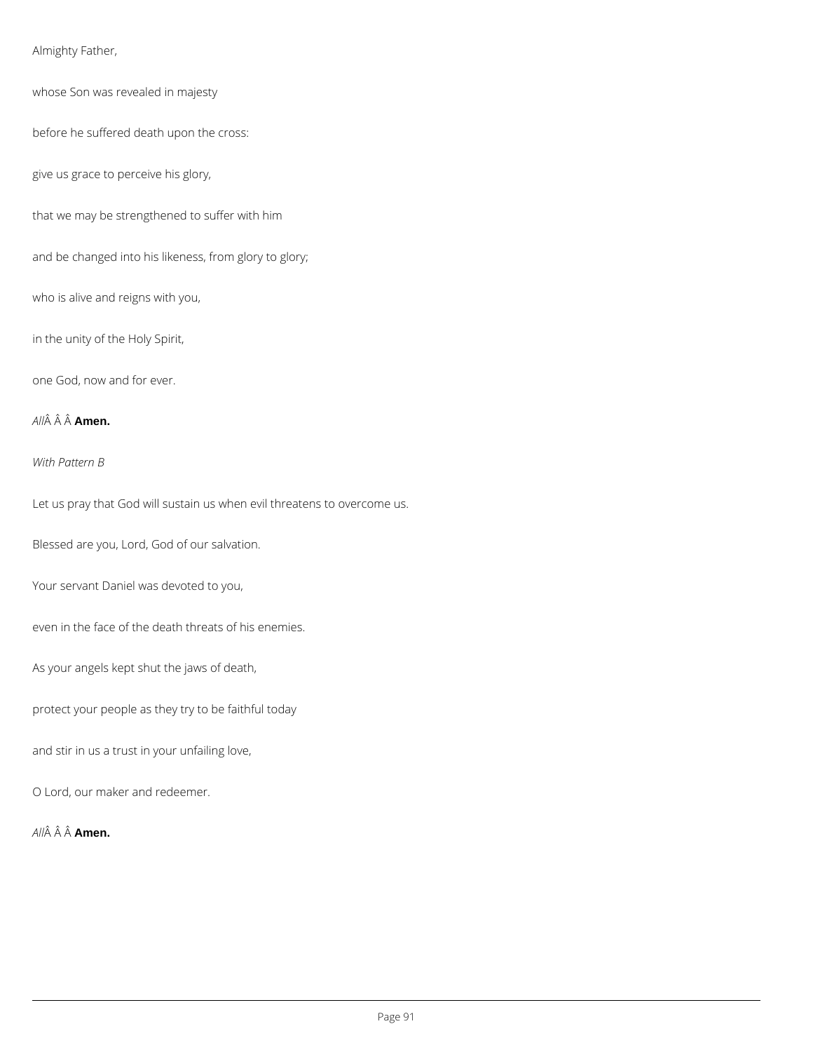Almighty Father,

whose Son was revealed in majesty

before he suffered death upon the cross:

give us grace to perceive his glory,

that we may be strengthened to suffer with him

and be changed into his likeness, from glory to glory;

who is alive and reigns with you,

in the unity of the Holy Spirit,

one God, now and for ever.

*All*Â Â Â **Amen.**

*With Pattern B*

Let us pray that God will sustain us when evil threatens to overcome us.

Blessed are you, Lord, God of our salvation.

Your servant Daniel was devoted to you,

even in the face of the death threats of his enemies.

As your angels kept shut the jaws of death,

protect your people as they try to be faithful today

and stir in us a trust in your unfailing love,

O Lord, our maker and redeemer.

*All*Â Â Â **Amen.**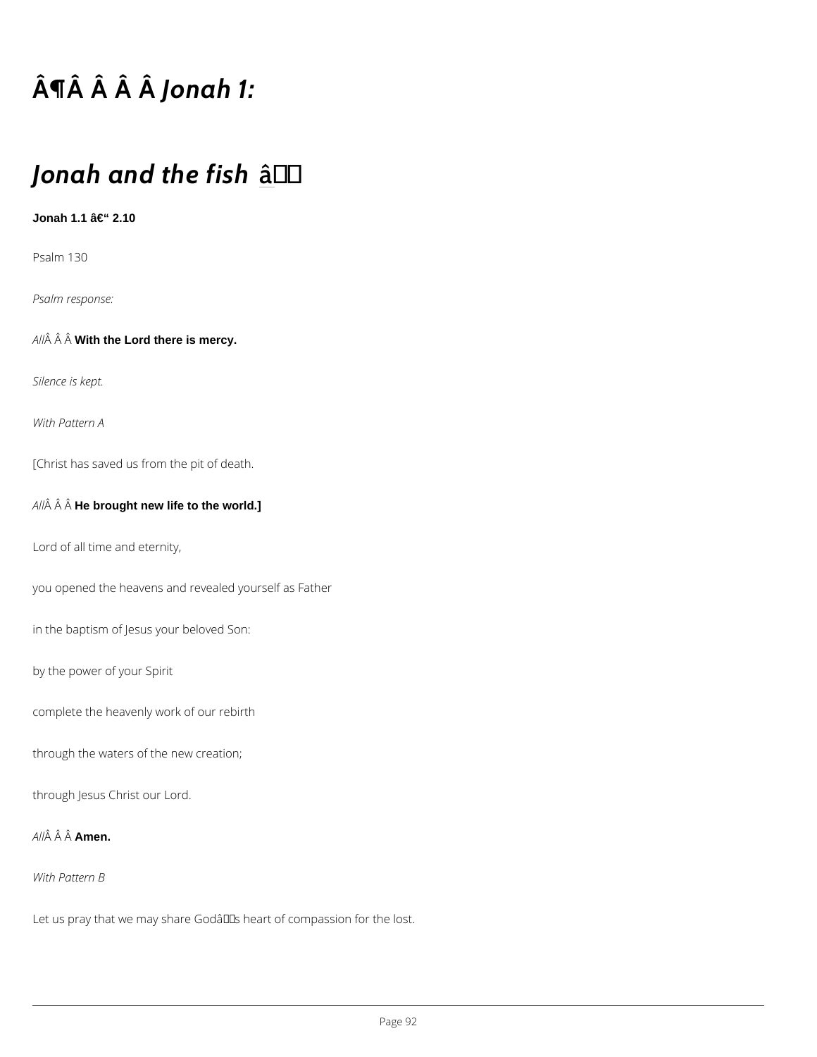# Â¶Â Â Â Â *Jonah 1:*

# *Jonah and the fish* â

**Jonah 1.1 â€“ 2.10**

Psalm 130

*Psalm response:*

*All*Â Â Â **With the Lord there is mercy.**

*Silence is kept.*

*With Pattern A*

[Christ has saved us from the pit of death.

*All*Â Â Â **He brought new life to the world.]**

Lord of all time and eternity,

you opened the heavens and revealed yourself as Father

in the baptism of Jesus your beloved Son:

by the power of your Spirit

complete the heavenly work of our rebirth

through the waters of the new creation;

through Jesus Christ our Lord.

*All*Â Â Â **Amen.**

*With Pattern B*

Let us pray that we may share Godâs heart of compassion for the lost.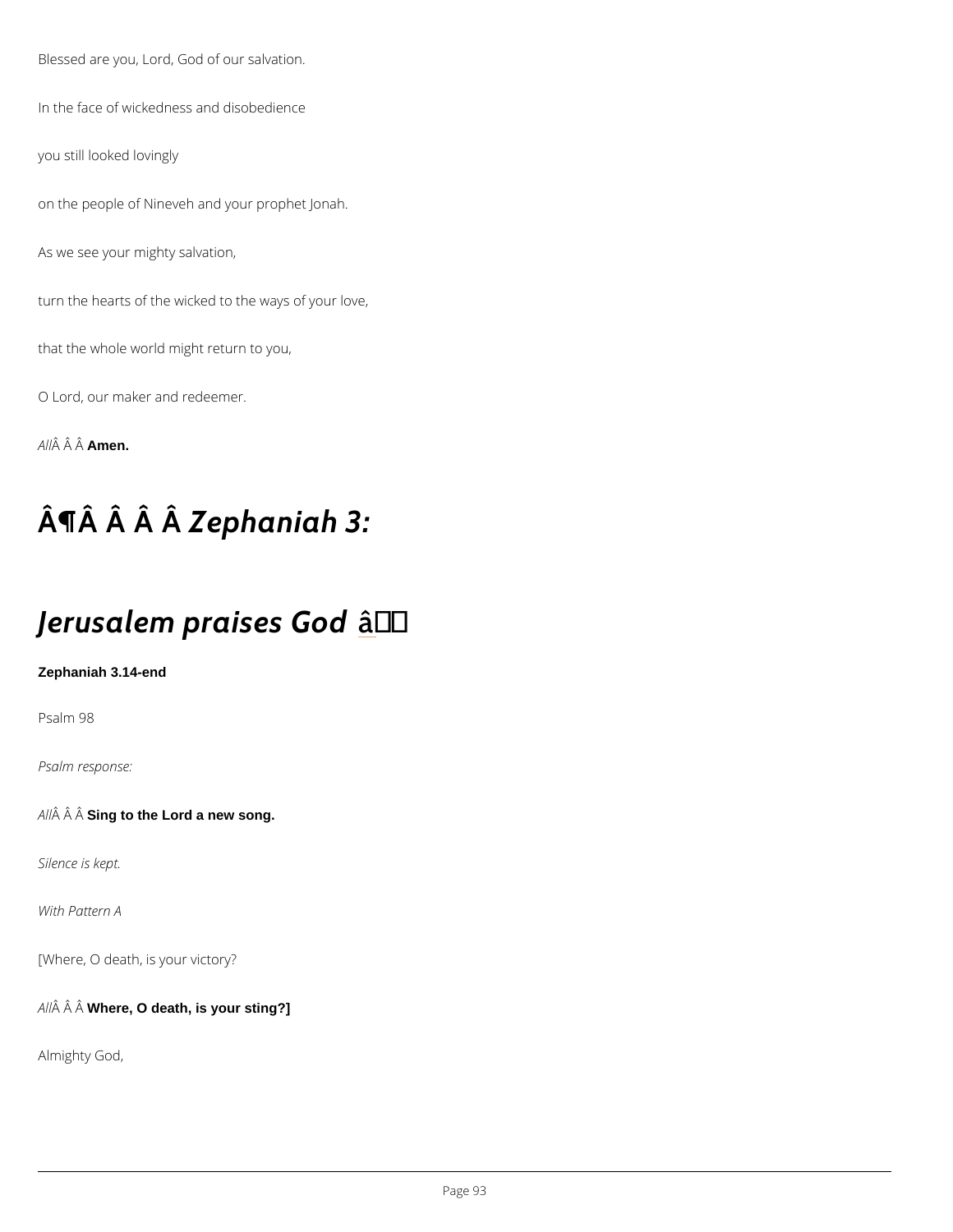Blessed are you, Lord, God of our salvation.

In the face of wickedness and disobedience

you still looked lovingly

on the people of Nineveh and your prophet Jonah.

As we see your mighty salvation,

turn the hearts of the wicked to the ways of your love,

that the whole world might return to you,

O Lord, our maker and redeemer.

*All*Â Â Â **Amen.**

# Â¶Â Â Â Â *Zephaniah 3:*

# *Jerusalem praises God* â

**Zephaniah 3.14-end**

Psalm 98

*Psalm response:*

*All*Â Â Â **Sing to the Lord a new song.**

*Silence is kept.*

*With Pattern A*

[Where, O death, is your victory?

*All*Â Â Â **Where, O death, is your sting?]**

Almighty God,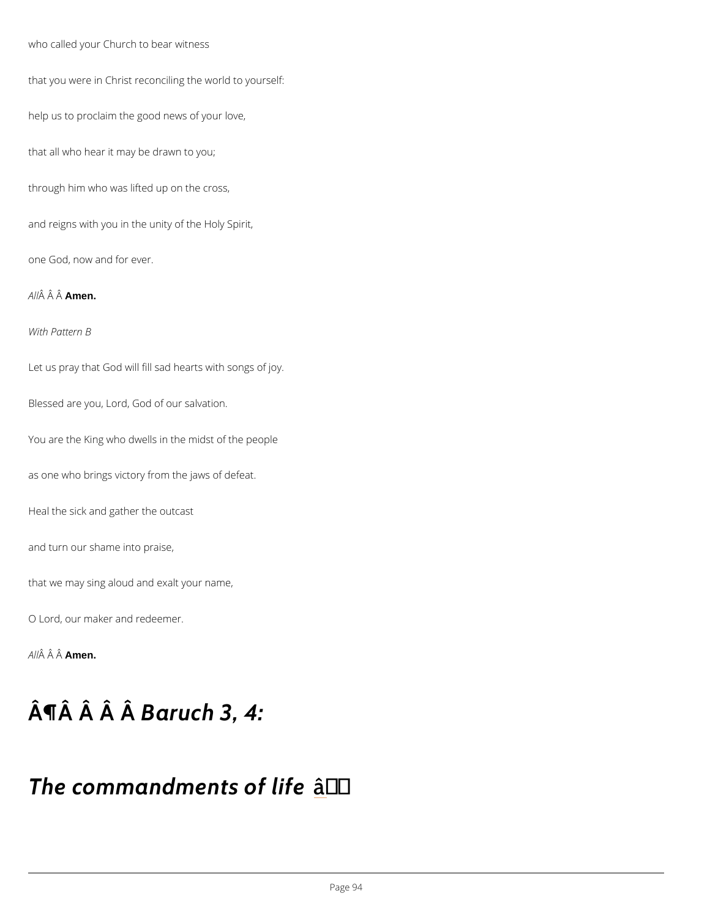who called your Church to bear witness

that you were in Christ reconciling the world to yourself:

help us to proclaim the good news of your love,

that all who hear it may be drawn to you;

through him who was lifted up on the cross,

and reigns with you in the unity of the Holy Spirit,

one God, now and for ever.

*All*Â Â Â **Amen.**

*With Pattern B*

Let us pray that God will fill sad hearts with songs of joy.

Blessed are you, Lord, God of our salvation.

You are the King who dwells in the midst of the people

as one who brings victory from the jaws of defeat.

Heal the sick and gather the outcast

and turn our shame into praise,

that we may sing aloud and exalt your name,

O Lord, our maker and redeemer.

*All*Â Â Â **Amen.**

# Â¶Â Â Â Â *Baruch 3, 4:*

## *The commandments of life* â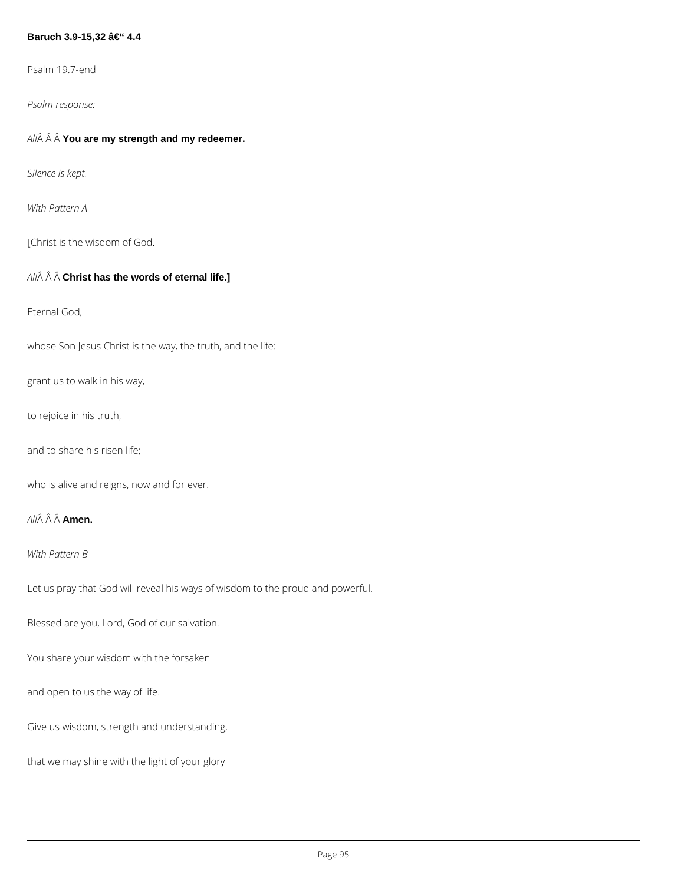**Baruch 3.9-15,32 â€“ 4.4**

Psalm 19.7-end

*Psalm response:*

*All*Â Â Â **You are my strength and my redeemer.**

*Silence is kept.*

*With Pattern A*

[Christ is the wisdom of God.

*All*Â Â Â **Christ has the words of eternal life.]**

Eternal God,

whose Son Jesus Christ is the way, the truth, and the life:

grant us to walk in his way,

to rejoice in his truth,

and to share his risen life;

who is alive and reigns, now and for ever.

*All*Â Â Â **Amen.**

*With Pattern B*

Let us pray that God will reveal his ways of wisdom to the proud and powerful.

Blessed are you, Lord, God of our salvation.

You share your wisdom with the forsaken

and open to us the way of life.

Give us wisdom, strength and understanding,

that we may shine with the light of your glory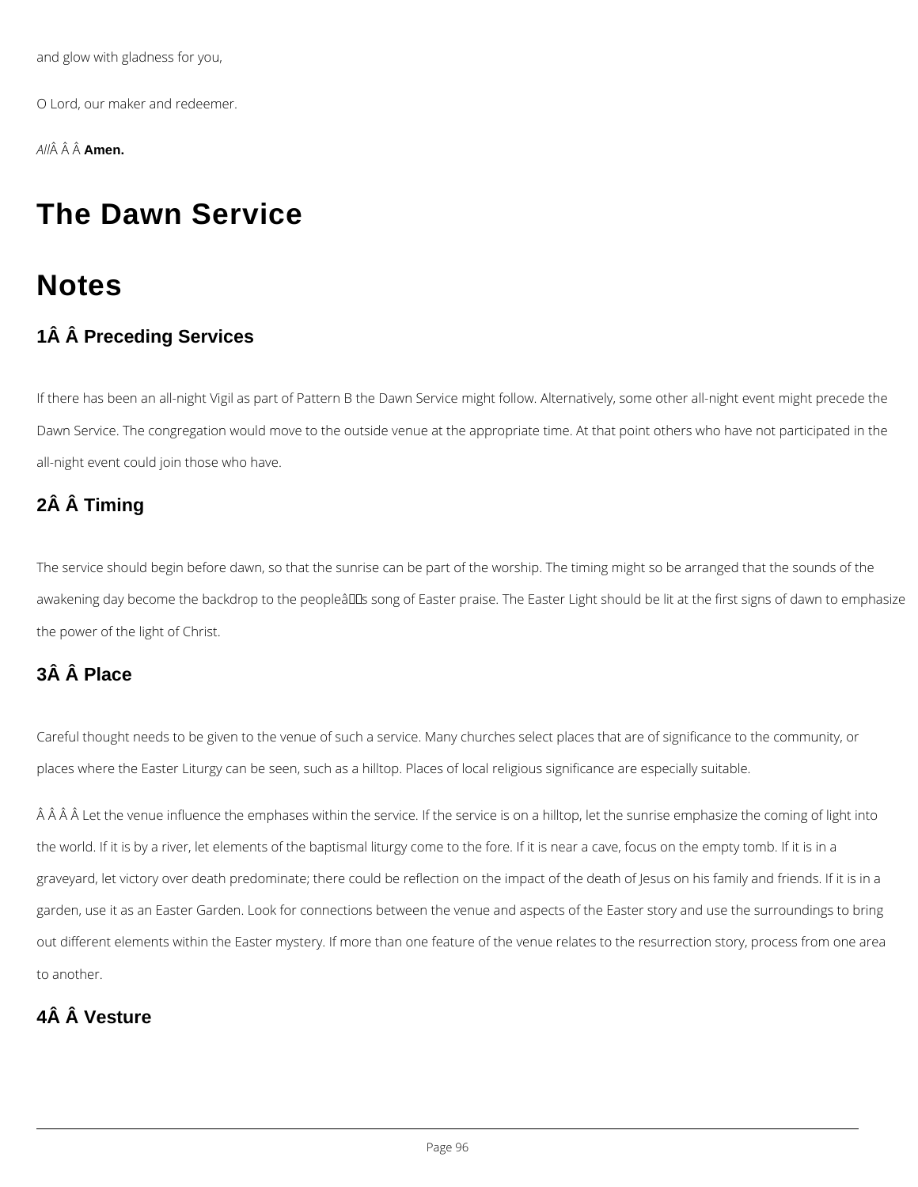and glow with gladness for you,

O Lord, our maker and redeemer.

*All*   **Amen.**

# The Dawn Service

# Notes

## 1  Preceding Services

If there has been an all-night Vigil as part of Pattern B the Dawn Service might follow. Alternatively, some other all-night event might precede the Dawn Service. The congregation would move to the outside venue at the appropriate time. At that point others who have not participated in the all-night event could join those who have.

## 2  Timing

The service should begin before dawn, so that the sunrise can be part of the worship. The timing might so be arranged that the sounds of the awakening day become the backdrop to the people's song of Easter praise. The Easter Light should be lit at the first signs of dawn to emphasize the power of the light of Christ.

## 3  Place

Careful thought needs to be given to the venue of such a service. Many churches select places that are of significance to the community, or places where the Easter Liturgy can be seen, such as a hilltop. Places of local religious significance are especially suitable.

Let the venue influence the emphases within the service. If the service is on a hilltop, let the sunrise emphasize the coming of light into the world. If it is by a river, let elements of the baptismal liturgy come to the fore. If it is near a cave, focus on the empty tomb. If it is in a graveyard, let victory over death predominate; there could be reflection on the impact of the death of Jesus on his family and friends. If it is in a garden, use it as an Easter Garden. Look for connections between the venue and aspects of the Easter story and use the surroundings to bring out different elements within the Easter mystery. If more than one feature of the venue relates to the resurrection story, process from one area to another.

## 4  Vesture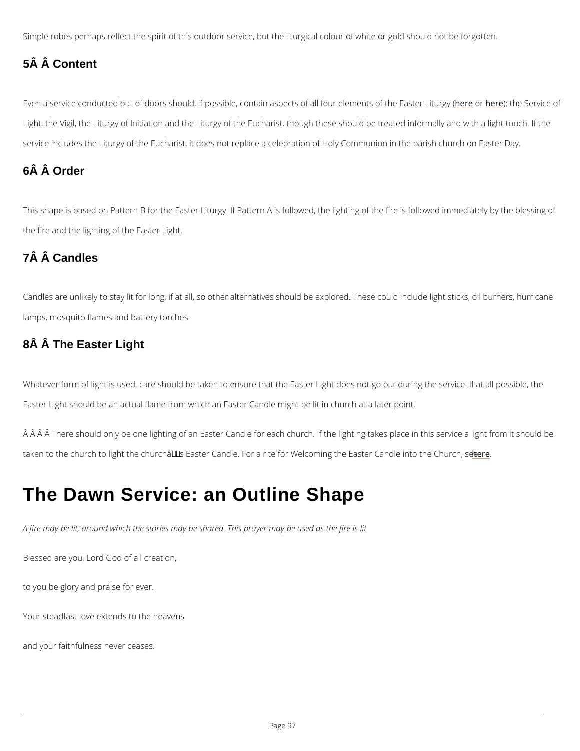Simple robes perhaps reflect the spirit of this outdoor service, but the liturgical colour of white or gold should not be forgotten.

### 5Â Â Content

Even a service conducted out of doors should, if possible, contain aspects of all four elements of the Easter Liturgy (here or here): the Service of Light, the Vigil, the Liturgy of Initiation and the Liturgy of the Eucharist, though these should be treated informally and with a light touch. If the service includes the Liturgy of the Eucharist, it does not replace a celebration of Holy Communion in the parish church on Easter Day.

### 6Â Â Order

This shape is based on Pattern B for the Easter Liturgy. If Pattern A is followed, the lighting of the fire is followed immediately by the blessing of the fire and the lighting of the Easter Light.

### 7Â Â Candles

Candles are unlikely to stay lit for long, if at all, so other alternatives should be explored. These could include light sticks, oil burners, hurricane lamps, mosquito flames and battery torches.

### 8Â Â The Easter Light

Whatever form of light is used, care should be taken to ensure that the Easter Light does not go out during the service. If at all possible, the Easter Light should be an actual flame from which an Easter Candle might be lit in church at a later point.

Â Â Â Â There should only be one lighting of an Easter Candle for each church. If the lighting takes place in this service a light from it should be taken to the church to light the churchâs Easter Candle. For a rite for Welcoming the Easter Candle into the Church, see here.

# The Dawn Service: an Outline Shape

*A fire may be lit, around which the stories may be shared. This prayer may be used as the fire is lit*

Blessed are you, Lord God of all creation,

to you be glory and praise for ever.

Your steadfast love extends to the heavens

and your faithfulness never ceases.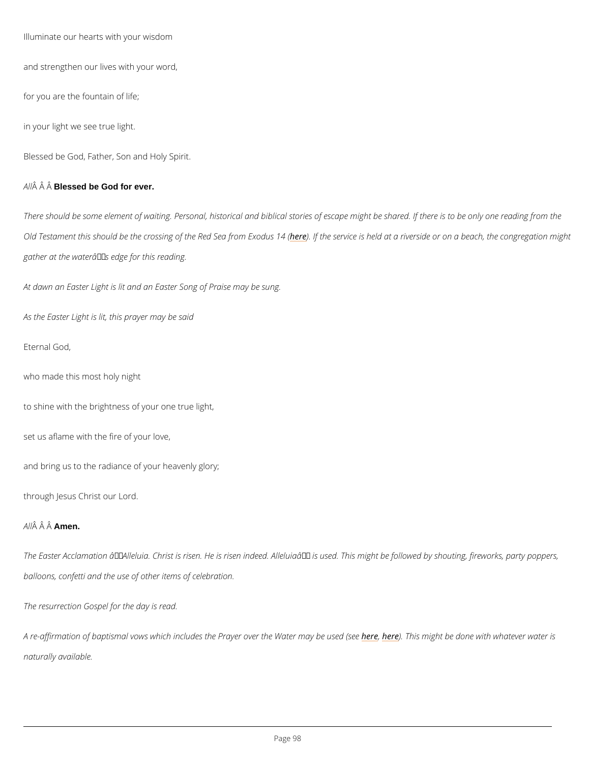Illuminate our hearts with your wisdom

and strengthen our lives with your word,

for you are the fountain of life;

in your light we see true light.

Blessed be God, Father, Son and Holy Spirit.

*All*    **Blessed be God for ever.**

*There should be some element of waiting. Personal, historical and biblical stories of escape might be shared. If there is to be only one reading from the Old Testament this should be the crossing of the Red Sea from Exodus 14 (here). If the service is held at a riverside or on a beach, the congregation might gather at the water's edge for this reading.*

*At dawn an Easter Light is lit and an Easter Song of Praise may be sung.*

*As the Easter Light is lit, this prayer may be said*

Eternal God,

who made this most holy night

to shine with the brightness of your one true light,

set us aflame with the fire of your love,

and bring us to the radiance of your heavenly glory;

through Jesus Christ our Lord.

*All*    **Amen.**

*The Easter Acclamation 'Alleluia. Christ is risen. He is risen indeed. Alleluia' is used. This might be followed by shouting, fireworks, party poppers, balloons, confetti and the use of other items of celebration.*

*The resurrection Gospel for the day is read.*

*A re-affirmation of baptismal vows which includes the Prayer over the Water may be used (see here, here). This might be done with whatever water is naturally available.*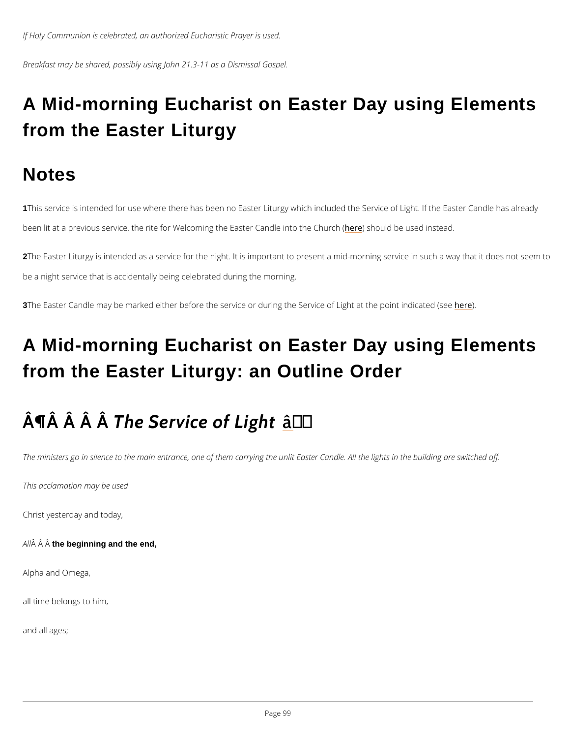*If Holy Communion is celebrated, an authorized Eucharistic Prayer is used.*

*Breakfast may be shared, possibly using John 21.3-11 as a Dismissal Gospel.*

# A Mid-morning Eucharist on Easter Day using Elements from the Easter Liturgy

## Notes

**1** This service is intended for use where there has been no Easter Liturgy which included the Service of Light. If the Easter Candle has already been lit at a previous service, the rite for Welcoming the Easter Candle into the Church (here) should be used instead.

**2** The Easter Liturgy is intended as a service for the night. It is important to present a mid-morning service in such a way that it does not seem to be a night service that is accidentally being celebrated during the morning.

**3** The Easter Candle may be marked either before the service or during the Service of Light at the point indicated (see here).

# A Mid-morning Eucharist on Easter Day using Elements from the Easter Liturgy: an Outline Order

## Â¶Â Â Â Â *The Service of Light* â

*The ministers go in silence to the main entrance, one of them carrying the unlit Easter Candle. All the lights in the building are switched off.*

*This acclamation may be used*

Christ yesterday and today,

*All*Â Â Â **the beginning and the end,**

Alpha and Omega,

all time belongs to him,

and all ages;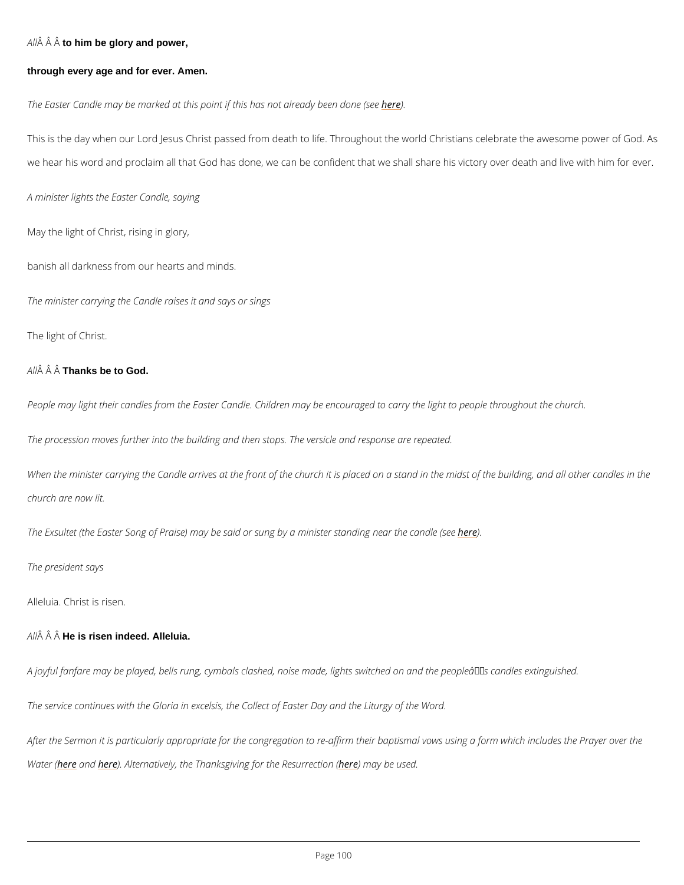*All*   **to him be glory and power,**

**through every age and for ever. Amen.**

*The Easter Candle may be marked at this point if this has not already been done (see here).*

This is the day when our Lord Jesus Christ passed from death to life. Throughout the world Christians celebrate the awesome power of God. As we hear his word and proclaim all that God has done, we can be confident that we shall share his victory over death and live with him for ever.

*A minister lights the Easter Candle, saying*

May the light of Christ, rising in glory,

banish all darkness from our hearts and minds.

*The minister carrying the Candle raises it and says or sings*

The light of Christ.

*All*   **Thanks be to God.**

*People may light their candles from the Easter Candle. Children may be encouraged to carry the light to people throughout the church.*

*The procession moves further into the building and then stops. The versicle and response are repeated.*

*When the minister carrying the Candle arrives at the front of the church it is placed on a stand in the midst of the building, and all other candles in the church are now lit.*

*The Exsultet (the Easter Song of Praise) may be said or sung by a minister standing near the candle (see here).*

*The president says*

Alleluia. Christ is risen.

*All*   **He is risen indeed. Alleluia.**

*A joyful fanfare may be played, bells rung, cymbals clashed, noise made, lights switched on and the people's candles extinguished.*

*The service continues with the Gloria in excelsis, the Collect of Easter Day and the Liturgy of the Word.*

*After the Sermon it is particularly appropriate for the congregation to re-affirm their baptismal vows using a form which includes the Prayer over the Water (here and here). Alternatively, the Thanksgiving for the Resurrection (here) may be used.*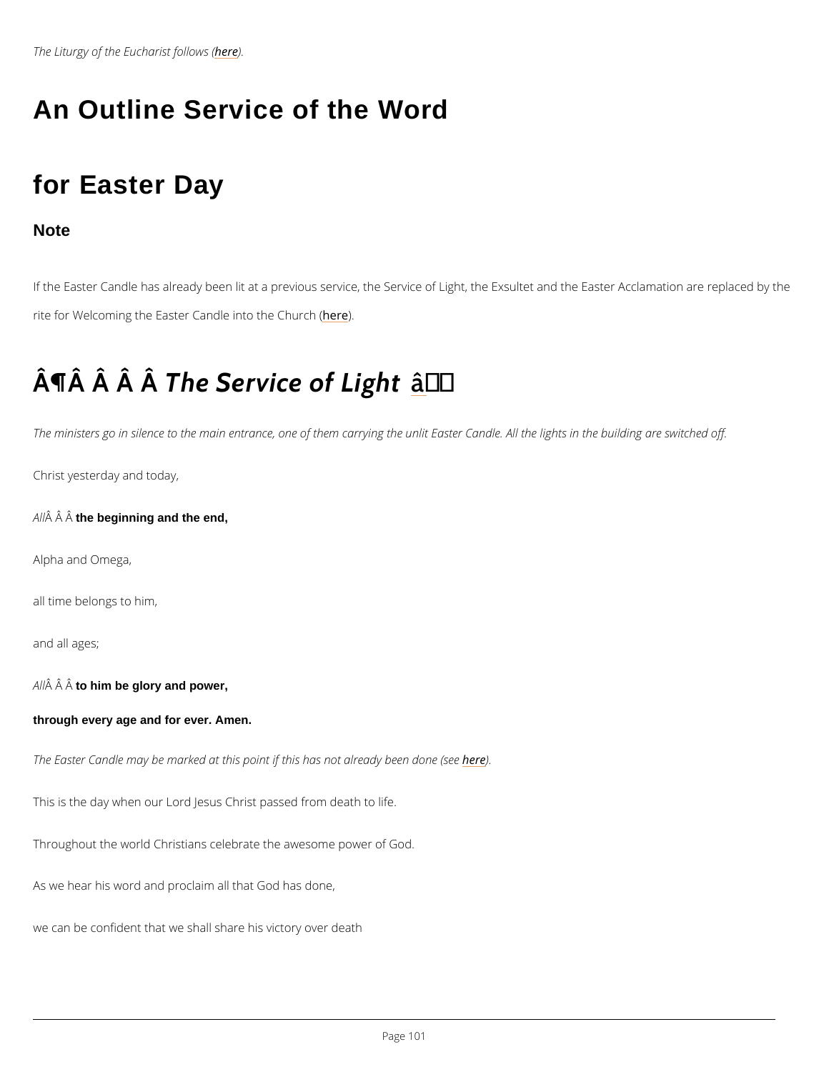*The Liturgy of the Eucharist follows (here).*

# An Outline Service of the Word

# for Easter Day

## Note

If the Easter Candle has already been lit at a previous service, the Service of Light, the Exsultet and the Easter Acclamation are replaced by the rite for Welcoming the Easter Candle into the Church (here).

## ¶ *The Service of Light*

*The ministers go in silence to the main entrance, one of them carrying the unlit Easter Candle. All the lights in the building are switched off.*

Christ yesterday and today,

*All* **the beginning and the end,**

Alpha and Omega,

all time belongs to him,

and all ages;

*All* **to him be glory and power,**

**through every age and for ever. Amen.**

*The Easter Candle may be marked at this point if this has not already been done (see here).*

This is the day when our Lord Jesus Christ passed from death to life.

Throughout the world Christians celebrate the awesome power of God.

As we hear his word and proclaim all that God has done,

we can be confident that we shall share his victory over death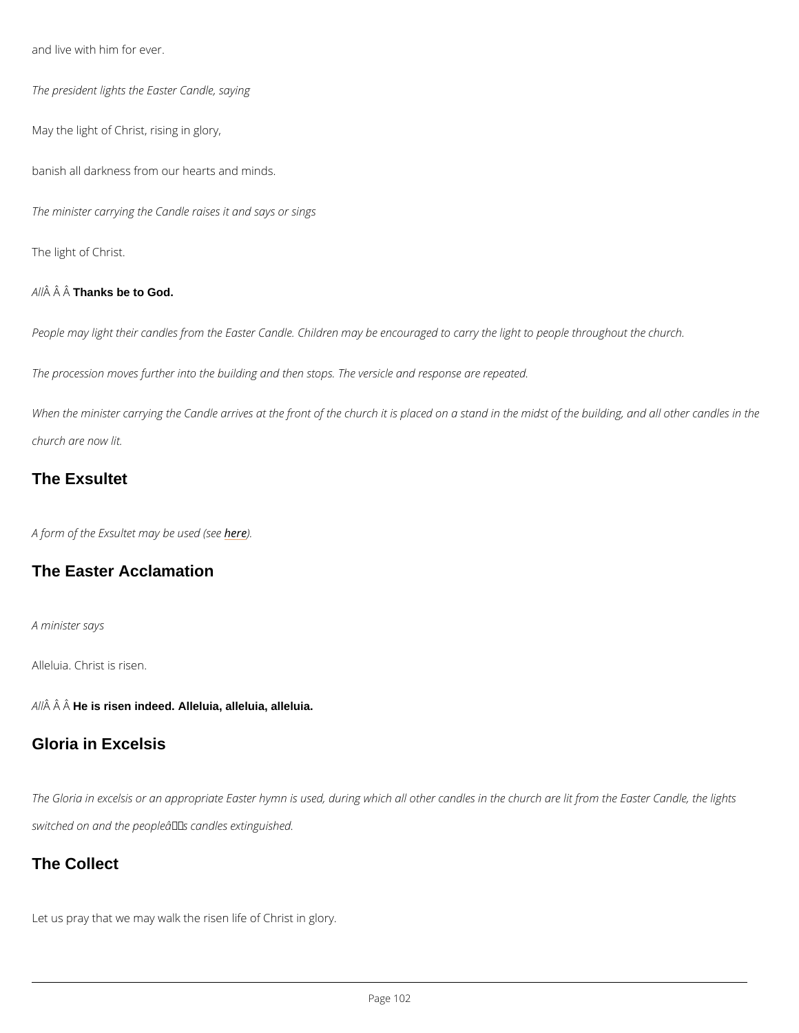and live with him for ever.

*The president lights the Easter Candle, saying*

May the light of Christ, rising in glory,

banish all darkness from our hearts and minds.

*The minister carrying the Candle raises it and says or sings*

The light of Christ.

*All* **Thanks be to God.**

*People may light their candles from the Easter Candle. Children may be encouraged to carry the light to people throughout the church.*

*The procession moves further into the building and then stops. The versicle and response are repeated.*

*When the minister carrying the Candle arrives at the front of the church it is placed on a stand in the midst of the building, and all other candles in the church are now lit.*

## The Exsultet

*A form of the Exsultet may be used (see here).*

## The Easter Acclamation

*A minister says*

Alleluia. Christ is risen.

*All* **He is risen indeed. Alleluia, alleluia, alleluia.**

## Gloria in Excelsis

*The Gloria in excelsis or an appropriate Easter hymn is used, during which all other candles in the church are lit from the Easter Candle, the lights switched on and the people's candles extinguished.*

## The Collect

Let us pray that we may walk the risen life of Christ in glory.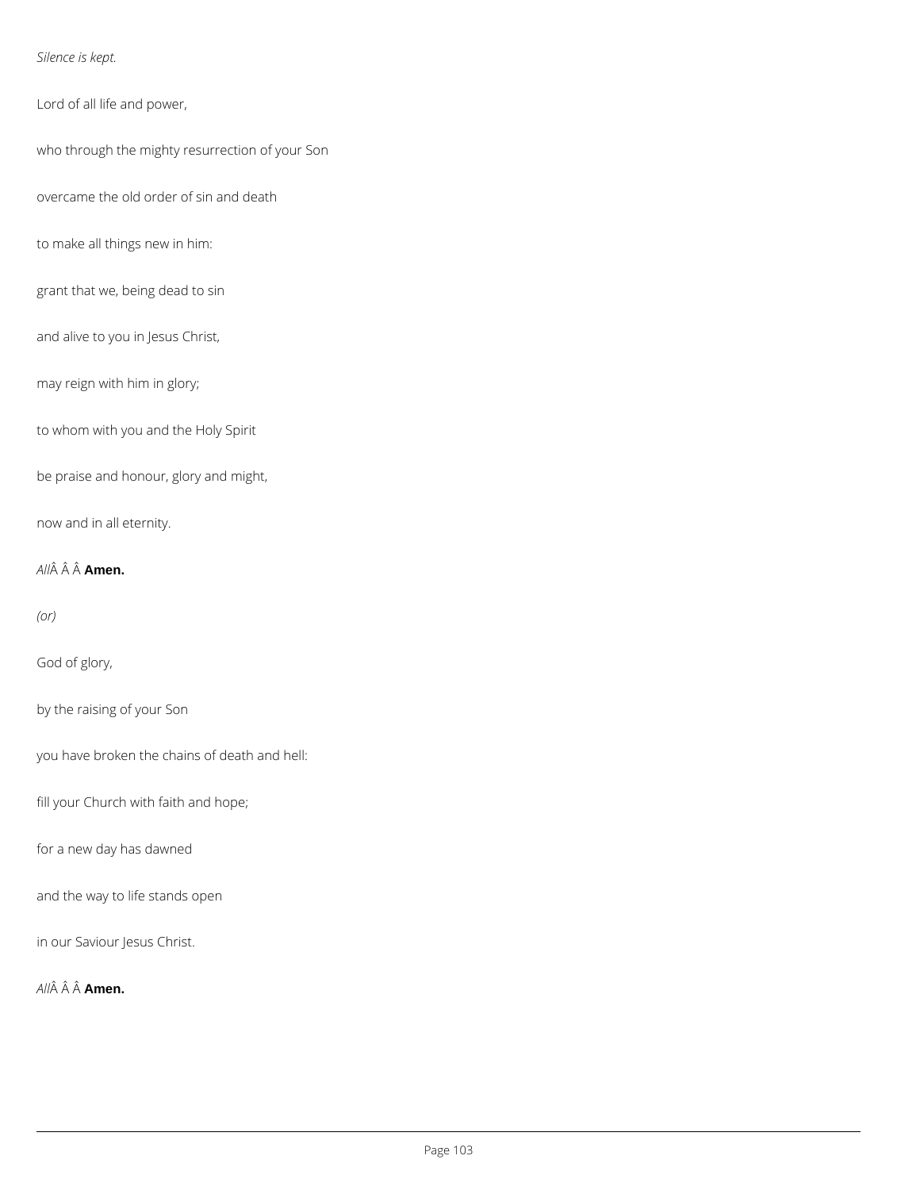*Silence is kept.*

Lord of all life and power,

who through the mighty resurrection of your Son

overcame the old order of sin and death

to make all things new in him:

grant that we, being dead to sin

and alive to you in Jesus Christ,

may reign with him in glory;

to whom with you and the Holy Spirit

be praise and honour, glory and might,

now and in all eternity.

*All*Â Â Â **Amen.**

*(or)*

God of glory,

by the raising of your Son

you have broken the chains of death and hell:

fill your Church with faith and hope;

for a new day has dawned

and the way to life stands open

in our Saviour Jesus Christ.

*All*Â Â Â **Amen.**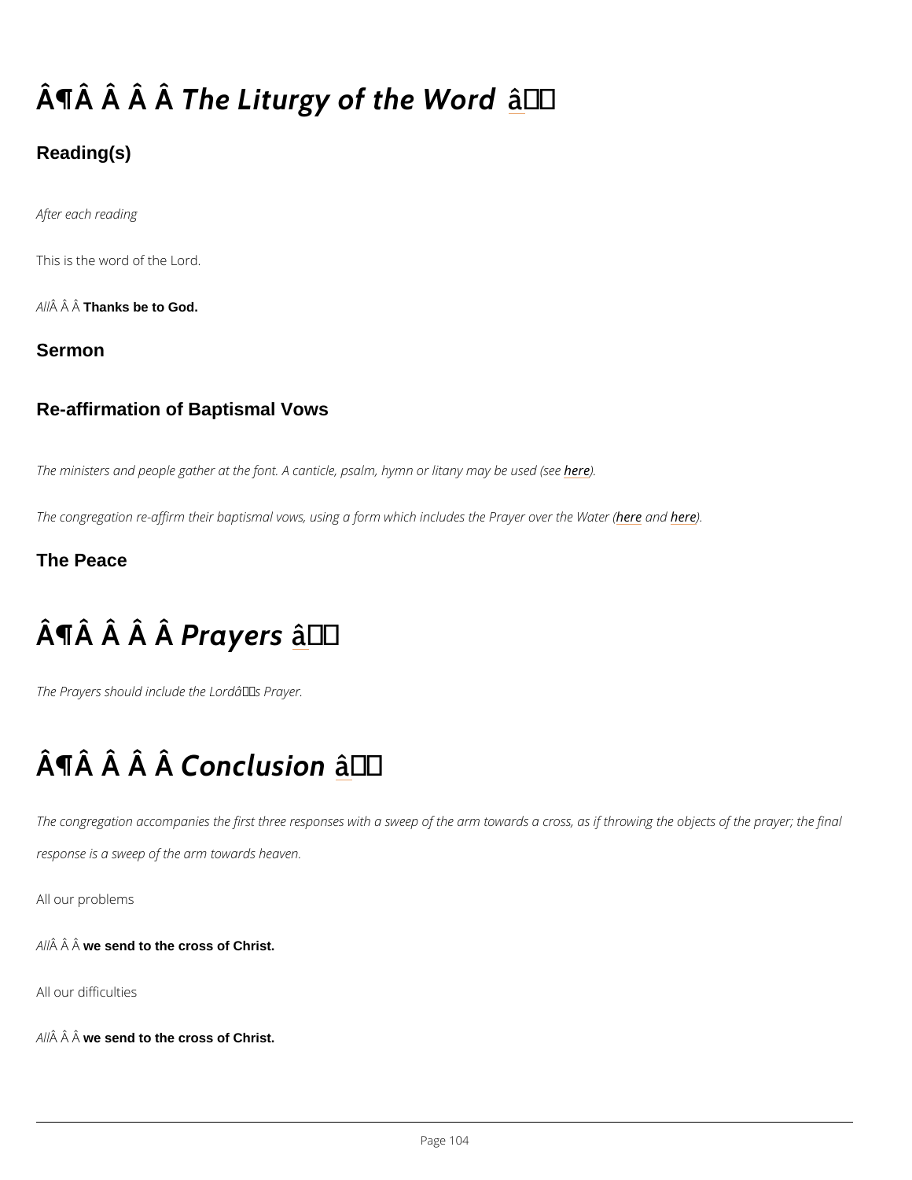# ¶ *The Liturgy of the Word*

## Reading(s)

*After each reading*

This is the word of the Lord.

*All* **Thanks be to God.**

## Sermon

## Re-affirmation of Baptismal Vows

*The ministers and people gather at the font. A canticle, psalm, hymn or litany may be used (see here).*

*The congregation re-affirm their baptismal vows, using a form which includes the Prayer over the Water (here and here).*

## The Peace

# ¶ *Prayers*

*The Prayers should include the Lord’s Prayer.*

# ¶ *Conclusion*

*The congregation accompanies the first three responses with a sweep of the arm towards a cross, as if throwing the objects of the prayer; the final response is a sweep of the arm towards heaven.*

All our problems

*All* **we send to the cross of Christ.**

All our difficulties

*All* **we send to the cross of Christ.**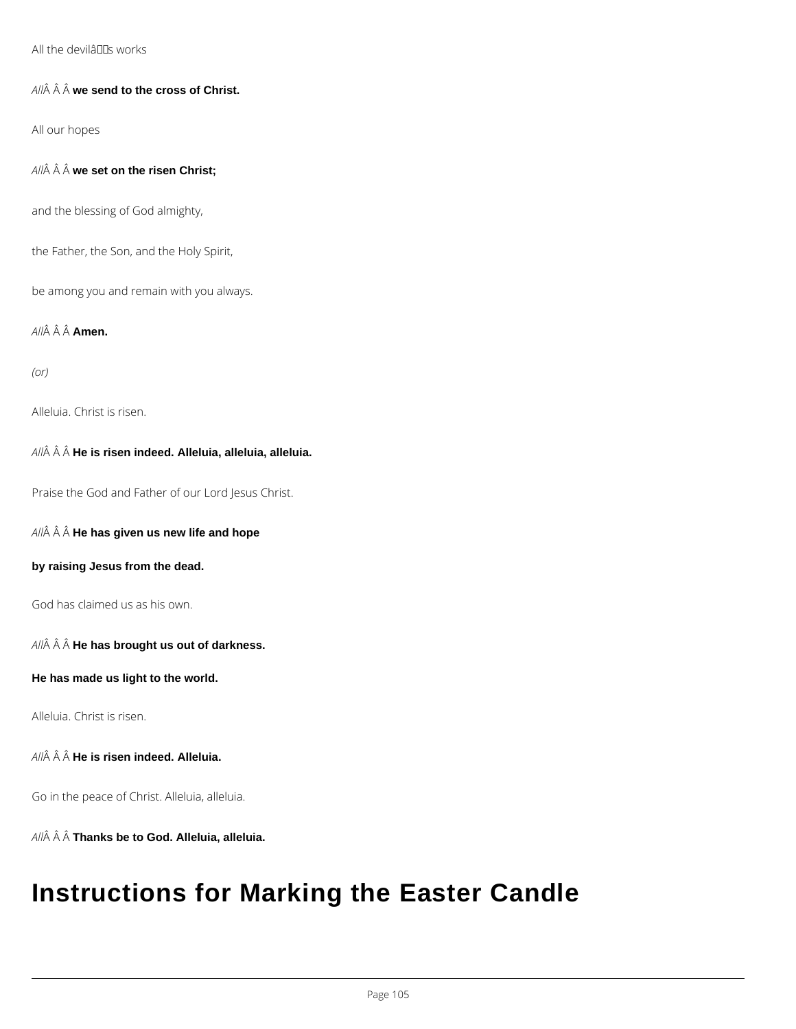All the devilâs works

*All*Â Â Â **we send to the cross of Christ.**

All our hopes

*All*Â Â Â **we set on the risen Christ;**

and the blessing of God almighty,

the Father, the Son, and the Holy Spirit,

be among you and remain with you always.

*All*Â Â Â **Amen.**

*(or)*

Alleluia. Christ is risen.

*All*Â Â Â **He is risen indeed. Alleluia, alleluia, alleluia.**

Praise the God and Father of our Lord Jesus Christ.

*All*Â Â Â **He has given us new life and hope**

**by raising Jesus from the dead.**

God has claimed us as his own.

*All*Â Â Â **He has brought us out of darkness.**

**He has made us light to the world.**

Alleluia. Christ is risen.

*All*Â Â Â **He is risen indeed. Alleluia.**

Go in the peace of Christ. Alleluia, alleluia.

*All*Â Â Â **Thanks be to God. Alleluia, alleluia.**

# Instructions for Marking the Easter Candle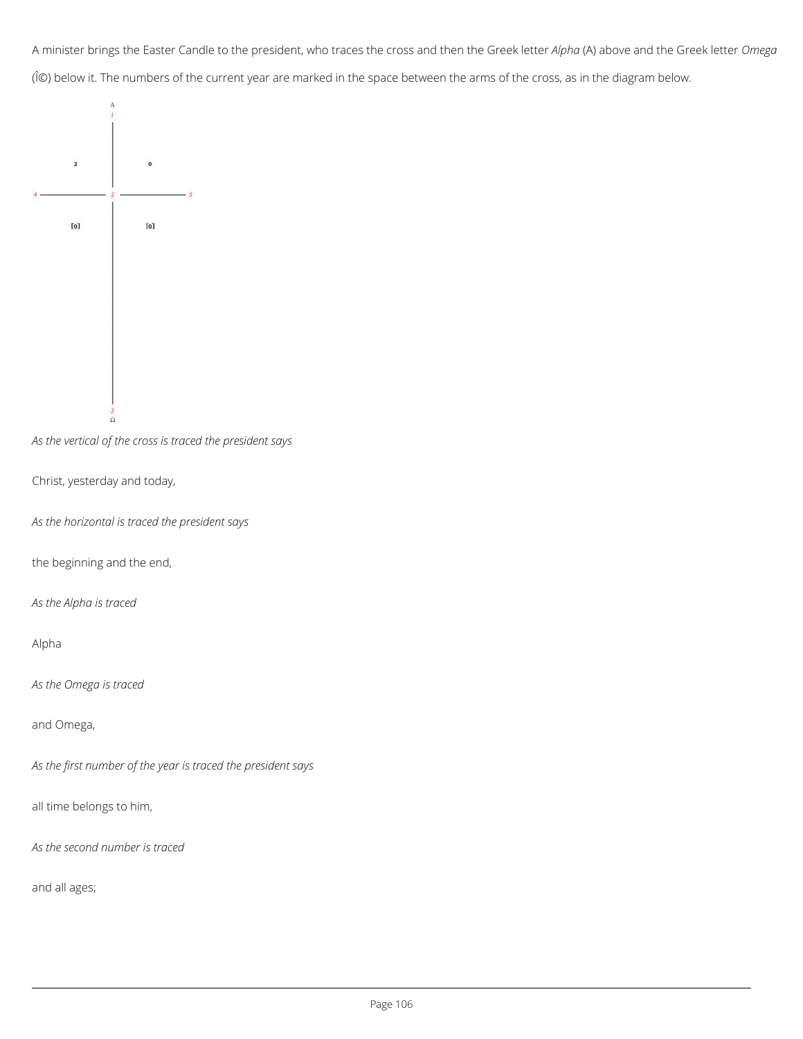A minister brings the Easter Candle to the president, who traces the cross and then the Greek letter *Alpha* (A) above and the Greek letter *Omega* (Î©) below it. The numbers of the current year are marked in the space between the arms of the cross, as in the diagram below.

*As the vertical of the cross is traced the president says*

Christ, yesterday and today,

*As the horizontal is traced the president says*

the beginning and the end,

*As the Alpha is traced*

Alpha

*As the Omega is traced*

and Omega,

*As the first number of the year is traced the president says*

all time belongs to him,

*As the second number is traced*

and all ages;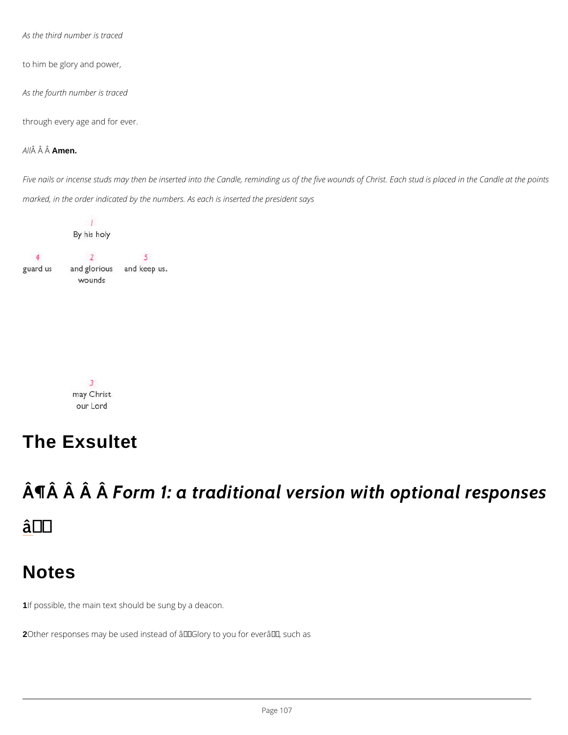*As the third number is traced*

to him be glory and power,

*As the fourth number is traced*

through every age and for ever.

*All*Â Â Â **Amen.**

*Five nails or incense studs may then be inserted into the Candle, reminding us of the five wounds of Christ. Each stud is placed in the Candle at the points marked, in the order indicated by the numbers. As each is inserted the president says*

1
By his holy

4
guard us

2
and glorious wounds

5
and keep us.

3
may Christ our Lord

# The Exsultet

## Â¶Â Â Â Â *Form 1: a traditional version with optional responses*

â

# Notes

**1**If possible, the main text should be sung by a deacon.

**2**Other responses may be used instead of âGlory to you for everâ, such as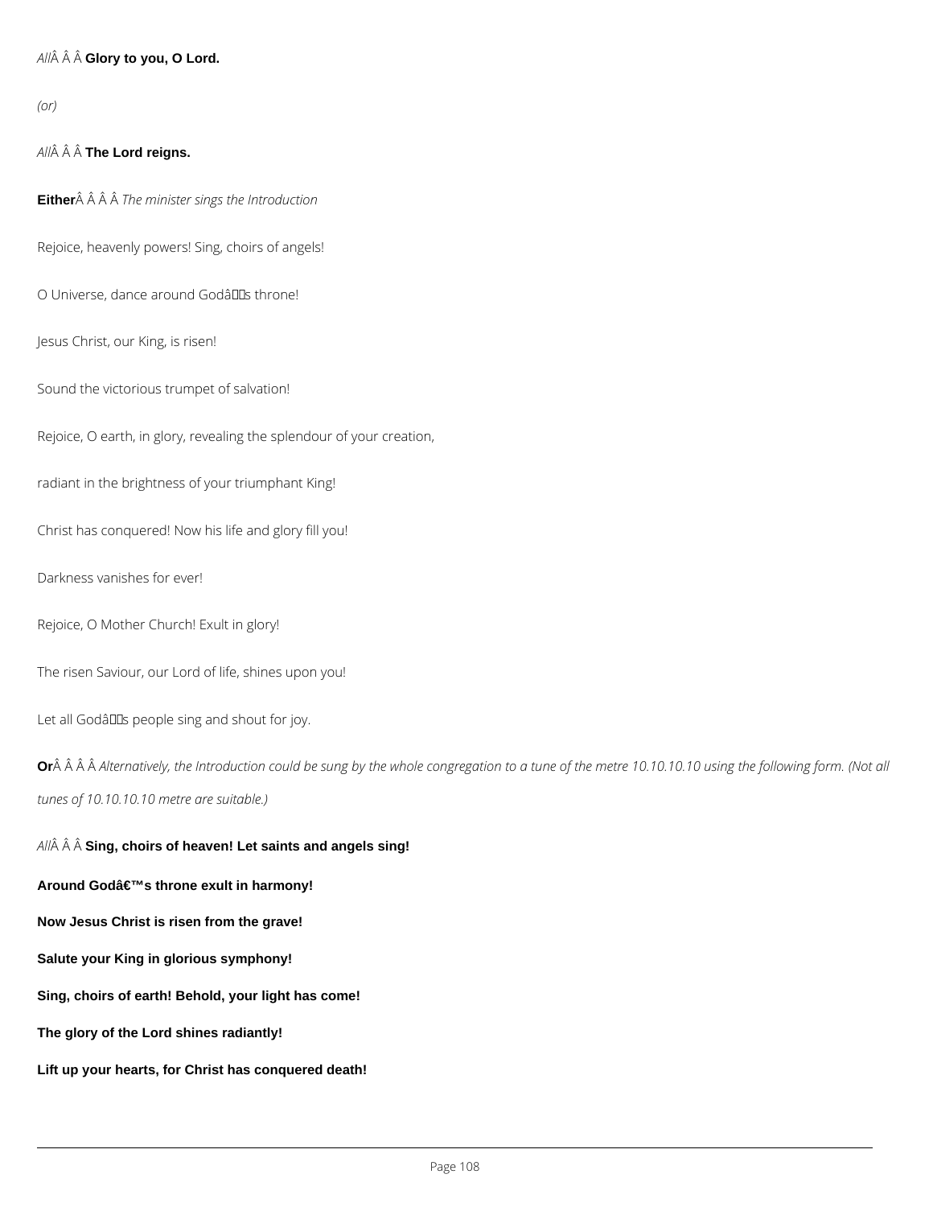*All*Â Â Â **Glory to you, O Lord.**

*(or)*

*All*Â Â Â **The Lord reigns.**

**Either**Â Â Â Â *The minister sings the Introduction*

Rejoice, heavenly powers! Sing, choirs of angels!

O Universe, dance around Godâs throne!

Jesus Christ, our King, is risen!

Sound the victorious trumpet of salvation!

Rejoice, O earth, in glory, revealing the splendour of your creation,

radiant in the brightness of your triumphant King!

Christ has conquered! Now his life and glory fill you!

Darkness vanishes for ever!

Rejoice, O Mother Church! Exult in glory!

The risen Saviour, our Lord of life, shines upon you!

Let all Godâs people sing and shout for joy.

**Or**Â Â Â Â *Alternatively, the Introduction could be sung by the whole congregation to a tune of the metre 10.10.10.10 using the following form. (Not all tunes of 10.10.10.10 metre are suitable.)*

*All*Â Â Â **Sing, choirs of heaven! Let saints and angels sing!**

**Around Godâ€™s throne exult in harmony!**

**Now Jesus Christ is risen from the grave!**

**Salute your King in glorious symphony!**

**Sing, choirs of earth! Behold, your light has come!**

**The glory of the Lord shines radiantly!**

**Lift up your hearts, for Christ has conquered death!**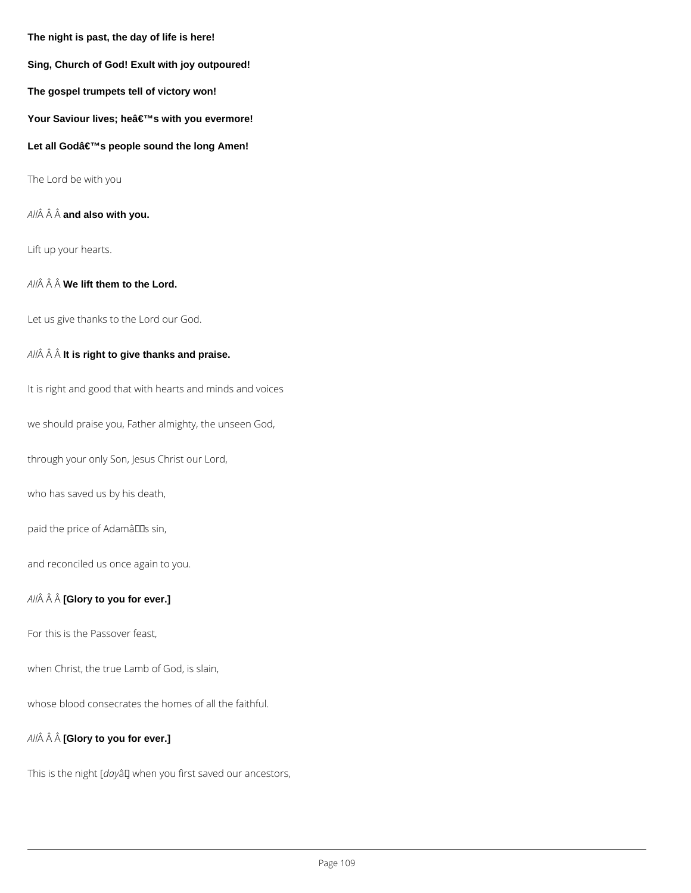**The night is past, the day of life is here!**

**Sing, Church of God! Exult with joy outpoured!**

**The gospel trumpets tell of victory won!**

**Your Saviour lives; heâ€™s with you evermore!**

**Let all Godâ€™s people sound the long Amen!**

The Lord be with you

*All*Â Â Â **and also with you.**

Lift up your hearts.

*All*Â Â Â **We lift them to the Lord.**

Let us give thanks to the Lord our God.

*All*Â Â Â **It is right to give thanks and praise.**

It is right and good that with hearts and minds and voices

we should praise you, Father almighty, the unseen God,

through your only Son, Jesus Christ our Lord,

who has saved us by his death,

paid the price of Adamâs sin,

and reconciled us once again to you.

*All*Â Â Â **[Glory to you for ever.]**

For this is the Passover feast,

when Christ, the true Lamb of God, is slain,

whose blood consecrates the homes of all the faithful.

*All*Â Â Â **[Glory to you for ever.]**

This is the night [*day*â] when you first saved our ancestors,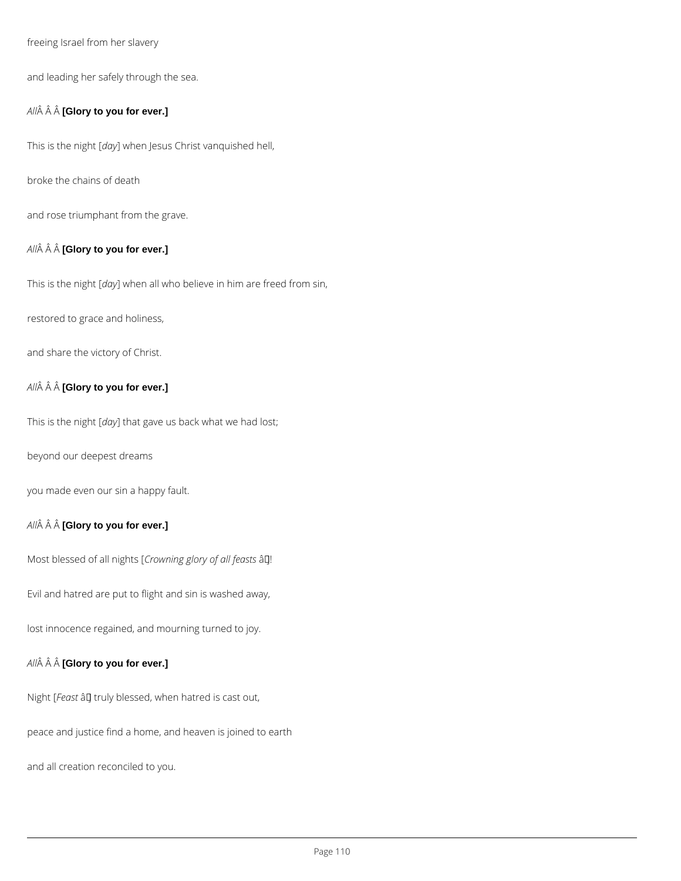freeing Israel from her slavery

and leading her safely through the sea.

*All*Â Â Â **[Glory to you for ever.]**

This is the night [*day*] when Jesus Christ vanquished hell,

broke the chains of death

and rose triumphant from the grave.

*All*Â Â Â **[Glory to you for ever.]**

This is the night [*day*] when all who believe in him are freed from sin,

restored to grace and holiness,

and share the victory of Christ.

*All*Â Â Â **[Glory to you for ever.]**

This is the night [*day*] that gave us back what we had lost;

beyond our deepest dreams

you made even our sin a happy fault.

*All*Â Â Â **[Glory to you for ever.]**

Most blessed of all nights [*Crowning glory of all feasts* â]!

Evil and hatred are put to flight and sin is washed away,

lost innocence regained, and mourning turned to joy.

*All*Â Â Â **[Glory to you for ever.]**

Night [*Feast* â] truly blessed, when hatred is cast out,

peace and justice find a home, and heaven is joined to earth

and all creation reconciled to you.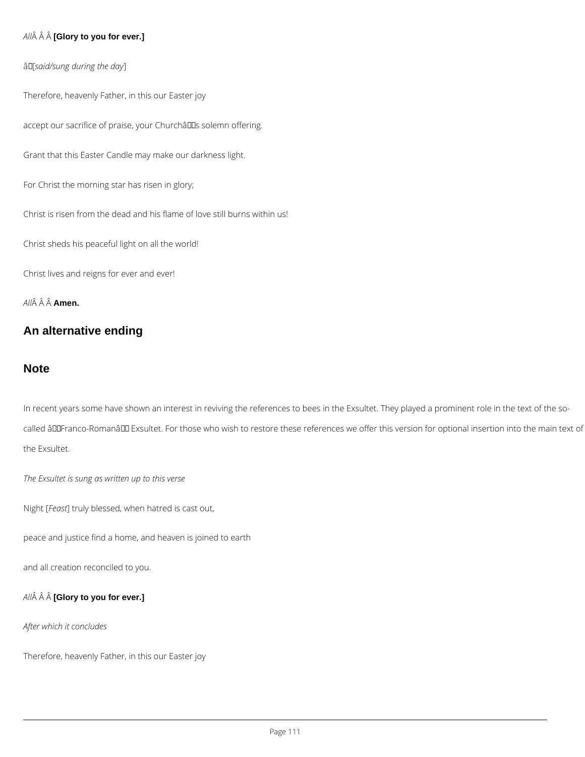*All* **[Glory to you for ever.]**

[*said/sung during the day*]

Therefore, heavenly Father, in this our Easter joy

accept our sacrifice of praise, your Church's solemn offering.

Grant that this Easter Candle may make our darkness light.

For Christ the morning star has risen in glory;

Christ is risen from the dead and his flame of love still burns within us!

Christ sheds his peaceful light on all the world!

Christ lives and reigns for ever and ever!

*All* **Amen.**

## An alternative ending

## Note

In recent years some have shown an interest in reviving the references to bees in the Exsultet. They played a prominent role in the text of the so-called "Franco-Roman" Exsultet. For those who wish to restore these references we offer this version for optional insertion into the main text of the Exsultet.

*The Exsultet is sung as written up to this verse*

Night [*Feast*] truly blessed, when hatred is cast out,

peace and justice find a home, and heaven is joined to earth

and all creation reconciled to you.

*All* **[Glory to you for ever.]**

*After which it concludes*

Therefore, heavenly Father, in this our Easter joy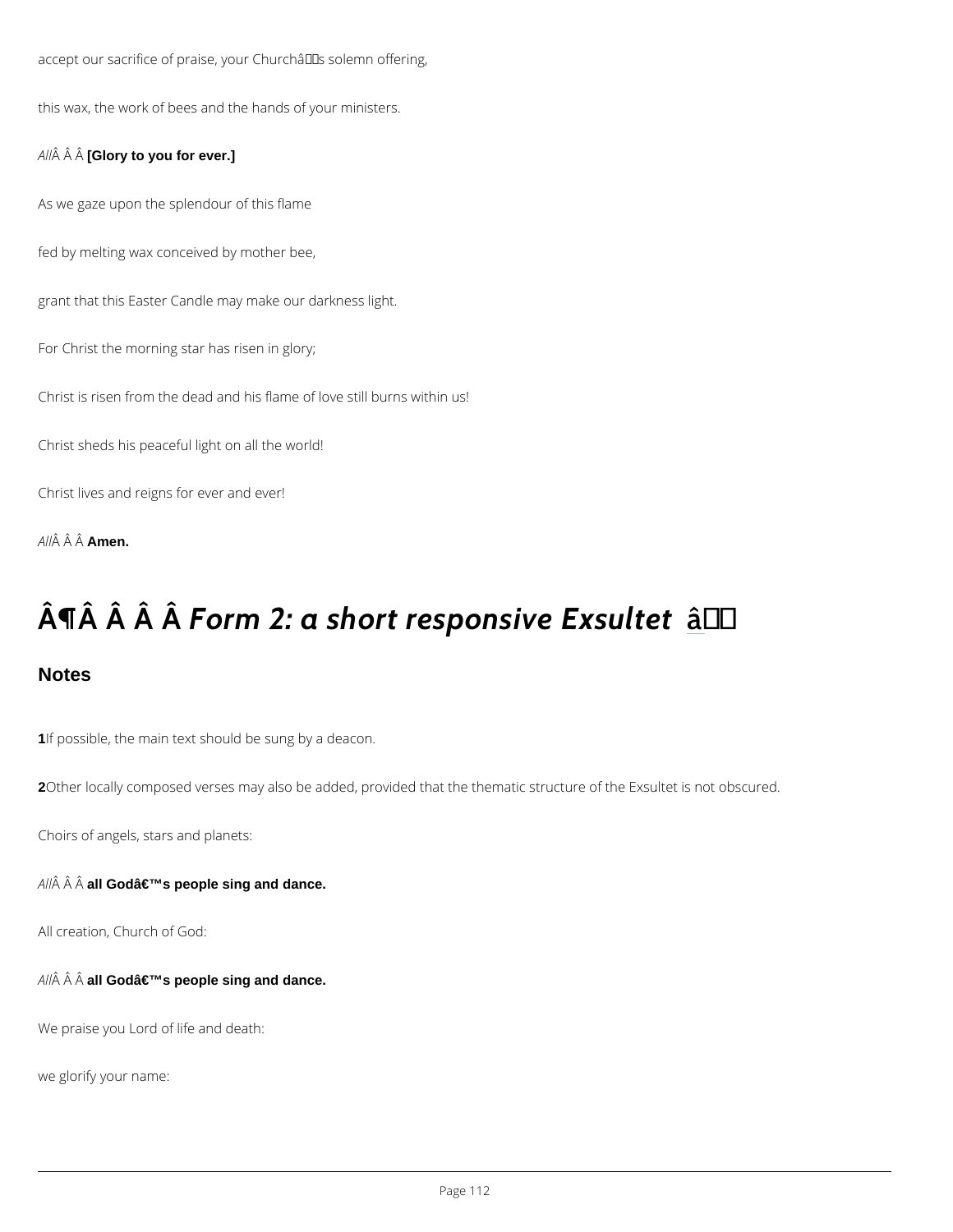accept our sacrifice of praise, your Churchâs solemn offering,

this wax, the work of bees and the hands of your ministers.

*All*Â Â Â **[Glory to you for ever.]**

As we gaze upon the splendour of this flame

fed by melting wax conceived by mother bee,

grant that this Easter Candle may make our darkness light.

For Christ the morning star has risen in glory;

Christ is risen from the dead and his flame of love still burns within us!

Christ sheds his peaceful light on all the world!

Christ lives and reigns for ever and ever!

*All*Â Â Â **Amen.**

# Â¶Â Â Â Â *Form 2: a short responsive Exsultet* â

## Notes

**1**If possible, the main text should be sung by a deacon.

**2**Other locally composed verses may also be added, provided that the thematic structure of the Exsultet is not obscured.

Choirs of angels, stars and planets:

*All*Â Â Â **all Godâ€™s people sing and dance.**

All creation, Church of God:

*All*Â Â Â **all Godâ€™s people sing and dance.**

We praise you Lord of life and death:

we glorify your name: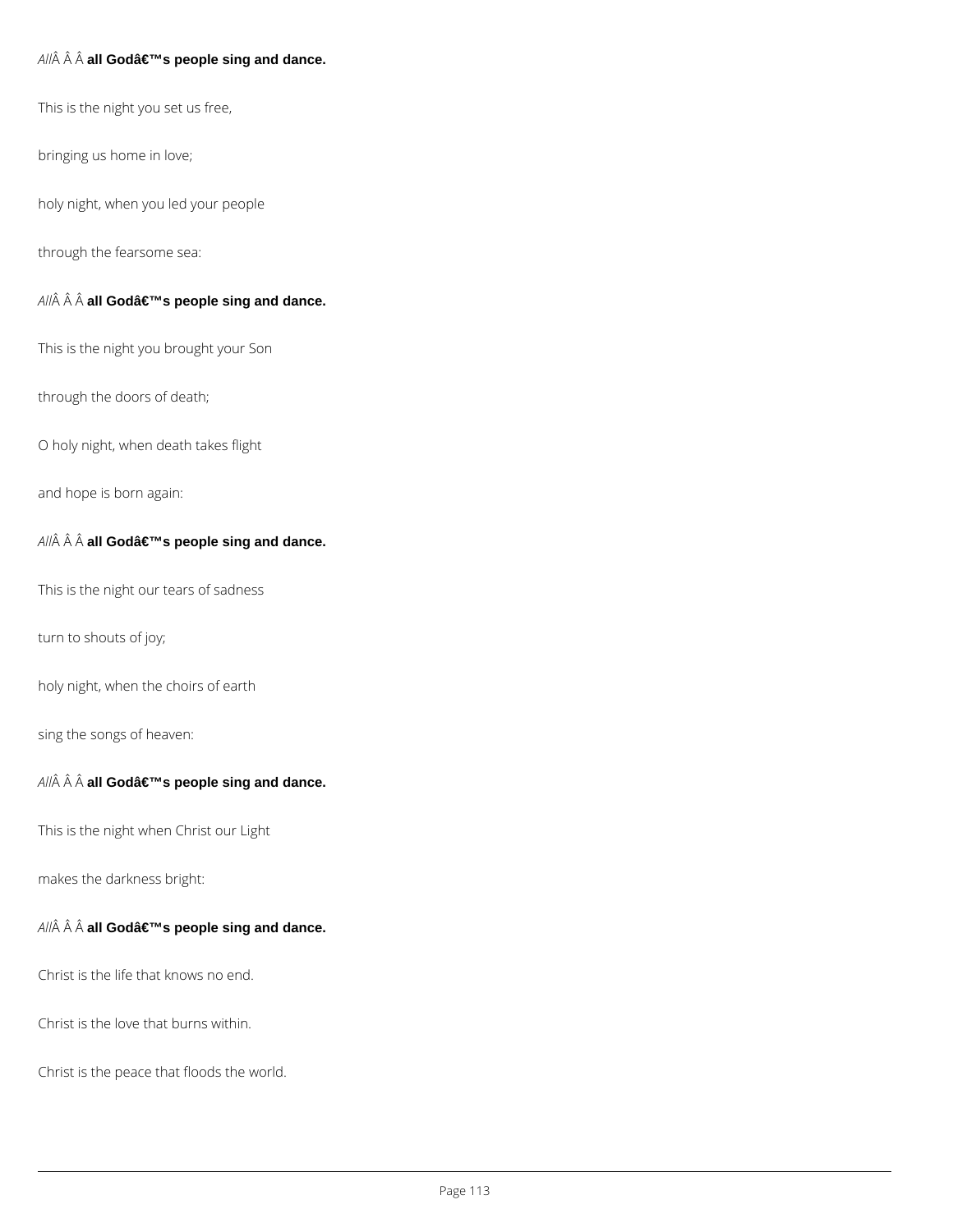*All*Â Â Â **all Godâ€™s people sing and dance.**

This is the night you set us free,

bringing us home in love;

holy night, when you led your people

through the fearsome sea:

*All*Â Â Â **all Godâ€™s people sing and dance.**

This is the night you brought your Son

through the doors of death;

O holy night, when death takes flight

and hope is born again:

*All*Â Â Â **all Godâ€™s people sing and dance.**

This is the night our tears of sadness

turn to shouts of joy;

holy night, when the choirs of earth

sing the songs of heaven:

*All*Â Â Â **all Godâ€™s people sing and dance.**

This is the night when Christ our Light

makes the darkness bright:

*All*Â Â Â **all Godâ€™s people sing and dance.**

Christ is the life that knows no end.

Christ is the love that burns within.

Christ is the peace that floods the world.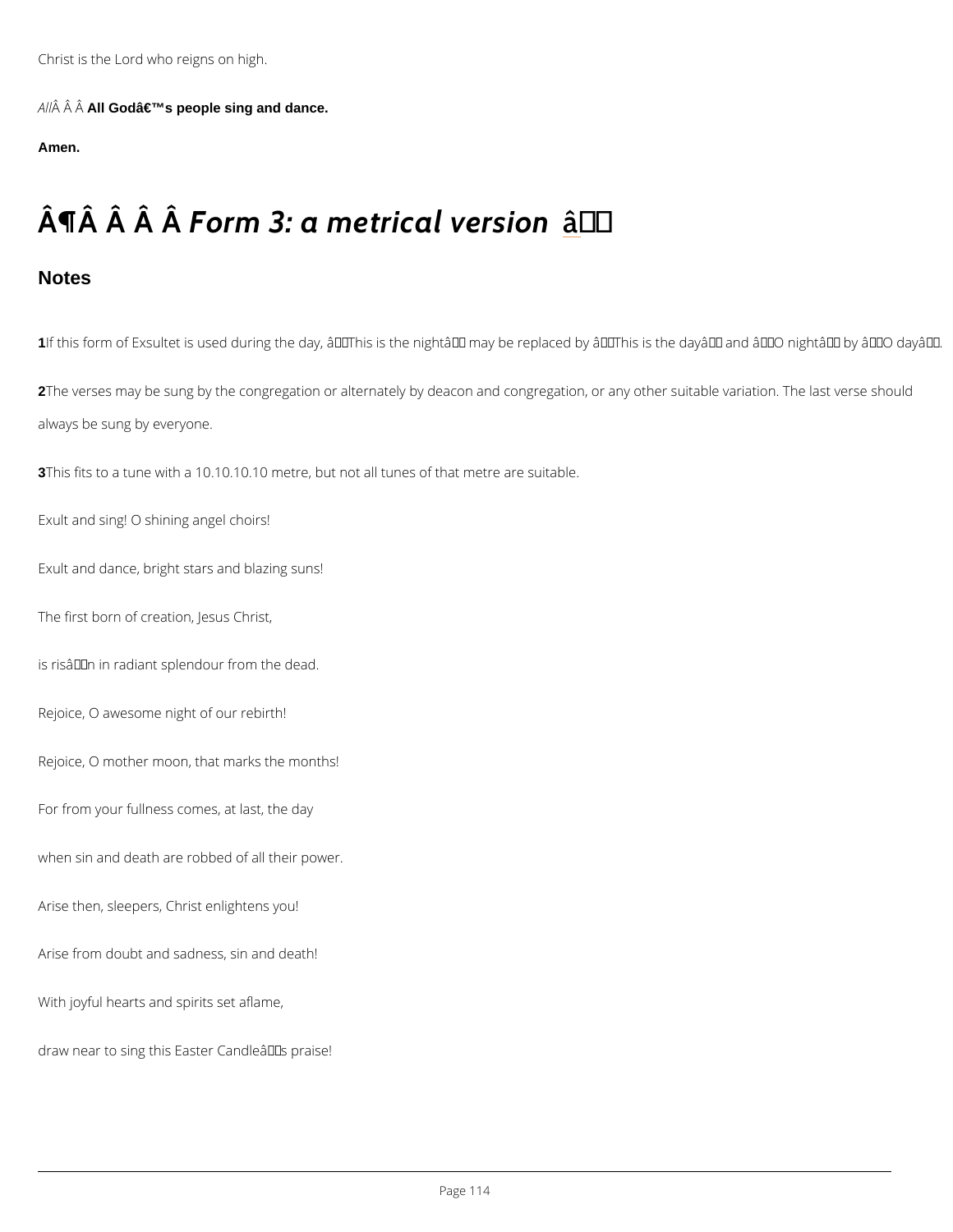Christ is the Lord who reigns on high.

*All* **All God's people sing and dance.**

**Amen.**

## ¶ *Form 3: a metrical version*

### Notes

**1** If this form of Exsultet is used during the day, 'This is the night' may be replaced by 'This is the day' and 'O night' by 'O day'.

**2** The verses may be sung by the congregation or alternately by deacon and congregation, or any other suitable variation. The last verse should always be sung by everyone.

**3** This fits to a tune with a 10.10.10.10 metre, but not all tunes of that metre are suitable.

Exult and sing! O shining angel choirs!

Exult and dance, bright stars and blazing suns!

The first born of creation, Jesus Christ,

is ris'n in radiant splendour from the dead.

Rejoice, O awesome night of our rebirth!

Rejoice, O mother moon, that marks the months!

For from your fullness comes, at last, the day

when sin and death are robbed of all their power.

Arise then, sleepers, Christ enlightens you!

Arise from doubt and sadness, sin and death!

With joyful hearts and spirits set aflame,

draw near to sing this Easter Candle's praise!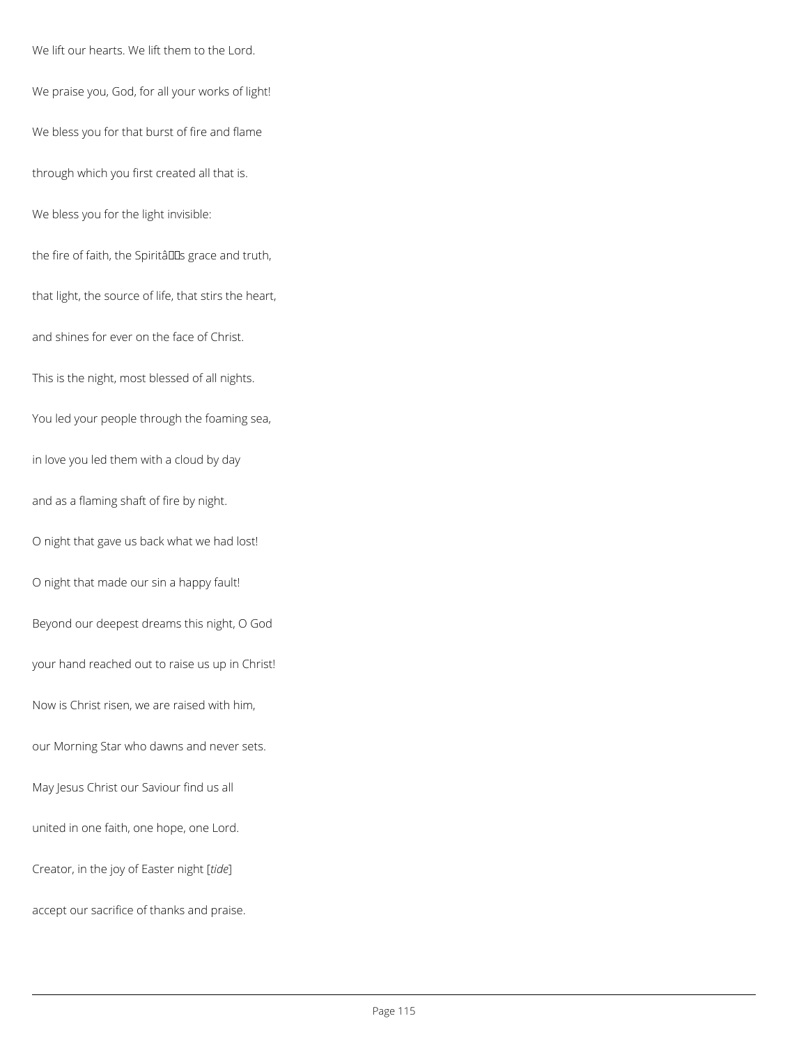We lift our hearts. We lift them to the Lord.

We praise you, God, for all your works of light!

We bless you for that burst of fire and flame

through which you first created all that is.

We bless you for the light invisible:

the fire of faith, the Spiritâs grace and truth,

that light, the source of life, that stirs the heart,

and shines for ever on the face of Christ.

This is the night, most blessed of all nights.

You led your people through the foaming sea,

in love you led them with a cloud by day

and as a flaming shaft of fire by night.

O night that gave us back what we had lost!

O night that made our sin a happy fault!

Beyond our deepest dreams this night, O God

your hand reached out to raise us up in Christ!

Now is Christ risen, we are raised with him,

our Morning Star who dawns and never sets.

May Jesus Christ our Saviour find us all

united in one faith, one hope, one Lord.

Creator, in the joy of Easter night [*tide*]

accept our sacrifice of thanks and praise.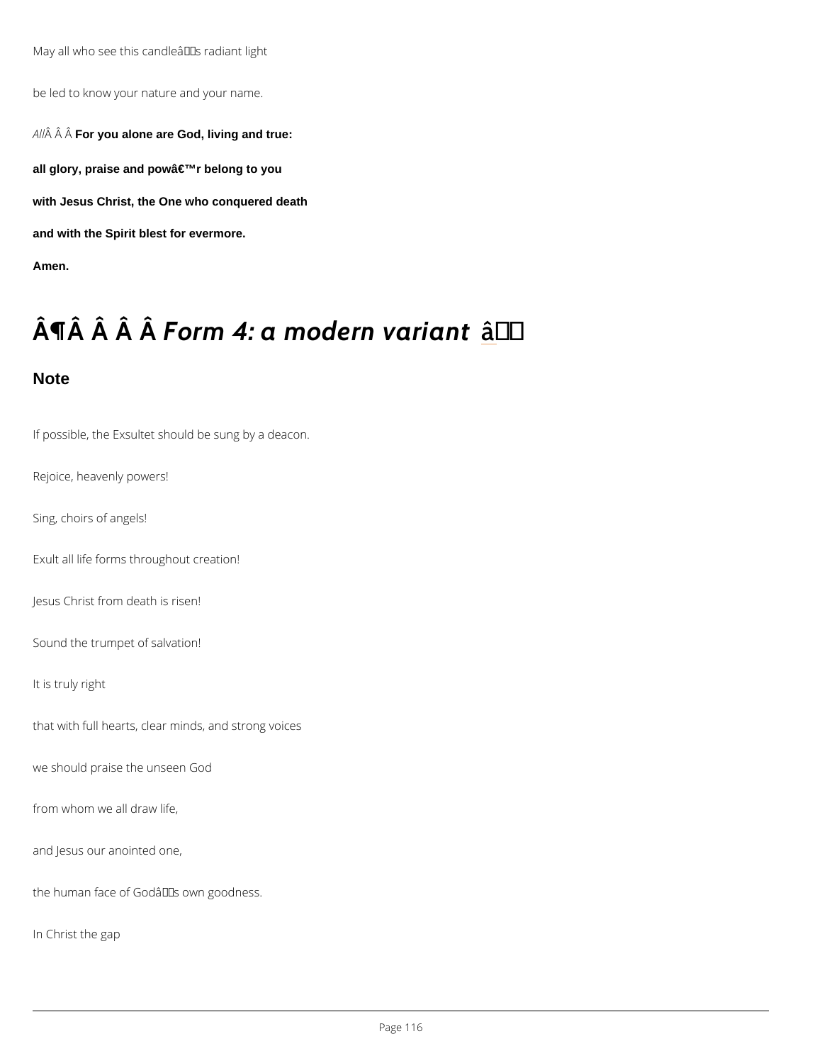May all who see this candleâs radiant light

be led to know your nature and your name.

*All*Â Â Â **For you alone are God, living and true:**

**all glory, praise and powâ€™r belong to you**

**with Jesus Christ, the One who conquered death**

**and with the Spirit blest for evermore.**

**Amen.**

## Â¶Â Â Â Â *Form 4: a modern variant* â

### Note

If possible, the Exsultet should be sung by a deacon.

Rejoice, heavenly powers!

Sing, choirs of angels!

Exult all life forms throughout creation!

Jesus Christ from death is risen!

Sound the trumpet of salvation!

It is truly right

that with full hearts, clear minds, and strong voices

we should praise the unseen God

from whom we all draw life,

and Jesus our anointed one,

the human face of Godâs own goodness.

In Christ the gap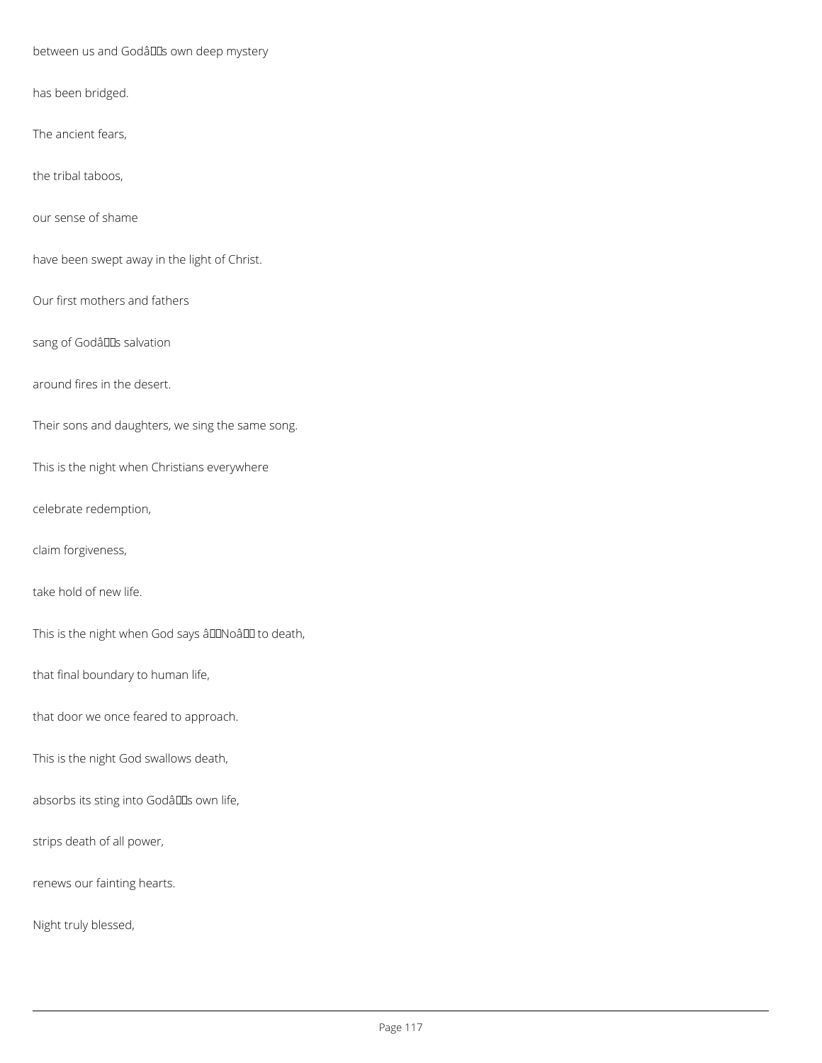between us and God's own deep mystery

has been bridged.

The ancient fears,

the tribal taboos,

our sense of shame

have been swept away in the light of Christ.

Our first mothers and fathers

sang of God's salvation

around fires in the desert.

Their sons and daughters, we sing the same song.

This is the night when Christians everywhere

celebrate redemption,

claim forgiveness,

take hold of new life.

This is the night when God says "No" to death,

that final boundary to human life,

that door we once feared to approach.

This is the night God swallows death,

absorbs its sting into God's own life,

strips death of all power,

renews our fainting hearts.

Night truly blessed,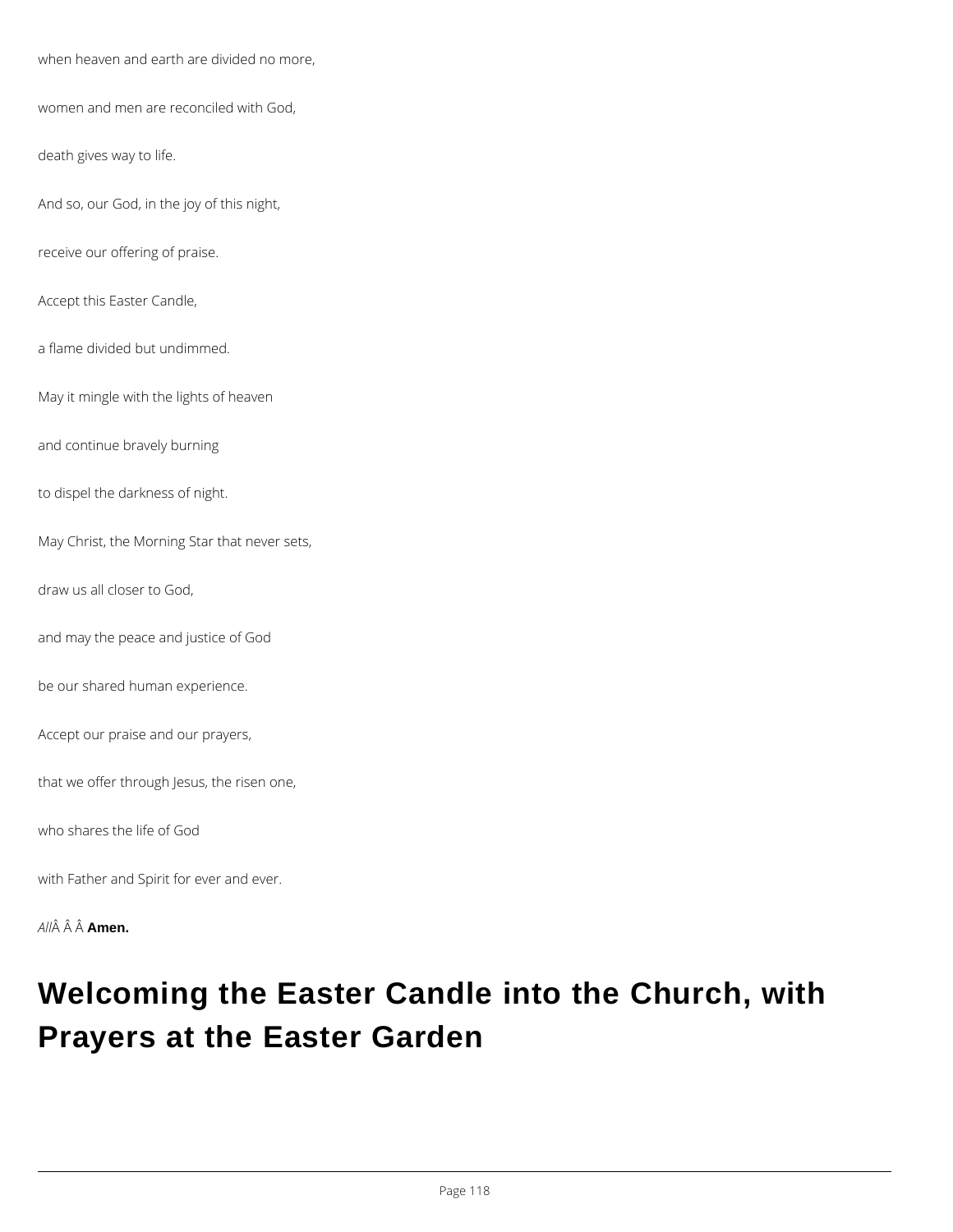when heaven and earth are divided no more,

women and men are reconciled with God,

death gives way to life.

And so, our God, in the joy of this night,

receive our offering of praise.

Accept this Easter Candle,

a flame divided but undimmed.

May it mingle with the lights of heaven

and continue bravely burning

to dispel the darkness of night.

May Christ, the Morning Star that never sets,

draw us all closer to God,

and may the peace and justice of God

be our shared human experience.

Accept our praise and our prayers,

that we offer through Jesus, the risen one,

who shares the life of God

with Father and Spirit for ever and ever.

*All*Â Â Â **Amen.**

# Welcoming the Easter Candle into the Church, with Prayers at the Easter Garden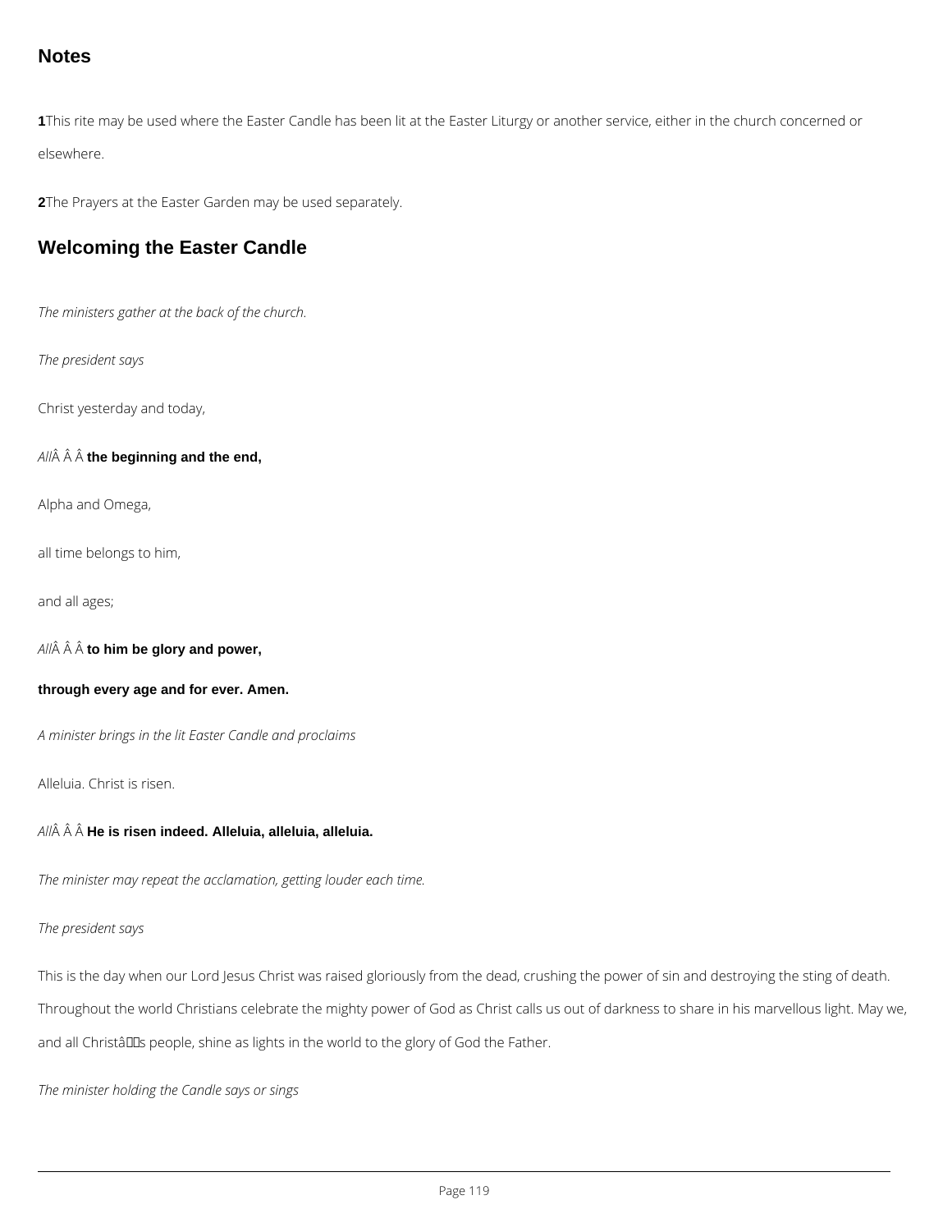## Notes

**1** This rite may be used where the Easter Candle has been lit at the Easter Liturgy or another service, either in the church concerned or elsewhere.

**2** The Prayers at the Easter Garden may be used separately.

## Welcoming the Easter Candle

*The ministers gather at the back of the church.*

*The president says*

Christ yesterday and today,

*All* **the beginning and the end,**

Alpha and Omega,

all time belongs to him,

and all ages;

*All* **to him be glory and power,**

**through every age and for ever. Amen.**

*A minister brings in the lit Easter Candle and proclaims*

Alleluia. Christ is risen.

*All* **He is risen indeed. Alleluia, alleluia, alleluia.**

*The minister may repeat the acclamation, getting louder each time.*

*The president says*

This is the day when our Lord Jesus Christ was raised gloriously from the dead, crushing the power of sin and destroying the sting of death. Throughout the world Christians celebrate the mighty power of God as Christ calls us out of darkness to share in his marvellous light. May we, and all Christ's people, shine as lights in the world to the glory of God the Father.

*The minister holding the Candle says or sings*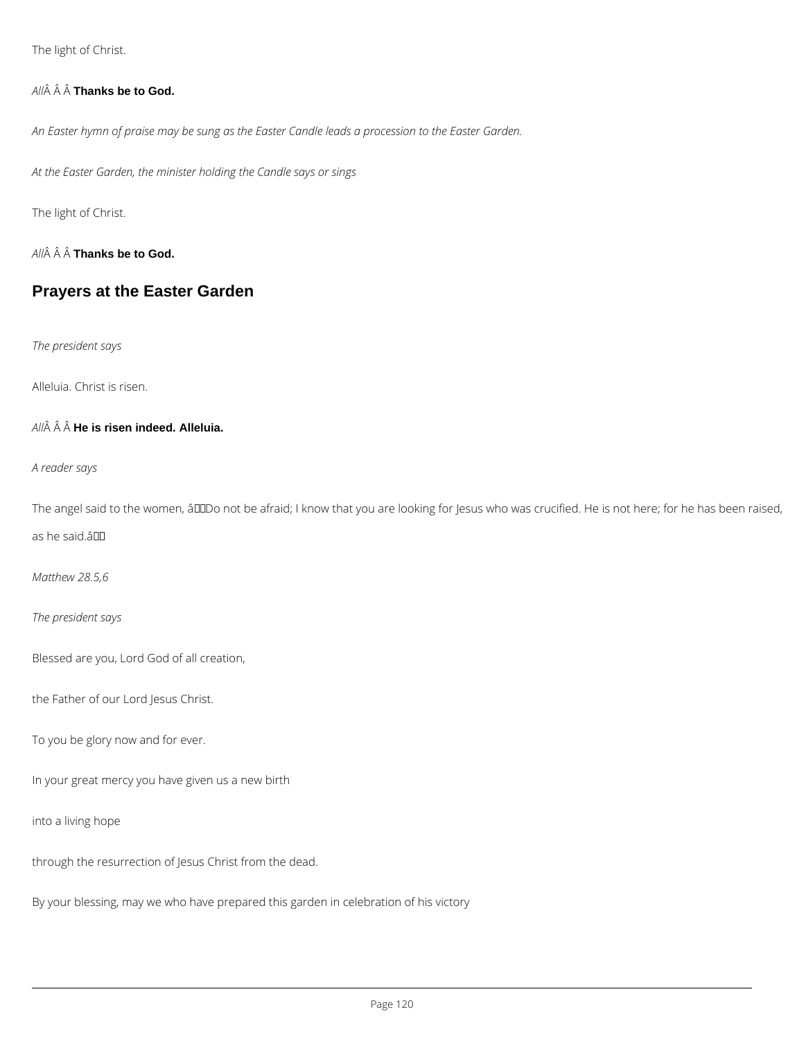The light of Christ.

*All*Â Â Â **Thanks be to God.**

*An Easter hymn of praise may be sung as the Easter Candle leads a procession to the Easter Garden.*

*At the Easter Garden, the minister holding the Candle says or sings*

The light of Christ.

*All*Â Â Â **Thanks be to God.**

## Prayers at the Easter Garden

*The president says*

Alleluia. Christ is risen.

*All*Â Â Â **He is risen indeed. Alleluia.**

*A reader says*

The angel said to the women, â Do not be afraid; I know that you are looking for Jesus who was crucified. He is not here; for he has been raised, as he said.â 

*Matthew 28.5,6*

*The president says*

Blessed are you, Lord God of all creation,

the Father of our Lord Jesus Christ.

To you be glory now and for ever.

In your great mercy you have given us a new birth

into a living hope

through the resurrection of Jesus Christ from the dead.

By your blessing, may we who have prepared this garden in celebration of his victory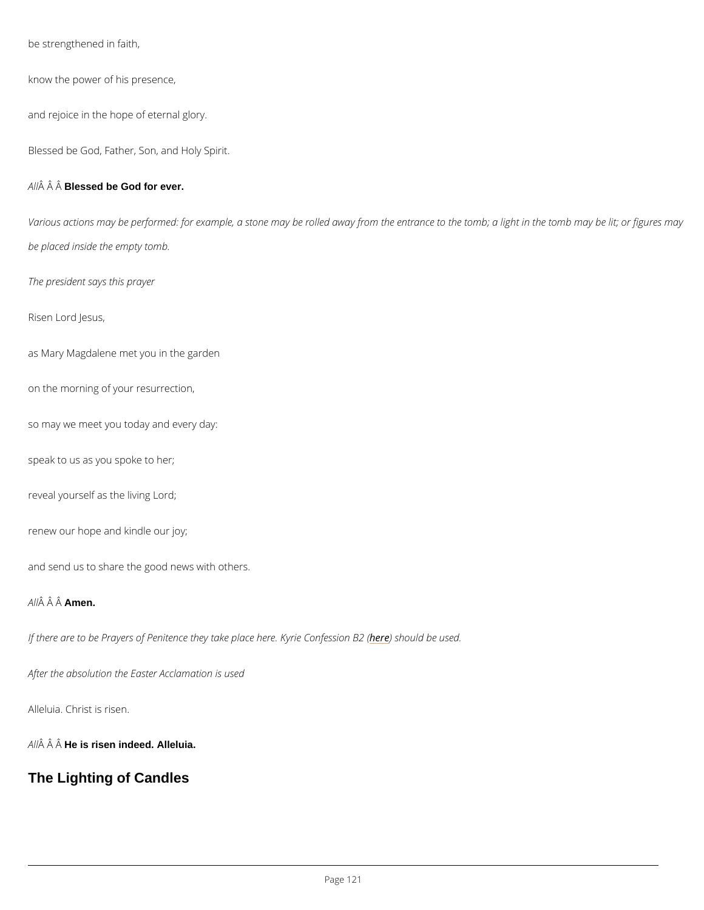be strengthened in faith,

know the power of his presence,

and rejoice in the hope of eternal glory.

Blessed be God, Father, Son, and Holy Spirit.

*All*Â Â Â **Blessed be God for ever.**

*Various actions may be performed: for example, a stone may be rolled away from the entrance to the tomb; a light in the tomb may be lit; or figures may be placed inside the empty tomb.*

*The president says this prayer*

Risen Lord Jesus,

as Mary Magdalene met you in the garden

on the morning of your resurrection,

so may we meet you today and every day:

speak to us as you spoke to her;

reveal yourself as the living Lord;

renew our hope and kindle our joy;

and send us to share the good news with others.

*All*Â Â Â **Amen.**

*If there are to be Prayers of Penitence they take place here. Kyrie Confession B2 (here) should be used.*

*After the absolution the Easter Acclamation is used*

Alleluia. Christ is risen.

*All*Â Â Â **He is risen indeed. Alleluia.**

## The Lighting of Candles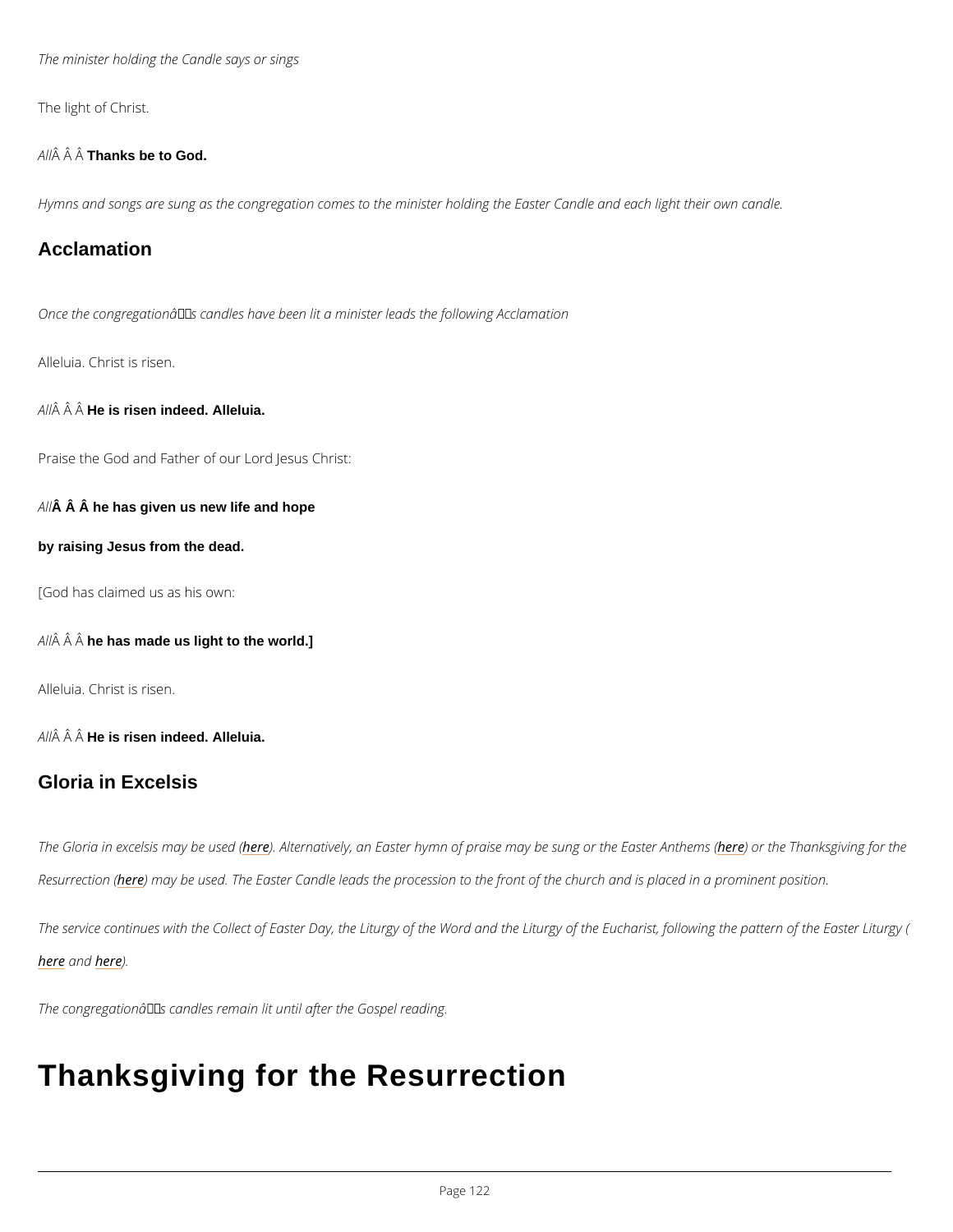*The minister holding the Candle says or sings*

The light of Christ.

*All*Â Â Â **Thanks be to God.**

*Hymns and songs are sung as the congregation comes to the minister holding the Easter Candle and each light their own candle.*

## Acclamation

*Once the congregationâ€™s candles have been lit a minister leads the following Acclamation*

Alleluia. Christ is risen.

*All*Â Â Â **He is risen indeed. Alleluia.**

Praise the God and Father of our Lord Jesus Christ:

*All***Â Â Â he has given us new life and hope**

**by raising Jesus from the dead.**

[God has claimed us as his own:

*All*Â Â Â **he has made us light to the world.]**

Alleluia. Christ is risen.

*All*Â Â Â **He is risen indeed. Alleluia.**

## Gloria in Excelsis

*The Gloria in excelsis may be used (here). Alternatively, an Easter hymn of praise may be sung or the Easter Anthems (here) or the Thanksgiving for the Resurrection (here) may be used. The Easter Candle leads the procession to the front of the church and is placed in a prominent position.*

*The service continues with the Collect of Easter Day, the Liturgy of the Word and the Liturgy of the Eucharist, following the pattern of the Easter Liturgy (here and here).*

*The congregationâ€™s candles remain lit until after the Gospel reading.*

# Thanksgiving for the Resurrection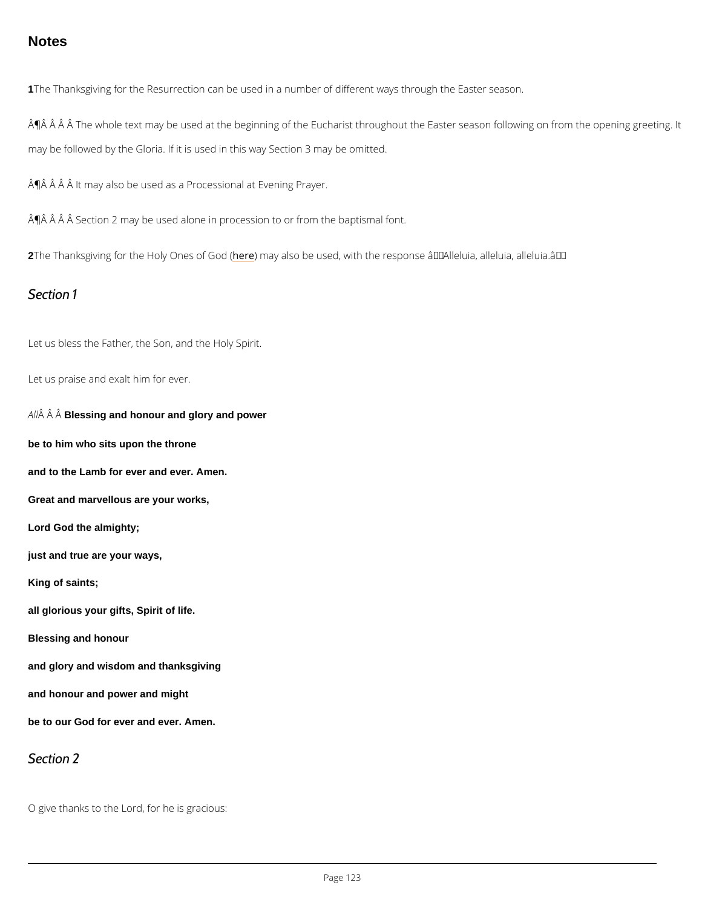## Notes

**1** The Thanksgiving for the Resurrection can be used in a number of different ways through the Easter season.

Â¶Â Â Â Â The whole text may be used at the beginning of the Eucharist throughout the Easter season following on from the opening greeting. It may be followed by the Gloria. If it is used in this way Section 3 may be omitted.

Â¶Â Â Â Â It may also be used as a Processional at Evening Prayer.

Â¶Â Â Â Â Section 2 may be used alone in procession to or from the baptismal font.

**2** The Thanksgiving for the Holy Ones of God (here) may also be used, with the response â Alleluia, alleluia, alleluia.â

## *Section 1*

Let us bless the Father, the Son, and the Holy Spirit.

Let us praise and exalt him for ever.

*All* Â Â **Blessing and honour and glory and power**

**be to him who sits upon the throne**

**and to the Lamb for ever and ever. Amen.**

**Great and marvellous are your works,**

**Lord God the almighty;**

**just and true are your ways,**

**King of saints;**

**all glorious your gifts, Spirit of life.**

**Blessing and honour**

**and glory and wisdom and thanksgiving**

**and honour and power and might**

**be to our God for ever and ever. Amen.**

## *Section 2*

O give thanks to the Lord, for he is gracious: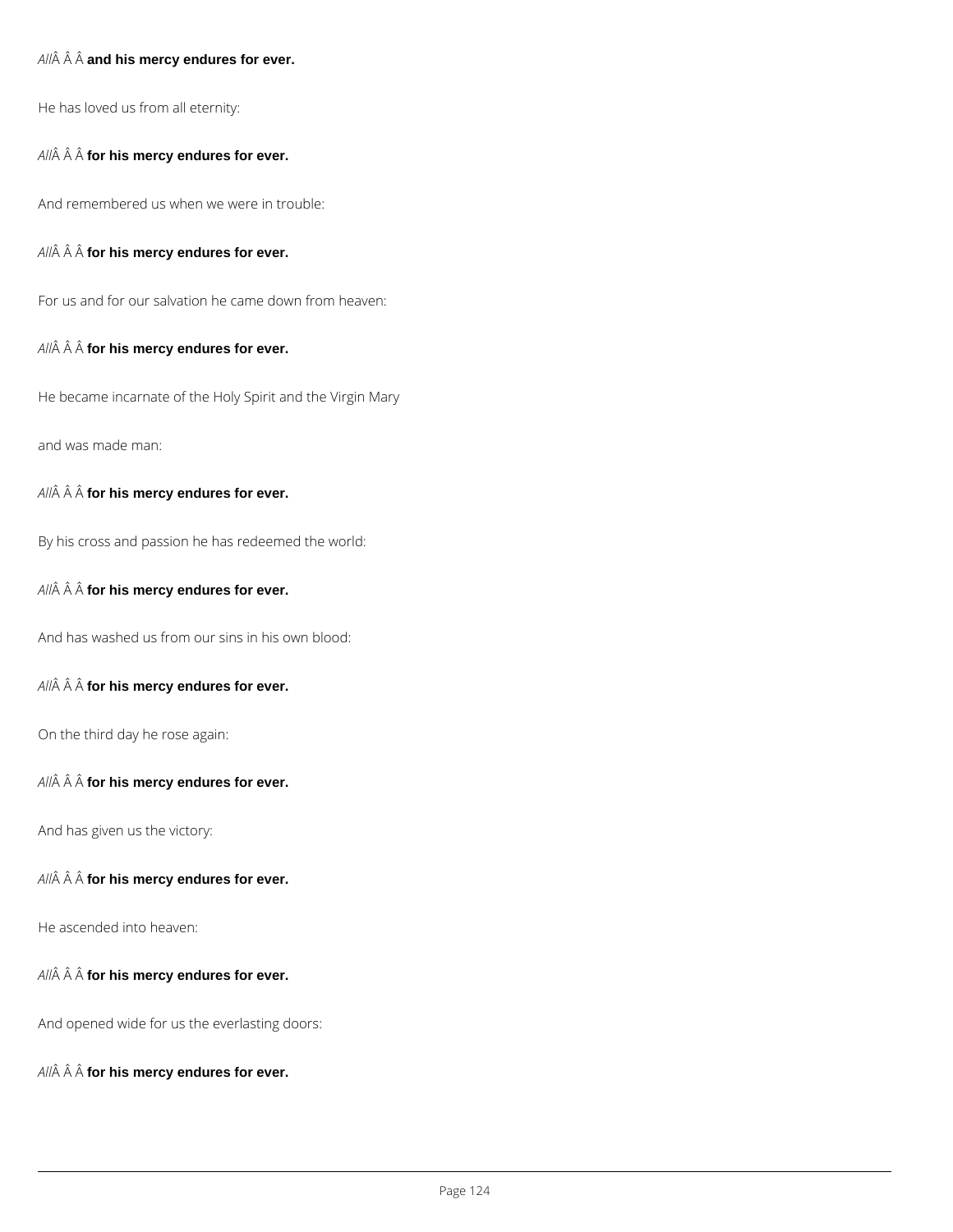*All*Â Â Â **and his mercy endures for ever.**

He has loved us from all eternity:

*All*Â Â Â **for his mercy endures for ever.**

And remembered us when we were in trouble:

*All*Â Â Â **for his mercy endures for ever.**

For us and for our salvation he came down from heaven:

*All*Â Â Â **for his mercy endures for ever.**

He became incarnate of the Holy Spirit and the Virgin Mary

and was made man:

*All*Â Â Â **for his mercy endures for ever.**

By his cross and passion he has redeemed the world:

*All*Â Â Â **for his mercy endures for ever.**

And has washed us from our sins in his own blood:

*All*Â Â Â **for his mercy endures for ever.**

On the third day he rose again:

*All*Â Â Â **for his mercy endures for ever.**

And has given us the victory:

*All*Â Â Â **for his mercy endures for ever.**

He ascended into heaven:

*All*Â Â Â **for his mercy endures for ever.**

And opened wide for us the everlasting doors:

*All*Â Â Â **for his mercy endures for ever.**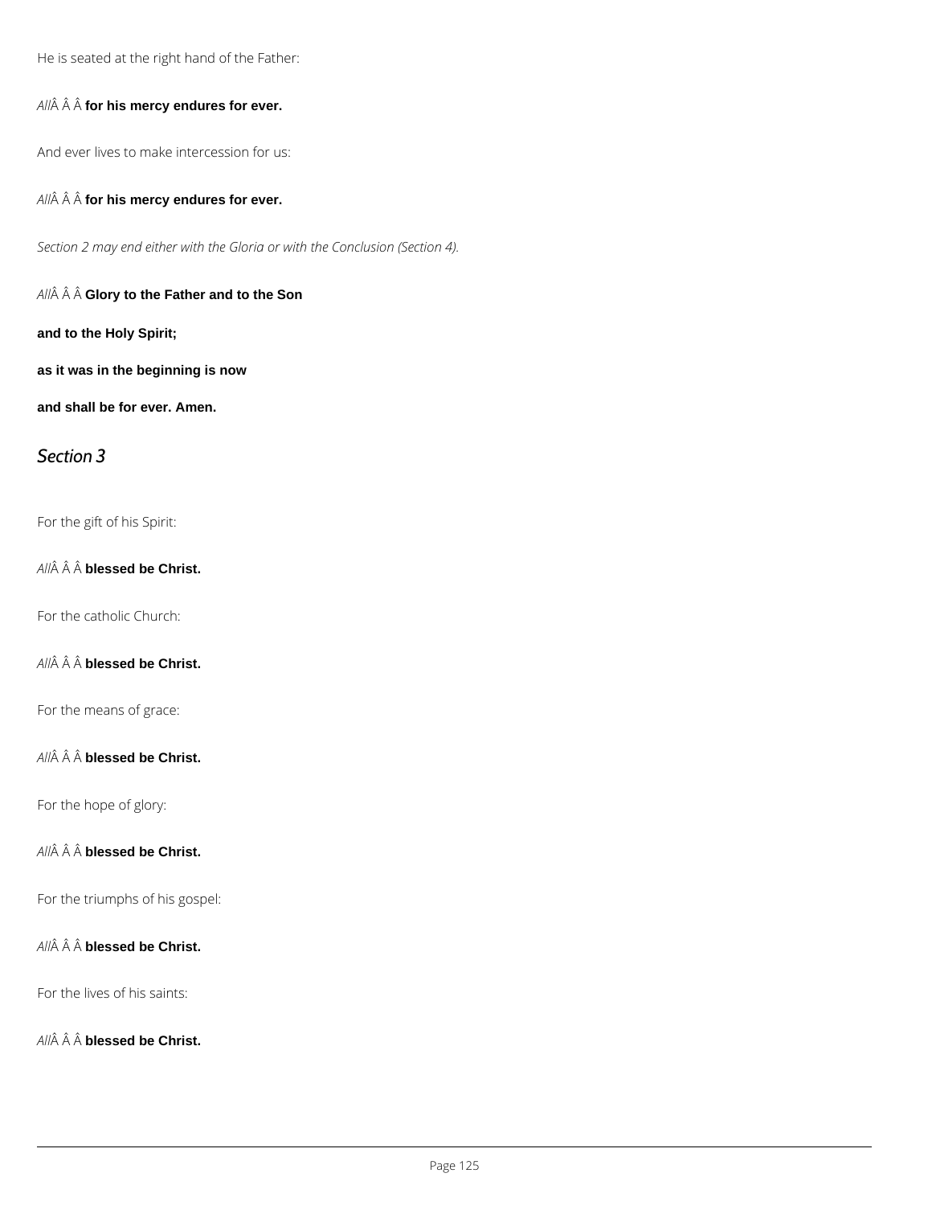He is seated at the right hand of the Father:

*All*Â Â Â **for his mercy endures for ever.**

And ever lives to make intercession for us:

*All*Â Â Â **for his mercy endures for ever.**

*Section 2 may end either with the Gloria or with the Conclusion (Section 4).*

*All*Â Â Â **Glory to the Father and to the Son**

**and to the Holy Spirit;**

**as it was in the beginning is now**

**and shall be for ever. Amen.**

## *Section 3*

For the gift of his Spirit:

*All*Â Â Â **blessed be Christ.**

For the catholic Church:

*All*Â Â Â **blessed be Christ.**

For the means of grace:

*All*Â Â Â **blessed be Christ.**

For the hope of glory:

*All*Â Â Â **blessed be Christ.**

For the triumphs of his gospel:

*All*Â Â Â **blessed be Christ.**

For the lives of his saints:

*All*Â Â Â **blessed be Christ.**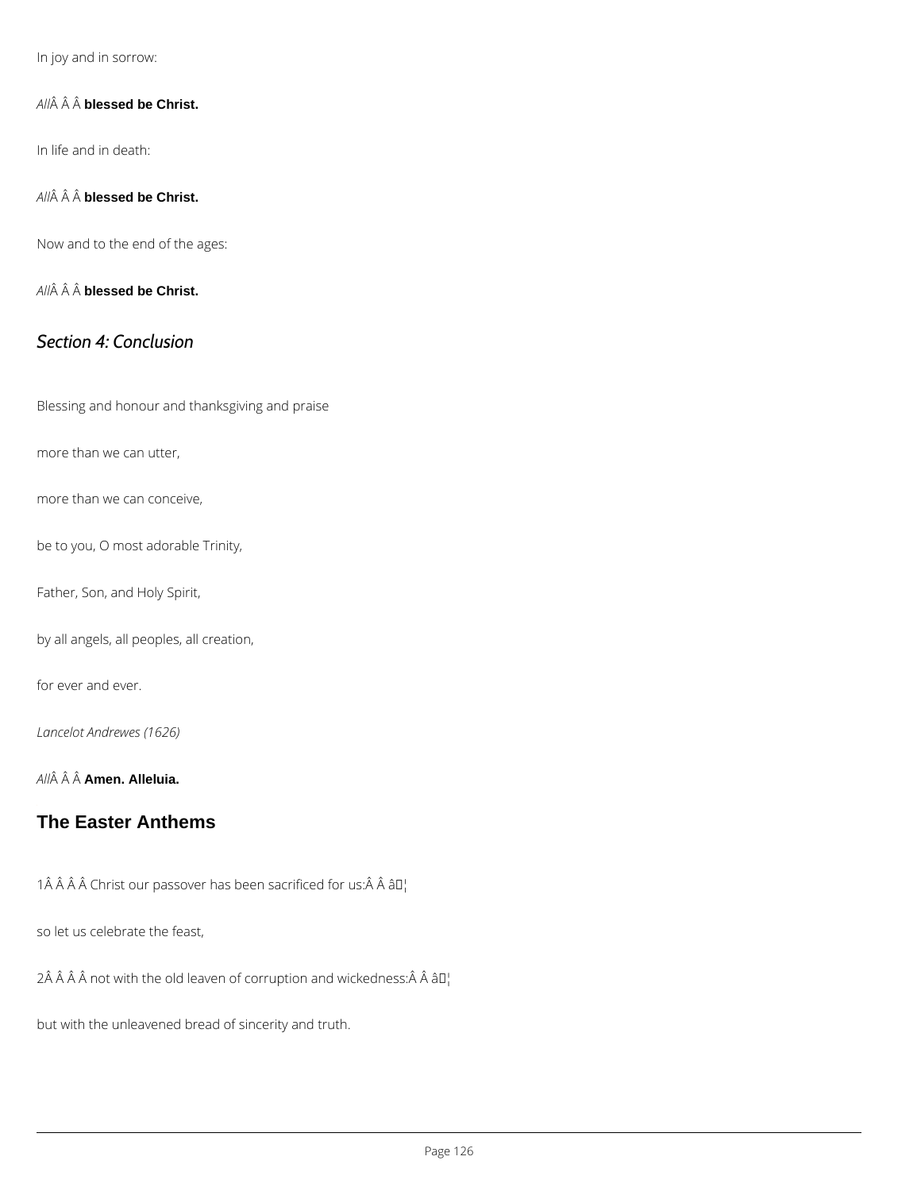In joy and in sorrow:

*All*Â Â Â **blessed be Christ.**

In life and in death:

*All*Â Â Â **blessed be Christ.**

Now and to the end of the ages:

*All*Â Â Â **blessed be Christ.**

## *Section 4: Conclusion*

Blessing and honour and thanksgiving and praise

more than we can utter,

more than we can conceive,

be to you, O most adorable Trinity,

Father, Son, and Holy Spirit,

by all angels, all peoples, all creation,

for ever and ever.

*Lancelot Andrewes (1626)*

*All*Â Â Â **Amen. Alleluia.**

## The Easter Anthems

1Â Â Â Â Christ our passover has been sacrificed for us:Â Â â¦

so let us celebrate the feast,

2Â Â Â Â not with the old leaven of corruption and wickedness:Â Â â¦

but with the unleavened bread of sincerity and truth.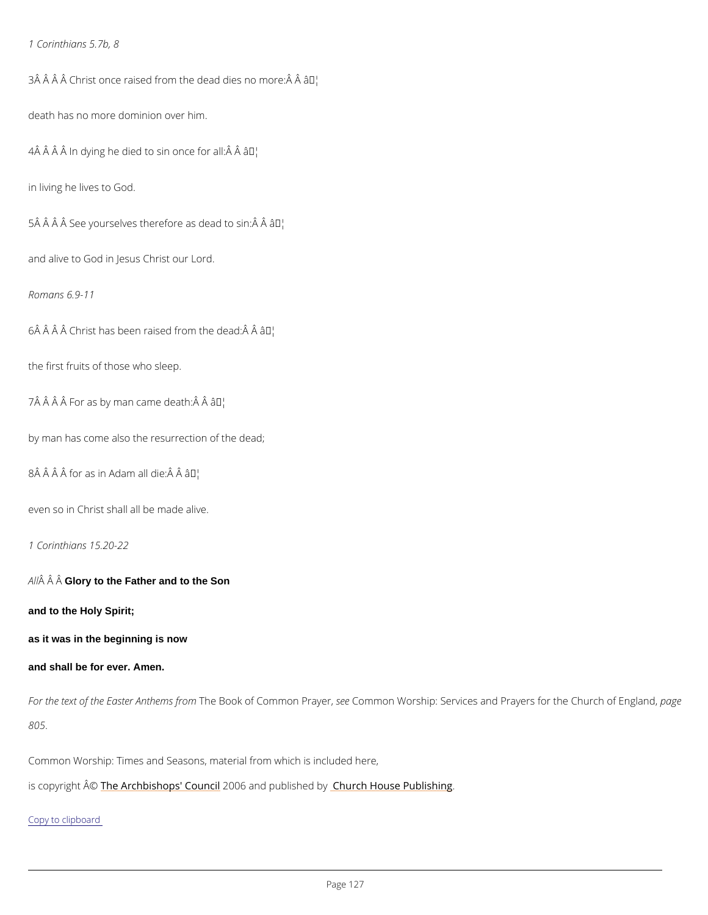*1 Corinthians 5.7b, 8*

3Â Â Â Â Christ once raised from the dead dies no more:Â Â â¦

death has no more dominion over him.

4Â Â Â Â In dying he died to sin once for all:Â Â â¦

in living he lives to God.

5Â Â Â Â See yourselves therefore as dead to sin:Â Â â¦

and alive to God in Jesus Christ our Lord.

*Romans 6.9-11*

6Â Â Â Â Christ has been raised from the dead:Â Â â¦

the first fruits of those who sleep.

7Â Â Â Â For as by man came death:Â Â â¦

by man has come also the resurrection of the dead;

8Â Â Â Â for as in Adam all die:Â Â â¦

even so in Christ shall all be made alive.

*1 Corinthians 15.20-22*

*All*Â Â Â **Glory to the Father and to the Son**

**and to the Holy Spirit;**

**as it was in the beginning is now**

**and shall be for ever. Amen.**

*For the text of the Easter Anthems from* The Book of Common Prayer, *see* Common Worship: Services and Prayers for the Church of England, *page 805.*

Common Worship: Times and Seasons, material from which is included here,

is copyright Â© The Archbishops' Council 2006 and published by Church House Publishing.

Copy to clipboard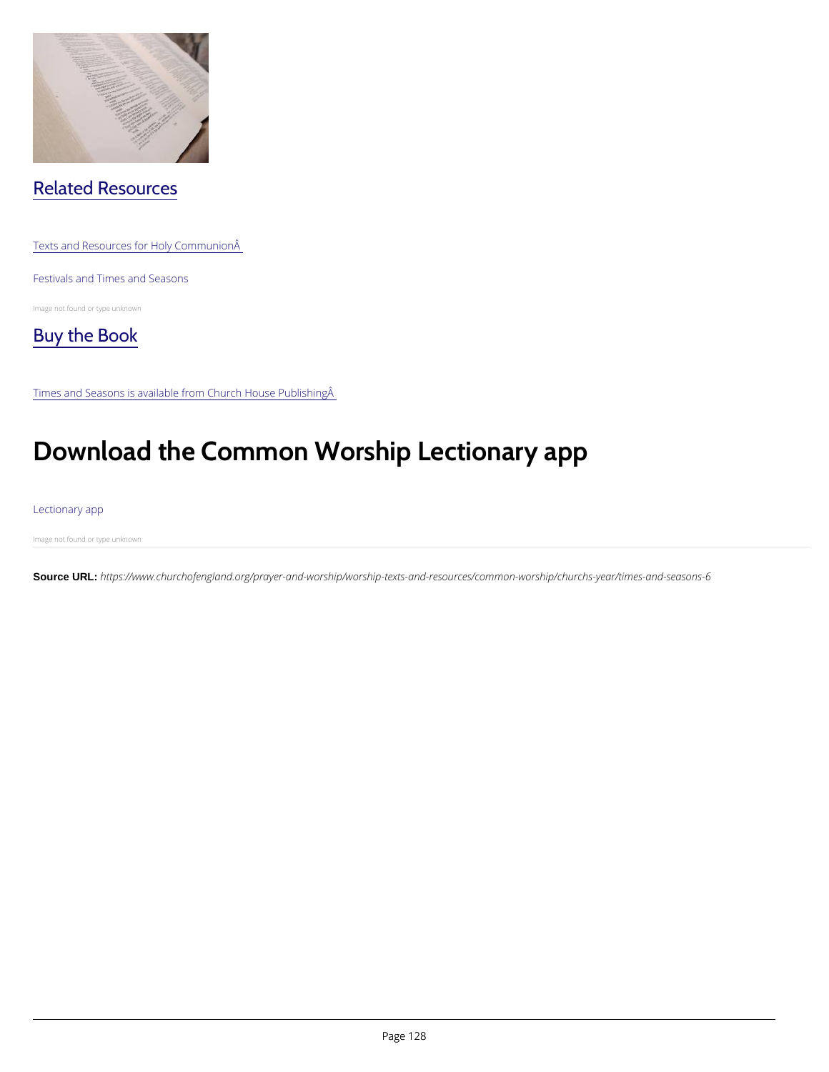## Related Resources

Texts and Resources for Holy CommunionÂ

Festivals and Times and Seasons

Image not found or type unknown

## Buy the Book

Times and Seasons is available from Church House PublishingÂ

# Download the Common Worship Lectionary app

Lectionary app

Image not found or type unknown

**Source URL:** *https://www.churchofengland.org/prayer-and-worship/worship-texts-and-resources/common-worship/churchs-year/times-and-seasons-6*